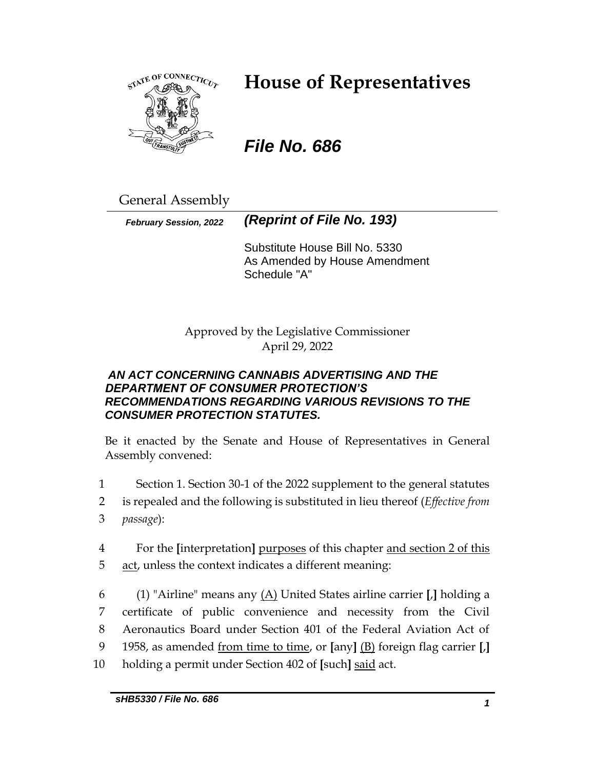# House of Representatives

## *File No. 686*

General Assembly

***February Session, 2022*** ***(Reprint of File No. 193)***

Substitute House Bill No. 5330
As Amended by House Amendment Schedule "A"

Approved by the Legislative Commissioner
April 29, 2022

***AN ACT CONCERNING CANNABIS ADVERTISING AND THE DEPARTMENT OF CONSUMER PROTECTION'S RECOMMENDATIONS REGARDING VARIOUS REVISIONS TO THE CONSUMER PROTECTION STATUTES.***

Be it enacted by the Senate and House of Representatives in General Assembly convened:

1 Section 1. Section 30-1 of the 2022 supplement to the general statutes
2 is repealed and the following is substituted in lieu thereof (*Effective from*
3 *passage*):

4 For the [interpretation] <u>purposes</u> of this chapter <u>and section 2 of this</u>
5 <u>act</u>, unless the context indicates a different meaning:

6 (1) "Airline" means any <u>(A)</u> United States airline carrier [,] holding a
7 certificate of public convenience and necessity from the Civil
8 Aeronautics Board under Section 401 of the Federal Aviation Act of
9 1958, as amended <u>from time to time</u>, or [any] <u>(B)</u> foreign flag carrier [,]
10 holding a permit under Section 402 of [such] <u>said</u> act.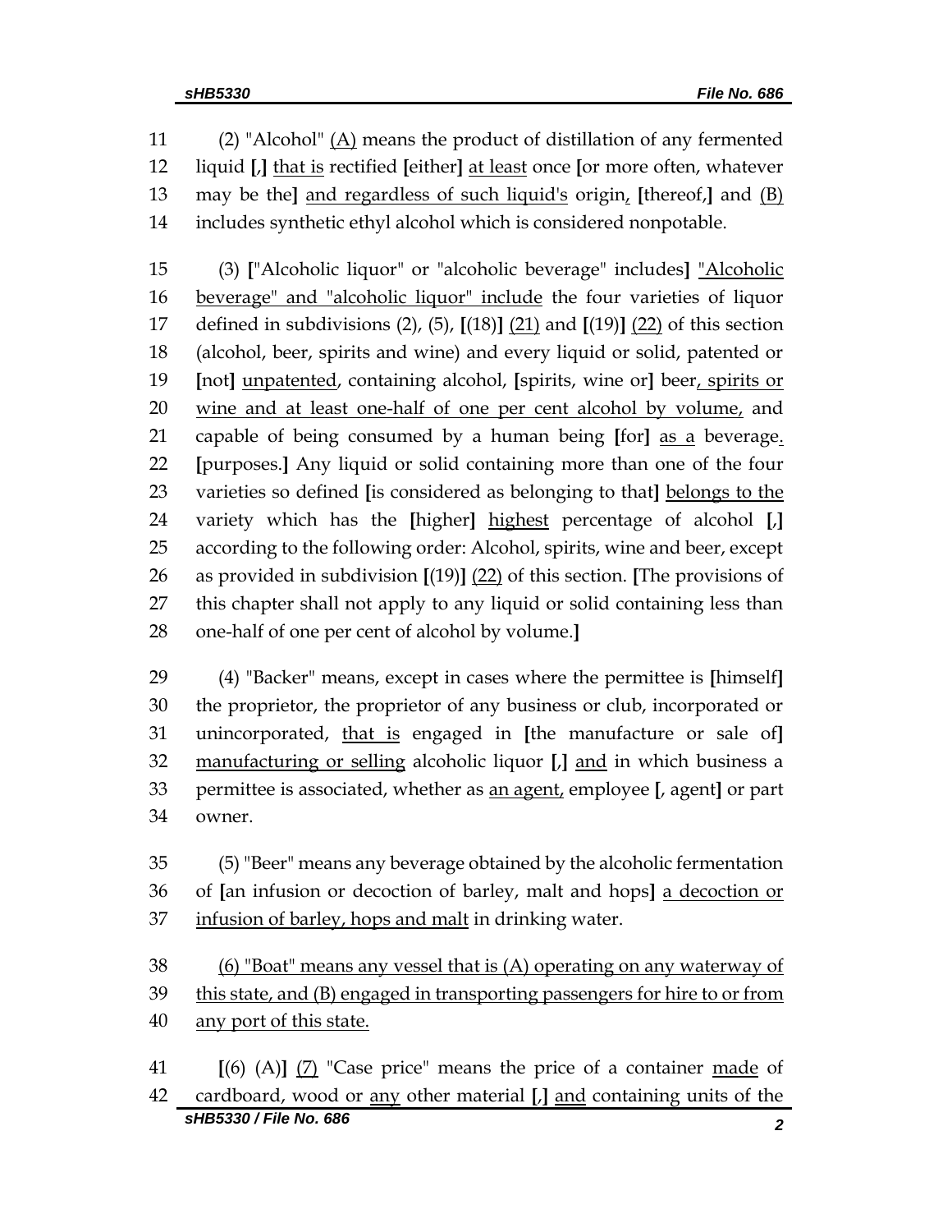11 (2) "Alcohol" (A) means the product of distillation of any fermented
12 liquid [,] that is rectified [either] at least once [or more often, whatever
13 may be the] and regardless of such liquid's origin, [thereof,] and (B)
14 includes synthetic ethyl alcohol which is considered nonpotable.

15 (3) ["Alcoholic liquor" or "alcoholic beverage" includes] "Alcoholic
16 beverage" and "alcoholic liquor" include the four varieties of liquor
17 defined in subdivisions (2), (5), [(18)] (21) and [(19)] (22) of this section
18 (alcohol, beer, spirits and wine) and every liquid or solid, patented or
19 [not] unpatented, containing alcohol, [spirits, wine or] beer, spirits or
20 wine and at least one-half of one per cent alcohol by volume, and
21 capable of being consumed by a human being [for] as a beverage.
22 [purposes.] Any liquid or solid containing more than one of the four
23 varieties so defined [is considered as belonging to that] belongs to the
24 variety which has the [higher] highest percentage of alcohol [,]
25 according to the following order: Alcohol, spirits, wine and beer, except
26 as provided in subdivision [(19)] (22) of this section. [The provisions of
27 this chapter shall not apply to any liquid or solid containing less than
28 one-half of one per cent of alcohol by volume.]

29 (4) "Backer" means, except in cases where the permittee is [himself]
30 the proprietor, the proprietor of any business or club, incorporated or
31 unincorporated, that is engaged in [the manufacture or sale of]
32 manufacturing or selling alcoholic liquor [,] and in which business a
33 permittee is associated, whether as an agent, employee [, agent] or part
34 owner.

35 (5) "Beer" means any beverage obtained by the alcoholic fermentation
36 of [an infusion or decoction of barley, malt and hops] a decoction or
37 infusion of barley, hops and malt in drinking water.

38 (6) "Boat" means any vessel that is (A) operating on any waterway of
39 this state, and (B) engaged in transporting passengers for hire to or from
40 any port of this state.

41 [(6) (A)] (7) "Case price" means the price of a container made of
42 cardboard, wood or any other material [,] and containing units of the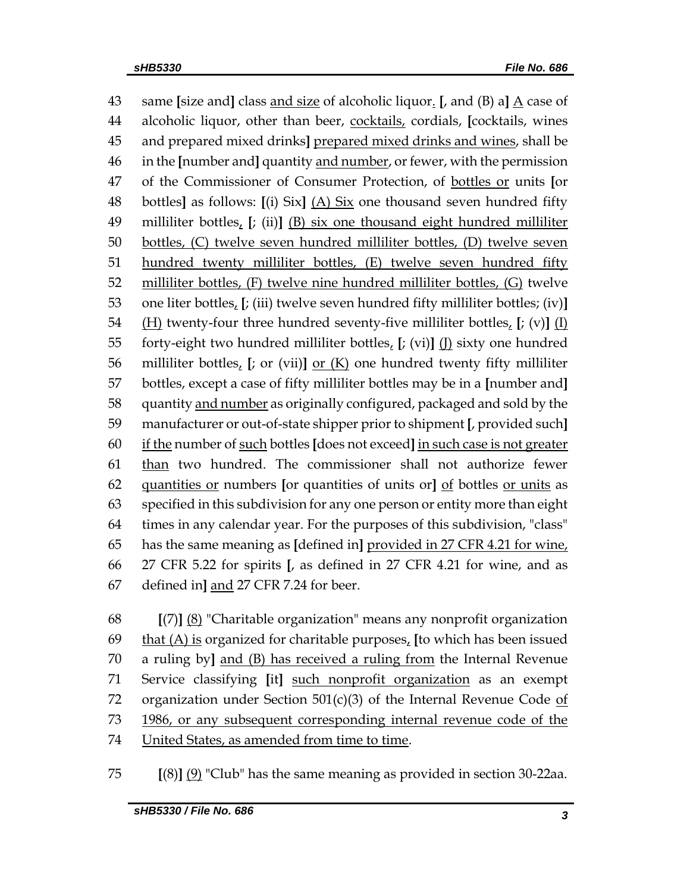43 same [size and] class and size of alcoholic liquor. [, and (B) a] A case of
44 alcoholic liquor, other than beer, cocktails, cordials, [cocktails, wines
45 and prepared mixed drinks] prepared mixed drinks and wines, shall be
46 in the [number and] quantity and number, or fewer, with the permission
47 of the Commissioner of Consumer Protection, of bottles or units [or
48 bottles] as follows: [(i) Six] (A) Six one thousand seven hundred fifty
49 milliliter bottles, [; (ii)] (B) six one thousand eight hundred milliliter
50 bottles, (C) twelve seven hundred milliliter bottles, (D) twelve seven
51 hundred twenty milliliter bottles, (E) twelve seven hundred fifty
52 milliliter bottles, (F) twelve nine hundred milliliter bottles, (G) twelve
53 one liter bottles, [; (iii) twelve seven hundred fifty milliliter bottles; (iv)]
54 (H) twenty-four three hundred seventy-five milliliter bottles, [; (v)] (I)
55 forty-eight two hundred milliliter bottles, [; (vi)] (J) sixty one hundred
56 milliliter bottles, [; or (vii)] or (K) one hundred twenty fifty milliliter
57 bottles, except a case of fifty milliliter bottles may be in a [number and]
58 quantity and number as originally configured, packaged and sold by the
59 manufacturer or out-of-state shipper prior to shipment [, provided such]
60 if the number of such bottles [does not exceed] in such case is not greater
61 than two hundred. The commissioner shall not authorize fewer
62 quantities or numbers [or quantities of units or] of bottles or units as
63 specified in this subdivision for any one person or entity more than eight
64 times in any calendar year. For the purposes of this subdivision, "class"
65 has the same meaning as [defined in] provided in 27 CFR 4.21 for wine,
66 27 CFR 5.22 for spirits [, as defined in 27 CFR 4.21 for wine, and as
67 defined in] and 27 CFR 7.24 for beer.

68 [(7)] (8) "Charitable organization" means any nonprofit organization
69 that (A) is organized for charitable purposes, [to which has been issued
70 a ruling by] and (B) has received a ruling from the Internal Revenue
71 Service classifying [it] such nonprofit organization as an exempt
72 organization under Section 501(c)(3) of the Internal Revenue Code of
73 1986, or any subsequent corresponding internal revenue code of the
74 United States, as amended from time to time.

75 [(8)] (9) "Club" has the same meaning as provided in section 30-22aa.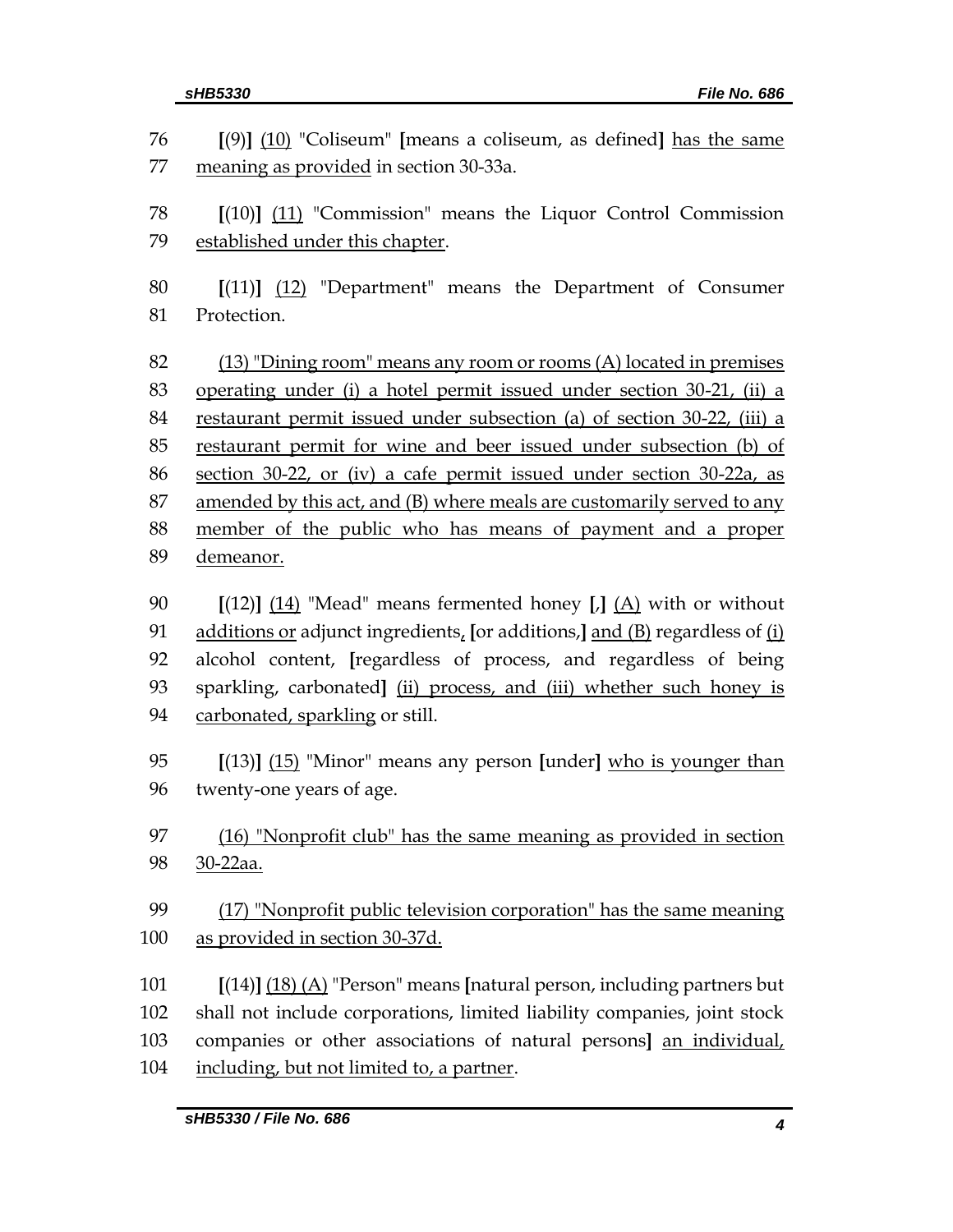76 **[**(9)**]** <u>(10)</u> "Coliseum" **[**means a coliseum, as defined**]** <u>has the same</u>
77 <u>meaning as provided</u> in section 30-33a.

78 **[**(10)**]** <u>(11)</u> "Commission" means the Liquor Control Commission
79 <u>established under this chapter</u>.

80 **[**(11)**]** <u>(12)</u> "Department" means the Department of Consumer
81 Protection.

82 <u>(13) "Dining room" means any room or rooms (A) located in premises</u>
83 <u>operating under (i) a hotel permit issued under section 30-21, (ii) a</u>
84 <u>restaurant permit issued under subsection (a) of section 30-22, (iii) a</u>
85 <u>restaurant permit for wine and beer issued under subsection (b) of</u>
86 <u>section 30-22, or (iv) a cafe permit issued under section 30-22a, as</u>
87 <u>amended by this act, and (B) where meals are customarily served to any</u>
88 <u>member of the public who has means of payment and a proper</u>
89 <u>demeanor.</u>

90 **[**(12)**]** <u>(14)</u> "Mead" means fermented honey **[**,**]** <u>(A)</u> with or without
91 <u>additions or</u> adjunct ingredients<u>,</u> **[**or additions,**]** <u>and (B)</u> regardless of <u>(i)</u>
92 alcohol content, **[**regardless of process, and regardless of being
93 sparkling, carbonated**]** <u>(ii) process, and (iii) whether such honey is</u>
94 <u>carbonated, sparkling</u> or still.

95 **[**(13)**]** <u>(15)</u> "Minor" means any person **[**under**]** <u>who is younger than</u>
96 twenty-one years of age.

97 <u>(16) "Nonprofit club" has the same meaning as provided in section</u>
98 <u>30-22aa.</u>

99 <u>(17) "Nonprofit public television corporation" has the same meaning</u>
100 <u>as provided in section 30-37d.</u>

101 **[**(14)**]** <u>(18) (A)</u> "Person" means **[**natural person, including partners but
102 shall not include corporations, limited liability companies, joint stock
103 companies or other associations of natural persons**]** <u>an individual,</u>
104 <u>including, but not limited to, a partner</u>.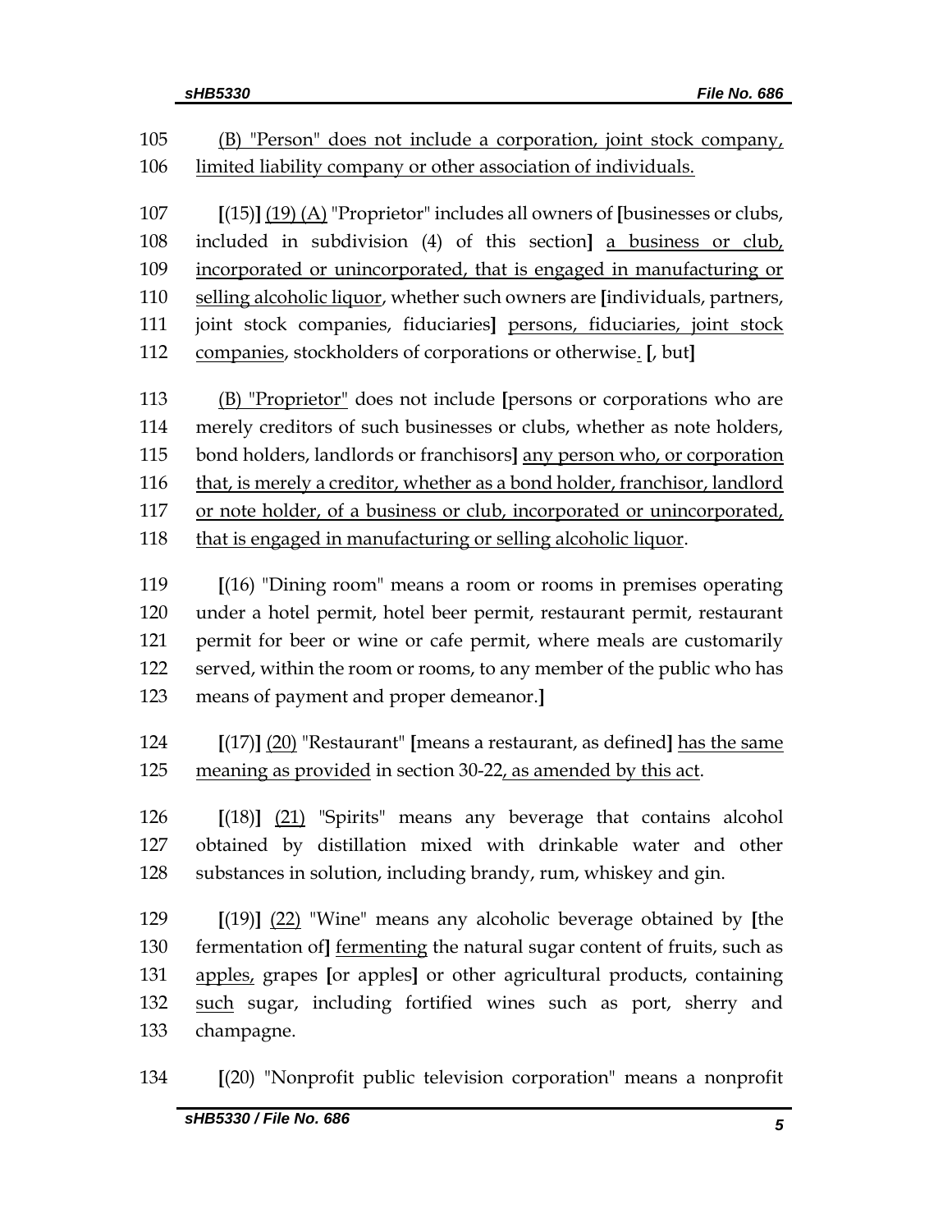105 (B) "Person" does not include a corporation, joint stock company,
106 limited liability company or other association of individuals.

107 [(15)] (19) (A) "Proprietor" includes all owners of [businesses or clubs,
108 included in subdivision (4) of this section] a business or club,
109 incorporated or unincorporated, that is engaged in manufacturing or
110 selling alcoholic liquor, whether such owners are [individuals, partners,
111 joint stock companies, fiduciaries] persons, fiduciaries, joint stock
112 companies, stockholders of corporations or otherwise. [, but]

113 (B) "Proprietor" does not include [persons or corporations who are
114 merely creditors of such businesses or clubs, whether as note holders,
115 bond holders, landlords or franchisors] any person who, or corporation
116 that, is merely a creditor, whether as a bond holder, franchisor, landlord
117 or note holder, of a business or club, incorporated or unincorporated,
118 that is engaged in manufacturing or selling alcoholic liquor.

119 [(16) "Dining room" means a room or rooms in premises operating
120 under a hotel permit, hotel beer permit, restaurant permit, restaurant
121 permit for beer or wine or cafe permit, where meals are customarily
122 served, within the room or rooms, to any member of the public who has
123 means of payment and proper demeanor.]

124 [(17)] (20) "Restaurant" [means a restaurant, as defined] has the same
125 meaning as provided in section 30-22, as amended by this act.

126 [(18)] (21) "Spirits" means any beverage that contains alcohol
127 obtained by distillation mixed with drinkable water and other
128 substances in solution, including brandy, rum, whiskey and gin.

129 [(19)] (22) "Wine" means any alcoholic beverage obtained by [the
130 fermentation of] fermenting the natural sugar content of fruits, such as
131 apples, grapes [or apples] or other agricultural products, containing
132 such sugar, including fortified wines such as port, sherry and
133 champagne.

134 [(20) "Nonprofit public television corporation" means a nonprofit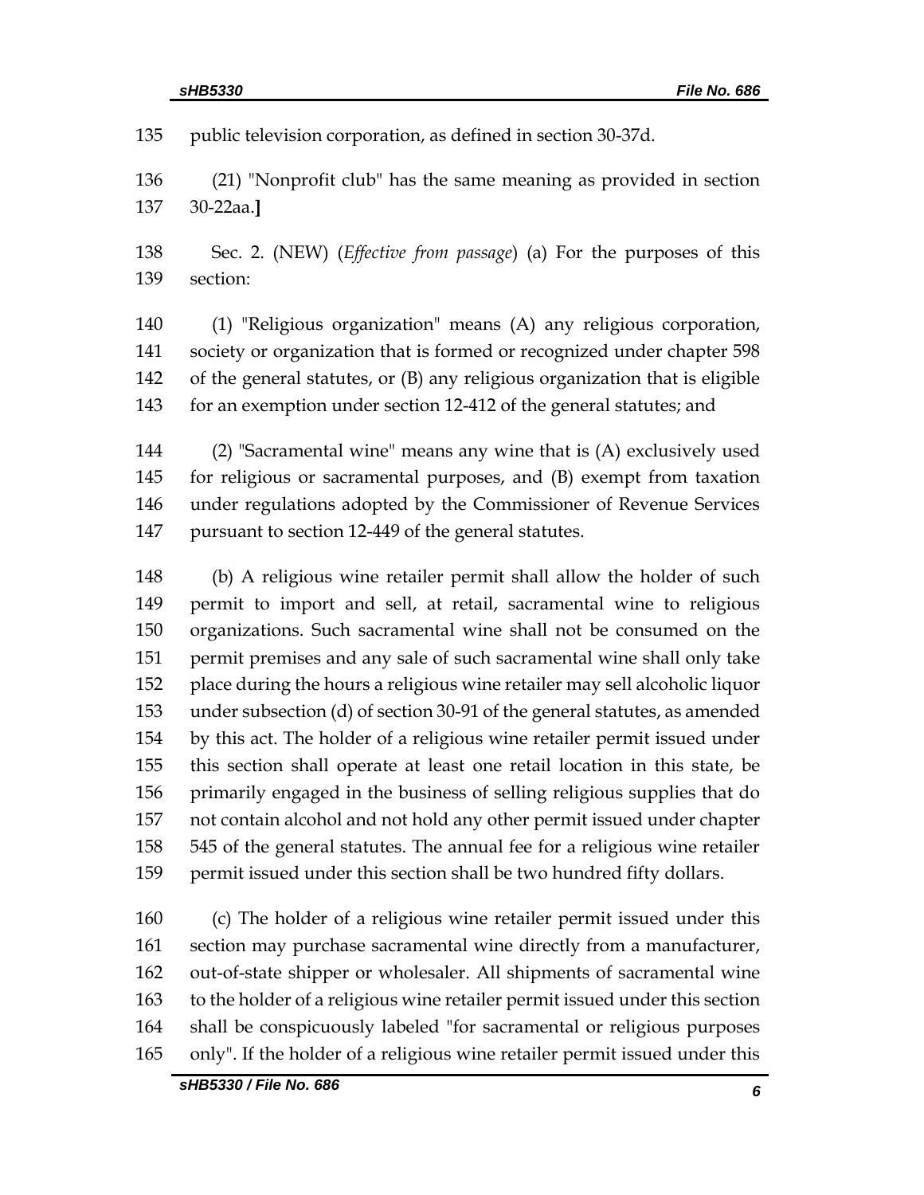public television corporation, as defined in section 30-37d.

(21) "Nonprofit club" has the same meaning as provided in section 30-22aa.]

Sec. 2. (NEW) (*Effective from passage*) (a) For the purposes of this section:

(1) "Religious organization" means (A) any religious corporation, society or organization that is formed or recognized under chapter 598 of the general statutes, or (B) any religious organization that is eligible for an exemption under section 12-412 of the general statutes; and

(2) "Sacramental wine" means any wine that is (A) exclusively used for religious or sacramental purposes, and (B) exempt from taxation under regulations adopted by the Commissioner of Revenue Services pursuant to section 12-449 of the general statutes.

(b) A religious wine retailer permit shall allow the holder of such permit to import and sell, at retail, sacramental wine to religious organizations. Such sacramental wine shall not be consumed on the permit premises and any sale of such sacramental wine shall only take place during the hours a religious wine retailer may sell alcoholic liquor under subsection (d) of section 30-91 of the general statutes, as amended by this act. The holder of a religious wine retailer permit issued under this section shall operate at least one retail location in this state, be primarily engaged in the business of selling religious supplies that do not contain alcohol and not hold any other permit issued under chapter 545 of the general statutes. The annual fee for a religious wine retailer permit issued under this section shall be two hundred fifty dollars.

(c) The holder of a religious wine retailer permit issued under this section may purchase sacramental wine directly from a manufacturer, out-of-state shipper or wholesaler. All shipments of sacramental wine to the holder of a religious wine retailer permit issued under this section shall be conspicuously labeled "for sacramental or religious purposes only". If the holder of a religious wine retailer permit issued under this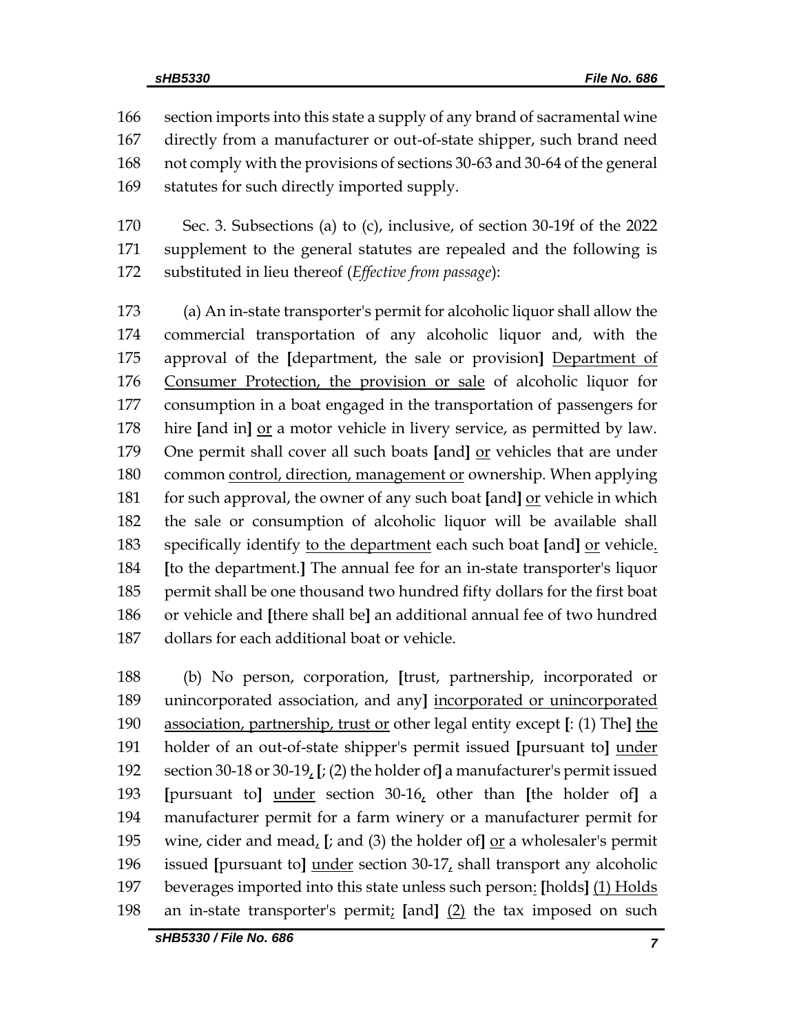166 section imports into this state a supply of any brand of sacramental wine
167 directly from a manufacturer or out-of-state shipper, such brand need
168 not comply with the provisions of sections 30-63 and 30-64 of the general
169 statutes for such directly imported supply.

170 Sec. 3. Subsections (a) to (c), inclusive, of section 30-19f of the 2022
171 supplement to the general statutes are repealed and the following is
172 substituted in lieu thereof (*Effective from passage*):

173 (a) An in-state transporter's permit for alcoholic liquor shall allow the
174 commercial transportation of any alcoholic liquor and, with the
175 approval of the **[**department, the sale or provision**]** <u>Department of</u>
176 <u>Consumer Protection, the provision or sale</u> of alcoholic liquor for
177 consumption in a boat engaged in the transportation of passengers for
178 hire **[**and in**]** <u>or</u> a motor vehicle in livery service, as permitted by law.
179 One permit shall cover all such boats **[**and**]** <u>or</u> vehicles that are under
180 common <u>control, direction, management or</u> ownership. When applying
181 for such approval, the owner of any such boat **[**and**]** <u>or</u> vehicle in which
182 the sale or consumption of alcoholic liquor will be available shall
183 specifically identify <u>to the department</u> each such boat **[**and**]** <u>or</u> vehicle<u>.</u>
184 **[**to the department.**]** The annual fee for an in-state transporter's liquor
185 permit shall be one thousand two hundred fifty dollars for the first boat
186 or vehicle and **[**there shall be**]** an additional annual fee of two hundred
187 dollars for each additional boat or vehicle.

188 (b) No person, corporation, **[**trust, partnership, incorporated or
189 unincorporated association, and any**]** <u>incorporated or unincorporated</u>
190 <u>association, partnership, trust or</u> other legal entity except **[**: (1) The**]** <u>the</u>
191 holder of an out-of-state shipper's permit issued **[**pursuant to**]** <u>under</u>
192 section 30-18 or 30-19<u>,</u> **[**; (2) the holder of**]** a manufacturer's permit issued
193 **[**pursuant to**]** <u>under</u> section 30-16<u>,</u> other than **[**the holder of**]** a
194 manufacturer permit for a farm winery or a manufacturer permit for
195 wine, cider and mead<u>,</u> **[**; and (3) the holder of**]** <u>or</u> a wholesaler's permit
196 issued **[**pursuant to**]** <u>under</u> section 30-17<u>,</u> shall transport any alcoholic
197 beverages imported into this state unless such person<u>:</u> **[**holds**]** <u>(1) Holds</u>
198 an in-state transporter's permit<u>;</u> **[**and**]** <u>(2)</u> the tax imposed on such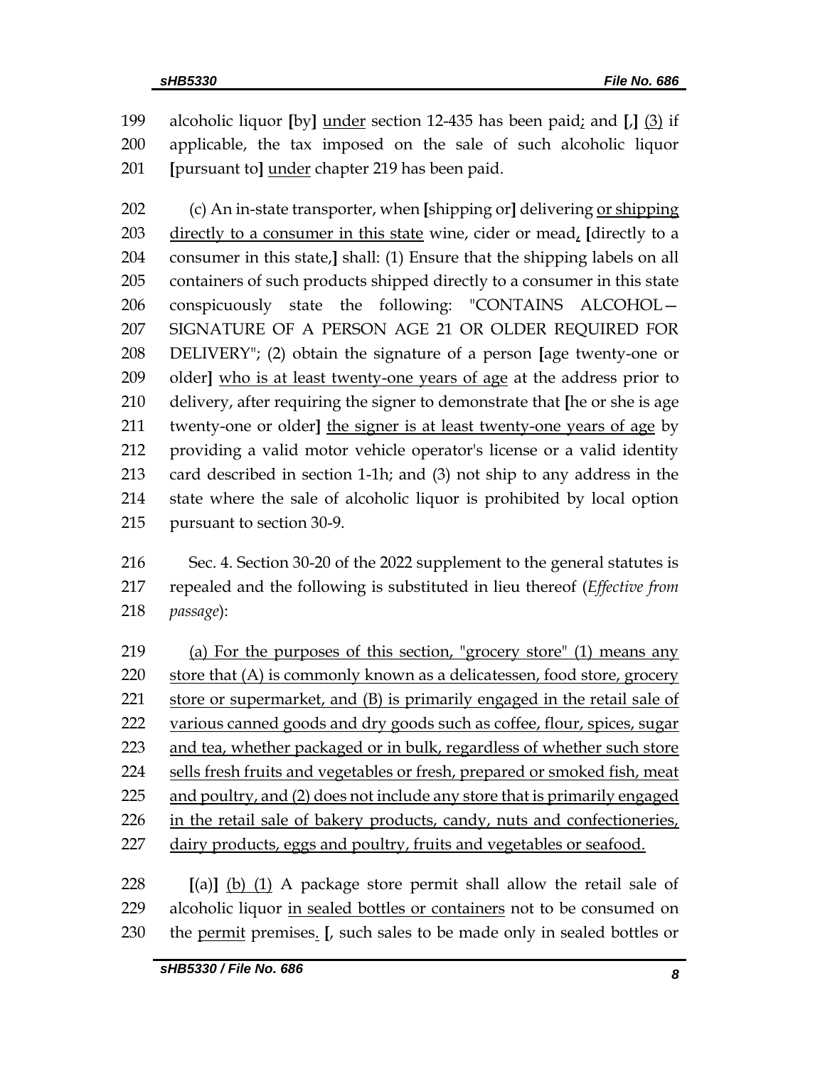199 alcoholic liquor [by] <u>under</u> section 12-435 has been paid<u>;</u> and [,] <u>(3)</u> if
200 applicable, the tax imposed on the sale of such alcoholic liquor
201 [pursuant to] <u>under</u> chapter 219 has been paid.

202 (c) An in-state transporter, when [shipping or] delivering <u>or shipping</u>
203 <u>directly to a consumer in this state</u> wine, cider or mead<u>,</u> [directly to a
204 consumer in this state,] shall: (1) Ensure that the shipping labels on all
205 containers of such products shipped directly to a consumer in this state
206 conspicuously state the following: "CONTAINS ALCOHOL—
207 SIGNATURE OF A PERSON AGE 21 OR OLDER REQUIRED FOR
208 DELIVERY"; (2) obtain the signature of a person [age twenty-one or
209 older] <u>who is at least twenty-one years of age</u> at the address prior to
210 delivery, after requiring the signer to demonstrate that [he or she is age
211 twenty-one or older] <u>the signer is at least twenty-one years of age</u> by
212 providing a valid motor vehicle operator's license or a valid identity
213 card described in section 1-1h; and (3) not ship to any address in the
214 state where the sale of alcoholic liquor is prohibited by local option
215 pursuant to section 30-9.

216 Sec. 4. Section 30-20 of the 2022 supplement to the general statutes is
217 repealed and the following is substituted in lieu thereof (*Effective from*
218 *passage*):

219 <u>(a) For the purposes of this section, "grocery store" (1) means any</u>
220 <u>store that (A) is commonly known as a delicatessen, food store, grocery</u>
221 <u>store or supermarket, and (B) is primarily engaged in the retail sale of</u>
222 <u>various canned goods and dry goods such as coffee, flour, spices, sugar</u>
223 <u>and tea, whether packaged or in bulk, regardless of whether such store</u>
224 <u>sells fresh fruits and vegetables or fresh, prepared or smoked fish, meat</u>
225 <u>and poultry, and (2) does not include any store that is primarily engaged</u>
226 <u>in the retail sale of bakery products, candy, nuts and confectioneries,</u>
227 <u>dairy products, eggs and poultry, fruits and vegetables or seafood.</u>

228 [(a)] <u>(b) (1)</u> A package store permit shall allow the retail sale of
229 alcoholic liquor <u>in sealed bottles or containers</u> not to be consumed on
230 the <u>permit</u> premises<u>.</u> [, such sales to be made only in sealed bottles or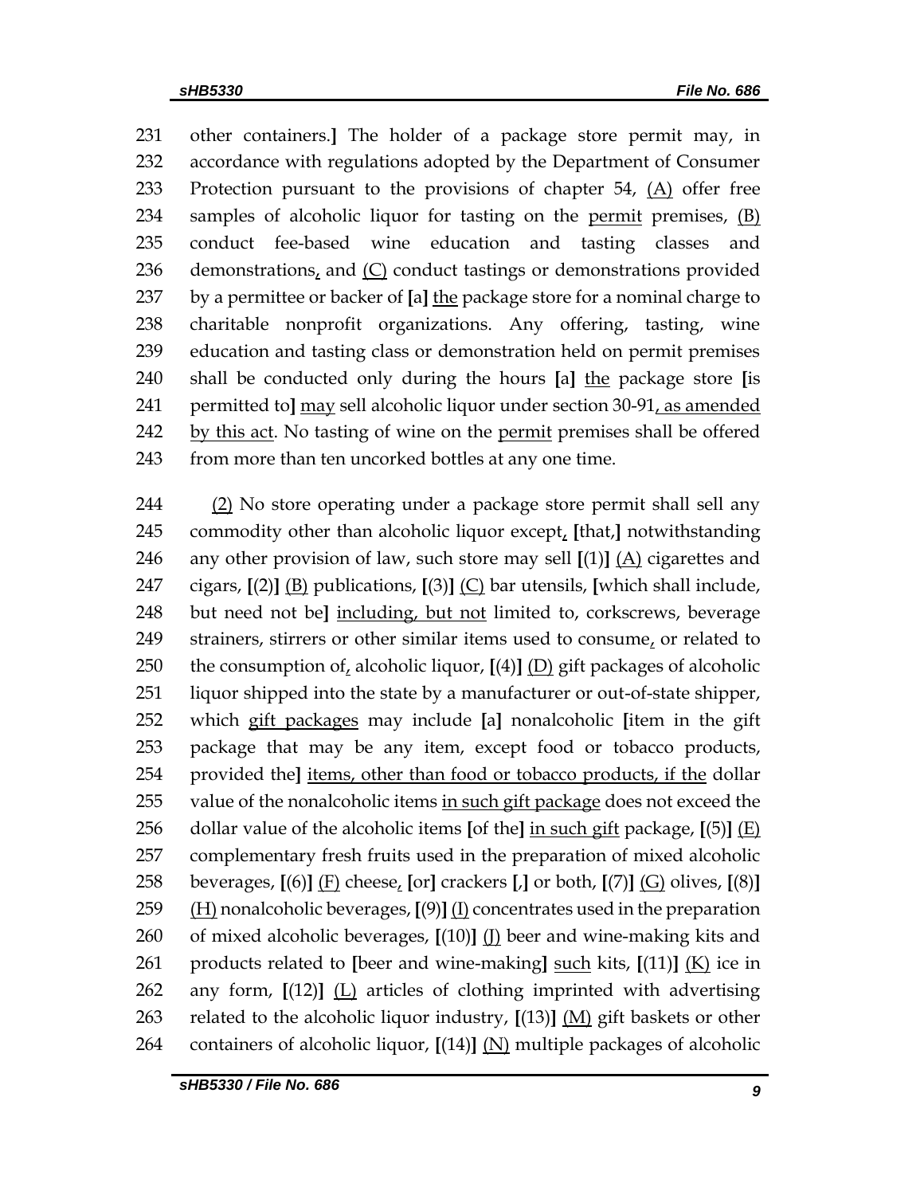231 other containers.] The holder of a package store permit may, in
232 accordance with regulations adopted by the Department of Consumer
233 Protection pursuant to the provisions of chapter 54, <u>(A)</u> offer free
234 samples of alcoholic liquor for tasting on the <u>permit</u> premises, <u>(B)</u>
235 conduct fee-based wine education and tasting classes and
236 demonstrations<u>,</u> and <u>(C)</u> conduct tastings or demonstrations provided
237 by a permittee or backer of [a] <u>the</u> package store for a nominal charge to
238 charitable nonprofit organizations. Any offering, tasting, wine
239 education and tasting class or demonstration held on permit premises
240 shall be conducted only during the hours [a] <u>the</u> package store [is
241 permitted to] <u>may</u> sell alcoholic liquor under section 30-91<u>, as amended</u>
242 <u>by this act</u>. No tasting of wine on the <u>permit</u> premises shall be offered
243 from more than ten uncorked bottles at any one time.

244 <u>(2)</u> No store operating under a package store permit shall sell any
245 commodity other than alcoholic liquor except<u>,</u> [that,] notwithstanding
246 any other provision of law, such store may sell [(1)] <u>(A)</u> cigarettes and
247 cigars, [(2)] <u>(B)</u> publications, [(3)] <u>(C)</u> bar utensils, [which shall include,
248 but need not be] <u>including, but not</u> limited to, corkscrews, beverage
249 strainers, stirrers or other similar items used to consume<u>,</u> or related to
250 the consumption of<u>,</u> alcoholic liquor, [(4)] <u>(D)</u> gift packages of alcoholic
251 liquor shipped into the state by a manufacturer or out-of-state shipper,
252 which <u>gift packages</u> may include [a] nonalcoholic [item in the gift
253 package that may be any item, except food or tobacco products,
254 provided the] <u>items, other than food or tobacco products, if the</u> dollar
255 value of the nonalcoholic items <u>in such gift package</u> does not exceed the
256 dollar value of the alcoholic items [of the] <u>in such gift</u> package, [(5)] <u>(E)</u>
257 complementary fresh fruits used in the preparation of mixed alcoholic
258 beverages, [(6)] <u>(F)</u> cheese<u>,</u> [or] crackers [,] or both, [(7)] <u>(G)</u> olives, [(8)]
259 <u>(H)</u> nonalcoholic beverages, [(9)] <u>(I)</u> concentrates used in the preparation
260 of mixed alcoholic beverages, [(10)] <u>(J)</u> beer and wine-making kits and
261 products related to [beer and wine-making] <u>such</u> kits, [(11)] <u>(K)</u> ice in
262 any form, [(12)] <u>(L)</u> articles of clothing imprinted with advertising
263 related to the alcoholic liquor industry, [(13)] <u>(M)</u> gift baskets or other
264 containers of alcoholic liquor, [(14)] <u>(N)</u> multiple packages of alcoholic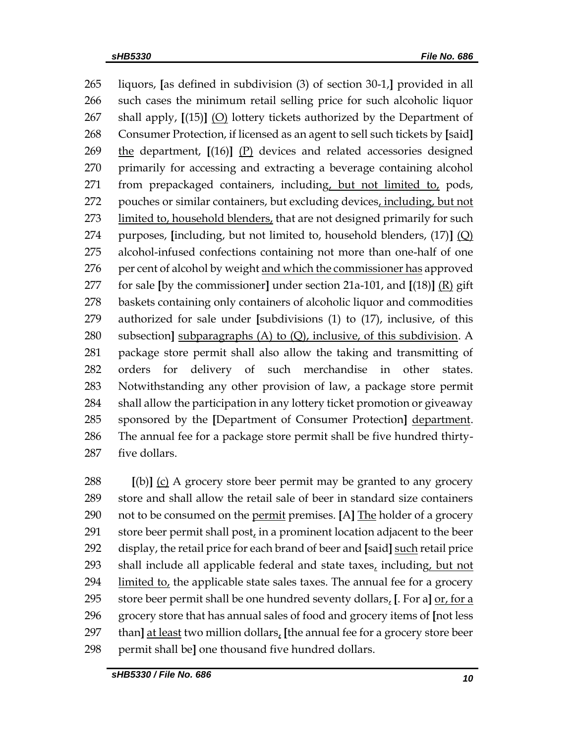265 liquors, [as defined in subdivision (3) of section 30-1,] provided in all
266 such cases the minimum retail selling price for such alcoholic liquor
267 shall apply, [(15)] (O) lottery tickets authorized by the Department of
268 Consumer Protection, if licensed as an agent to sell such tickets by [said]
269 the department, [(16)] (P) devices and related accessories designed
270 primarily for accessing and extracting a beverage containing alcohol
271 from prepackaged containers, including, but not limited to, pods,
272 pouches or similar containers, but excluding devices, including, but not
273 limited to, household blenders, that are not designed primarily for such
274 purposes, [including, but not limited to, household blenders, (17)] (Q)
275 alcohol-infused confections containing not more than one-half of one
276 per cent of alcohol by weight and which the commissioner has approved
277 for sale [by the commissioner] under section 21a-101, and [(18)] (R) gift
278 baskets containing only containers of alcoholic liquor and commodities
279 authorized for sale under [subdivisions (1) to (17), inclusive, of this
280 subsection] subparagraphs (A) to (Q), inclusive, of this subdivision. A
281 package store permit shall also allow the taking and transmitting of
282 orders for delivery of such merchandise in other states.
283 Notwithstanding any other provision of law, a package store permit
284 shall allow the participation in any lottery ticket promotion or giveaway
285 sponsored by the [Department of Consumer Protection] department.
286 The annual fee for a package store permit shall be five hundred thirty-
287 five dollars.

288 [(b)] (c) A grocery store beer permit may be granted to any grocery
289 store and shall allow the retail sale of beer in standard size containers
290 not to be consumed on the permit premises. [A] The holder of a grocery
291 store beer permit shall post, in a prominent location adjacent to the beer
292 display, the retail price for each brand of beer and [said] such retail price
293 shall include all applicable federal and state taxes, including, but not
294 limited to, the applicable state sales taxes. The annual fee for a grocery
295 store beer permit shall be one hundred seventy dollars, [. For a] or, for a
296 grocery store that has annual sales of food and grocery items of [not less
297 than] at least two million dollars, [the annual fee for a grocery store beer
298 permit shall be] one thousand five hundred dollars.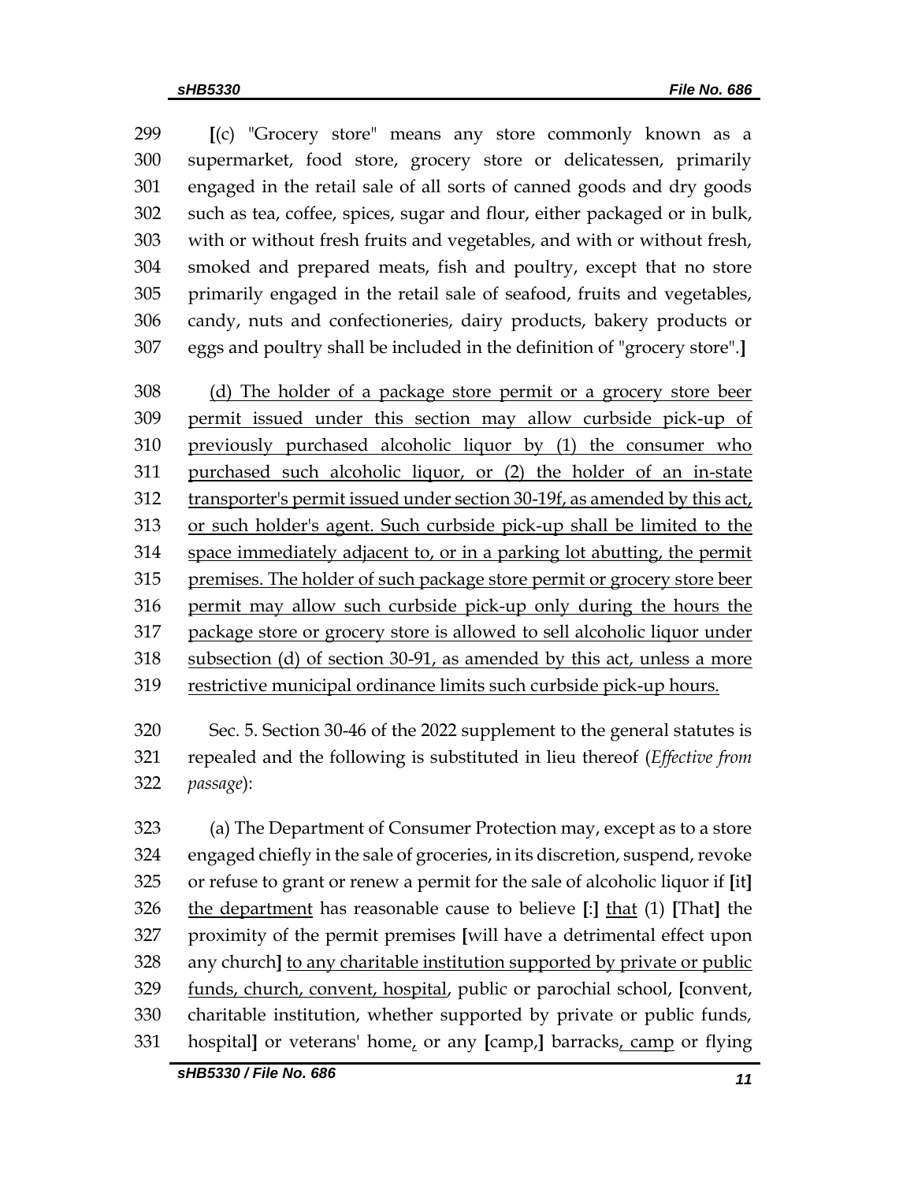[(c) "Grocery store" means any store commonly known as a supermarket, food store, grocery store or delicatessen, primarily engaged in the retail sale of all sorts of canned goods and dry goods such as tea, coffee, spices, sugar and flour, either packaged or in bulk, with or without fresh fruits and vegetables, and with or without fresh, smoked and prepared meats, fish and poultry, except that no store primarily engaged in the retail sale of seafood, fruits and vegetables, candy, nuts and confectioneries, dairy products, bakery products or eggs and poultry shall be included in the definition of "grocery store".]

<u>(d) The holder of a package store permit or a grocery store beer permit issued under this section may allow curbside pick-up of previously purchased alcoholic liquor by (1) the consumer who purchased such alcoholic liquor, or (2) the holder of an in-state transporter's permit issued under section 30-19f, as amended by this act, or such holder's agent. Such curbside pick-up shall be limited to the space immediately adjacent to, or in a parking lot abutting, the permit premises. The holder of such package store permit or grocery store beer permit may allow such curbside pick-up only during the hours the package store or grocery store is allowed to sell alcoholic liquor under subsection (d) of section 30-91, as amended by this act, unless a more restrictive municipal ordinance limits such curbside pick-up hours.</u>

Sec. 5. Section 30-46 of the 2022 supplement to the general statutes is repealed and the following is substituted in lieu thereof (*Effective from passage*):

(a) The Department of Consumer Protection may, except as to a store engaged chiefly in the sale of groceries, in its discretion, suspend, revoke or refuse to grant or renew a permit for the sale of alcoholic liquor if [it] <u>the department</u> has reasonable cause to believe [:] <u>that</u> (1) [That] the proximity of the permit premises [will have a detrimental effect upon any church] <u>to any charitable institution supported by private or public funds, church, convent, hospital</u>, public or parochial school, [convent, charitable institution, whether supported by private or public funds, hospital] or veterans' home<u>,</u> or any [camp,] barracks<u>, camp</u> or flying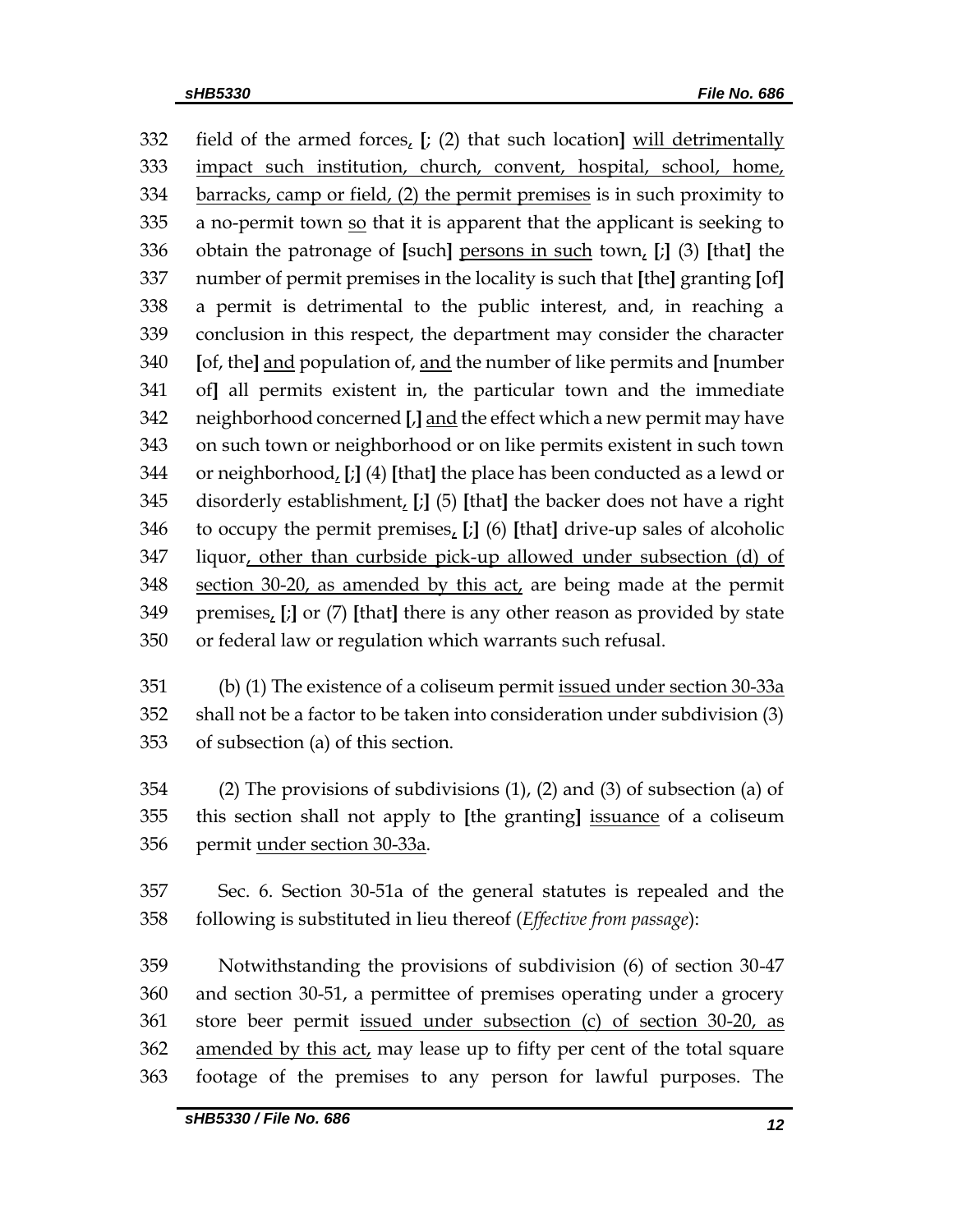332 field of the armed forces, [; (2) that such location] will detrimentally
333 impact such institution, church, convent, hospital, school, home,
334 barracks, camp or field, (2) the permit premises is in such proximity to
335 a no-permit town so that it is apparent that the applicant is seeking to
336 obtain the patronage of [such] persons in such town, [;] (3) [that] the
337 number of permit premises in the locality is such that [the] granting [of]
338 a permit is detrimental to the public interest, and, in reaching a
339 conclusion in this respect, the department may consider the character
340 [of, the] and population of, and the number of like permits and [number
341 of] all permits existent in, the particular town and the immediate
342 neighborhood concerned [,] and the effect which a new permit may have
343 on such town or neighborhood or on like permits existent in such town
344 or neighborhood, [;] (4) [that] the place has been conducted as a lewd or
345 disorderly establishment, [;] (5) [that] the backer does not have a right
346 to occupy the permit premises, [;] (6) [that] drive-up sales of alcoholic
347 liquor, other than curbside pick-up allowed under subsection (d) of
348 section 30-20, as amended by this act, are being made at the permit
349 premises, [;] or (7) [that] there is any other reason as provided by state
350 or federal law or regulation which warrants such refusal.

351 (b) (1) The existence of a coliseum permit issued under section 30-33a
352 shall not be a factor to be taken into consideration under subdivision (3)
353 of subsection (a) of this section.

354 (2) The provisions of subdivisions (1), (2) and (3) of subsection (a) of
355 this section shall not apply to [the granting] issuance of a coliseum
356 permit under section 30-33a.

357 Sec. 6. Section 30-51a of the general statutes is repealed and the
358 following is substituted in lieu thereof (*Effective from passage*):

359 Notwithstanding the provisions of subdivision (6) of section 30-47
360 and section 30-51, a permittee of premises operating under a grocery
361 store beer permit issued under subsection (c) of section 30-20, as
362 amended by this act, may lease up to fifty per cent of the total square
363 footage of the premises to any person for lawful purposes. The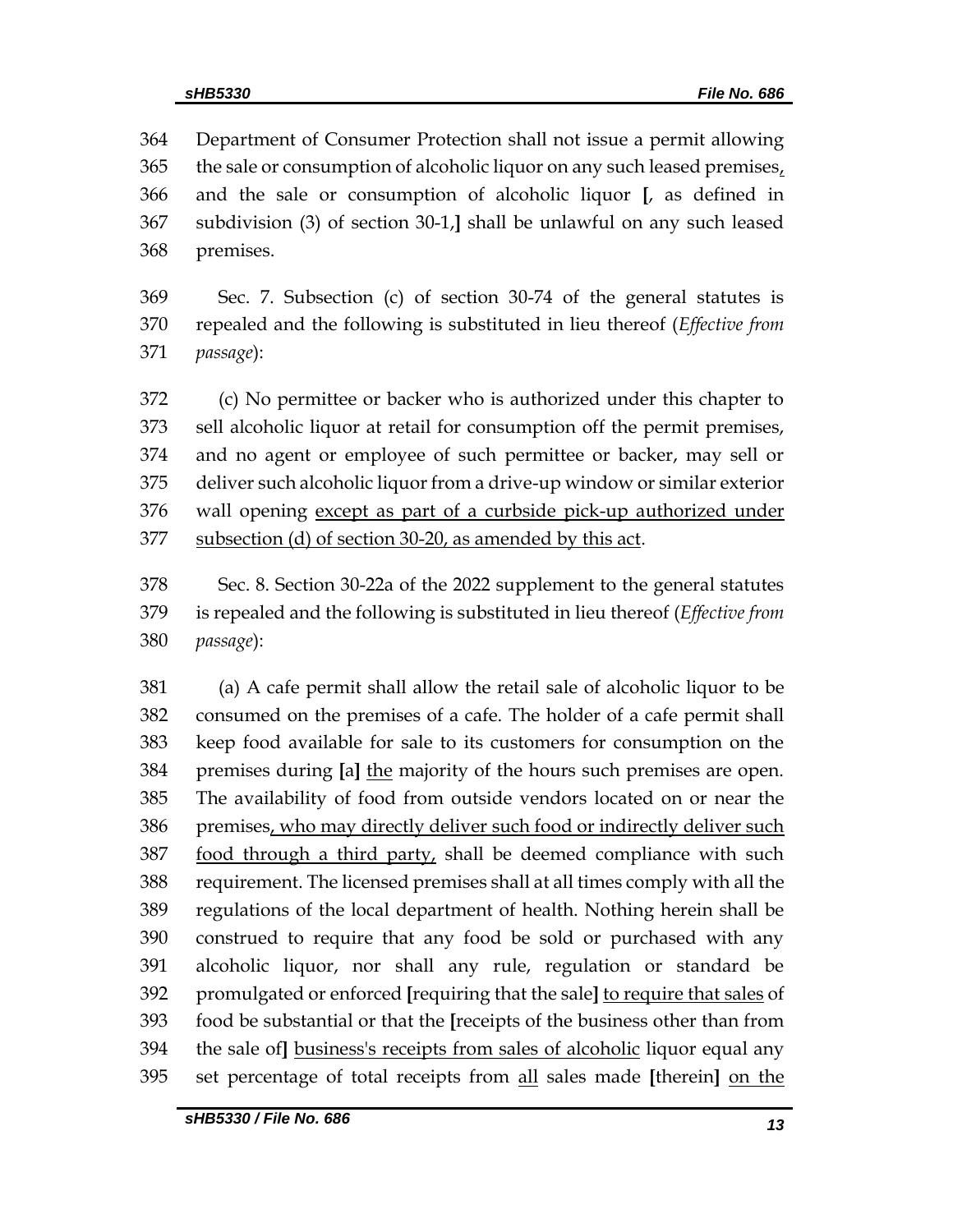Department of Consumer Protection shall not issue a permit allowing the sale or consumption of alcoholic liquor on any such leased premises, and the sale or consumption of alcoholic liquor [, as defined in subdivision (3) of section 30-1,] shall be unlawful on any such leased premises.

Sec. 7. Subsection (c) of section 30-74 of the general statutes is repealed and the following is substituted in lieu thereof (*Effective from passage*):

(c) No permittee or backer who is authorized under this chapter to sell alcoholic liquor at retail for consumption off the permit premises, and no agent or employee of such permittee or backer, may sell or deliver such alcoholic liquor from a drive-up window or similar exterior wall opening except as part of a curbside pick-up authorized under subsection (d) of section 30-20, as amended by this act.

Sec. 8. Section 30-22a of the 2022 supplement to the general statutes is repealed and the following is substituted in lieu thereof (*Effective from passage*):

(a) A cafe permit shall allow the retail sale of alcoholic liquor to be consumed on the premises of a cafe. The holder of a cafe permit shall keep food available for sale to its customers for consumption on the premises during [a] the majority of the hours such premises are open. The availability of food from outside vendors located on or near the premises, who may directly deliver such food or indirectly deliver such food through a third party, shall be deemed compliance with such requirement. The licensed premises shall at all times comply with all the regulations of the local department of health. Nothing herein shall be construed to require that any food be sold or purchased with any alcoholic liquor, nor shall any rule, regulation or standard be promulgated or enforced [requiring that the sale] to require that sales of food be substantial or that the [receipts of the business other than from the sale of] business's receipts from sales of alcoholic liquor equal any set percentage of total receipts from all sales made [therein] on the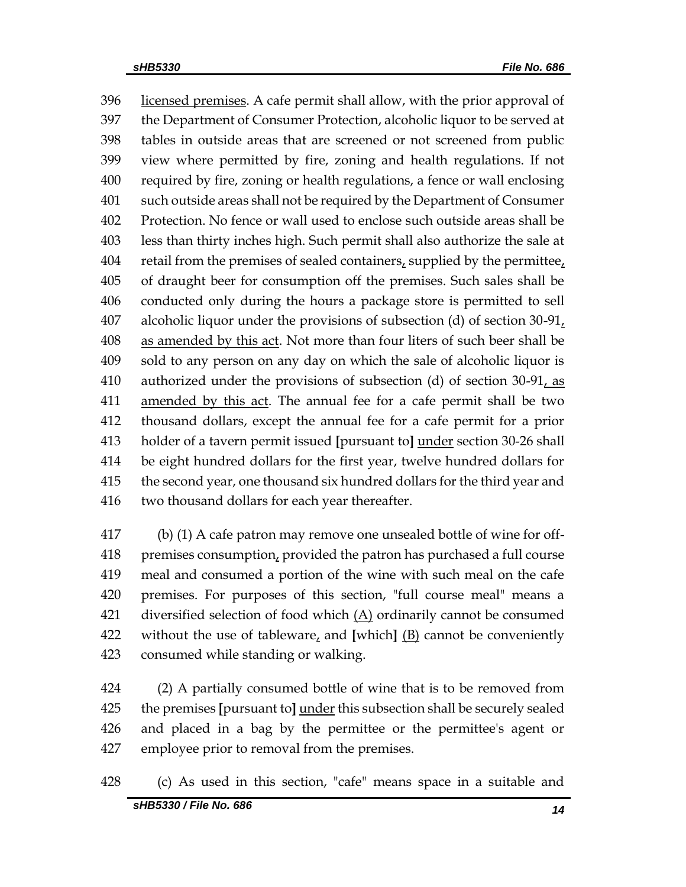396 licensed premises. A cafe permit shall allow, with the prior approval of the Department of Consumer Protection, alcoholic liquor to be served at tables in outside areas that are screened or not screened from public view where permitted by fire, zoning and health regulations. If not required by fire, zoning or health regulations, a fence or wall enclosing such outside areas shall not be required by the Department of Consumer Protection. No fence or wall used to enclose such outside areas shall be less than thirty inches high. Such permit shall also authorize the sale at retail from the premises of sealed containers, supplied by the permittee, of draught beer for consumption off the premises. Such sales shall be conducted only during the hours a package store is permitted to sell alcoholic liquor under the provisions of subsection (d) of section 30-91, as amended by this act. Not more than four liters of such beer shall be sold to any person on any day on which the sale of alcoholic liquor is authorized under the provisions of subsection (d) of section 30-91, as amended by this act. The annual fee for a cafe permit shall be two thousand dollars, except the annual fee for a cafe permit for a prior holder of a tavern permit issued [pursuant to] under section 30-26 shall be eight hundred dollars for the first year, twelve hundred dollars for the second year, one thousand six hundred dollars for the third year and two thousand dollars for each year thereafter.

417 (b) (1) A cafe patron may remove one unsealed bottle of wine for off-premises consumption, provided the patron has purchased a full course meal and consumed a portion of the wine with such meal on the cafe premises. For purposes of this section, "full course meal" means a diversified selection of food which (A) ordinarily cannot be consumed without the use of tableware, and [which] (B) cannot be conveniently consumed while standing or walking.

424 (2) A partially consumed bottle of wine that is to be removed from the premises [pursuant to] under this subsection shall be securely sealed and placed in a bag by the permittee or the permittee's agent or employee prior to removal from the premises.

428 (c) As used in this section, "cafe" means space in a suitable and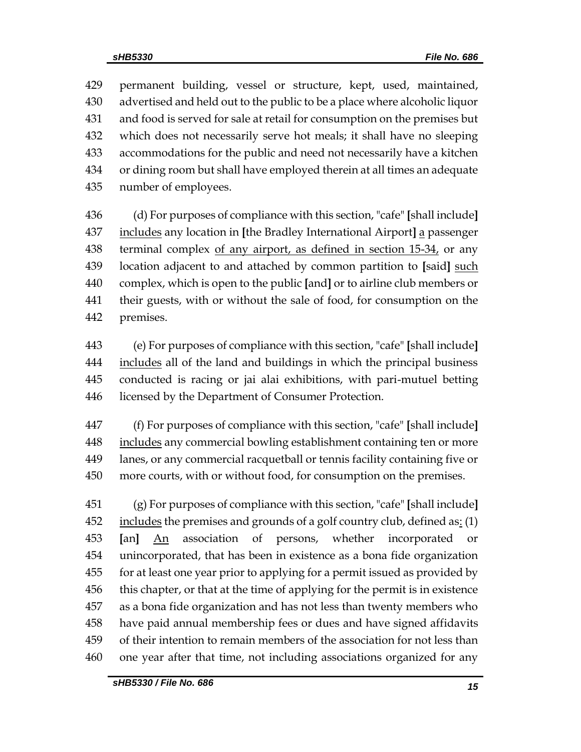permanent building, vessel or structure, kept, used, maintained, advertised and held out to the public to be a place where alcoholic liquor and food is served for sale at retail for consumption on the premises but which does not necessarily serve hot meals; it shall have no sleeping accommodations for the public and need not necessarily have a kitchen or dining room but shall have employed therein at all times an adequate number of employees.

(d) For purposes of compliance with this section, "cafe" [shall include] includes any location in [the Bradley International Airport] a passenger terminal complex of any airport, as defined in section 15-34, or any location adjacent to and attached by common partition to [said] such complex, which is open to the public [and] or to airline club members or their guests, with or without the sale of food, for consumption on the premises.

(e) For purposes of compliance with this section, "cafe" [shall include] includes all of the land and buildings in which the principal business conducted is racing or jai alai exhibitions, with pari-mutuel betting licensed by the Department of Consumer Protection.

(f) For purposes of compliance with this section, "cafe" [shall include] includes any commercial bowling establishment containing ten or more lanes, or any commercial racquetball or tennis facility containing five or more courts, with or without food, for consumption on the premises.

(g) For purposes of compliance with this section, "cafe" [shall include] includes the premises and grounds of a golf country club, defined as: (1) [an] An association of persons, whether incorporated or unincorporated, that has been in existence as a bona fide organization for at least one year prior to applying for a permit issued as provided by this chapter, or that at the time of applying for the permit is in existence as a bona fide organization and has not less than twenty members who have paid annual membership fees or dues and have signed affidavits of their intention to remain members of the association for not less than one year after that time, not including associations organized for any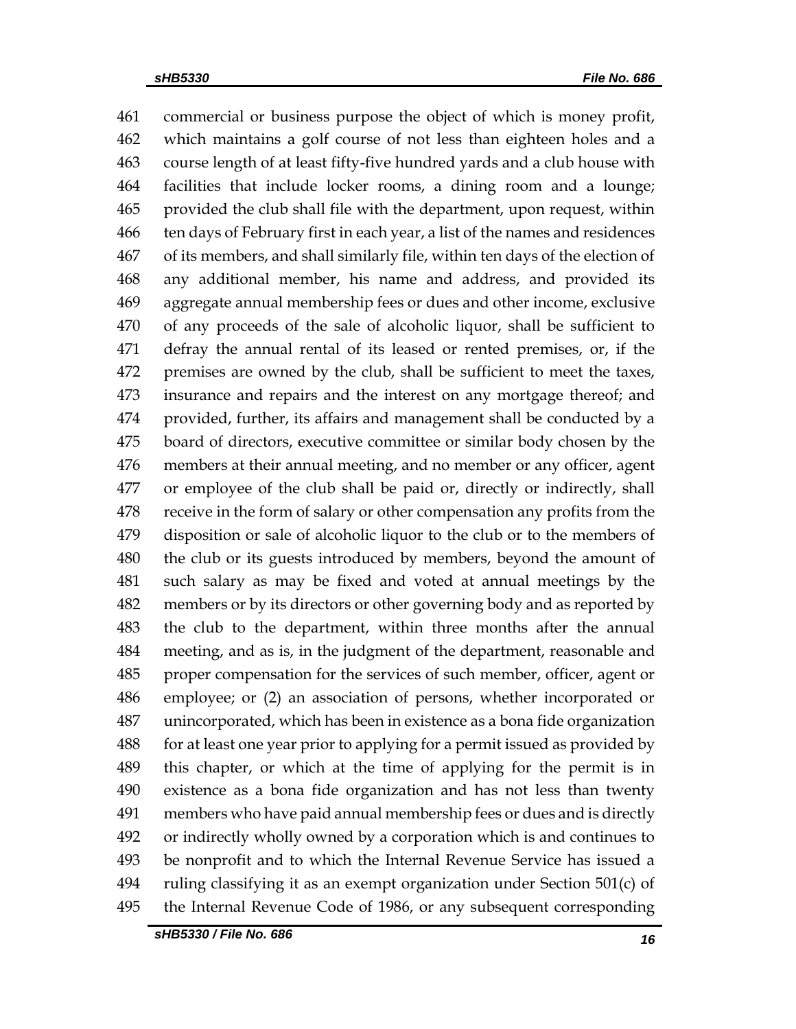commercial or business purpose the object of which is money profit, which maintains a golf course of not less than eighteen holes and a course length of at least fifty-five hundred yards and a club house with facilities that include locker rooms, a dining room and a lounge; provided the club shall file with the department, upon request, within ten days of February first in each year, a list of the names and residences of its members, and shall similarly file, within ten days of the election of any additional member, his name and address, and provided its aggregate annual membership fees or dues and other income, exclusive of any proceeds of the sale of alcoholic liquor, shall be sufficient to defray the annual rental of its leased or rented premises, or, if the premises are owned by the club, shall be sufficient to meet the taxes, insurance and repairs and the interest on any mortgage thereof; and provided, further, its affairs and management shall be conducted by a board of directors, executive committee or similar body chosen by the members at their annual meeting, and no member or any officer, agent or employee of the club shall be paid or, directly or indirectly, shall receive in the form of salary or other compensation any profits from the disposition or sale of alcoholic liquor to the club or to the members of the club or its guests introduced by members, beyond the amount of such salary as may be fixed and voted at annual meetings by the members or by its directors or other governing body and as reported by the club to the department, within three months after the annual meeting, and as is, in the judgment of the department, reasonable and proper compensation for the services of such member, officer, agent or employee; or (2) an association of persons, whether incorporated or unincorporated, which has been in existence as a bona fide organization for at least one year prior to applying for a permit issued as provided by this chapter, or which at the time of applying for the permit is in existence as a bona fide organization and has not less than twenty members who have paid annual membership fees or dues and is directly or indirectly wholly owned by a corporation which is and continues to be nonprofit and to which the Internal Revenue Service has issued a ruling classifying it as an exempt organization under Section 501(c) of the Internal Revenue Code of 1986, or any subsequent corresponding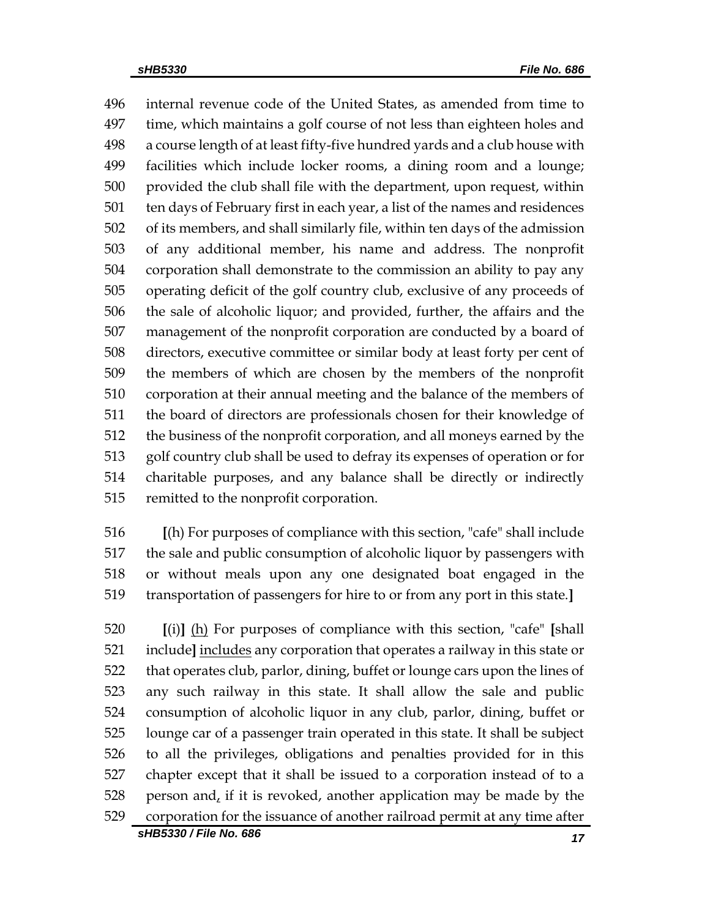496 internal revenue code of the United States, as amended from time to
497 time, which maintains a golf course of not less than eighteen holes and
498 a course length of at least fifty-five hundred yards and a club house with
499 facilities which include locker rooms, a dining room and a lounge;
500 provided the club shall file with the department, upon request, within
501 ten days of February first in each year, a list of the names and residences
502 of its members, and shall similarly file, within ten days of the admission
503 of any additional member, his name and address. The nonprofit
504 corporation shall demonstrate to the commission an ability to pay any
505 operating deficit of the golf country club, exclusive of any proceeds of
506 the sale of alcoholic liquor; and provided, further, the affairs and the
507 management of the nonprofit corporation are conducted by a board of
508 directors, executive committee or similar body at least forty per cent of
509 the members of which are chosen by the members of the nonprofit
510 corporation at their annual meeting and the balance of the members of
511 the board of directors are professionals chosen for their knowledge of
512 the business of the nonprofit corporation, and all moneys earned by the
513 golf country club shall be used to defray its expenses of operation or for
514 charitable purposes, and any balance shall be directly or indirectly
515 remitted to the nonprofit corporation.

516 **[**(h) For purposes of compliance with this section, "cafe" shall include
517 the sale and public consumption of alcoholic liquor by passengers with
518 or without meals upon any one designated boat engaged in the
519 transportation of passengers for hire to or from any port in this state.**]**

520 **[**(i)**]** <u>(h)</u> For purposes of compliance with this section, "cafe" **[**shall
521 include**]** <u>includes</u> any corporation that operates a railway in this state or
522 that operates club, parlor, dining, buffet or lounge cars upon the lines of
523 any such railway in this state. It shall allow the sale and public
524 consumption of alcoholic liquor in any club, parlor, dining, buffet or
525 lounge car of a passenger train operated in this state. It shall be subject
526 to all the privileges, obligations and penalties provided for in this
527 chapter except that it shall be issued to a corporation instead of to a
528 person and<u>,</u> if it is revoked, another application may be made by the
529 corporation for the issuance of another railroad permit at any time after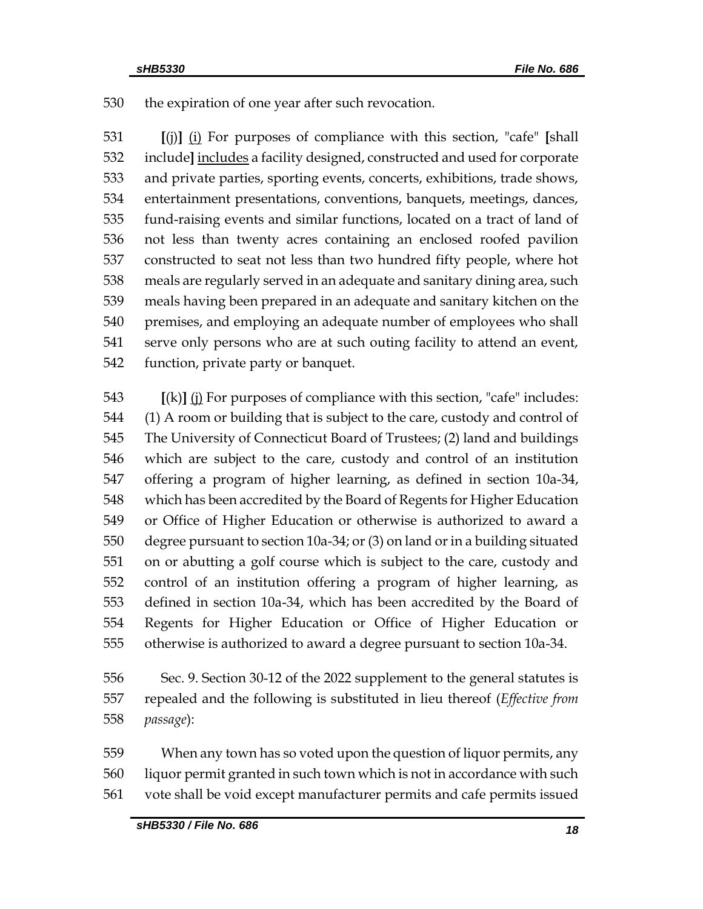530 the expiration of one year after such revocation.

531 [(j)] (i) For purposes of compliance with this section, "cafe" [shall
532 include] includes a facility designed, constructed and used for corporate
533 and private parties, sporting events, concerts, exhibitions, trade shows,
534 entertainment presentations, conventions, banquets, meetings, dances,
535 fund-raising events and similar functions, located on a tract of land of
536 not less than twenty acres containing an enclosed roofed pavilion
537 constructed to seat not less than two hundred fifty people, where hot
538 meals are regularly served in an adequate and sanitary dining area, such
539 meals having been prepared in an adequate and sanitary kitchen on the
540 premises, and employing an adequate number of employees who shall
541 serve only persons who are at such outing facility to attend an event,
542 function, private party or banquet.

543 [(k)] (j) For purposes of compliance with this section, "cafe" includes:
544 (1) A room or building that is subject to the care, custody and control of
545 The University of Connecticut Board of Trustees; (2) land and buildings
546 which are subject to the care, custody and control of an institution
547 offering a program of higher learning, as defined in section 10a-34,
548 which has been accredited by the Board of Regents for Higher Education
549 or Office of Higher Education or otherwise is authorized to award a
550 degree pursuant to section 10a-34; or (3) on land or in a building situated
551 on or abutting a golf course which is subject to the care, custody and
552 control of an institution offering a program of higher learning, as
553 defined in section 10a-34, which has been accredited by the Board of
554 Regents for Higher Education or Office of Higher Education or
555 otherwise is authorized to award a degree pursuant to section 10a-34.

556 Sec. 9. Section 30-12 of the 2022 supplement to the general statutes is
557 repealed and the following is substituted in lieu thereof (*Effective from*
558 *passage*):

559 When any town has so voted upon the question of liquor permits, any
560 liquor permit granted in such town which is not in accordance with such
561 vote shall be void except manufacturer permits and cafe permits issued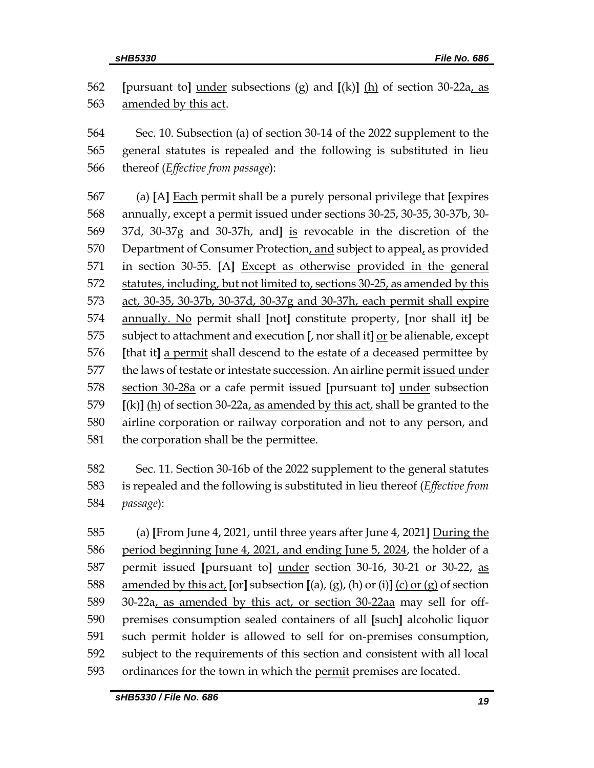[pursuant to] under subsections (g) and [(k)] (h) of section 30-22a, as amended by this act.

Sec. 10. Subsection (a) of section 30-14 of the 2022 supplement to the general statutes is repealed and the following is substituted in lieu thereof (*Effective from passage*):

(a) [A] Each permit shall be a purely personal privilege that [expires annually, except a permit issued under sections 30-25, 30-35, 30-37b, 30-37d, 30-37g and 30-37h, and] is revocable in the discretion of the Department of Consumer Protection, and subject to appeal, as provided in section 30-55. [A] Except as otherwise provided in the general statutes, including, but not limited to, sections 30-25, as amended by this act, 30-35, 30-37b, 30-37d, 30-37g and 30-37h, each permit shall expire annually. No permit shall [not] constitute property, [nor shall it] be subject to attachment and execution [, nor shall it] or be alienable, except [that it] a permit shall descend to the estate of a deceased permittee by the laws of testate or intestate succession. An airline permit issued under section 30-28a or a cafe permit issued [pursuant to] under subsection [(k)] (h) of section 30-22a, as amended by this act, shall be granted to the airline corporation or railway corporation and not to any person, and the corporation shall be the permittee.

Sec. 11. Section 30-16b of the 2022 supplement to the general statutes is repealed and the following is substituted in lieu thereof (*Effective from passage*):

(a) [From June 4, 2021, until three years after June 4, 2021] During the period beginning June 4, 2021, and ending June 5, 2024, the holder of a permit issued [pursuant to] under section 30-16, 30-21 or 30-22, as amended by this act, [or] subsection [(a), (g), (h) or (i)] (c) or (g) of section 30-22a, as amended by this act, or section 30-22aa may sell for off-premises consumption sealed containers of all [such] alcoholic liquor such permit holder is allowed to sell for on-premises consumption, subject to the requirements of this section and consistent with all local ordinances for the town in which the permit premises are located.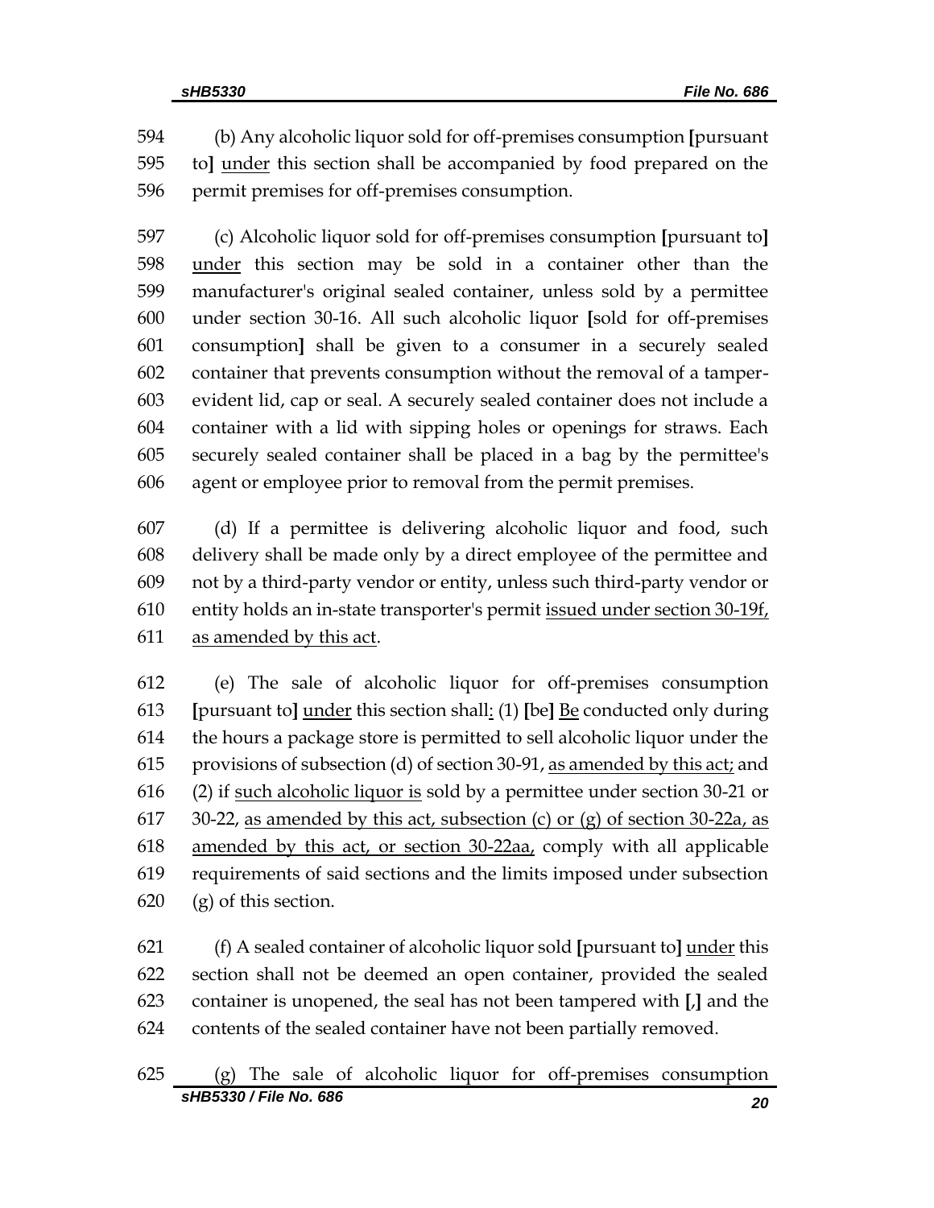594 (b) Any alcoholic liquor sold for off-premises consumption [pursuant
595 to] under this section shall be accompanied by food prepared on the
596 permit premises for off-premises consumption.

597 (c) Alcoholic liquor sold for off-premises consumption [pursuant to]
598 under this section may be sold in a container other than the
599 manufacturer's original sealed container, unless sold by a permittee
600 under section 30-16. All such alcoholic liquor [sold for off-premises
601 consumption] shall be given to a consumer in a securely sealed
602 container that prevents consumption without the removal of a tamper-
603 evident lid, cap or seal. A securely sealed container does not include a
604 container with a lid with sipping holes or openings for straws. Each
605 securely sealed container shall be placed in a bag by the permittee's
606 agent or employee prior to removal from the permit premises.

607 (d) If a permittee is delivering alcoholic liquor and food, such
608 delivery shall be made only by a direct employee of the permittee and
609 not by a third-party vendor or entity, unless such third-party vendor or
610 entity holds an in-state transporter's permit issued under section 30-19f,
611 as amended by this act.

612 (e) The sale of alcoholic liquor for off-premises consumption
613 [pursuant to] under this section shall: (1) [be] Be conducted only during
614 the hours a package store is permitted to sell alcoholic liquor under the
615 provisions of subsection (d) of section 30-91, as amended by this act; and
616 (2) if such alcoholic liquor is sold by a permittee under section 30-21 or
617 30-22, as amended by this act, subsection (c) or (g) of section 30-22a, as
618 amended by this act, or section 30-22aa, comply with all applicable
619 requirements of said sections and the limits imposed under subsection
620 (g) of this section.

621 (f) A sealed container of alcoholic liquor sold [pursuant to] under this
622 section shall not be deemed an open container, provided the sealed
623 container is unopened, the seal has not been tampered with [,] and the
624 contents of the sealed container have not been partially removed.

625 (g) The sale of alcoholic liquor for off-premises consumption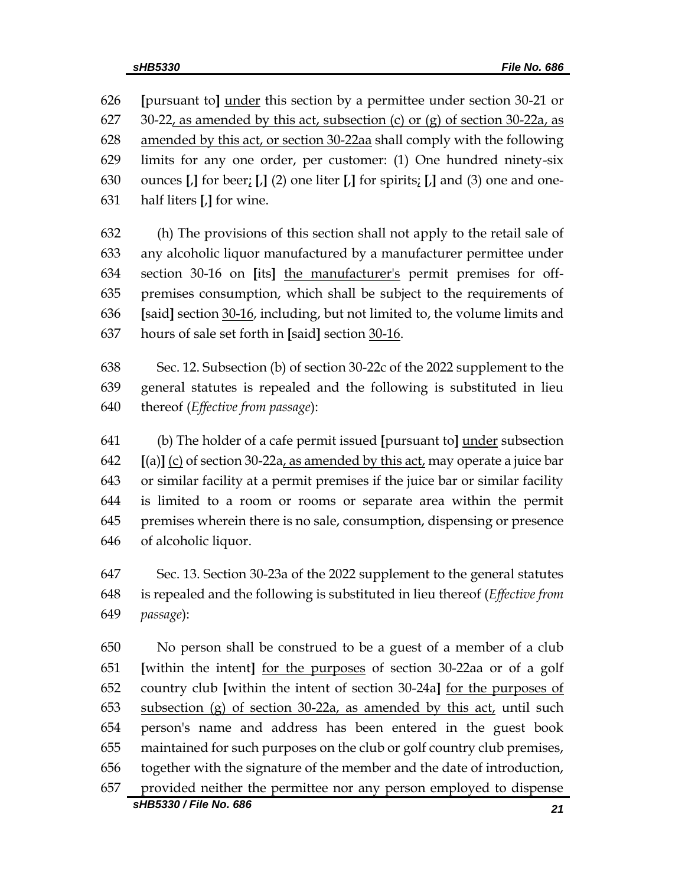626 **[**pursuant to**]** under this section by a permittee under section 30-21 or
627 30-22, as amended by this act, subsection (c) or (g) of section 30-22a, as
628 amended by this act, or section 30-22aa shall comply with the following
629 limits for any one order, per customer: (1) One hundred ninety-six
630 ounces **[**,**]** for beer; **[**,**]** (2) one liter **[**,**]** for spirits; **[**,**]** and (3) one and one-
631 half liters **[**,**]** for wine.

632 (h) The provisions of this section shall not apply to the retail sale of
633 any alcoholic liquor manufactured by a manufacturer permittee under
634 section 30-16 on **[**its**]** the manufacturer's permit premises for off-
635 premises consumption, which shall be subject to the requirements of
636 **[**said**]** section 30-16, including, but not limited to, the volume limits and
637 hours of sale set forth in **[**said**]** section 30-16.

638 Sec. 12. Subsection (b) of section 30-22c of the 2022 supplement to the
639 general statutes is repealed and the following is substituted in lieu
640 thereof (*Effective from passage*):

641 (b) The holder of a cafe permit issued **[**pursuant to**]** under subsection
642 **[**(a)**]** (c) of section 30-22a, as amended by this act, may operate a juice bar
643 or similar facility at a permit premises if the juice bar or similar facility
644 is limited to a room or rooms or separate area within the permit
645 premises wherein there is no sale, consumption, dispensing or presence
646 of alcoholic liquor.

647 Sec. 13. Section 30-23a of the 2022 supplement to the general statutes
648 is repealed and the following is substituted in lieu thereof (*Effective from*
649 *passage*):

650 No person shall be construed to be a guest of a member of a club
651 **[**within the intent**]** for the purposes of section 30-22aa or of a golf
652 country club **[**within the intent of section 30-24a**]** for the purposes of
653 subsection (g) of section 30-22a, as amended by this act, until such
654 person's name and address has been entered in the guest book
655 maintained for such purposes on the club or golf country club premises,
656 together with the signature of the member and the date of introduction,
657 provided neither the permittee nor any person employed to dispense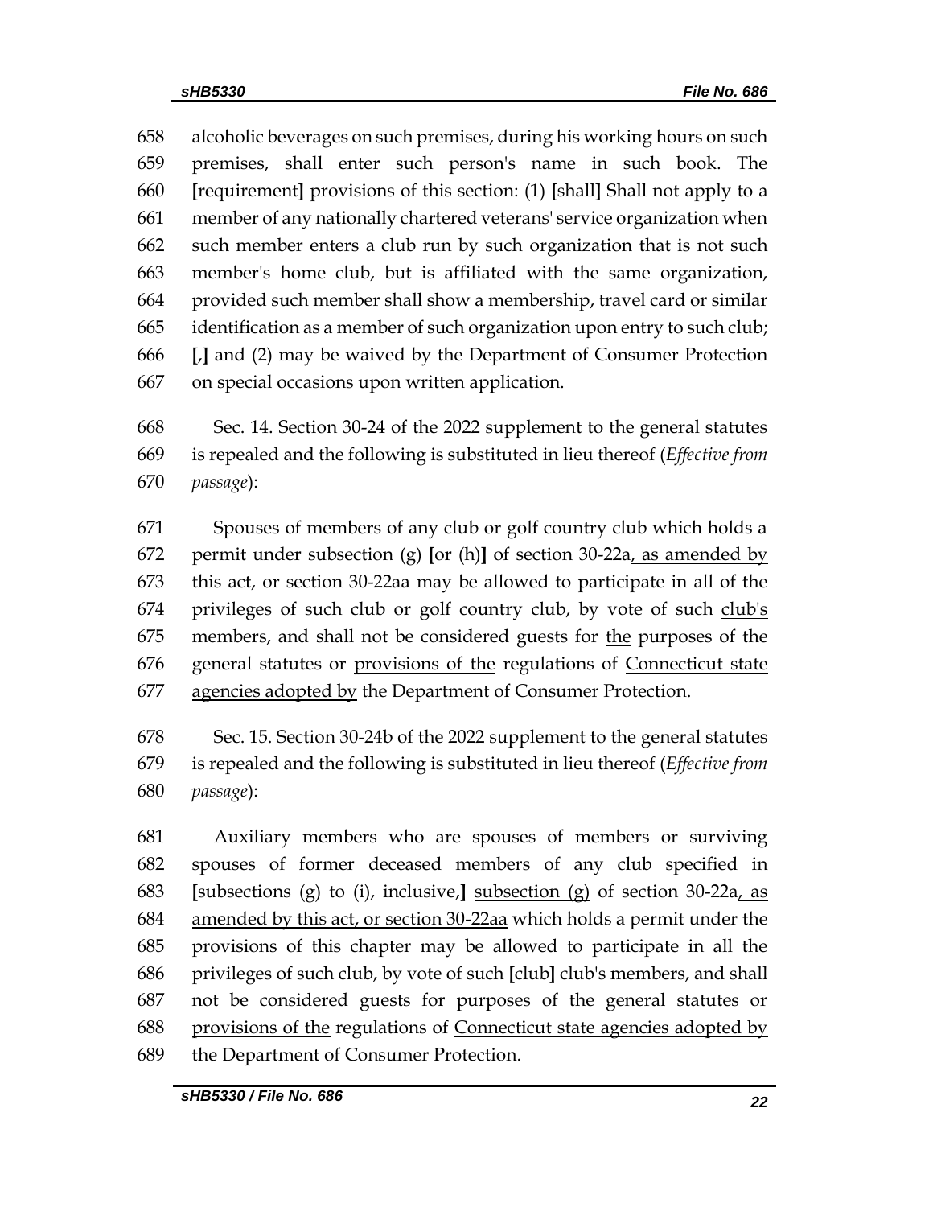alcoholic beverages on such premises, during his working hours on such premises, shall enter such person's name in such book. The [requirement] provisions of this section: (1) [shall] Shall not apply to a member of any nationally chartered veterans' service organization when such member enters a club run by such organization that is not such member's home club, but is affiliated with the same organization, provided such member shall show a membership, travel card or similar identification as a member of such organization upon entry to such club; [,] and (2) may be waived by the Department of Consumer Protection on special occasions upon written application.

Sec. 14. Section 30-24 of the 2022 supplement to the general statutes is repealed and the following is substituted in lieu thereof (*Effective from passage*):

Spouses of members of any club or golf country club which holds a permit under subsection (g) [or (h)] of section 30-22a, as amended by this act, or section 30-22aa may be allowed to participate in all of the privileges of such club or golf country club, by vote of such club's members, and shall not be considered guests for the purposes of the general statutes or provisions of the regulations of Connecticut state agencies adopted by the Department of Consumer Protection.

Sec. 15. Section 30-24b of the 2022 supplement to the general statutes is repealed and the following is substituted in lieu thereof (*Effective from passage*):

Auxiliary members who are spouses of members or surviving spouses of former deceased members of any club specified in [subsections (g) to (i), inclusive,] subsection (g) of section 30-22a, as amended by this act, or section 30-22aa which holds a permit under the provisions of this chapter may be allowed to participate in all the privileges of such club, by vote of such [club] club's members, and shall not be considered guests for purposes of the general statutes or provisions of the regulations of Connecticut state agencies adopted by the Department of Consumer Protection.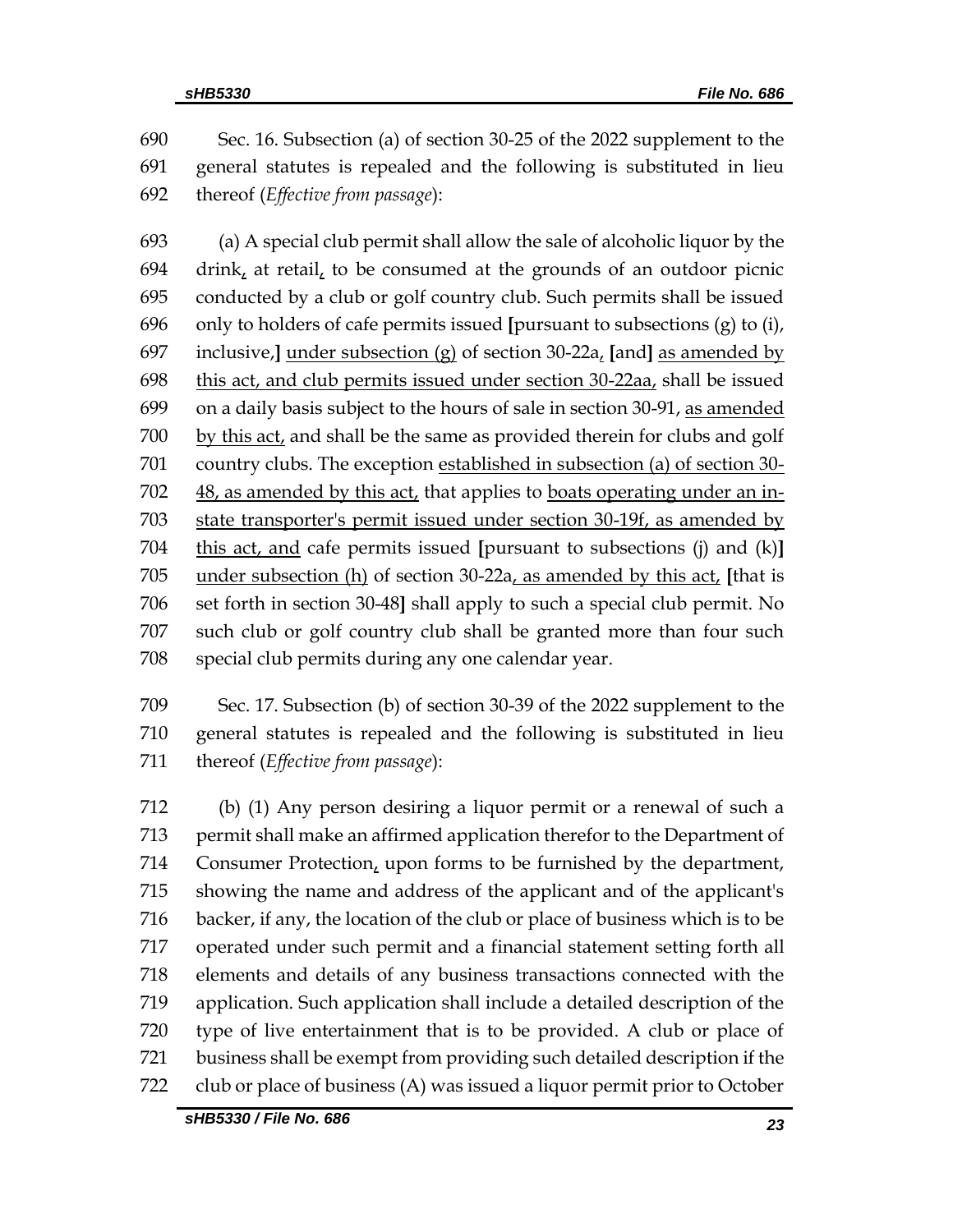690 Sec. 16. Subsection (a) of section 30-25 of the 2022 supplement to the
691 general statutes is repealed and the following is substituted in lieu
692 thereof (*Effective from passage*):

693 (a) A special club permit shall allow the sale of alcoholic liquor by the
694 drink, at retail, to be consumed at the grounds of an outdoor picnic
695 conducted by a club or golf country club. Such permits shall be issued
696 only to holders of cafe permits issued [pursuant to subsections (g) to (i),
697 inclusive,] under subsection (g) of section 30-22a, [and] as amended by
698 this act, and club permits issued under section 30-22aa, shall be issued
699 on a daily basis subject to the hours of sale in section 30-91, as amended
700 by this act, and shall be the same as provided therein for clubs and golf
701 country clubs. The exception established in subsection (a) of section 30-
702 48, as amended by this act, that applies to boats operating under an in-
703 state transporter's permit issued under section 30-19f, as amended by
704 this act, and cafe permits issued [pursuant to subsections (j) and (k)]
705 under subsection (h) of section 30-22a, as amended by this act, [that is
706 set forth in section 30-48] shall apply to such a special club permit. No
707 such club or golf country club shall be granted more than four such
708 special club permits during any one calendar year.

709 Sec. 17. Subsection (b) of section 30-39 of the 2022 supplement to the
710 general statutes is repealed and the following is substituted in lieu
711 thereof (*Effective from passage*):

712 (b) (1) Any person desiring a liquor permit or a renewal of such a
713 permit shall make an affirmed application therefor to the Department of
714 Consumer Protection, upon forms to be furnished by the department,
715 showing the name and address of the applicant and of the applicant's
716 backer, if any, the location of the club or place of business which is to be
717 operated under such permit and a financial statement setting forth all
718 elements and details of any business transactions connected with the
719 application. Such application shall include a detailed description of the
720 type of live entertainment that is to be provided. A club or place of
721 business shall be exempt from providing such detailed description if the
722 club or place of business (A) was issued a liquor permit prior to October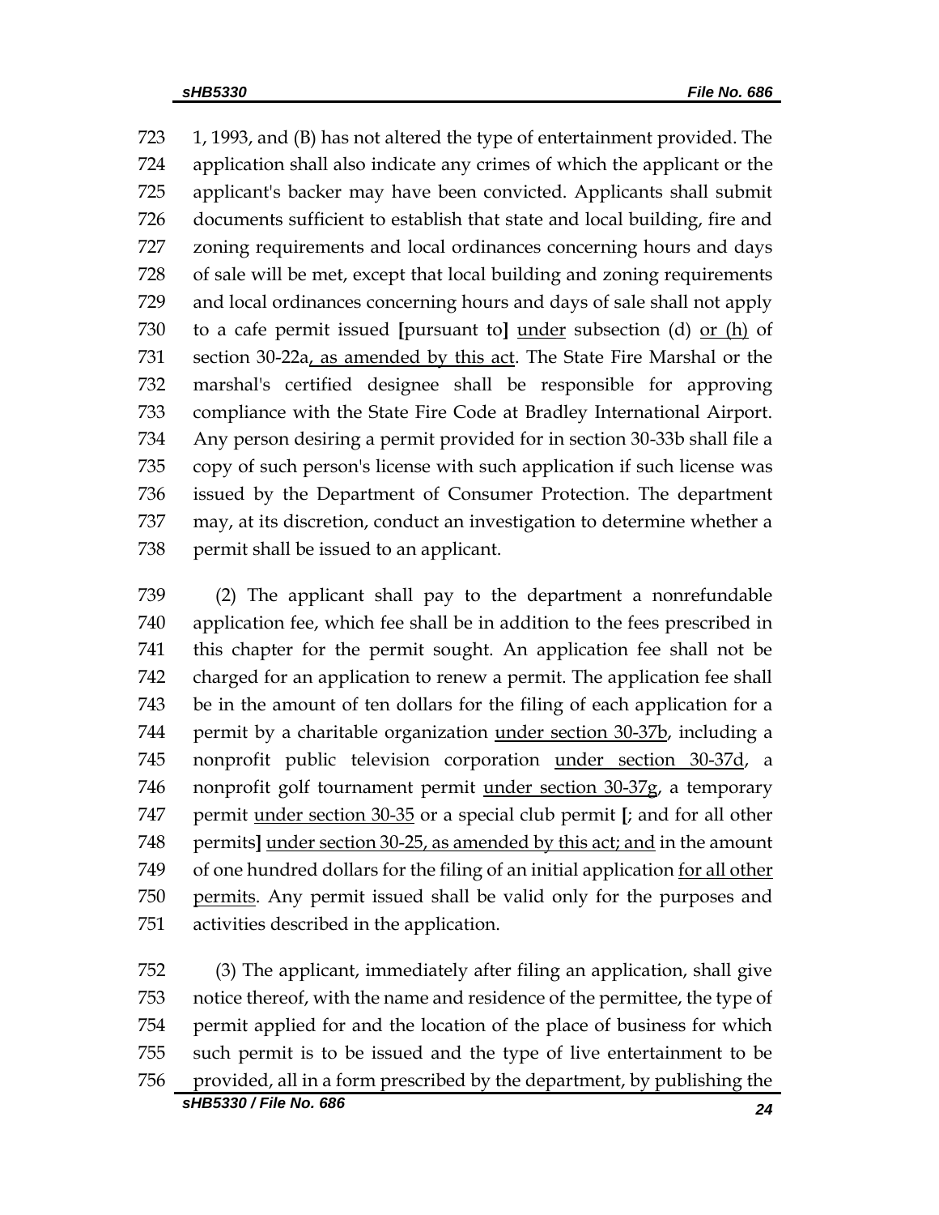1, 1993, and (B) has not altered the type of entertainment provided. The application shall also indicate any crimes of which the applicant or the applicant's backer may have been convicted. Applicants shall submit documents sufficient to establish that state and local building, fire and zoning requirements and local ordinances concerning hours and days of sale will be met, except that local building and zoning requirements and local ordinances concerning hours and days of sale shall not apply to a cafe permit issued **[**pursuant to**]** <u>under</u> subsection (d) <u>or (h)</u> of section 30-22a<u>, as amended by this act</u>. The State Fire Marshal or the marshal's certified designee shall be responsible for approving compliance with the State Fire Code at Bradley International Airport. Any person desiring a permit provided for in section 30-33b shall file a copy of such person's license with such application if such license was issued by the Department of Consumer Protection. The department may, at its discretion, conduct an investigation to determine whether a permit shall be issued to an applicant.

(2) The applicant shall pay to the department a nonrefundable application fee, which fee shall be in addition to the fees prescribed in this chapter for the permit sought. An application fee shall not be charged for an application to renew a permit. The application fee shall be in the amount of ten dollars for the filing of each application for a permit by a charitable organization <u>under section 30-37b</u>, including a nonprofit public television corporation <u>under section 30-37d</u>, a nonprofit golf tournament permit <u>under section 30-37g</u>, a temporary permit <u>under section 30-35</u> or a special club permit **[**; and for all other permits**]** <u>under section 30-25, as amended by this act; and</u> in the amount of one hundred dollars for the filing of an initial application <u>for all other permits</u>. Any permit issued shall be valid only for the purposes and activities described in the application.

(3) The applicant, immediately after filing an application, shall give notice thereof, with the name and residence of the permittee, the type of permit applied for and the location of the place of business for which such permit is to be issued and the type of live entertainment to be provided, all in a form prescribed by the department, by publishing the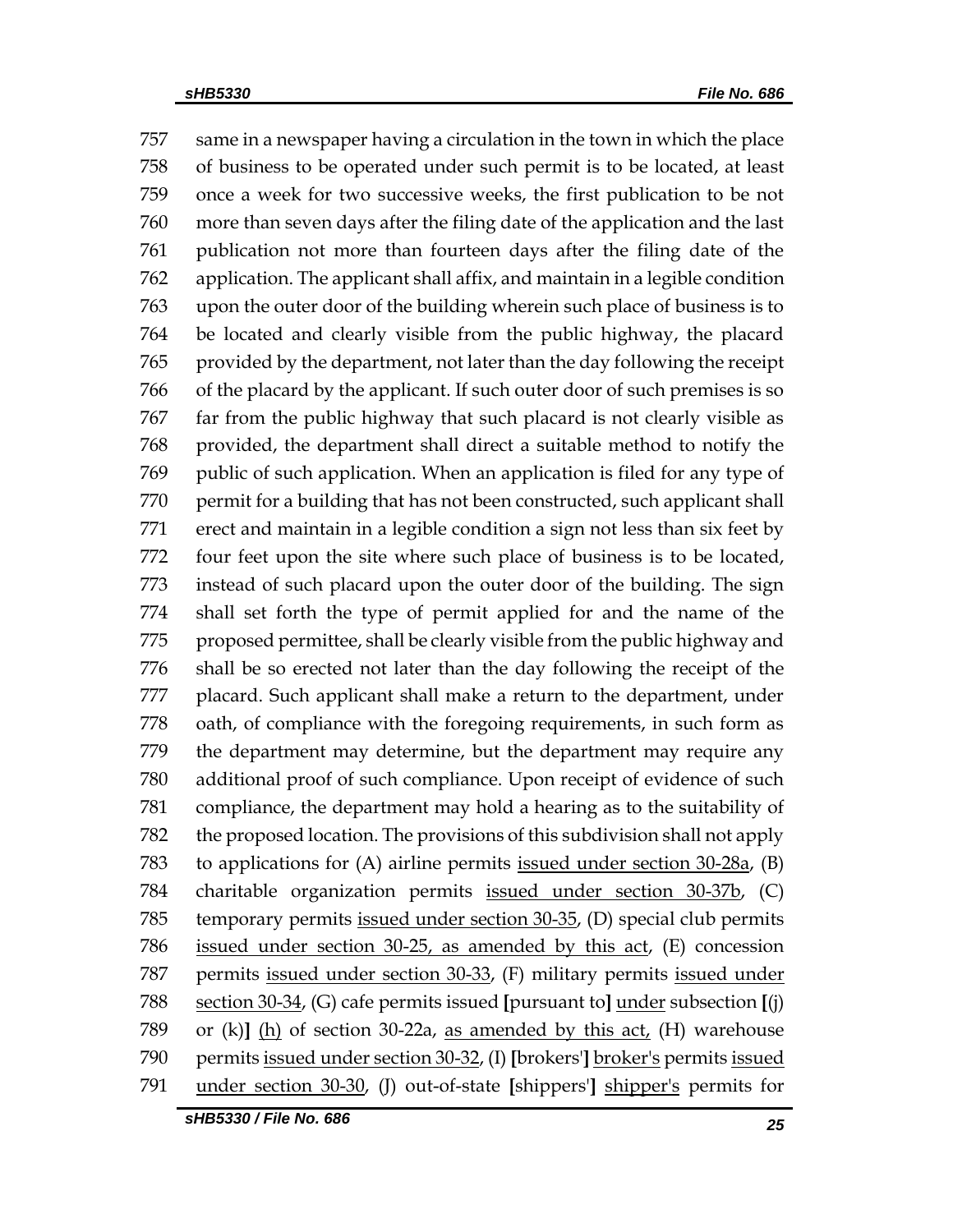same in a newspaper having a circulation in the town in which the place of business to be operated under such permit is to be located, at least once a week for two successive weeks, the first publication to be not more than seven days after the filing date of the application and the last publication not more than fourteen days after the filing date of the application. The applicant shall affix, and maintain in a legible condition upon the outer door of the building wherein such place of business is to be located and clearly visible from the public highway, the placard provided by the department, not later than the day following the receipt of the placard by the applicant. If such outer door of such premises is so far from the public highway that such placard is not clearly visible as provided, the department shall direct a suitable method to notify the public of such application. When an application is filed for any type of permit for a building that has not been constructed, such applicant shall erect and maintain in a legible condition a sign not less than six feet by four feet upon the site where such place of business is to be located, instead of such placard upon the outer door of the building. The sign shall set forth the type of permit applied for and the name of the proposed permittee, shall be clearly visible from the public highway and shall be so erected not later than the day following the receipt of the placard. Such applicant shall make a return to the department, under oath, of compliance with the foregoing requirements, in such form as the department may determine, but the department may require any additional proof of such compliance. Upon receipt of evidence of such compliance, the department may hold a hearing as to the suitability of the proposed location. The provisions of this subdivision shall not apply to applications for (A) airline permits issued under section 30-28a, (B) charitable organization permits issued under section 30-37b, (C) temporary permits issued under section 30-35, (D) special club permits issued under section 30-25, as amended by this act, (E) concession permits issued under section 30-33, (F) military permits issued under section 30-34, (G) cafe permits issued **[**pursuant to**]** under subsection **[**(j) or (k)**]** (h) of section 30-22a, as amended by this act, (H) warehouse permits issued under section 30-32, (I) **[**brokers'**]** broker's permits issued under section 30-30, (J) out-of-state **[**shippers'**]** shipper's permits for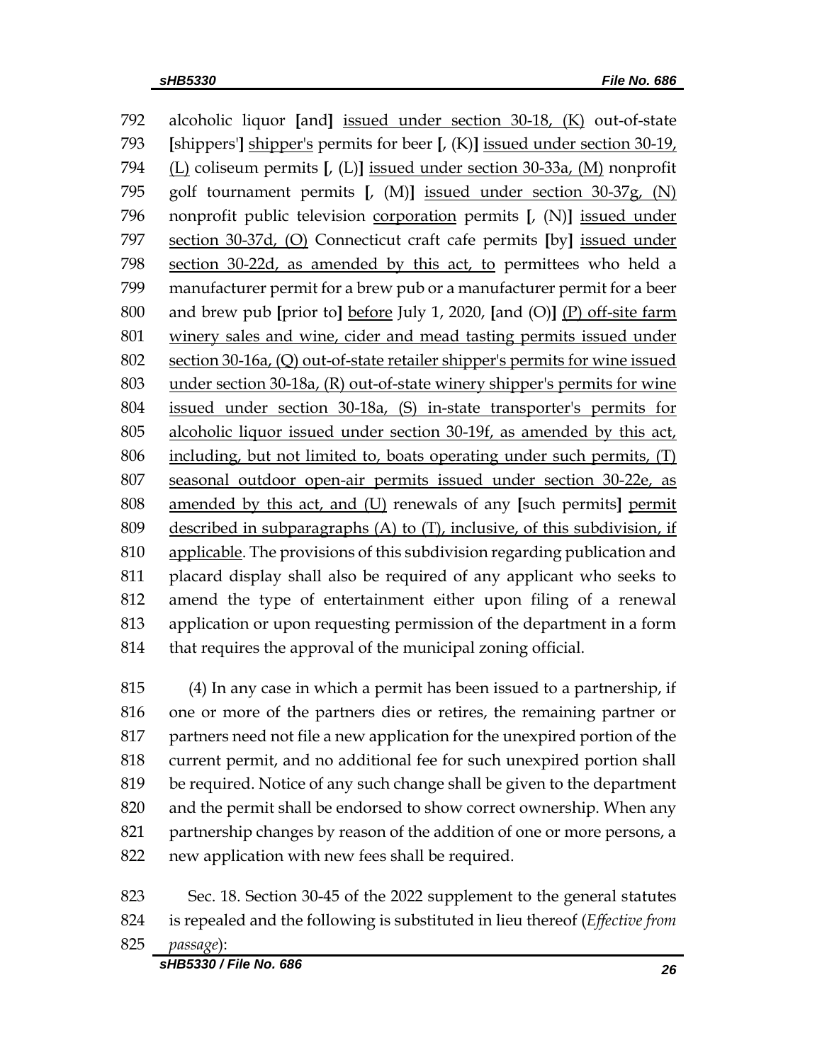792 alcoholic liquor **[**and**]** <u>issued under section 30-18, (K)</u> out-of-state
793 **[**shippers'**]** <u>shipper's</u> permits for beer **[**, (K)**]** <u>issued under section 30-19,</u>
794 <u>(L)</u> coliseum permits **[**, (L)**]** <u>issued under section 30-33a, (M)</u> nonprofit
795 golf tournament permits **[**, (M)**]** <u>issued under section 30-37g, (N)</u>
796 nonprofit public television <u>corporation</u> permits **[**, (N)**]** <u>issued under</u>
797 <u>section 30-37d, (O)</u> Connecticut craft cafe permits **[**by**]** <u>issued under</u>
798 <u>section 30-22d, as amended by this act, to</u> permittees who held a
799 manufacturer permit for a brew pub or a manufacturer permit for a beer
800 and brew pub **[**prior to**]** <u>before</u> July 1, 2020, **[**and (O)**]** <u>(P) off-site farm</u>
801 <u>winery sales and wine, cider and mead tasting permits issued under</u>
802 <u>section 30-16a, (Q) out-of-state retailer shipper's permits for wine issued</u>
803 <u>under section 30-18a, (R) out-of-state winery shipper's permits for wine</u>
804 <u>issued under section 30-18a, (S) in-state transporter's permits for</u>
805 <u>alcoholic liquor issued under section 30-19f, as amended by this act,</u>
806 <u>including, but not limited to, boats operating under such permits, (T)</u>
807 <u>seasonal outdoor open-air permits issued under section 30-22e, as</u>
808 <u>amended by this act, and (U)</u> renewals of any **[**such permits**]** <u>permit</u>
809 <u>described in subparagraphs (A) to (T), inclusive, of this subdivision, if</u>
810 <u>applicable</u>. The provisions of this subdivision regarding publication and
811 placard display shall also be required of any applicant who seeks to
812 amend the type of entertainment either upon filing of a renewal
813 application or upon requesting permission of the department in a form
814 that requires the approval of the municipal zoning official.

815 (4) In any case in which a permit has been issued to a partnership, if
816 one or more of the partners dies or retires, the remaining partner or
817 partners need not file a new application for the unexpired portion of the
818 current permit, and no additional fee for such unexpired portion shall
819 be required. Notice of any such change shall be given to the department
820 and the permit shall be endorsed to show correct ownership. When any
821 partnership changes by reason of the addition of one or more persons, a
822 new application with new fees shall be required.

823 Sec. 18. Section 30-45 of the 2022 supplement to the general statutes
824 is repealed and the following is substituted in lieu thereof (*Effective from*
825 *passage*):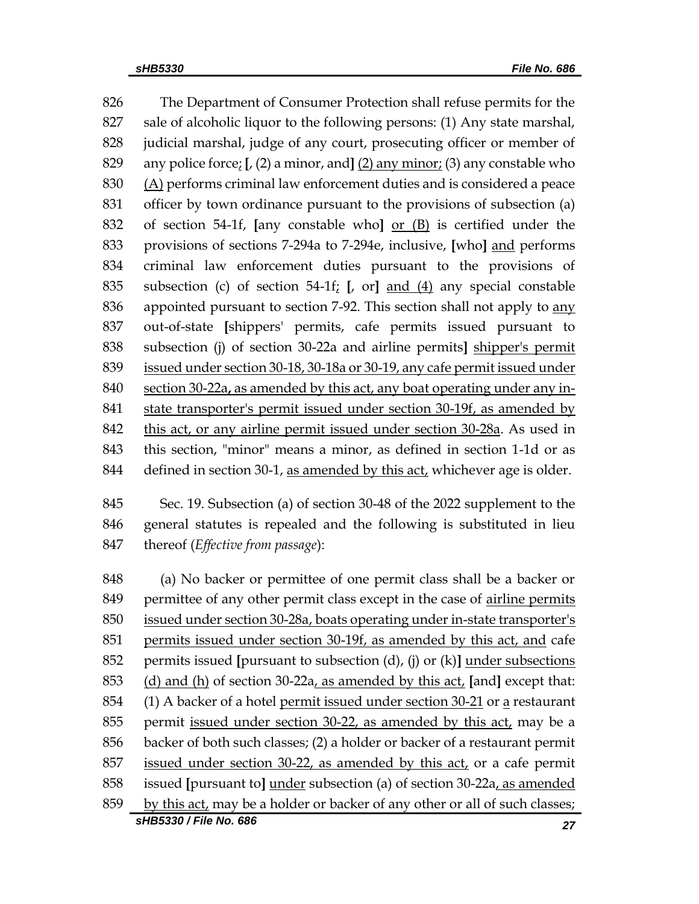The Department of Consumer Protection shall refuse permits for the sale of alcoholic liquor to the following persons: (1) Any state marshal, judicial marshal, judge of any court, prosecuting officer or member of any police force; [, (2) a minor, and] (2) any minor; (3) any constable who (A) performs criminal law enforcement duties and is considered a peace officer by town ordinance pursuant to the provisions of subsection (a) of section 54-1f, [any constable who] or (B) is certified under the provisions of sections 7-294a to 7-294e, inclusive, [who] and performs criminal law enforcement duties pursuant to the provisions of subsection (c) of section 54-1f; [, or] and (4) any special constable appointed pursuant to section 7-92. This section shall not apply to any out-of-state [shippers' permits, cafe permits issued pursuant to subsection (j) of section 30-22a and airline permits] shipper's permit issued under section 30-18, 30-18a or 30-19, any cafe permit issued under section 30-22a, as amended by this act, any boat operating under any in-state transporter's permit issued under section 30-19f, as amended by this act, or any airline permit issued under section 30-28a. As used in this section, "minor" means a minor, as defined in section 1-1d or as defined in section 30-1, as amended by this act, whichever age is older.

Sec. 19. Subsection (a) of section 30-48 of the 2022 supplement to the general statutes is repealed and the following is substituted in lieu thereof (*Effective from passage*):

(a) No backer or permittee of one permit class shall be a backer or permittee of any other permit class except in the case of airline permits issued under section 30-28a, boats operating under in-state transporter's permits issued under section 30-19f, as amended by this act, and cafe permits issued [pursuant to subsection (d), (j) or (k)] under subsections (d) and (h) of section 30-22a, as amended by this act, [and] except that: (1) A backer of a hotel permit issued under section 30-21 or a restaurant permit issued under section 30-22, as amended by this act, may be a backer of both such classes; (2) a holder or backer of a restaurant permit issued under section 30-22, as amended by this act, or a cafe permit issued [pursuant to] under subsection (a) of section 30-22a, as amended by this act, may be a holder or backer of any other or all of such classes;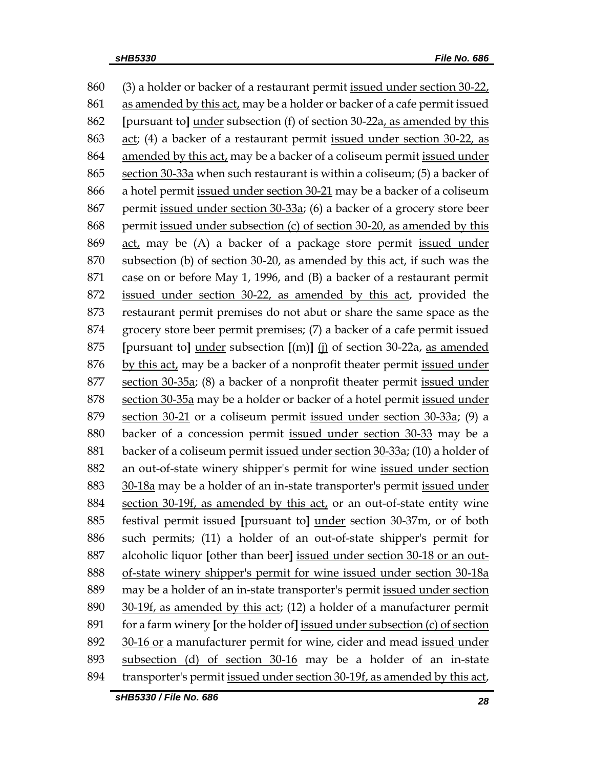860 (3) a holder or backer of a restaurant permit issued under section 30-22,
861 as amended by this act, may be a holder or backer of a cafe permit issued
862 [pursuant to] under subsection (f) of section 30-22a, as amended by this
863 act; (4) a backer of a restaurant permit issued under section 30-22, as
864 amended by this act, may be a backer of a coliseum permit issued under
865 section 30-33a when such restaurant is within a coliseum; (5) a backer of
866 a hotel permit issued under section 30-21 may be a backer of a coliseum
867 permit issued under section 30-33a; (6) a backer of a grocery store beer
868 permit issued under subsection (c) of section 30-20, as amended by this
869 act, may be (A) a backer of a package store permit issued under
870 subsection (b) of section 30-20, as amended by this act, if such was the
871 case on or before May 1, 1996, and (B) a backer of a restaurant permit
872 issued under section 30-22, as amended by this act, provided the
873 restaurant permit premises do not abut or share the same space as the
874 grocery store beer permit premises; (7) a backer of a cafe permit issued
875 [pursuant to] under subsection [(m)] (j) of section 30-22a, as amended
876 by this act, may be a backer of a nonprofit theater permit issued under
877 section 30-35a; (8) a backer of a nonprofit theater permit issued under
878 section 30-35a may be a holder or backer of a hotel permit issued under
879 section 30-21 or a coliseum permit issued under section 30-33a; (9) a
880 backer of a concession permit issued under section 30-33 may be a
881 backer of a coliseum permit issued under section 30-33a; (10) a holder of
882 an out-of-state winery shipper's permit for wine issued under section
883 30-18a may be a holder of an in-state transporter's permit issued under
884 section 30-19f, as amended by this act, or an out-of-state entity wine
885 festival permit issued [pursuant to] under section 30-37m, or of both
886 such permits; (11) a holder of an out-of-state shipper's permit for
887 alcoholic liquor [other than beer] issued under section 30-18 or an out-
888 of-state winery shipper's permit for wine issued under section 30-18a
889 may be a holder of an in-state transporter's permit issued under section
890 30-19f, as amended by this act; (12) a holder of a manufacturer permit
891 for a farm winery [or the holder of] issued under subsection (c) of section
892 30-16 or a manufacturer permit for wine, cider and mead issued under
893 subsection (d) of section 30-16 may be a holder of an in-state
894 transporter's permit issued under section 30-19f, as amended by this act,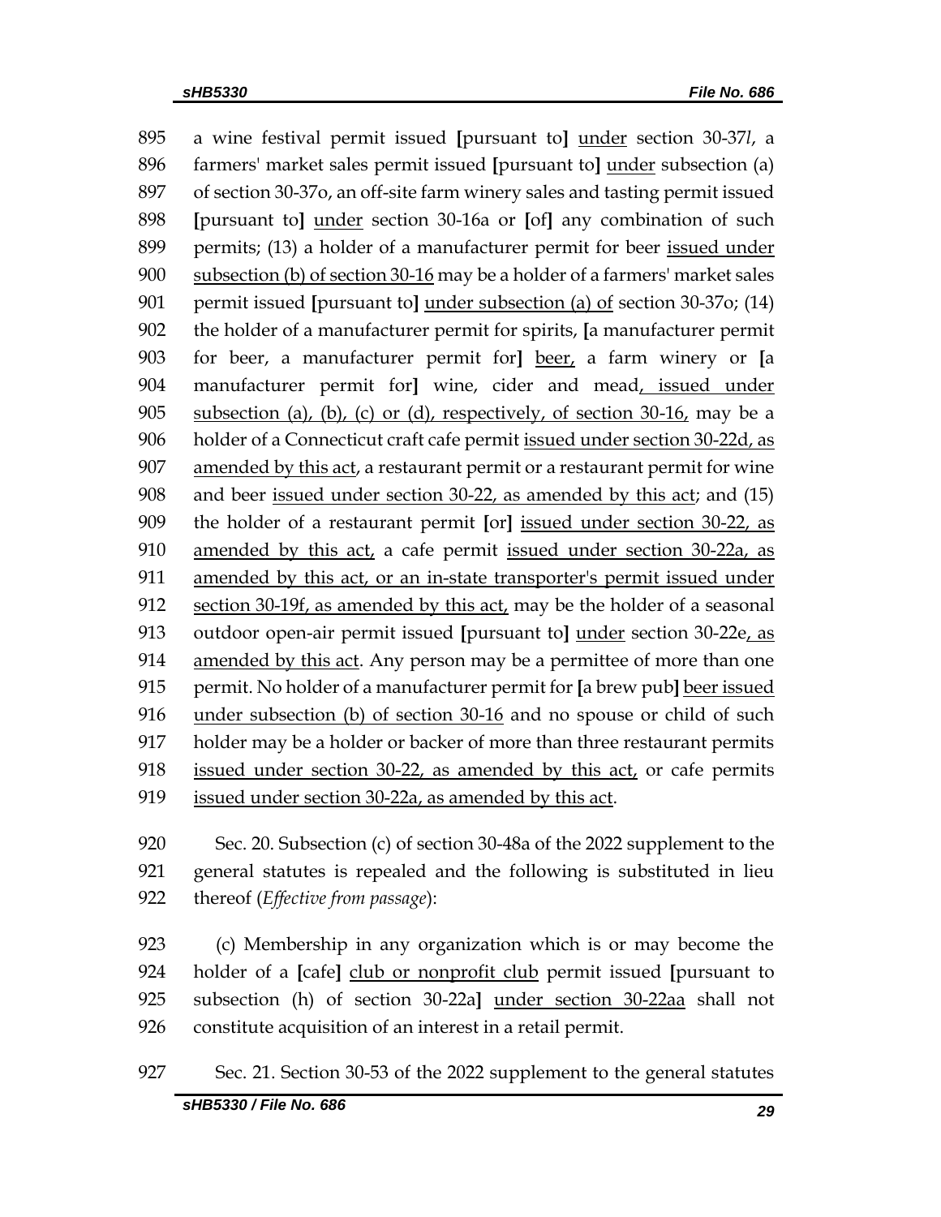895 a wine festival permit issued [pursuant to] under section 30-37*l*, a
896 farmers' market sales permit issued [pursuant to] under subsection (a)
897 of section 30-37o, an off-site farm winery sales and tasting permit issued
898 [pursuant to] under section 30-16a or [of] any combination of such
899 permits; (13) a holder of a manufacturer permit for beer issued under
900 subsection (b) of section 30-16 may be a holder of a farmers' market sales
901 permit issued [pursuant to] under subsection (a) of section 30-37o; (14)
902 the holder of a manufacturer permit for spirits, [a manufacturer permit
903 for beer, a manufacturer permit for] beer, a farm winery or [a
904 manufacturer permit for] wine, cider and mead, issued under
905 subsection (a), (b), (c) or (d), respectively, of section 30-16, may be a
906 holder of a Connecticut craft cafe permit issued under section 30-22d, as
907 amended by this act, a restaurant permit or a restaurant permit for wine
908 and beer issued under section 30-22, as amended by this act; and (15)
909 the holder of a restaurant permit [or] issued under section 30-22, as
910 amended by this act, a cafe permit issued under section 30-22a, as
911 amended by this act, or an in-state transporter's permit issued under
912 section 30-19f, as amended by this act, may be the holder of a seasonal
913 outdoor open-air permit issued [pursuant to] under section 30-22e, as
914 amended by this act. Any person may be a permittee of more than one
915 permit. No holder of a manufacturer permit for [a brew pub] beer issued
916 under subsection (b) of section 30-16 and no spouse or child of such
917 holder may be a holder or backer of more than three restaurant permits
918 issued under section 30-22, as amended by this act, or cafe permits
919 issued under section 30-22a, as amended by this act.

920 Sec. 20. Subsection (c) of section 30-48a of the 2022 supplement to the
921 general statutes is repealed and the following is substituted in lieu
922 thereof (*Effective from passage*):

923 (c) Membership in any organization which is or may become the
924 holder of a [cafe] club or nonprofit club permit issued [pursuant to
925 subsection (h) of section 30-22a] under section 30-22aa shall not
926 constitute acquisition of an interest in a retail permit.

927 Sec. 21. Section 30-53 of the 2022 supplement to the general statutes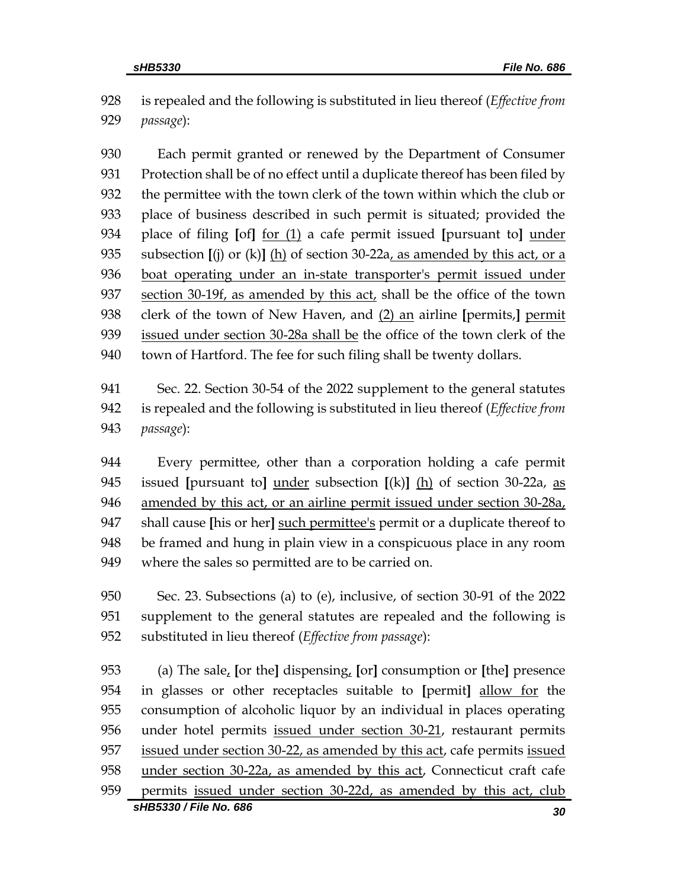928 is repealed and the following is substituted in lieu thereof (*Effective from*
929 *passage*):

930 Each permit granted or renewed by the Department of Consumer
931 Protection shall be of no effect until a duplicate thereof has been filed by
932 the permittee with the town clerk of the town within which the club or
933 place of business described in such permit is situated; provided the
934 place of filing **[**of**]** <u>for (1)</u> a cafe permit issued **[**pursuant to**]** <u>under</u>
935 subsection **[**(j) or (k)**]** <u>(h)</u> of section 30-22a<u>, as amended by this act, or a</u>
936 <u>boat operating under an in-state transporter's permit issued under</u>
937 <u>section 30-19f, as amended by this act,</u> shall be the office of the town
938 clerk of the town of New Haven, and <u>(2) an</u> airline **[**permits,**]** <u>permit</u>
939 <u>issued under section 30-28a shall be</u> the office of the town clerk of the
940 town of Hartford. The fee for such filing shall be twenty dollars.

941 Sec. 22. Section 30-54 of the 2022 supplement to the general statutes
942 is repealed and the following is substituted in lieu thereof (*Effective from*
943 *passage*):

944 Every permittee, other than a corporation holding a cafe permit
945 issued **[**pursuant to**]** <u>under</u> subsection **[**(k)**]** <u>(h)</u> of section 30-22a, <u>as</u>
946 <u>amended by this act, or an airline permit issued under section 30-28a,</u>
947 shall cause **[**his or her**]** <u>such permittee's</u> permit or a duplicate thereof to
948 be framed and hung in plain view in a conspicuous place in any room
949 where the sales so permitted are to be carried on.

950 Sec. 23. Subsections (a) to (e), inclusive, of section 30-91 of the 2022
951 supplement to the general statutes are repealed and the following is
952 substituted in lieu thereof (*Effective from passage*):

953 (a) The sale<u>,</u> **[**or the**]** dispensing<u>,</u> **[**or**]** consumption or **[**the**]** presence
954 in glasses or other receptacles suitable to **[**permit**]** <u>allow for</u> the
955 consumption of alcoholic liquor by an individual in places operating
956 under hotel permits <u>issued under section 30-21</u>, restaurant permits
957 <u>issued under section 30-22, as amended by this act</u>, cafe permits <u>issued</u>
958 <u>under section 30-22a, as amended by this act</u>, Connecticut craft cafe
959 permits <u>issued under section 30-22d, as amended by this act, club</u>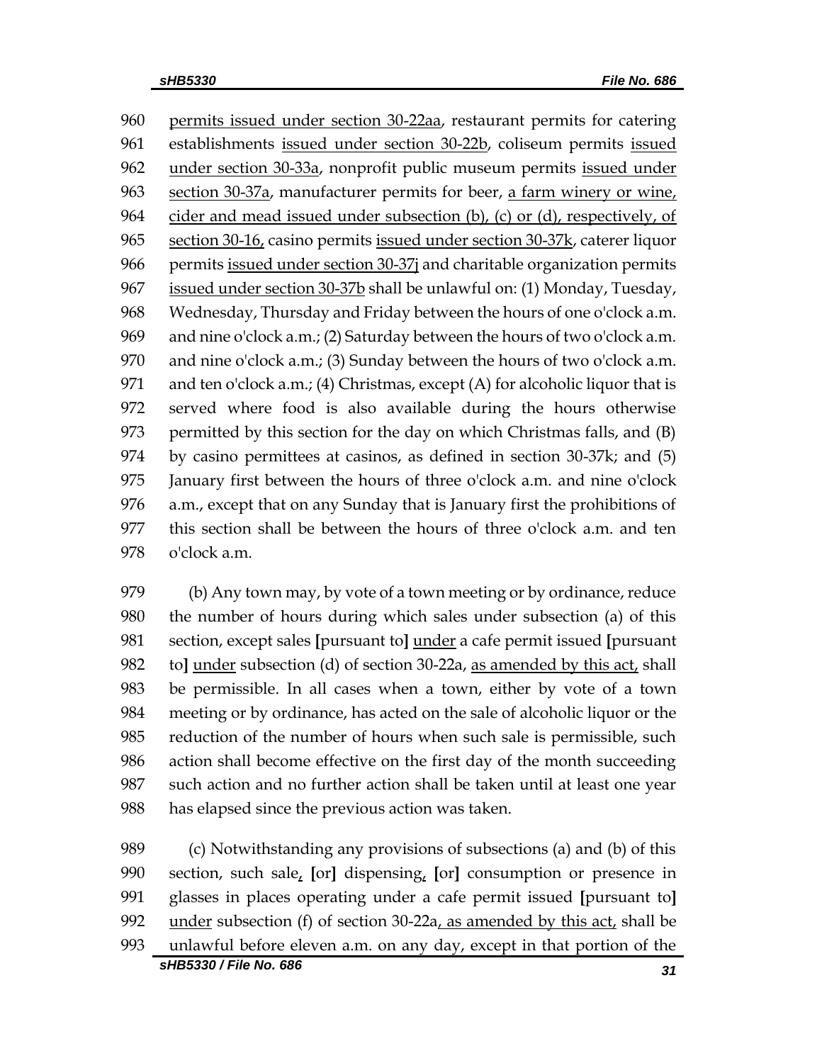960 permits issued under section 30-22aa, restaurant permits for catering
961 establishments issued under section 30-22b, coliseum permits issued
962 under section 30-33a, nonprofit public museum permits issued under
963 section 30-37a, manufacturer permits for beer, a farm winery or wine,
964 cider and mead issued under subsection (b), (c) or (d), respectively, of
965 section 30-16, casino permits issued under section 30-37k, caterer liquor
966 permits issued under section 30-37j and charitable organization permits
967 issued under section 30-37b shall be unlawful on: (1) Monday, Tuesday,
968 Wednesday, Thursday and Friday between the hours of one o'clock a.m.
969 and nine o'clock a.m.; (2) Saturday between the hours of two o'clock a.m.
970 and nine o'clock a.m.; (3) Sunday between the hours of two o'clock a.m.
971 and ten o'clock a.m.; (4) Christmas, except (A) for alcoholic liquor that is
972 served where food is also available during the hours otherwise
973 permitted by this section for the day on which Christmas falls, and (B)
974 by casino permittees at casinos, as defined in section 30-37k; and (5)
975 January first between the hours of three o'clock a.m. and nine o'clock
976 a.m., except that on any Sunday that is January first the prohibitions of
977 this section shall be between the hours of three o'clock a.m. and ten
978 o'clock a.m.

979 (b) Any town may, by vote of a town meeting or by ordinance, reduce
980 the number of hours during which sales under subsection (a) of this
981 section, except sales **[**pursuant to**]** under a cafe permit issued **[**pursuant
982 to**]** under subsection (d) of section 30-22a, as amended by this act, shall
983 be permissible. In all cases when a town, either by vote of a town
984 meeting or by ordinance, has acted on the sale of alcoholic liquor or the
985 reduction of the number of hours when such sale is permissible, such
986 action shall become effective on the first day of the month succeeding
987 such action and no further action shall be taken until at least one year
988 has elapsed since the previous action was taken.

989 (c) Notwithstanding any provisions of subsections (a) and (b) of this
990 section, such sale, **[**or**]** dispensing, **[**or**]** consumption or presence in
991 glasses in places operating under a cafe permit issued **[**pursuant to**]**
992 under subsection (f) of section 30-22a, as amended by this act, shall be
993 unlawful before eleven a.m. on any day, except in that portion of the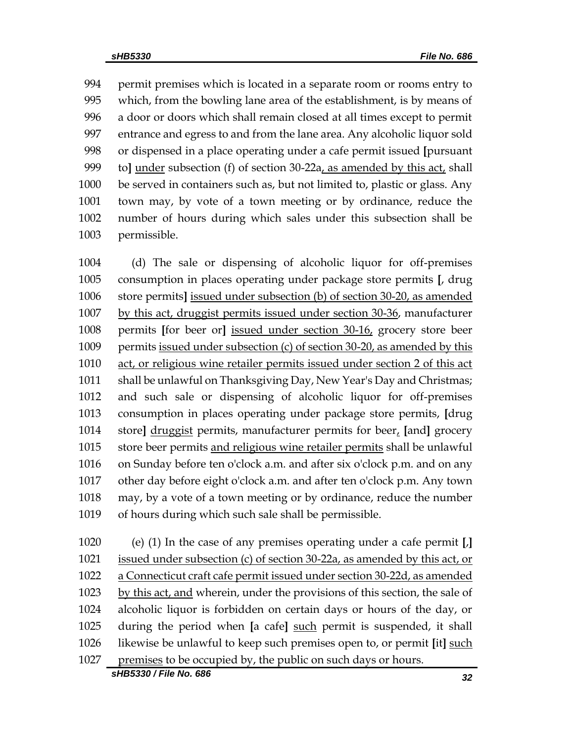permit premises which is located in a separate room or rooms entry to which, from the bowling lane area of the establishment, is by means of a door or doors which shall remain closed at all times except to permit entrance and egress to and from the lane area. Any alcoholic liquor sold or dispensed in a place operating under a cafe permit issued [pursuant to] under subsection (f) of section 30-22a, as amended by this act, shall be served in containers such as, but not limited to, plastic or glass. Any town may, by vote of a town meeting or by ordinance, reduce the number of hours during which sales under this subsection shall be permissible.

(d) The sale or dispensing of alcoholic liquor for off-premises consumption in places operating under package store permits [, drug store permits] issued under subsection (b) of section 30-20, as amended by this act, druggist permits issued under section 30-36, manufacturer permits [for beer or] issued under section 30-16, grocery store beer permits issued under subsection (c) of section 30-20, as amended by this act, or religious wine retailer permits issued under section 2 of this act shall be unlawful on Thanksgiving Day, New Year's Day and Christmas; and such sale or dispensing of alcoholic liquor for off-premises consumption in places operating under package store permits, [drug store] druggist permits, manufacturer permits for beer, [and] grocery store beer permits and religious wine retailer permits shall be unlawful on Sunday before ten o'clock a.m. and after six o'clock p.m. and on any other day before eight o'clock a.m. and after ten o'clock p.m. Any town may, by a vote of a town meeting or by ordinance, reduce the number of hours during which such sale shall be permissible.

(e) (1) In the case of any premises operating under a cafe permit [,] issued under subsection (c) of section 30-22a, as amended by this act, or a Connecticut craft cafe permit issued under section 30-22d, as amended by this act, and wherein, under the provisions of this section, the sale of alcoholic liquor is forbidden on certain days or hours of the day, or during the period when [a cafe] such permit is suspended, it shall likewise be unlawful to keep such premises open to, or permit [it] such premises to be occupied by, the public on such days or hours.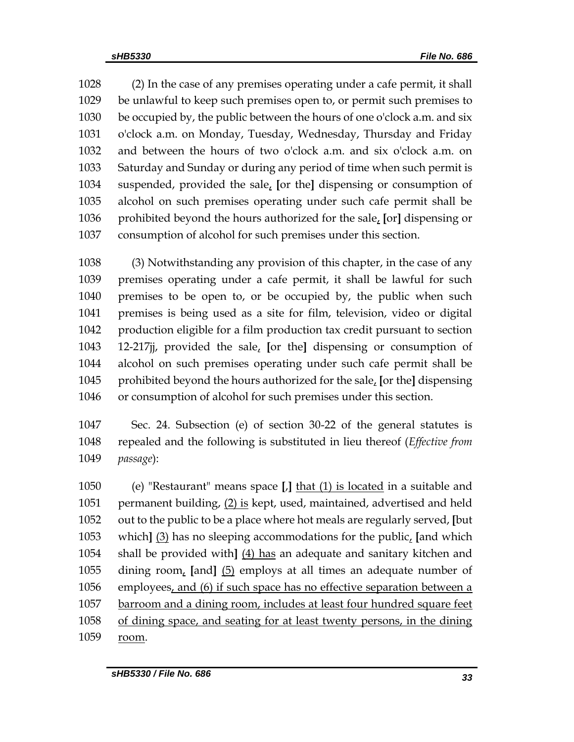1028 (2) In the case of any premises operating under a cafe permit, it shall be unlawful to keep such premises open to, or permit such premises to be occupied by, the public between the hours of one o'clock a.m. and six o'clock a.m. on Monday, Tuesday, Wednesday, Thursday and Friday and between the hours of two o'clock a.m. and six o'clock a.m. on Saturday and Sunday or during any period of time when such permit is suspended, provided the sale, [or the] dispensing or consumption of alcohol on such premises operating under such cafe permit shall be prohibited beyond the hours authorized for the sale, [or] dispensing or consumption of alcohol for such premises under this section.

1038 (3) Notwithstanding any provision of this chapter, in the case of any premises operating under a cafe permit, it shall be lawful for such premises to be open to, or be occupied by, the public when such premises is being used as a site for film, television, video or digital production eligible for a film production tax credit pursuant to section 12-217jj, provided the sale, [or the] dispensing or consumption of alcohol on such premises operating under such cafe permit shall be prohibited beyond the hours authorized for the sale, [or the] dispensing or consumption of alcohol for such premises under this section.

1047 Sec. 24. Subsection (e) of section 30-22 of the general statutes is repealed and the following is substituted in lieu thereof (*Effective from passage*):

1050 (e) "Restaurant" means space [,] <u>that (1) is located</u> in a suitable and permanent building, <u>(2) is</u> kept, used, maintained, advertised and held out to the public to be a place where hot meals are regularly served, [but which] <u>(3)</u> has no sleeping accommodations for the public, [and which shall be provided with] <u>(4) has</u> an adequate and sanitary kitchen and dining room, [and] <u>(5)</u> employs at all times an adequate number of employees<u>, and (6) if such space has no effective separation between a barroom and a dining room, includes at least four hundred square feet of dining space, and seating for at least twenty persons, in the dining room</u>.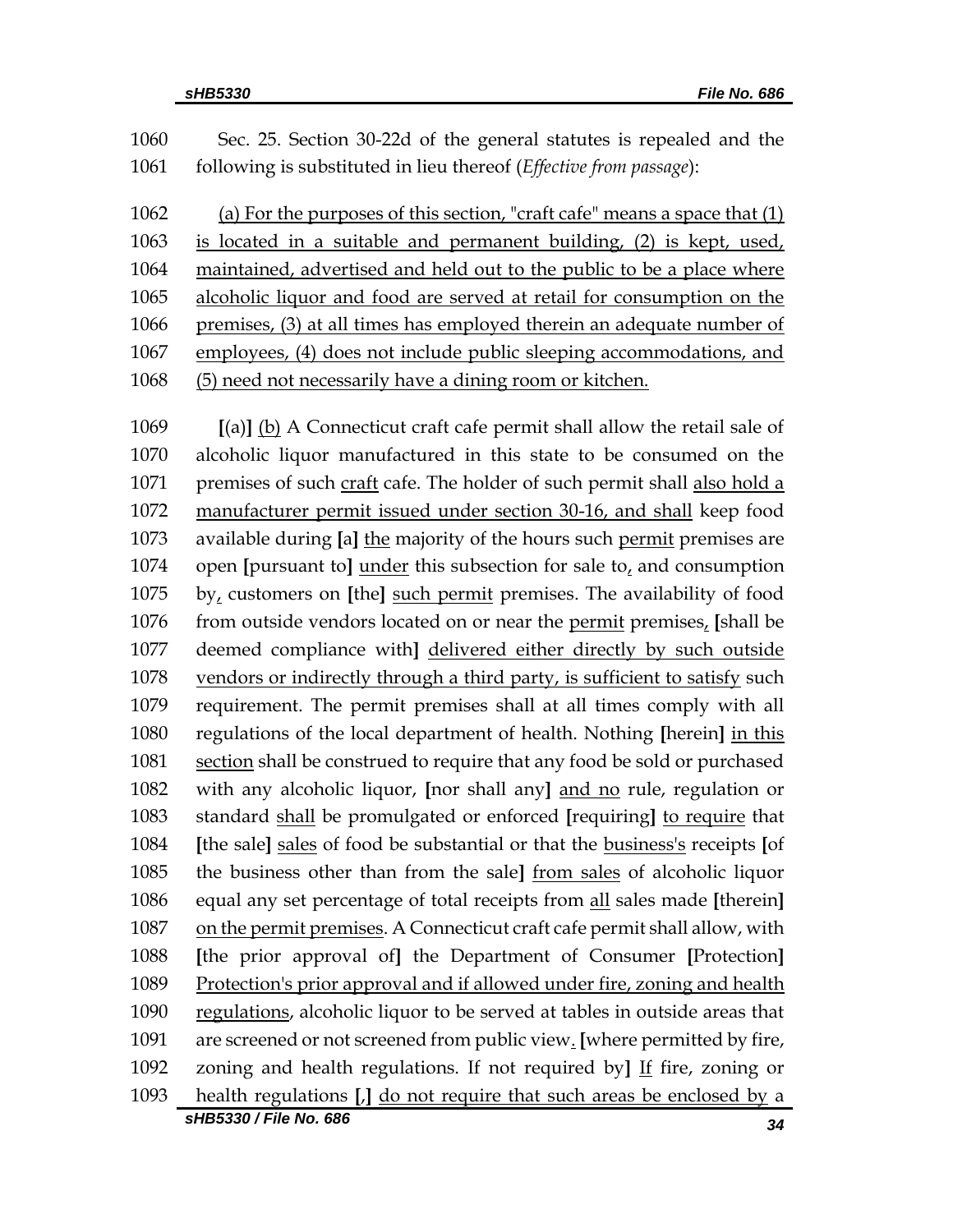1060 Sec. 25. Section 30-22d of the general statutes is repealed and the
1061 following is substituted in lieu thereof (*Effective from passage*):

1062 <u>(a) For the purposes of this section, "craft cafe" means a space that (1)</u>
1063 <u>is located in a suitable and permanent building, (2) is kept, used,</u>
1064 <u>maintained, advertised and held out to the public to be a place where</u>
1065 <u>alcoholic liquor and food are served at retail for consumption on the</u>
1066 <u>premises, (3) at all times has employed therein an adequate number of</u>
1067 <u>employees, (4) does not include public sleeping accommodations, and</u>
1068 <u>(5) need not necessarily have a dining room or kitchen.</u>

1069 **[**(a)**]** <u>(b)</u> A Connecticut craft cafe permit shall allow the retail sale of
1070 alcoholic liquor manufactured in this state to be consumed on the
1071 premises of such <u>craft</u> cafe. The holder of such permit shall <u>also hold a</u>
1072 <u>manufacturer permit issued under section 30-16, and shall</u> keep food
1073 available during **[**a**]** <u>the</u> majority of the hours such <u>permit</u> premises are
1074 open **[**pursuant to**]** <u>under</u> this subsection for sale to<u>,</u> and consumption
1075 by<u>,</u> customers on **[**the**]** <u>such permit</u> premises. The availability of food
1076 from outside vendors located on or near the <u>permit</u> premises<u>,</u> **[**shall be
1077 deemed compliance with**]** <u>delivered either directly by such outside</u>
1078 <u>vendors or indirectly through a third party, is sufficient to satisfy</u> such
1079 requirement. The permit premises shall at all times comply with all
1080 regulations of the local department of health. Nothing **[**herein**]** <u>in this</u>
1081 <u>section</u> shall be construed to require that any food be sold or purchased
1082 with any alcoholic liquor, **[**nor shall any**]** <u>and no</u> rule, regulation or
1083 standard <u>shall</u> be promulgated or enforced **[**requiring**]** <u>to require</u> that
1084 **[**the sale**]** <u>sales</u> of food be substantial or that the <u>business's</u> receipts **[**of
1085 the business other than from the sale**]** <u>from sales</u> of alcoholic liquor
1086 equal any set percentage of total receipts from <u>all</u> sales made **[**therein**]**
1087 <u>on the permit premises</u>. A Connecticut craft cafe permit shall allow, with
1088 **[**the prior approval of**]** the Department of Consumer **[**Protection**]**
1089 <u>Protection's prior approval and if allowed under fire, zoning and health</u>
1090 <u>regulations</u>, alcoholic liquor to be served at tables in outside areas that
1091 are screened or not screened from public view<u>.</u> **[**where permitted by fire,
1092 zoning and health regulations. If not required by**]** <u>If</u> fire, zoning or
1093 health regulations **[**,**]** <u>do not require that such areas be enclosed by</u> a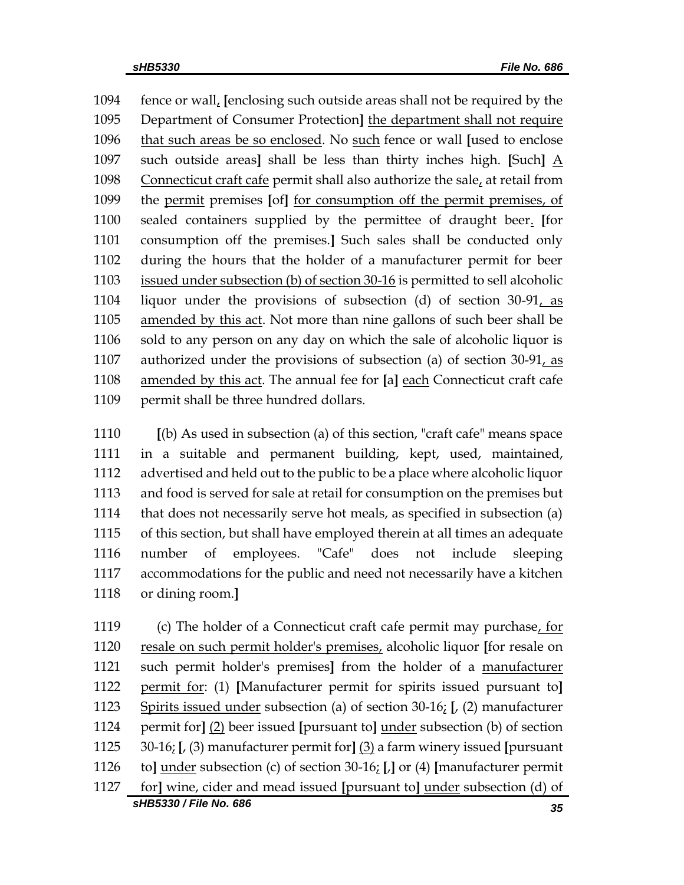1094 fence or wall, [enclosing such outside areas shall not be required by the
1095 Department of Consumer Protection] the department shall not require
1096 that such areas be so enclosed. No such fence or wall [used to enclose
1097 such outside areas] shall be less than thirty inches high. [Such] A
1098 Connecticut craft cafe permit shall also authorize the sale, at retail from
1099 the permit premises [of] for consumption off the permit premises, of
1100 sealed containers supplied by the permittee of draught beer. [for
1101 consumption off the premises.] Such sales shall be conducted only
1102 during the hours that the holder of a manufacturer permit for beer
1103 issued under subsection (b) of section 30-16 is permitted to sell alcoholic
1104 liquor under the provisions of subsection (d) of section 30-91, as
1105 amended by this act. Not more than nine gallons of such beer shall be
1106 sold to any person on any day on which the sale of alcoholic liquor is
1107 authorized under the provisions of subsection (a) of section 30-91, as
1108 amended by this act. The annual fee for [a] each Connecticut craft cafe
1109 permit shall be three hundred dollars.

1110 [(b) As used in subsection (a) of this section, "craft cafe" means space
1111 in a suitable and permanent building, kept, used, maintained,
1112 advertised and held out to the public to be a place where alcoholic liquor
1113 and food is served for sale at retail for consumption on the premises but
1114 that does not necessarily serve hot meals, as specified in subsection (a)
1115 of this section, but shall have employed therein at all times an adequate
1116 number of employees. "Cafe" does not include sleeping
1117 accommodations for the public and need not necessarily have a kitchen
1118 or dining room.]

1119 (c) The holder of a Connecticut craft cafe permit may purchase, for
1120 resale on such permit holder's premises, alcoholic liquor [for resale on
1121 such permit holder's premises] from the holder of a manufacturer
1122 permit for: (1) [Manufacturer permit for spirits issued pursuant to]
1123 Spirits issued under subsection (a) of section 30-16; [, (2) manufacturer
1124 permit for] (2) beer issued [pursuant to] under subsection (b) of section
1125 30-16; [, (3) manufacturer permit for] (3) a farm winery issued [pursuant
1126 to] under subsection (c) of section 30-16; [,] or (4) [manufacturer permit
1127 for] wine, cider and mead issued [pursuant to] under subsection (d) of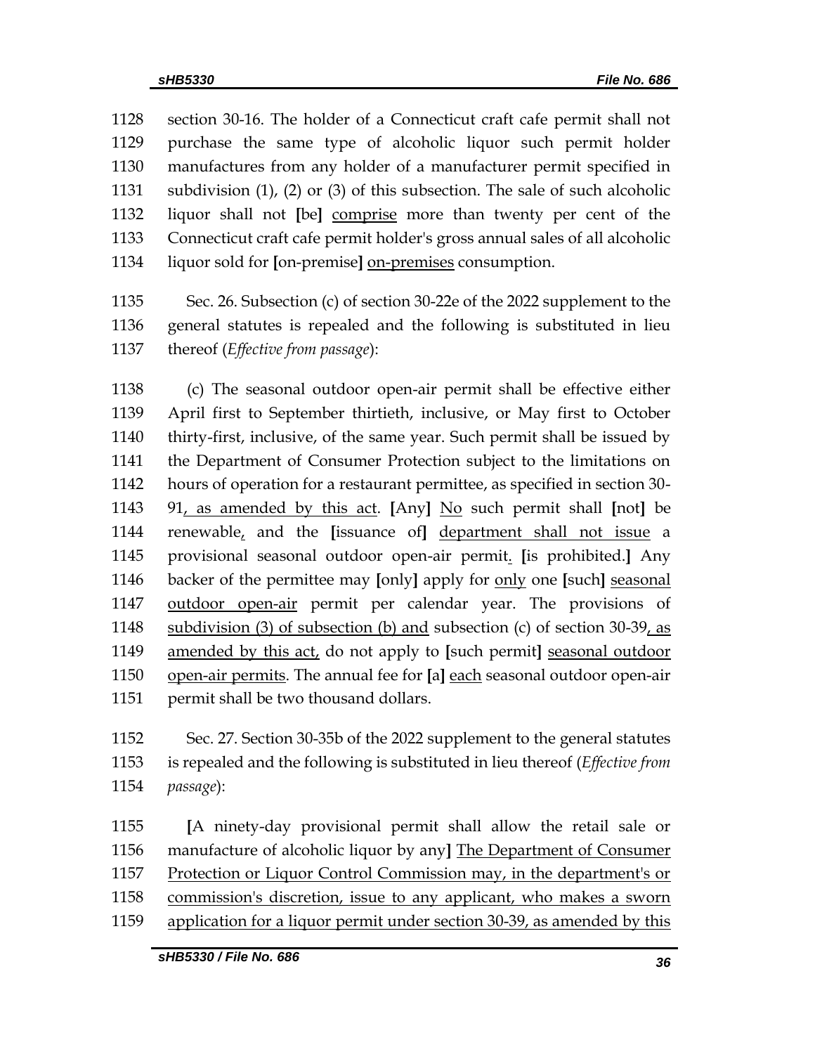section 30-16. The holder of a Connecticut craft cafe permit shall not purchase the same type of alcoholic liquor such permit holder manufactures from any holder of a manufacturer permit specified in subdivision (1), (2) or (3) of this subsection. The sale of such alcoholic liquor shall not [be] <u>comprise</u> more than twenty per cent of the Connecticut craft cafe permit holder's gross annual sales of all alcoholic liquor sold for [on-premise] <u>on-premises</u> consumption.

Sec. 26. Subsection (c) of section 30-22e of the 2022 supplement to the general statutes is repealed and the following is substituted in lieu thereof (*Effective from passage*):

(c) The seasonal outdoor open-air permit shall be effective either April first to September thirtieth, inclusive, or May first to October thirty-first, inclusive, of the same year. Such permit shall be issued by the Department of Consumer Protection subject to the limitations on hours of operation for a restaurant permittee, as specified in section 30-91<u>, as amended by this act</u>. [Any] <u>No</u> such permit shall [not] be renewable<u>,</u> and the [issuance of] <u>department shall not issue</u> a provisional seasonal outdoor open-air permit<u>.</u> [is prohibited.] Any backer of the permittee may [only] apply for <u>only</u> one [such] <u>seasonal outdoor open-air</u> permit per calendar year. The provisions of <u>subdivision (3) of subsection (b) and</u> subsection (c) of section 30-39<u>, as amended by this act,</u> do not apply to [such permit] <u>seasonal outdoor open-air permits</u>. The annual fee for [a] <u>each</u> seasonal outdoor open-air permit shall be two thousand dollars.

Sec. 27. Section 30-35b of the 2022 supplement to the general statutes is repealed and the following is substituted in lieu thereof (*Effective from passage*):

[A ninety-day provisional permit shall allow the retail sale or manufacture of alcoholic liquor by any] <u>The Department of Consumer Protection or Liquor Control Commission may, in the department's or commission's discretion, issue to any applicant, who makes a sworn application for a liquor permit under section 30-39, as amended by this</u>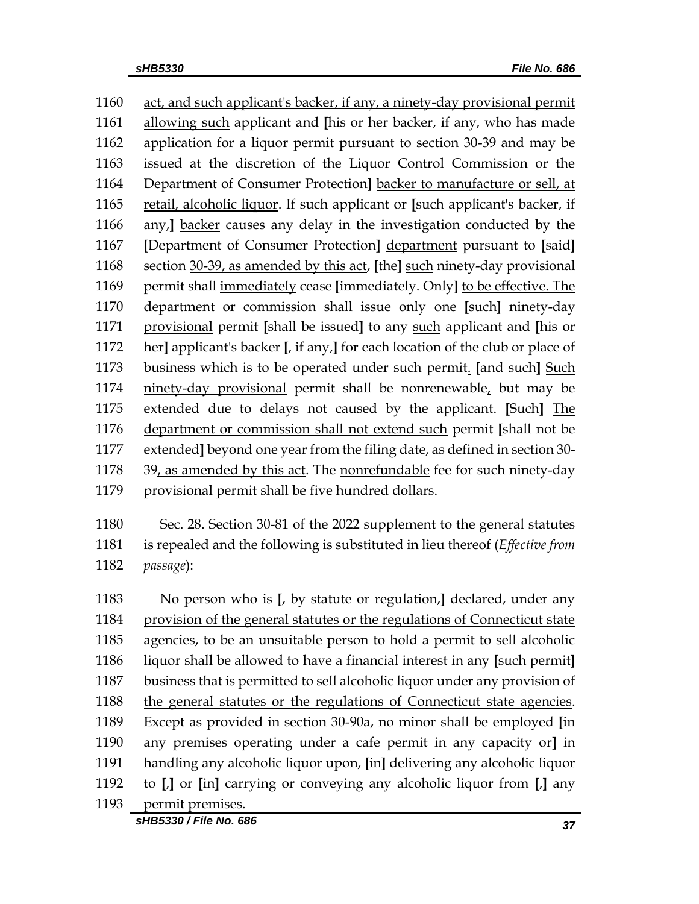1160 act, and such applicant's backer, if any, a ninety-day provisional permit
1161 allowing such applicant and [his or her backer, if any, who has made
1162 application for a liquor permit pursuant to section 30-39 and may be
1163 issued at the discretion of the Liquor Control Commission or the
1164 Department of Consumer Protection] backer to manufacture or sell, at
1165 retail, alcoholic liquor. If such applicant or [such applicant's backer, if
1166 any,] backer causes any delay in the investigation conducted by the
1167 [Department of Consumer Protection] department pursuant to [said]
1168 section 30-39, as amended by this act, [the] such ninety-day provisional
1169 permit shall immediately cease [immediately. Only] to be effective. The
1170 department or commission shall issue only one [such] ninety-day
1171 provisional permit [shall be issued] to any such applicant and [his or
1172 her] applicant's backer [, if any,] for each location of the club or place of
1173 business which is to be operated under such permit. [and such] Such
1174 ninety-day provisional permit shall be nonrenewable, but may be
1175 extended due to delays not caused by the applicant. [Such] The
1176 department or commission shall not extend such permit [shall not be
1177 extended] beyond one year from the filing date, as defined in section 30-
1178 39, as amended by this act. The nonrefundable fee for such ninety-day
1179 provisional permit shall be five hundred dollars.

1180 Sec. 28. Section 30-81 of the 2022 supplement to the general statutes
1181 is repealed and the following is substituted in lieu thereof (*Effective from*
1182 *passage*):

1183 No person who is [, by statute or regulation,] declared, under any
1184 provision of the general statutes or the regulations of Connecticut state
1185 agencies, to be an unsuitable person to hold a permit to sell alcoholic
1186 liquor shall be allowed to have a financial interest in any [such permit]
1187 business that is permitted to sell alcoholic liquor under any provision of
1188 the general statutes or the regulations of Connecticut state agencies.
1189 Except as provided in section 30-90a, no minor shall be employed [in
1190 any premises operating under a cafe permit in any capacity or] in
1191 handling any alcoholic liquor upon, [in] delivering any alcoholic liquor
1192 to [,] or [in] carrying or conveying any alcoholic liquor from [,] any
1193 permit premises.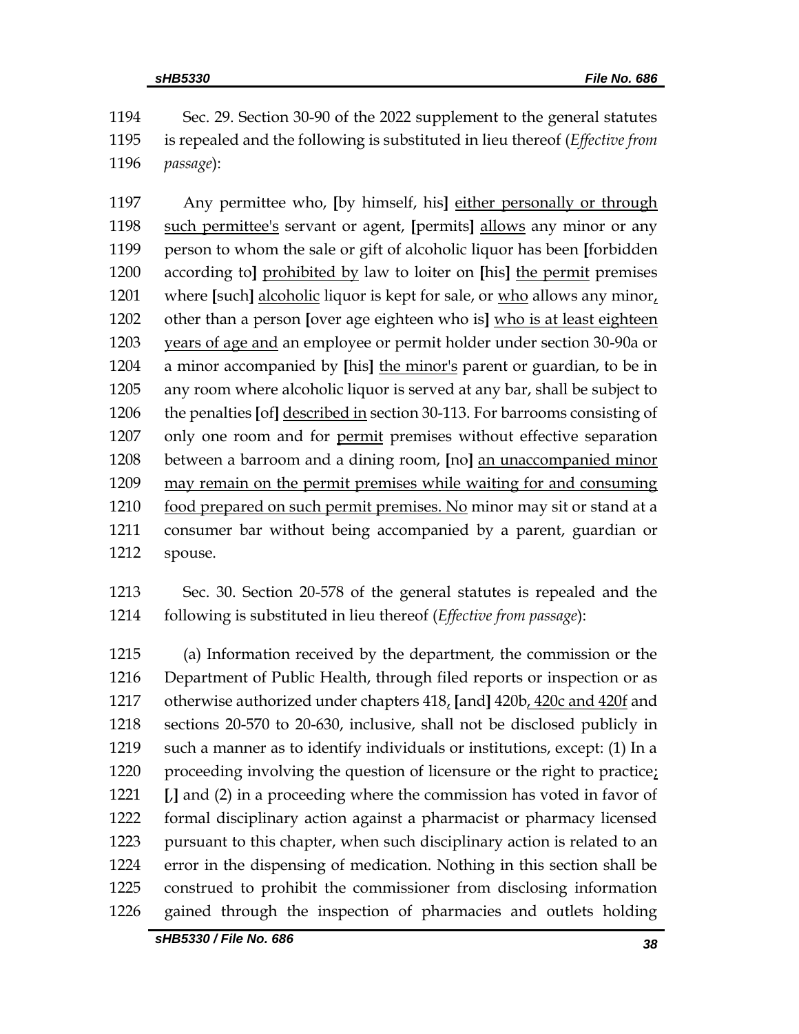Sec. 29. Section 30-90 of the 2022 supplement to the general statutes is repealed and the following is substituted in lieu thereof (*Effective from passage*):

Any permittee who, [by himself, his] either personally or through such permittee's servant or agent, [permits] allows any minor or any person to whom the sale or gift of alcoholic liquor has been [forbidden according to] prohibited by law to loiter on [his] the permit premises where [such] alcoholic liquor is kept for sale, or who allows any minor, other than a person [over age eighteen who is] who is at least eighteen years of age and an employee or permit holder under section 30-90a or a minor accompanied by [his] the minor's parent or guardian, to be in any room where alcoholic liquor is served at any bar, shall be subject to the penalties [of] described in section 30-113. For barrooms consisting of only one room and for permit premises without effective separation between a barroom and a dining room, [no] an unaccompanied minor may remain on the permit premises while waiting for and consuming food prepared on such permit premises. No minor may sit or stand at a consumer bar without being accompanied by a parent, guardian or spouse.

Sec. 30. Section 20-578 of the general statutes is repealed and the following is substituted in lieu thereof (*Effective from passage*):

(a) Information received by the department, the commission or the Department of Public Health, through filed reports or inspection or as otherwise authorized under chapters 418, [and] 420b, 420c and 420f and sections 20-570 to 20-630, inclusive, shall not be disclosed publicly in such a manner as to identify individuals or institutions, except: (1) In a proceeding involving the question of licensure or the right to practice; [,] and (2) in a proceeding where the commission has voted in favor of formal disciplinary action against a pharmacist or pharmacy licensed pursuant to this chapter, when such disciplinary action is related to an error in the dispensing of medication. Nothing in this section shall be construed to prohibit the commissioner from disclosing information gained through the inspection of pharmacies and outlets holding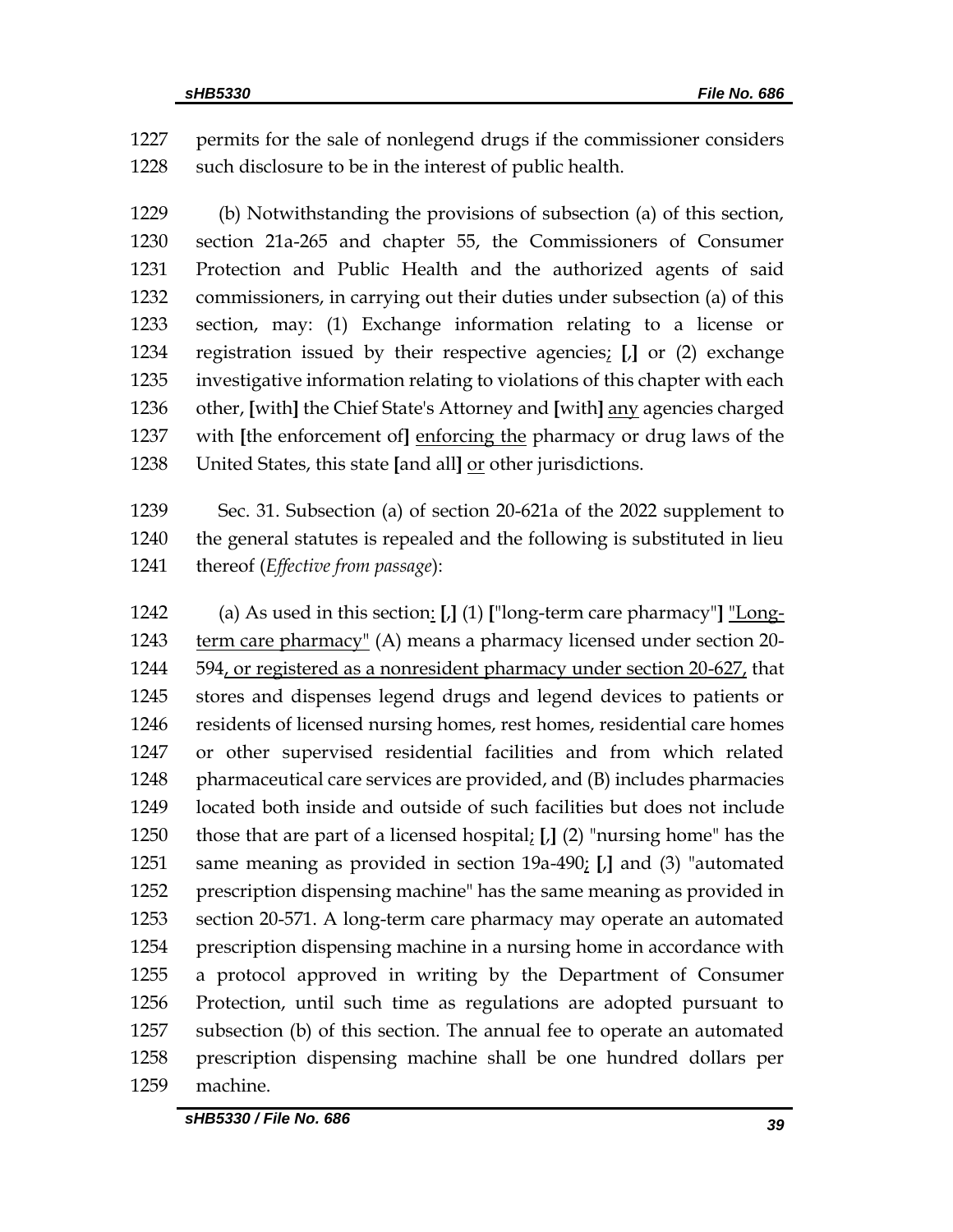permits for the sale of nonlegend drugs if the commissioner considers such disclosure to be in the interest of public health.

(b) Notwithstanding the provisions of subsection (a) of this section, section 21a-265 and chapter 55, the Commissioners of Consumer Protection and Public Health and the authorized agents of said commissioners, in carrying out their duties under subsection (a) of this section, may: (1) Exchange information relating to a license or registration issued by their respective agencies<u>;</u> **[**,**]** or (2) exchange investigative information relating to violations of this chapter with each other, **[**with**]** the Chief State's Attorney and **[**with**]** <u>any</u> agencies charged with **[**the enforcement of**]** <u>enforcing the</u> pharmacy or drug laws of the United States, this state **[**and all**]** <u>or</u> other jurisdictions.

Sec. 31. Subsection (a) of section 20-621a of the 2022 supplement to the general statutes is repealed and the following is substituted in lieu thereof (*Effective from passage*):

(a) As used in this section<u>:</u> **[**,**]** (1) **[**"long-term care pharmacy"**]** <u>"Long-term care pharmacy"</u> (A) means a pharmacy licensed under section 20-594<u>, or registered as a nonresident pharmacy under section 20-627,</u> that stores and dispenses legend drugs and legend devices to patients or residents of licensed nursing homes, rest homes, residential care homes or other supervised residential facilities and from which related pharmaceutical care services are provided, and (B) includes pharmacies located both inside and outside of such facilities but does not include those that are part of a licensed hospital<u>;</u> **[**,**]** (2) "nursing home" has the same meaning as provided in section 19a-490<u>;</u> **[**,**]** and (3) "automated prescription dispensing machine" has the same meaning as provided in section 20-571. A long-term care pharmacy may operate an automated prescription dispensing machine in a nursing home in accordance with a protocol approved in writing by the Department of Consumer Protection, until such time as regulations are adopted pursuant to subsection (b) of this section. The annual fee to operate an automated prescription dispensing machine shall be one hundred dollars per machine.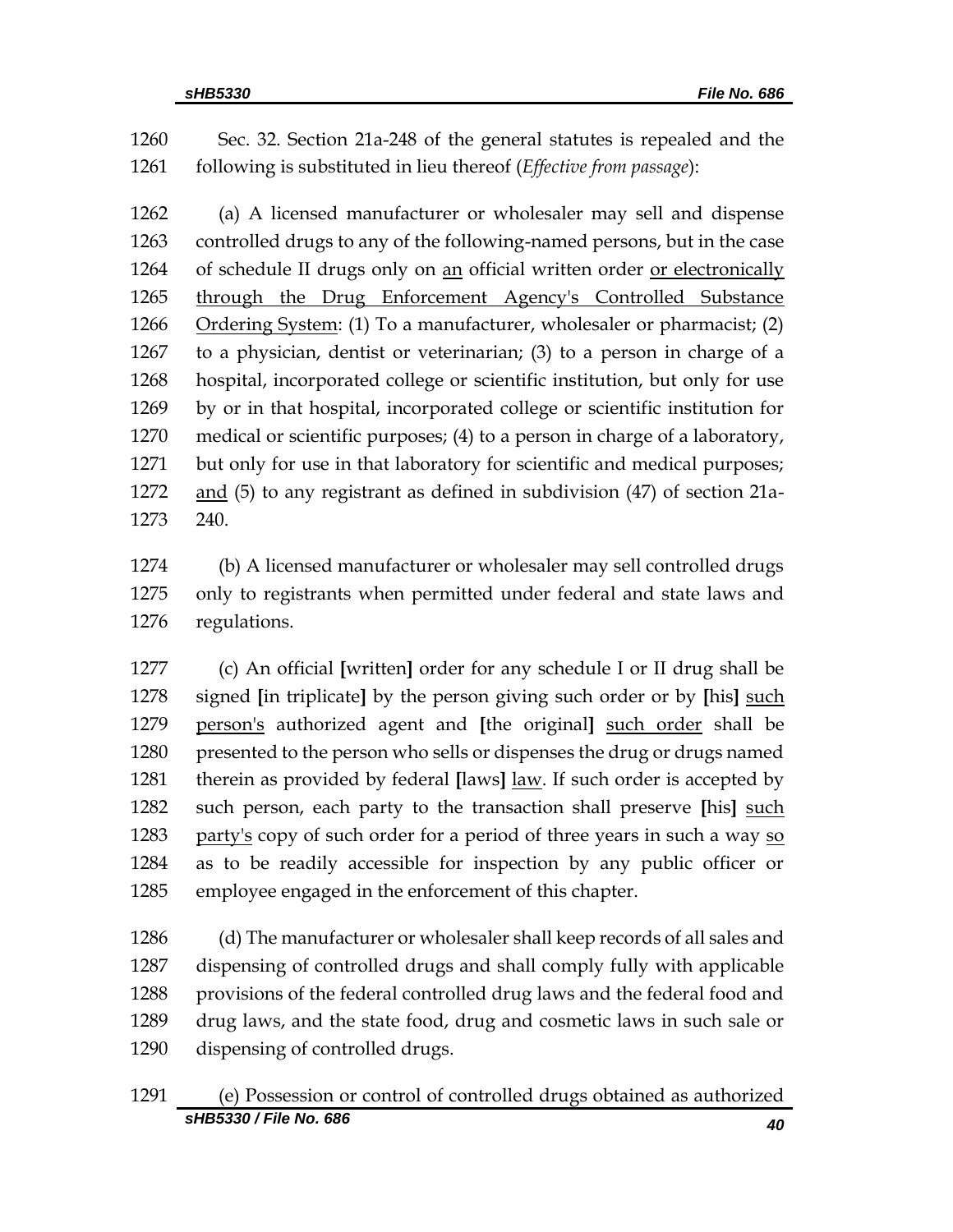Sec. 32. Section 21a-248 of the general statutes is repealed and the following is substituted in lieu thereof (*Effective from passage*):

(a) A licensed manufacturer or wholesaler may sell and dispense controlled drugs to any of the following-named persons, but in the case of schedule II drugs only on an official written order or electronically through the Drug Enforcement Agency's Controlled Substance Ordering System: (1) To a manufacturer, wholesaler or pharmacist; (2) to a physician, dentist or veterinarian; (3) to a person in charge of a hospital, incorporated college or scientific institution, but only for use by or in that hospital, incorporated college or scientific institution for medical or scientific purposes; (4) to a person in charge of a laboratory, but only for use in that laboratory for scientific and medical purposes; and (5) to any registrant as defined in subdivision (47) of section 21a-240.

(b) A licensed manufacturer or wholesaler may sell controlled drugs only to registrants when permitted under federal and state laws and regulations.

(c) An official **[**written**]** order for any schedule I or II drug shall be signed **[**in triplicate**]** by the person giving such order or by **[**his**]** such person's authorized agent and **[**the original**]** such order shall be presented to the person who sells or dispenses the drug or drugs named therein as provided by federal **[**laws**]** law. If such order is accepted by such person, each party to the transaction shall preserve **[**his**]** such party's copy of such order for a period of three years in such a way so as to be readily accessible for inspection by any public officer or employee engaged in the enforcement of this chapter.

(d) The manufacturer or wholesaler shall keep records of all sales and dispensing of controlled drugs and shall comply fully with applicable provisions of the federal controlled drug laws and the federal food and drug laws, and the state food, drug and cosmetic laws in such sale or dispensing of controlled drugs.

(e) Possession or control of controlled drugs obtained as authorized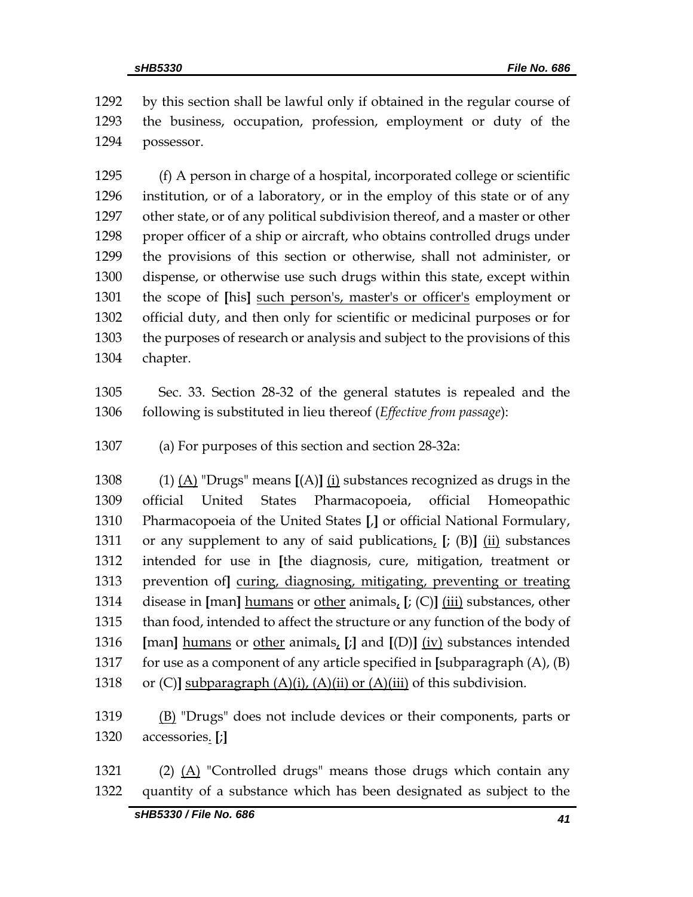by this section shall be lawful only if obtained in the regular course of the business, occupation, profession, employment or duty of the possessor.

(f) A person in charge of a hospital, incorporated college or scientific institution, or of a laboratory, or in the employ of this state or of any other state, or of any political subdivision thereof, and a master or other proper officer of a ship or aircraft, who obtains controlled drugs under the provisions of this section or otherwise, shall not administer, or dispense, or otherwise use such drugs within this state, except within the scope of [his] such person's, master's or officer's employment or official duty, and then only for scientific or medicinal purposes or for the purposes of research or analysis and subject to the provisions of this chapter.

Sec. 33. Section 28-32 of the general statutes is repealed and the following is substituted in lieu thereof (*Effective from passage*):

(a) For purposes of this section and section 28-32a:

(1) (A) "Drugs" means [(A)] (i) substances recognized as drugs in the official United States Pharmacopoeia, official Homeopathic Pharmacopoeia of the United States [,] or official National Formulary, or any supplement to any of said publications, [; (B)] (ii) substances intended for use in [the diagnosis, cure, mitigation, treatment or prevention of] curing, diagnosing, mitigating, preventing or treating disease in [man] humans or other animals, [; (C)] (iii) substances, other than food, intended to affect the structure or any function of the body of [man] humans or other animals, [;] and [(D)] (iv) substances intended for use as a component of any article specified in [subparagraph (A), (B) or (C)] subparagraph (A)(i), (A)(ii) or (A)(iii) of this subdivision.

(B) "Drugs" does not include devices or their components, parts or accessories. [;]

(2) (A) "Controlled drugs" means those drugs which contain any quantity of a substance which has been designated as subject to the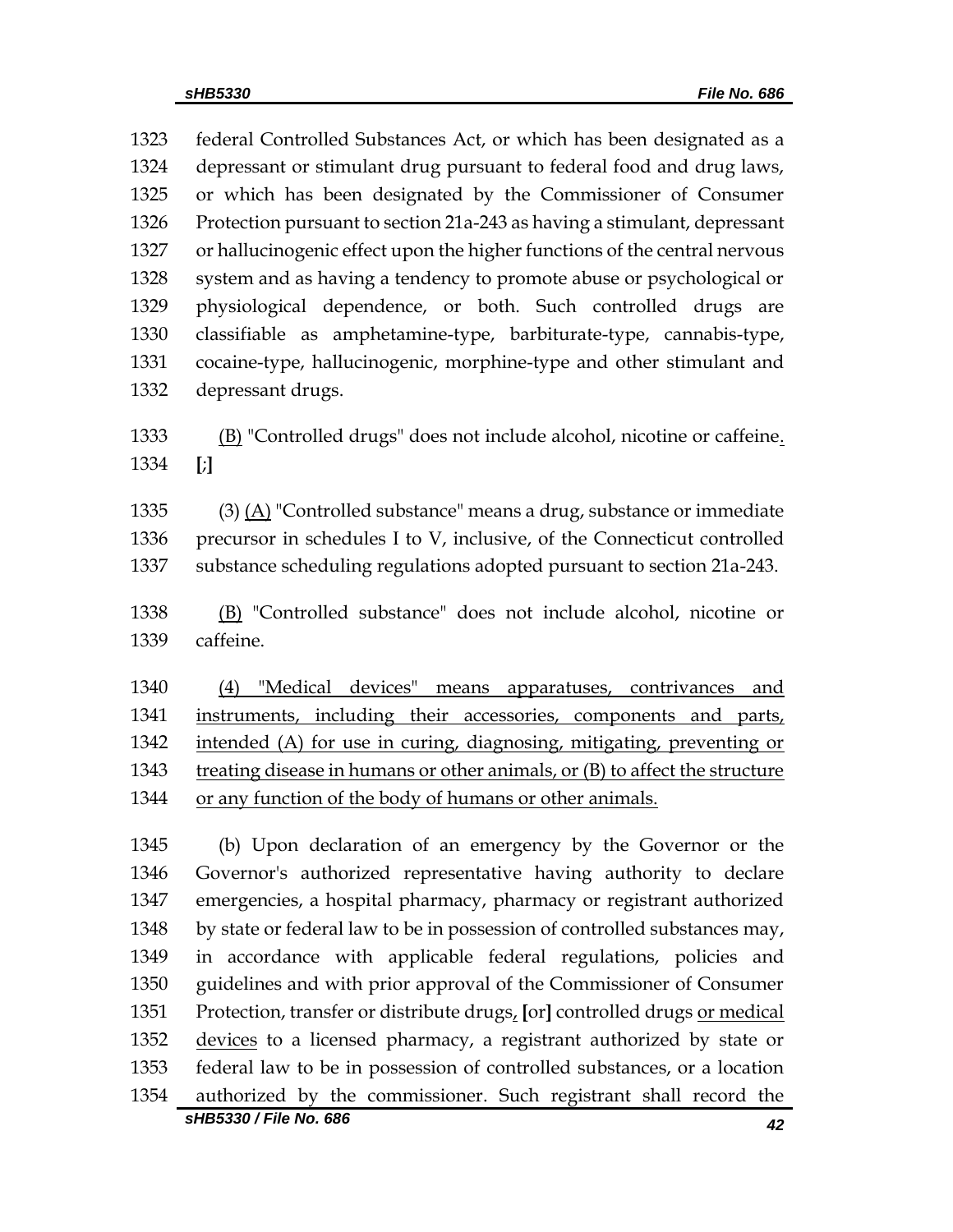1323 federal Controlled Substances Act, or which has been designated as a
1324 depressant or stimulant drug pursuant to federal food and drug laws,
1325 or which has been designated by the Commissioner of Consumer
1326 Protection pursuant to section 21a-243 as having a stimulant, depressant
1327 or hallucinogenic effect upon the higher functions of the central nervous
1328 system and as having a tendency to promote abuse or psychological or
1329 physiological dependence, or both. Such controlled drugs are
1330 classifiable as amphetamine-type, barbiturate-type, cannabis-type,
1331 cocaine-type, hallucinogenic, morphine-type and other stimulant and
1332 depressant drugs.

1333 <u>(B)</u> "Controlled drugs" does not include alcohol, nicotine or caffeine<u>.</u>
1334 **[**;**]**

1335 (3) <u>(A)</u> "Controlled substance" means a drug, substance or immediate
1336 precursor in schedules I to V, inclusive, of the Connecticut controlled
1337 substance scheduling regulations adopted pursuant to section 21a-243.

1338 <u>(B)</u> "Controlled substance" does not include alcohol, nicotine or
1339 caffeine.

1340 <u>(4) "Medical devices" means apparatuses, contrivances and</u>
1341 <u>instruments, including their accessories, components and parts,</u>
1342 <u>intended (A) for use in curing, diagnosing, mitigating, preventing or</u>
1343 <u>treating disease in humans or other animals, or (B) to affect the structure</u>
1344 <u>or any function of the body of humans or other animals.</u>

1345 (b) Upon declaration of an emergency by the Governor or the
1346 Governor's authorized representative having authority to declare
1347 emergencies, a hospital pharmacy, pharmacy or registrant authorized
1348 by state or federal law to be in possession of controlled substances may,
1349 in accordance with applicable federal regulations, policies and
1350 guidelines and with prior approval of the Commissioner of Consumer
1351 Protection, transfer or distribute drugs<u>,</u> **[**or**]** controlled drugs <u>or medical</u>
1352 <u>devices</u> to a licensed pharmacy, a registrant authorized by state or
1353 federal law to be in possession of controlled substances, or a location
1354 authorized by the commissioner. Such registrant shall record the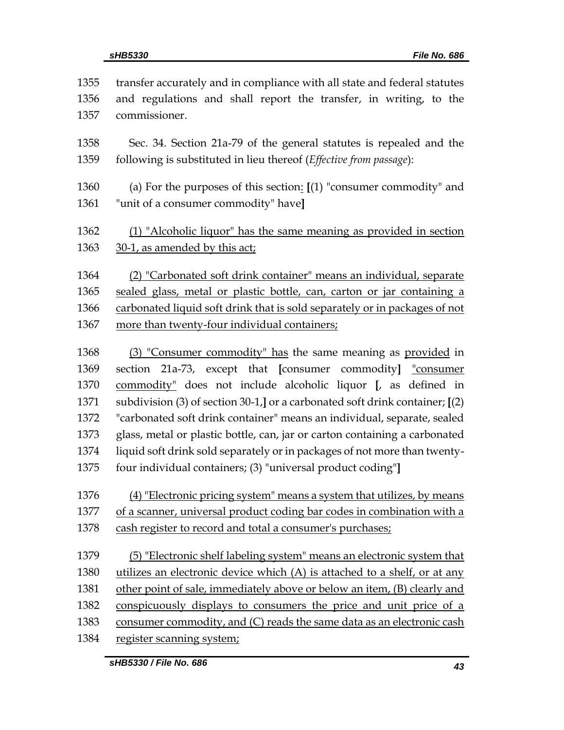1355 transfer accurately and in compliance with all state and federal statutes
1356 and regulations and shall report the transfer, in writing, to the
1357 commissioner.

1358 Sec. 34. Section 21a-79 of the general statutes is repealed and the
1359 following is substituted in lieu thereof (*Effective from passage*):

1360 (a) For the purposes of this section: [(1) "consumer commodity" and
1361 "unit of a consumer commodity" have]

1362 (1) "Alcoholic liquor" has the same meaning as provided in section
1363 30-1, as amended by this act;

1364 (2) "Carbonated soft drink container" means an individual, separate
1365 sealed glass, metal or plastic bottle, can, carton or jar containing a
1366 carbonated liquid soft drink that is sold separately or in packages of not
1367 more than twenty-four individual containers;

1368 (3) "Consumer commodity" has the same meaning as provided in
1369 section 21a-73, except that [consumer commodity] "consumer
1370 commodity" does not include alcoholic liquor [, as defined in
1371 subdivision (3) of section 30-1,] or a carbonated soft drink container; [(2)
1372 "carbonated soft drink container" means an individual, separate, sealed
1373 glass, metal or plastic bottle, can, jar or carton containing a carbonated
1374 liquid soft drink sold separately or in packages of not more than twenty-
1375 four individual containers; (3) "universal product coding"]

1376 (4) "Electronic pricing system" means a system that utilizes, by means
1377 of a scanner, universal product coding bar codes in combination with a
1378 cash register to record and total a consumer's purchases;

1379 (5) "Electronic shelf labeling system" means an electronic system that
1380 utilizes an electronic device which (A) is attached to a shelf, or at any
1381 other point of sale, immediately above or below an item, (B) clearly and
1382 conspicuously displays to consumers the price and unit price of a
1383 consumer commodity, and (C) reads the same data as an electronic cash
1384 register scanning system;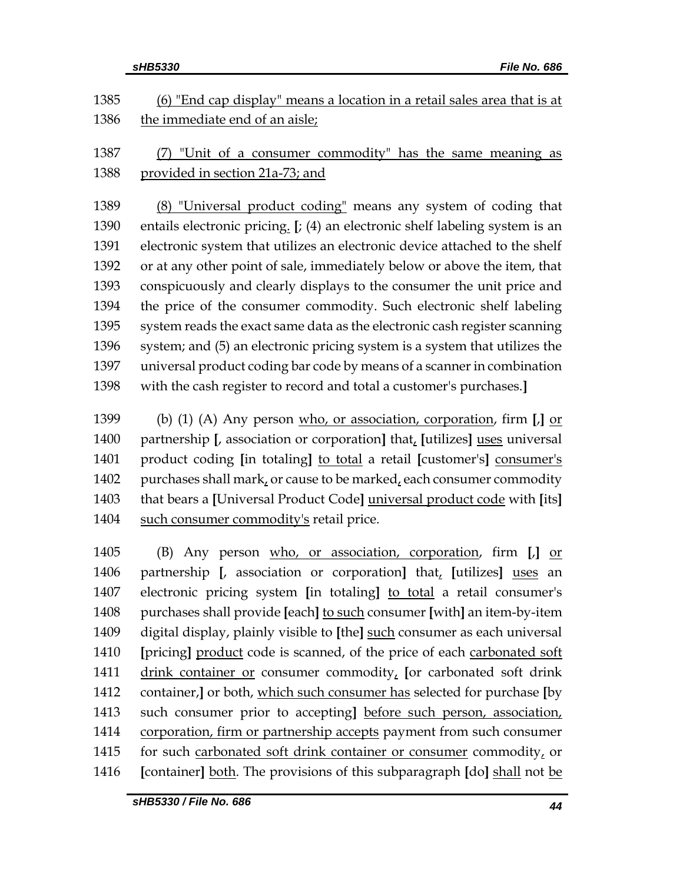1385 (6) "End cap display" means a location in a retail sales area that is at
1386 the immediate end of an aisle;

1387 (7) "Unit of a consumer commodity" has the same meaning as
1388 provided in section 21a-73; and

1389 (8) "Universal product coding" means any system of coding that
1390 entails electronic pricing. [; (4) an electronic shelf labeling system is an
1391 electronic system that utilizes an electronic device attached to the shelf
1392 or at any other point of sale, immediately below or above the item, that
1393 conspicuously and clearly displays to the consumer the unit price and
1394 the price of the consumer commodity. Such electronic shelf labeling
1395 system reads the exact same data as the electronic cash register scanning
1396 system; and (5) an electronic pricing system is a system that utilizes the
1397 universal product coding bar code by means of a scanner in combination
1398 with the cash register to record and total a customer's purchases.]

1399 (b) (1) (A) Any person who, or association, corporation, firm [,] or
1400 partnership [, association or corporation] that, [utilizes] uses universal
1401 product coding [in totaling] to total a retail [customer's] consumer's
1402 purchases shall mark, or cause to be marked, each consumer commodity
1403 that bears a [Universal Product Code] universal product code with [its]
1404 such consumer commodity's retail price.

1405 (B) Any person who, or association, corporation, firm [,] or
1406 partnership [, association or corporation] that, [utilizes] uses an
1407 electronic pricing system [in totaling] to total a retail consumer's
1408 purchases shall provide [each] to such consumer [with] an item-by-item
1409 digital display, plainly visible to [the] such consumer as each universal
1410 [pricing] product code is scanned, of the price of each carbonated soft
1411 drink container or consumer commodity, [or carbonated soft drink
1412 container,] or both, which such consumer has selected for purchase [by
1413 such consumer prior to accepting] before such person, association,
1414 corporation, firm or partnership accepts payment from such consumer
1415 for such carbonated soft drink container or consumer commodity, or
1416 [container] both. The provisions of this subparagraph [do] shall not be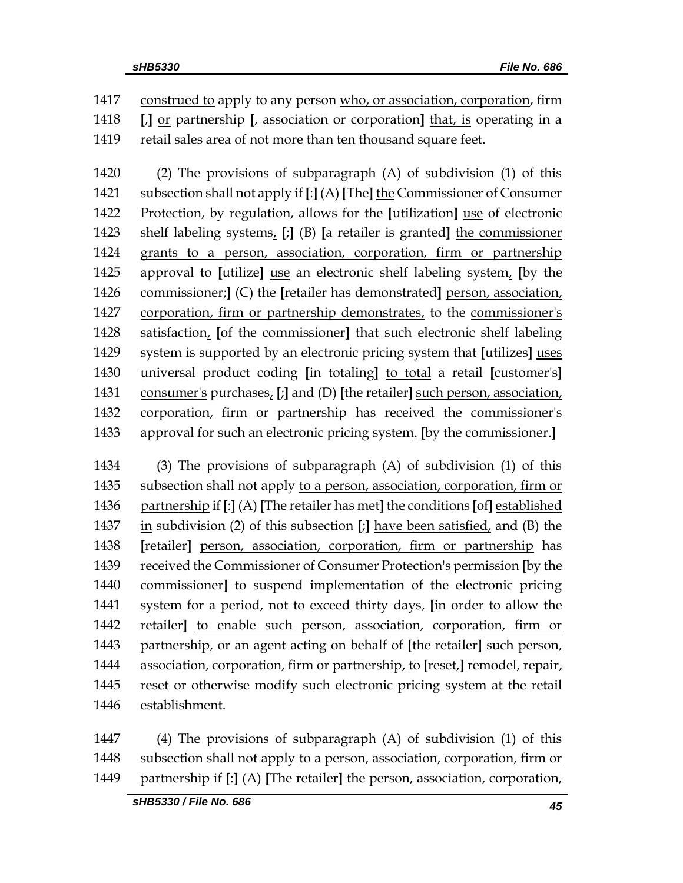1417 construed to apply to any person who, or association, corporation, firm
1418 [,] or partnership [, association or corporation] that, is operating in a
1419 retail sales area of not more than ten thousand square feet.

1420 (2) The provisions of subparagraph (A) of subdivision (1) of this
1421 subsection shall not apply if [:] (A) [The] the Commissioner of Consumer
1422 Protection, by regulation, allows for the [utilization] use of electronic
1423 shelf labeling systems, [;] (B) [a retailer is granted] the commissioner
1424 grants to a person, association, corporation, firm or partnership
1425 approval to [utilize] use an electronic shelf labeling system, [by the
1426 commissioner;] (C) the [retailer has demonstrated] person, association,
1427 corporation, firm or partnership demonstrates, to the commissioner's
1428 satisfaction, [of the commissioner] that such electronic shelf labeling
1429 system is supported by an electronic pricing system that [utilizes] uses
1430 universal product coding [in totaling] to total a retail [customer's]
1431 consumer's purchases, [;] and (D) [the retailer] such person, association,
1432 corporation, firm or partnership has received the commissioner's
1433 approval for such an electronic pricing system. [by the commissioner.]

1434 (3) The provisions of subparagraph (A) of subdivision (1) of this
1435 subsection shall not apply to a person, association, corporation, firm or
1436 partnership if [:] (A) [The retailer has met] the conditions [of] established
1437 in subdivision (2) of this subsection [;] have been satisfied, and (B) the
1438 [retailer] person, association, corporation, firm or partnership has
1439 received the Commissioner of Consumer Protection's permission [by the
1440 commissioner] to suspend implementation of the electronic pricing
1441 system for a period, not to exceed thirty days, [in order to allow the
1442 retailer] to enable such person, association, corporation, firm or
1443 partnership, or an agent acting on behalf of [the retailer] such person,
1444 association, corporation, firm or partnership, to [reset,] remodel, repair,
1445 reset or otherwise modify such electronic pricing system at the retail
1446 establishment.

1447 (4) The provisions of subparagraph (A) of subdivision (1) of this
1448 subsection shall not apply to a person, association, corporation, firm or
1449 partnership if [:] (A) [The retailer] the person, association, corporation,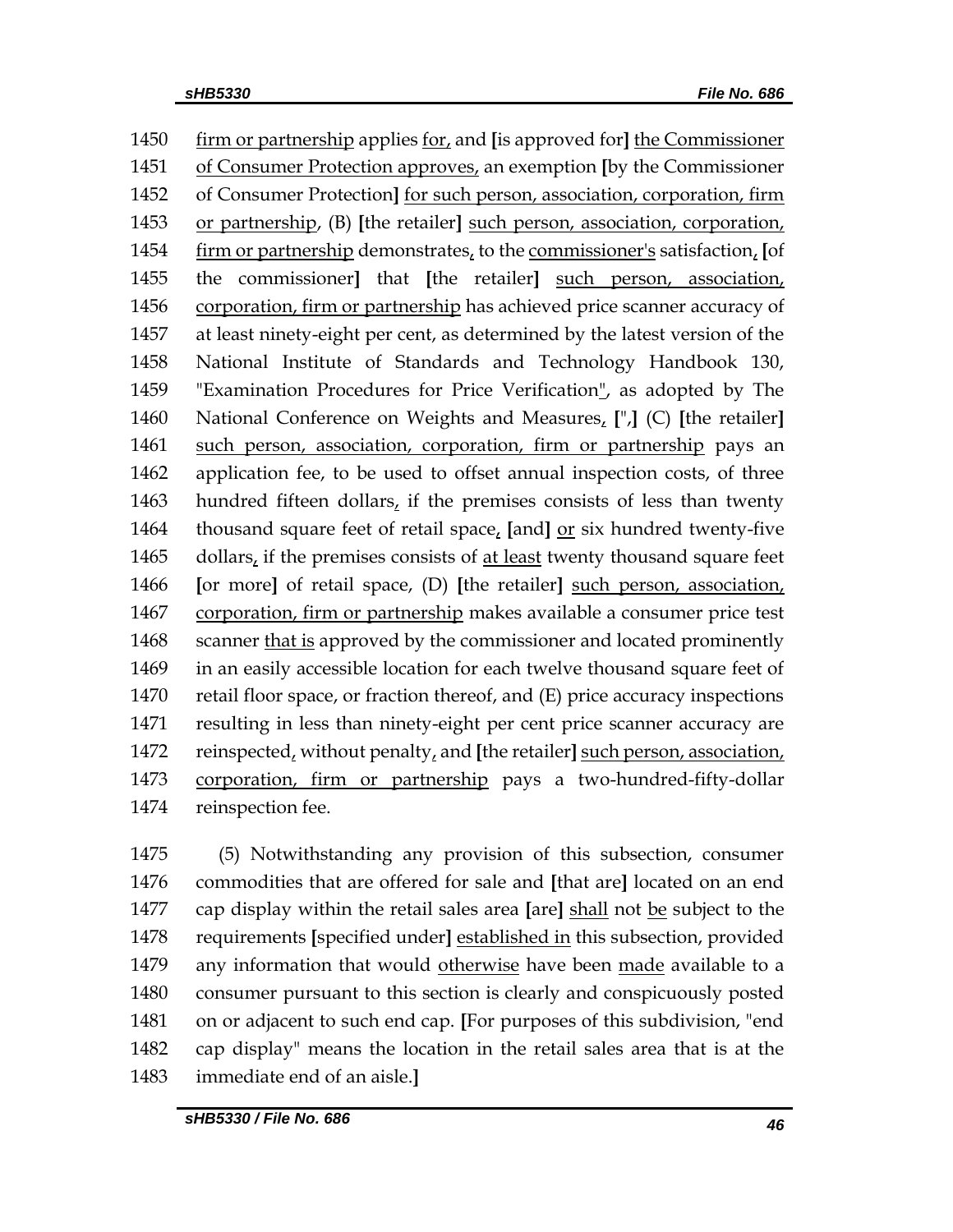1450 firm or partnership applies for, and [is approved for] the Commissioner
1451 of Consumer Protection approves, an exemption [by the Commissioner
1452 of Consumer Protection] for such person, association, corporation, firm
1453 or partnership, (B) [the retailer] such person, association, corporation,
1454 firm or partnership demonstrates, to the commissioner's satisfaction, [of
1455 the commissioner] that [the retailer] such person, association,
1456 corporation, firm or partnership has achieved price scanner accuracy of
1457 at least ninety-eight per cent, as determined by the latest version of the
1458 National Institute of Standards and Technology Handbook 130,
1459 "Examination Procedures for Price Verification", as adopted by The
1460 National Conference on Weights and Measures, [",] (C) [the retailer]
1461 such person, association, corporation, firm or partnership pays an
1462 application fee, to be used to offset annual inspection costs, of three
1463 hundred fifteen dollars, if the premises consists of less than twenty
1464 thousand square feet of retail space, [and] or six hundred twenty-five
1465 dollars, if the premises consists of at least twenty thousand square feet
1466 [or more] of retail space, (D) [the retailer] such person, association,
1467 corporation, firm or partnership makes available a consumer price test
1468 scanner that is approved by the commissioner and located prominently
1469 in an easily accessible location for each twelve thousand square feet of
1470 retail floor space, or fraction thereof, and (E) price accuracy inspections
1471 resulting in less than ninety-eight per cent price scanner accuracy are
1472 reinspected, without penalty, and [the retailer] such person, association,
1473 corporation, firm or partnership pays a two-hundred-fifty-dollar
1474 reinspection fee.

1475 (5) Notwithstanding any provision of this subsection, consumer
1476 commodities that are offered for sale and [that are] located on an end
1477 cap display within the retail sales area [are] shall not be subject to the
1478 requirements [specified under] established in this subsection, provided
1479 any information that would otherwise have been made available to a
1480 consumer pursuant to this section is clearly and conspicuously posted
1481 on or adjacent to such end cap. [For purposes of this subdivision, "end
1482 cap display" means the location in the retail sales area that is at the
1483 immediate end of an aisle.]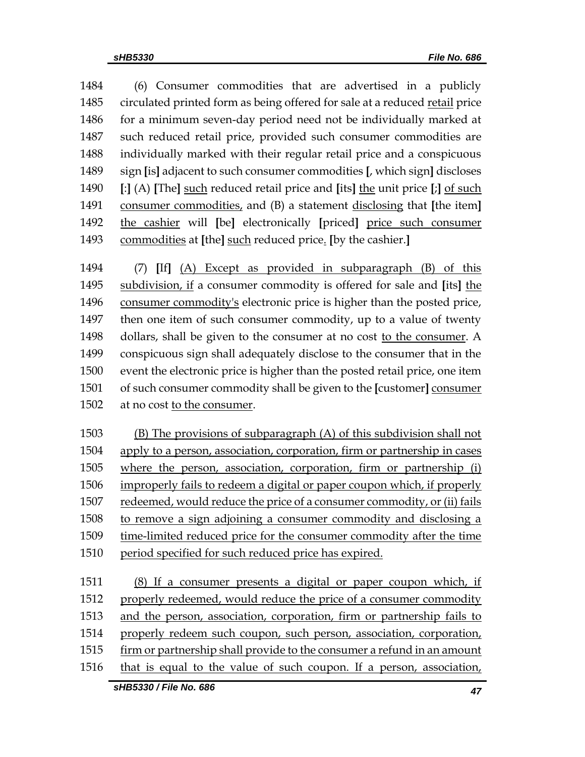(6) Consumer commodities that are advertised in a publicly circulated printed form as being offered for sale at a reduced retail price for a minimum seven-day period need not be individually marked at such reduced retail price, provided such consumer commodities are individually marked with their regular retail price and a conspicuous sign **[**is**]** adjacent to such consumer commodities **[**, which sign**]** discloses **[**:**]** (A) **[**The**]** such reduced retail price and **[**its**]** the unit price **[**;**]** of such consumer commodities, and (B) a statement disclosing that **[**the item**]** the cashier will **[**be**]** electronically **[**priced**]** price such consumer commodities at **[**the**]** such reduced price. **[**by the cashier.**]**

(7) **[**If**]** (A) Except as provided in subparagraph (B) of this subdivision, if a consumer commodity is offered for sale and **[**its**]** the consumer commodity's electronic price is higher than the posted price, then one item of such consumer commodity, up to a value of twenty dollars, shall be given to the consumer at no cost to the consumer. A conspicuous sign shall adequately disclose to the consumer that in the event the electronic price is higher than the posted retail price, one item of such consumer commodity shall be given to the **[**customer**]** consumer at no cost to the consumer.

(B) The provisions of subparagraph (A) of this subdivision shall not apply to a person, association, corporation, firm or partnership in cases where the person, association, corporation, firm or partnership (i) improperly fails to redeem a digital or paper coupon which, if properly redeemed, would reduce the price of a consumer commodity, or (ii) fails to remove a sign adjoining a consumer commodity and disclosing a time-limited reduced price for the consumer commodity after the time period specified for such reduced price has expired.

(8) If a consumer presents a digital or paper coupon which, if properly redeemed, would reduce the price of a consumer commodity and the person, association, corporation, firm or partnership fails to properly redeem such coupon, such person, association, corporation, firm or partnership shall provide to the consumer a refund in an amount that is equal to the value of such coupon. If a person, association,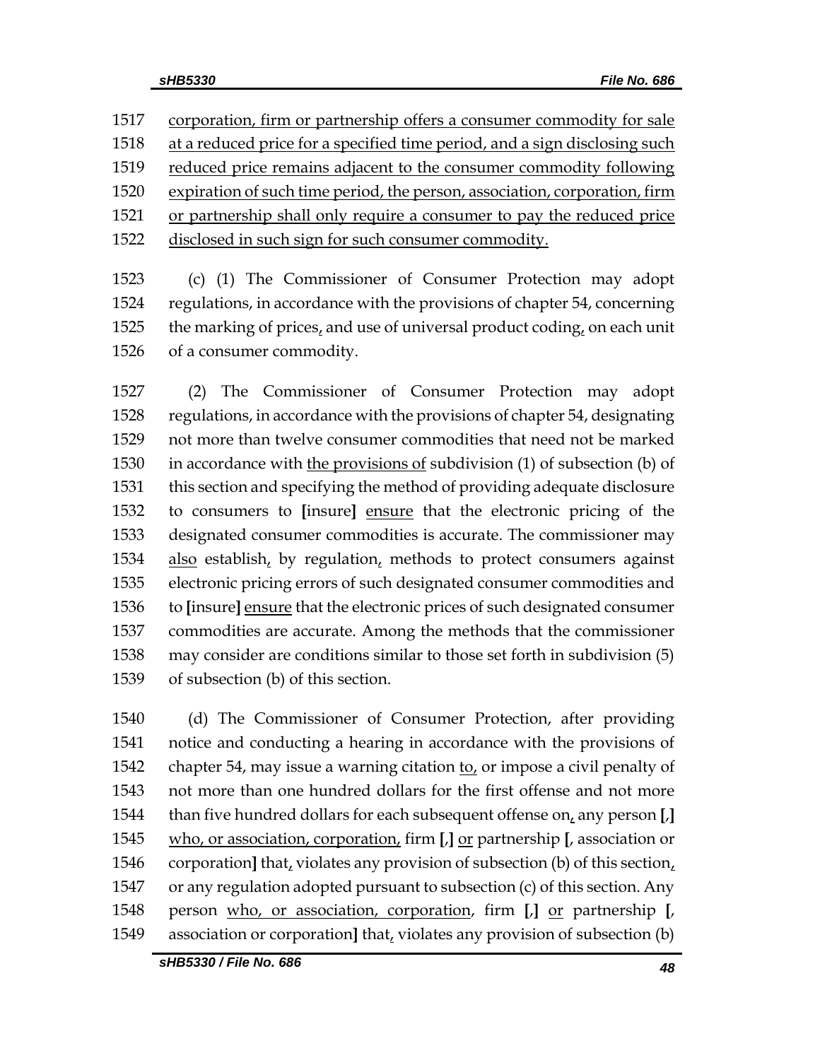1517 corporation, firm or partnership offers a consumer commodity for sale
1518 at a reduced price for a specified time period, and a sign disclosing such
1519 reduced price remains adjacent to the consumer commodity following
1520 expiration of such time period, the person, association, corporation, firm
1521 or partnership shall only require a consumer to pay the reduced price
1522 disclosed in such sign for such consumer commodity.

1523 (c) (1) The Commissioner of Consumer Protection may adopt
1524 regulations, in accordance with the provisions of chapter 54, concerning
1525 the marking of prices, and use of universal product coding, on each unit
1526 of a consumer commodity.

1527 (2) The Commissioner of Consumer Protection may adopt
1528 regulations, in accordance with the provisions of chapter 54, designating
1529 not more than twelve consumer commodities that need not be marked
1530 in accordance with the provisions of subdivision (1) of subsection (b) of
1531 this section and specifying the method of providing adequate disclosure
1532 to consumers to [insure] ensure that the electronic pricing of the
1533 designated consumer commodities is accurate. The commissioner may
1534 also establish, by regulation, methods to protect consumers against
1535 electronic pricing errors of such designated consumer commodities and
1536 to [insure] ensure that the electronic prices of such designated consumer
1537 commodities are accurate. Among the methods that the commissioner
1538 may consider are conditions similar to those set forth in subdivision (5)
1539 of subsection (b) of this section.

1540 (d) The Commissioner of Consumer Protection, after providing
1541 notice and conducting a hearing in accordance with the provisions of
1542 chapter 54, may issue a warning citation to, or impose a civil penalty of
1543 not more than one hundred dollars for the first offense and not more
1544 than five hundred dollars for each subsequent offense on, any person [,]
1545 who, or association, corporation, firm [,] or partnership [, association or
1546 corporation] that, violates any provision of subsection (b) of this section,
1547 or any regulation adopted pursuant to subsection (c) of this section. Any
1548 person who, or association, corporation, firm [,] or partnership [,
1549 association or corporation] that, violates any provision of subsection (b)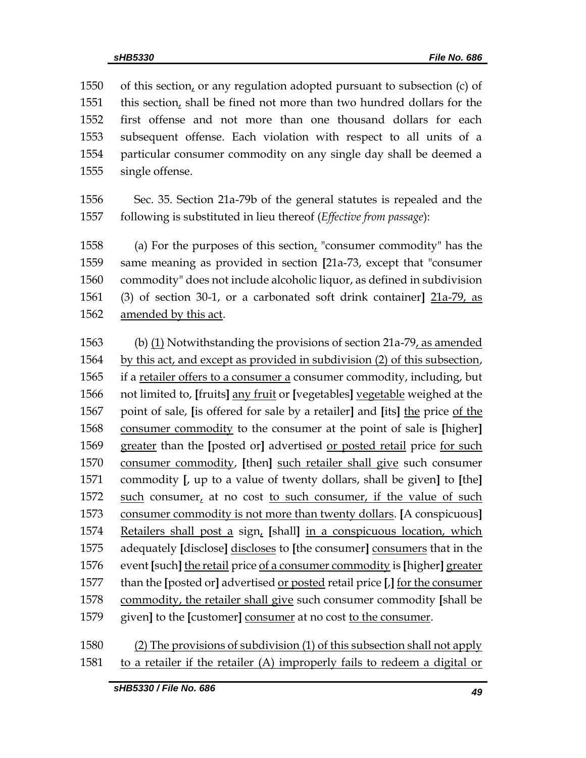of this section, or any regulation adopted pursuant to subsection (c) of this section, shall be fined not more than two hundred dollars for the first offense and not more than one thousand dollars for each subsequent offense. Each violation with respect to all units of a particular consumer commodity on any single day shall be deemed a single offense.

Sec. 35. Section 21a-79b of the general statutes is repealed and the following is substituted in lieu thereof (*Effective from passage*):

(a) For the purposes of this section, "consumer commodity" has the same meaning as provided in section [21a-73, except that "consumer commodity" does not include alcoholic liquor, as defined in subdivision (3) of section 30-1, or a carbonated soft drink container] 21a-79, as amended by this act.

(b) (1) Notwithstanding the provisions of section 21a-79, as amended by this act, and except as provided in subdivision (2) of this subsection, if a retailer offers to a consumer a consumer commodity, including, but not limited to, [fruits] any fruit or [vegetables] vegetable weighed at the point of sale, [is offered for sale by a retailer] and [its] the price of the consumer commodity to the consumer at the point of sale is [higher] greater than the [posted or] advertised or posted retail price for such consumer commodity, [then] such retailer shall give such consumer commodity [, up to a value of twenty dollars, shall be given] to [the] such consumer, at no cost to such consumer, if the value of such consumer commodity is not more than twenty dollars. [A conspicuous] Retailers shall post a sign, [shall] in a conspicuous location, which adequately [disclose] discloses to [the consumer] consumers that in the event [such] the retail price of a consumer commodity is [higher] greater than the [posted or] advertised or posted retail price [,] for the consumer commodity, the retailer shall give such consumer commodity [shall be given] to the [customer] consumer at no cost to the consumer.

(2) The provisions of subdivision (1) of this subsection shall not apply to a retailer if the retailer (A) improperly fails to redeem a digital or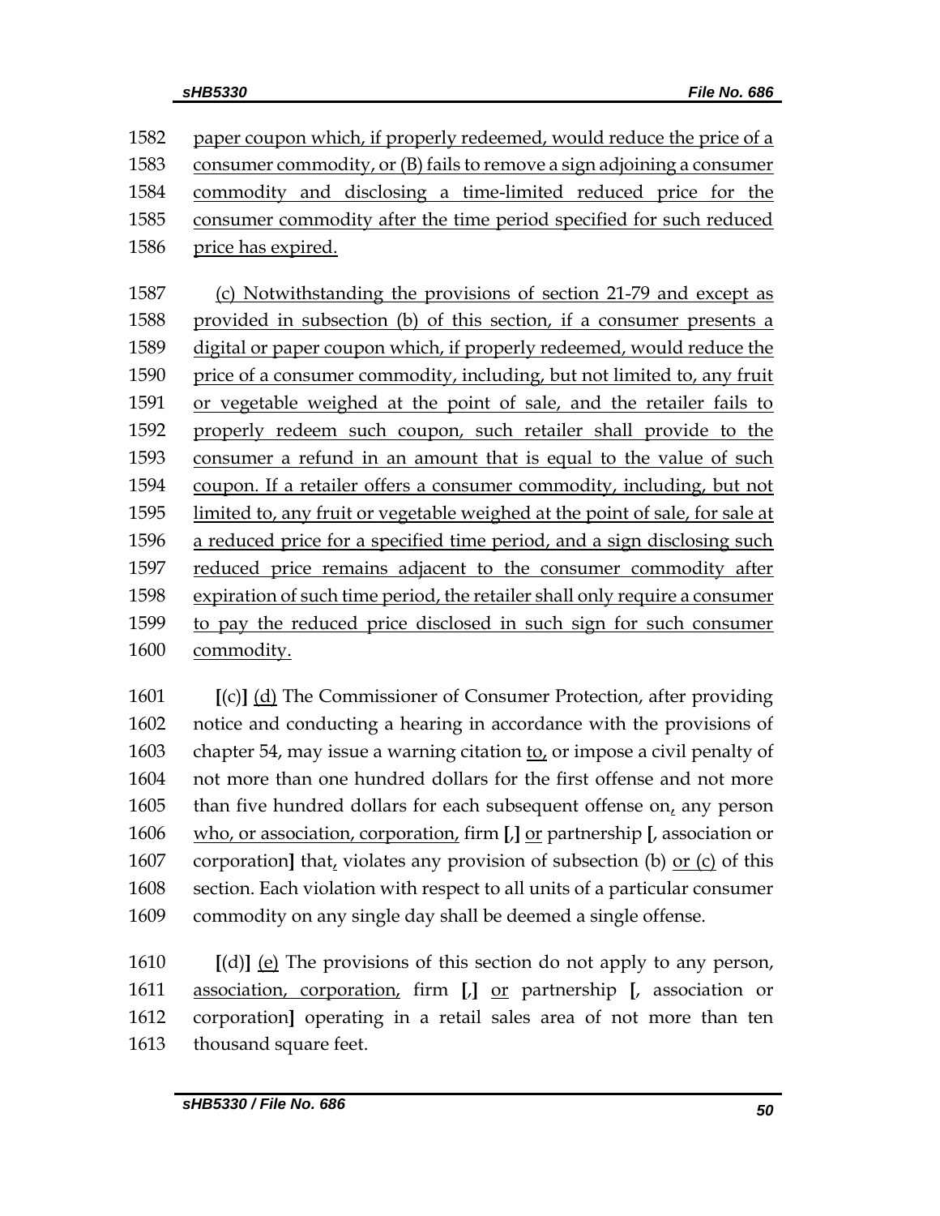1582 paper coupon which, if properly redeemed, would reduce the price of a
1583 consumer commodity, or (B) fails to remove a sign adjoining a consumer
1584 commodity and disclosing a time-limited reduced price for the
1585 consumer commodity after the time period specified for such reduced
1586 price has expired.

1587 (c) Notwithstanding the provisions of section 21-79 and except as
1588 provided in subsection (b) of this section, if a consumer presents a
1589 digital or paper coupon which, if properly redeemed, would reduce the
1590 price of a consumer commodity, including, but not limited to, any fruit
1591 or vegetable weighed at the point of sale, and the retailer fails to
1592 properly redeem such coupon, such retailer shall provide to the
1593 consumer a refund in an amount that is equal to the value of such
1594 coupon. If a retailer offers a consumer commodity, including, but not
1595 limited to, any fruit or vegetable weighed at the point of sale, for sale at
1596 a reduced price for a specified time period, and a sign disclosing such
1597 reduced price remains adjacent to the consumer commodity after
1598 expiration of such time period, the retailer shall only require a consumer
1599 to pay the reduced price disclosed in such sign for such consumer
1600 commodity.

1601 **[**(c)**]** (d) The Commissioner of Consumer Protection, after providing
1602 notice and conducting a hearing in accordance with the provisions of
1603 chapter 54, may issue a warning citation to, or impose a civil penalty of
1604 not more than one hundred dollars for the first offense and not more
1605 than five hundred dollars for each subsequent offense on, any person
1606 who, or association, corporation, firm **[**,**]** or partnership **[**, association or
1607 corporation**]** that, violates any provision of subsection (b) or (c) of this
1608 section. Each violation with respect to all units of a particular consumer
1609 commodity on any single day shall be deemed a single offense.

1610 **[**(d)**]** (e) The provisions of this section do not apply to any person,
1611 association, corporation, firm **[**,**]** or partnership **[**, association or
1612 corporation**]** operating in a retail sales area of not more than ten
1613 thousand square feet.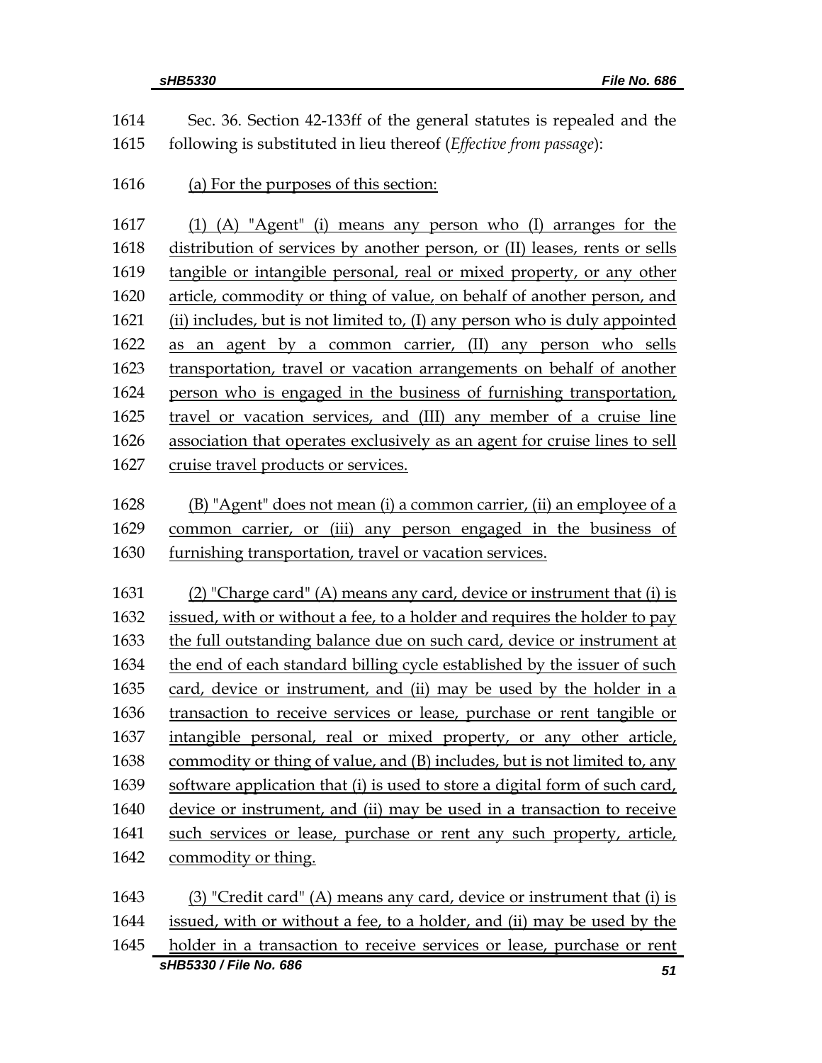Sec. 36. Section 42-133ff of the general statutes is repealed and the following is substituted in lieu thereof (*Effective from passage*):

(a) For the purposes of this section:

(1) (A) "Agent" (i) means any person who (I) arranges for the distribution of services by another person, or (II) leases, rents or sells tangible or intangible personal, real or mixed property, or any other article, commodity or thing of value, on behalf of another person, and (ii) includes, but is not limited to, (I) any person who is duly appointed as an agent by a common carrier, (II) any person who sells transportation, travel or vacation arrangements on behalf of another person who is engaged in the business of furnishing transportation, travel or vacation services, and (III) any member of a cruise line association that operates exclusively as an agent for cruise lines to sell cruise travel products or services.

(B) "Agent" does not mean (i) a common carrier, (ii) an employee of a common carrier, or (iii) any person engaged in the business of furnishing transportation, travel or vacation services.

(2) "Charge card" (A) means any card, device or instrument that (i) is issued, with or without a fee, to a holder and requires the holder to pay the full outstanding balance due on such card, device or instrument at the end of each standard billing cycle established by the issuer of such card, device or instrument, and (ii) may be used by the holder in a transaction to receive services or lease, purchase or rent tangible or intangible personal, real or mixed property, or any other article, commodity or thing of value, and (B) includes, but is not limited to, any software application that (i) is used to store a digital form of such card, device or instrument, and (ii) may be used in a transaction to receive such services or lease, purchase or rent any such property, article, commodity or thing.

(3) "Credit card" (A) means any card, device or instrument that (i) is issued, with or without a fee, to a holder, and (ii) may be used by the holder in a transaction to receive services or lease, purchase or rent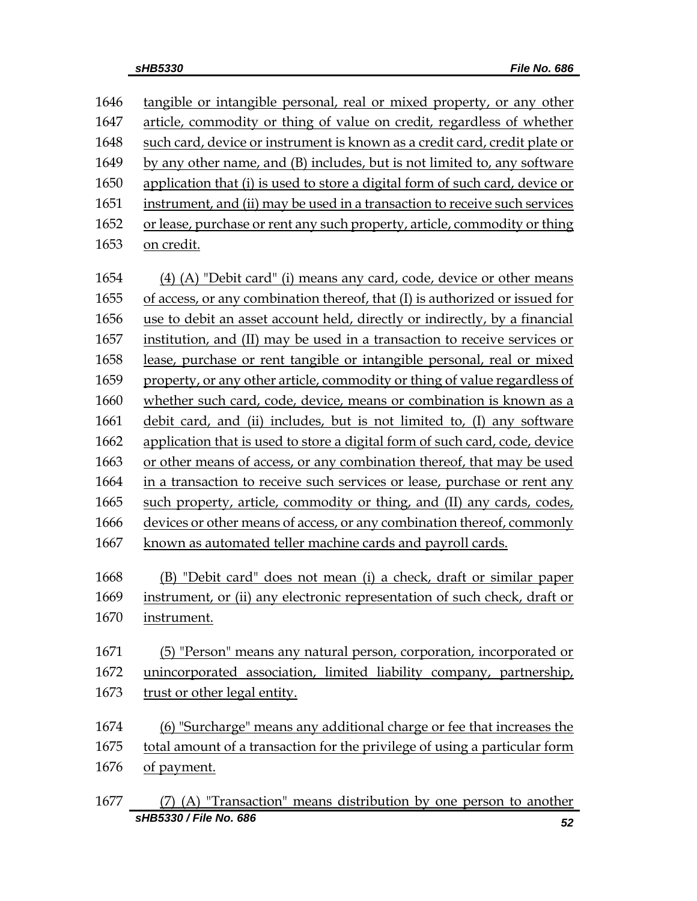tangible or intangible personal, real or mixed property, or any other article, commodity or thing of value on credit, regardless of whether such card, device or instrument is known as a credit card, credit plate or by any other name, and (B) includes, but is not limited to, any software application that (i) is used to store a digital form of such card, device or instrument, and (ii) may be used in a transaction to receive such services or lease, purchase or rent any such property, article, commodity or thing on credit.

(4) (A) "Debit card" (i) means any card, code, device or other means of access, or any combination thereof, that (I) is authorized or issued for use to debit an asset account held, directly or indirectly, by a financial institution, and (II) may be used in a transaction to receive services or lease, purchase or rent tangible or intangible personal, real or mixed property, or any other article, commodity or thing of value regardless of whether such card, code, device, means or combination is known as a debit card, and (ii) includes, but is not limited to, (I) any software application that is used to store a digital form of such card, code, device or other means of access, or any combination thereof, that may be used in a transaction to receive such services or lease, purchase or rent any such property, article, commodity or thing, and (II) any cards, codes, devices or other means of access, or any combination thereof, commonly known as automated teller machine cards and payroll cards.

(B) "Debit card" does not mean (i) a check, draft or similar paper instrument, or (ii) any electronic representation of such check, draft or instrument.

(5) "Person" means any natural person, corporation, incorporated or unincorporated association, limited liability company, partnership, trust or other legal entity.

(6) "Surcharge" means any additional charge or fee that increases the total amount of a transaction for the privilege of using a particular form of payment.

(7) (A) "Transaction" means distribution by one person to another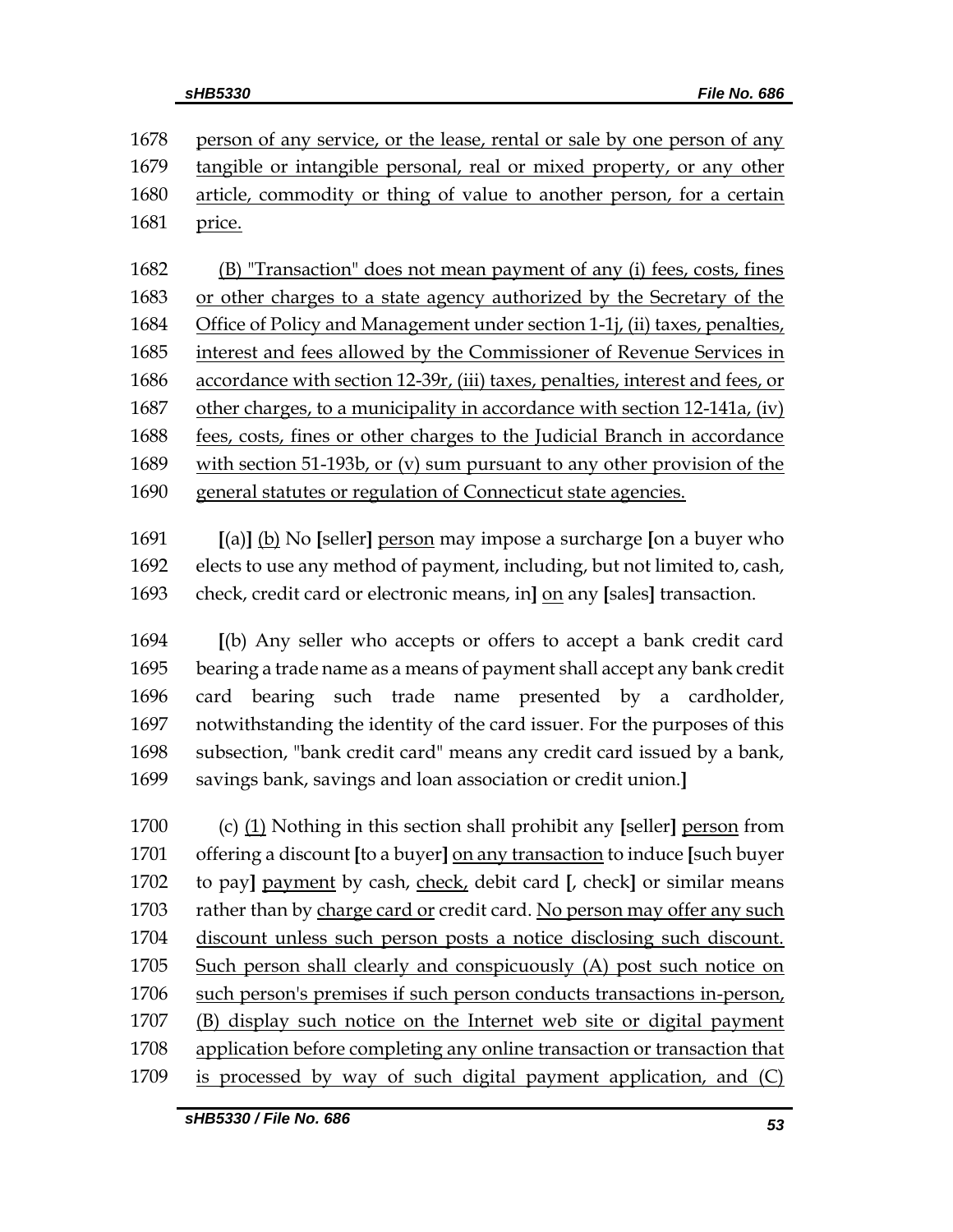1678 person of any service, or the lease, rental or sale by one person of any
1679 tangible or intangible personal, real or mixed property, or any other
1680 article, commodity or thing of value to another person, for a certain
1681 price.

1682 (B) "Transaction" does not mean payment of any (i) fees, costs, fines
1683 or other charges to a state agency authorized by the Secretary of the
1684 Office of Policy and Management under section 1-1j, (ii) taxes, penalties,
1685 interest and fees allowed by the Commissioner of Revenue Services in
1686 accordance with section 12-39r, (iii) taxes, penalties, interest and fees, or
1687 other charges, to a municipality in accordance with section 12-141a, (iv)
1688 fees, costs, fines or other charges to the Judicial Branch in accordance
1689 with section 51-193b, or (v) sum pursuant to any other provision of the
1690 general statutes or regulation of Connecticut state agencies.

1691 [(a)] (b) No [seller] person may impose a surcharge [on a buyer who
1692 elects to use any method of payment, including, but not limited to, cash,
1693 check, credit card or electronic means, in] on any [sales] transaction.

1694 [(b) Any seller who accepts or offers to accept a bank credit card
1695 bearing a trade name as a means of payment shall accept any bank credit
1696 card bearing such trade name presented by a cardholder,
1697 notwithstanding the identity of the card issuer. For the purposes of this
1698 subsection, "bank credit card" means any credit card issued by a bank,
1699 savings bank, savings and loan association or credit union.]

1700 (c) (1) Nothing in this section shall prohibit any [seller] person from
1701 offering a discount [to a buyer] on any transaction to induce [such buyer
1702 to pay] payment by cash, check, debit card [, check] or similar means
1703 rather than by charge card or credit card. No person may offer any such
1704 discount unless such person posts a notice disclosing such discount.
1705 Such person shall clearly and conspicuously (A) post such notice on
1706 such person's premises if such person conducts transactions in-person,
1707 (B) display such notice on the Internet web site or digital payment
1708 application before completing any online transaction or transaction that
1709 is processed by way of such digital payment application, and (C)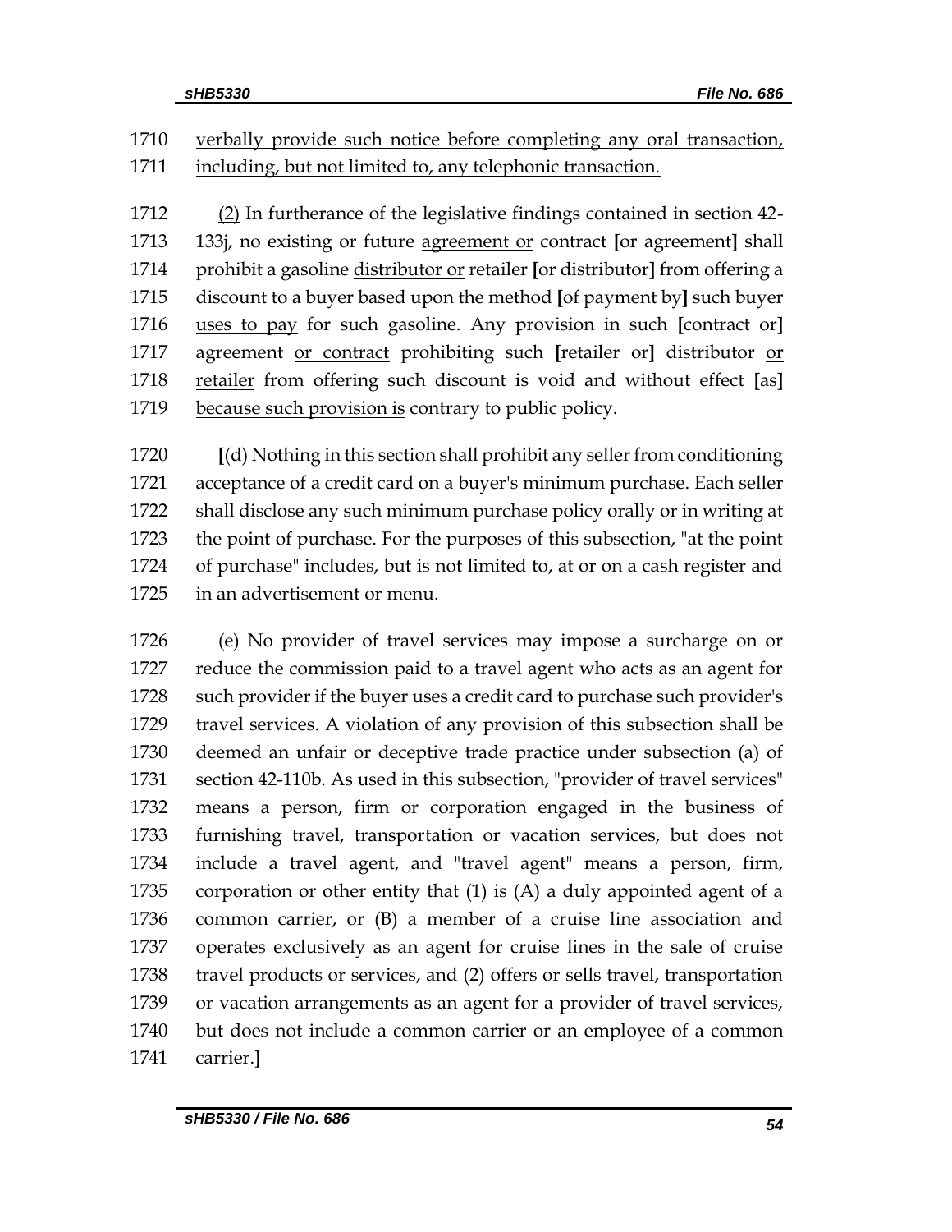1710 verbally provide such notice before completing any oral transaction,
1711 including, but not limited to, any telephonic transaction.

1712 (2) In furtherance of the legislative findings contained in section 42-
1713 133j, no existing or future agreement or contract [or agreement] shall
1714 prohibit a gasoline distributor or retailer [or distributor] from offering a
1715 discount to a buyer based upon the method [of payment by] such buyer
1716 uses to pay for such gasoline. Any provision in such [contract or]
1717 agreement or contract prohibiting such [retailer or] distributor or
1718 retailer from offering such discount is void and without effect [as]
1719 because such provision is contrary to public policy.

1720 [(d) Nothing in this section shall prohibit any seller from conditioning
1721 acceptance of a credit card on a buyer's minimum purchase. Each seller
1722 shall disclose any such minimum purchase policy orally or in writing at
1723 the point of purchase. For the purposes of this subsection, "at the point
1724 of purchase" includes, but is not limited to, at or on a cash register and
1725 in an advertisement or menu.

1726 (e) No provider of travel services may impose a surcharge on or
1727 reduce the commission paid to a travel agent who acts as an agent for
1728 such provider if the buyer uses a credit card to purchase such provider's
1729 travel services. A violation of any provision of this subsection shall be
1730 deemed an unfair or deceptive trade practice under subsection (a) of
1731 section 42-110b. As used in this subsection, "provider of travel services"
1732 means a person, firm or corporation engaged in the business of
1733 furnishing travel, transportation or vacation services, but does not
1734 include a travel agent, and "travel agent" means a person, firm,
1735 corporation or other entity that (1) is (A) a duly appointed agent of a
1736 common carrier, or (B) a member of a cruise line association and
1737 operates exclusively as an agent for cruise lines in the sale of cruise
1738 travel products or services, and (2) offers or sells travel, transportation
1739 or vacation arrangements as an agent for a provider of travel services,
1740 but does not include a common carrier or an employee of a common
1741 carrier.]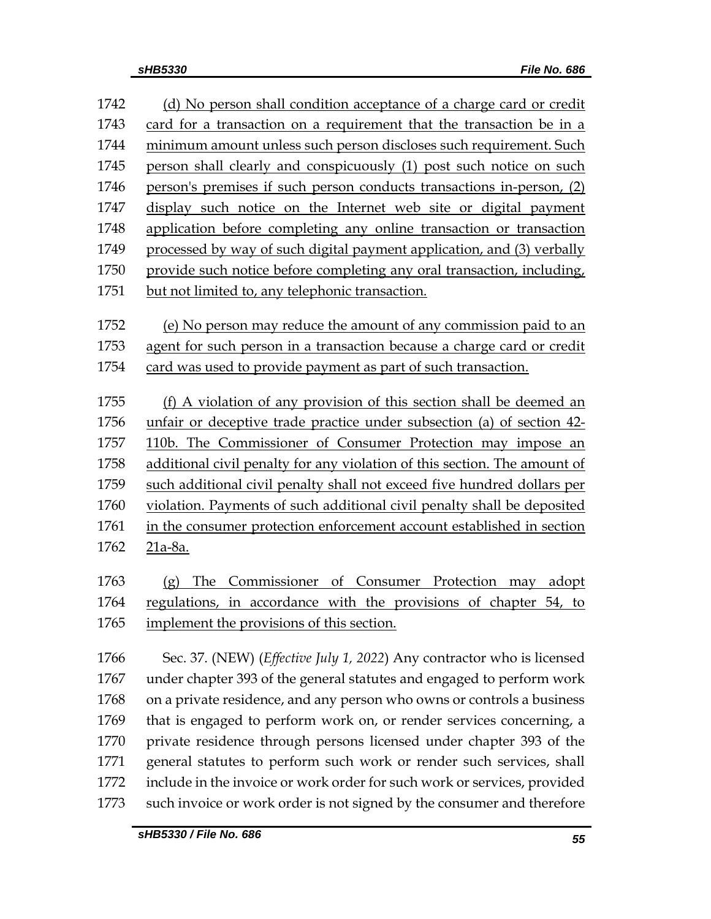(d) No person shall condition acceptance of a charge card or credit card for a transaction on a requirement that the transaction be in a minimum amount unless such person discloses such requirement. Such person shall clearly and conspicuously (1) post such notice on such person's premises if such person conducts transactions in-person, (2) display such notice on the Internet web site or digital payment application before completing any online transaction or transaction processed by way of such digital payment application, and (3) verbally provide such notice before completing any oral transaction, including, but not limited to, any telephonic transaction.

(e) No person may reduce the amount of any commission paid to an agent for such person in a transaction because a charge card or credit card was used to provide payment as part of such transaction.

(f) A violation of any provision of this section shall be deemed an unfair or deceptive trade practice under subsection (a) of section 42-110b. The Commissioner of Consumer Protection may impose an additional civil penalty for any violation of this section. The amount of such additional civil penalty shall not exceed five hundred dollars per violation. Payments of such additional civil penalty shall be deposited in the consumer protection enforcement account established in section 21a-8a.

(g) The Commissioner of Consumer Protection may adopt regulations, in accordance with the provisions of chapter 54, to implement the provisions of this section.

Sec. 37. (NEW) (*Effective July 1, 2022*) Any contractor who is licensed under chapter 393 of the general statutes and engaged to perform work on a private residence, and any person who owns or controls a business that is engaged to perform work on, or render services concerning, a private residence through persons licensed under chapter 393 of the general statutes to perform such work or render such services, shall include in the invoice or work order for such work or services, provided such invoice or work order is not signed by the consumer and therefore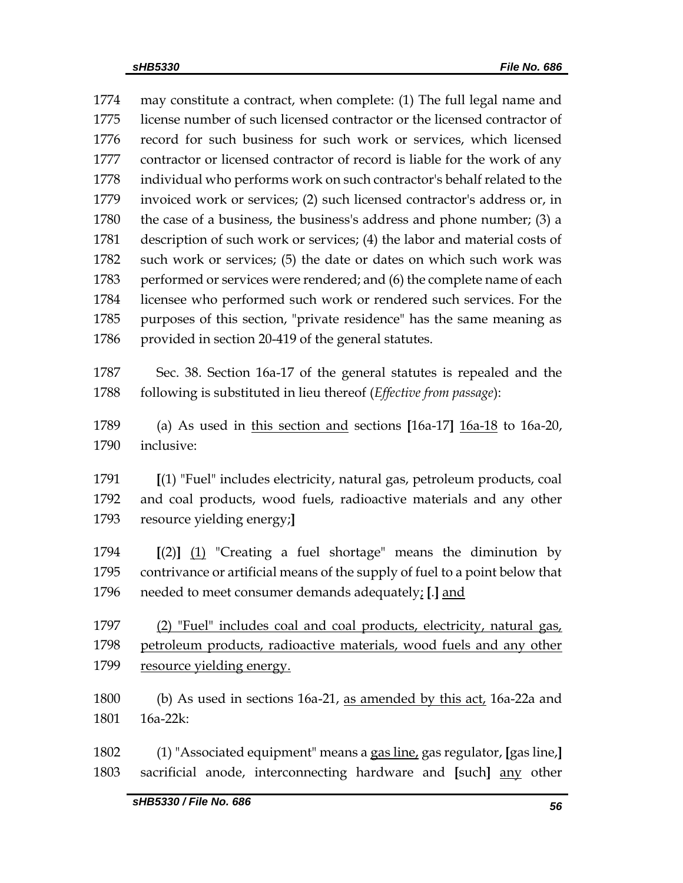1774 may constitute a contract, when complete: (1) The full legal name and
1775 license number of such licensed contractor or the licensed contractor of
1776 record for such business for such work or services, which licensed
1777 contractor or licensed contractor of record is liable for the work of any
1778 individual who performs work on such contractor's behalf related to the
1779 invoiced work or services; (2) such licensed contractor's address or, in
1780 the case of a business, the business's address and phone number; (3) a
1781 description of such work or services; (4) the labor and material costs of
1782 such work or services; (5) the date or dates on which such work was
1783 performed or services were rendered; and (6) the complete name of each
1784 licensee who performed such work or rendered such services. For the
1785 purposes of this section, "private residence" has the same meaning as
1786 provided in section 20-419 of the general statutes.

1787 Sec. 38. Section 16a-17 of the general statutes is repealed and the
1788 following is substituted in lieu thereof (*Effective from passage*):

1789 (a) As used in <u>this section and</u> sections **[**16a-17**]** <u>16a-18</u> to 16a-20,
1790 inclusive:

1791 **[**(1) "Fuel" includes electricity, natural gas, petroleum products, coal
1792 and coal products, wood fuels, radioactive materials and any other
1793 resource yielding energy;**]**

1794 **[**(2)**]** <u>(1)</u> "Creating a fuel shortage" means the diminution by
1795 contrivance or artificial means of the supply of fuel to a point below that
1796 needed to meet consumer demands adequately<u>;</u> **[**.**]** <u>and</u>

1797 <u>(2) "Fuel" includes coal and coal products, electricity, natural gas,</u>
1798 <u>petroleum products, radioactive materials, wood fuels and any other</u>
1799 <u>resource yielding energy.</u>

1800 (b) As used in sections 16a-21, <u>as amended by this act,</u> 16a-22a and
1801 16a-22k:

1802 (1) "Associated equipment" means a <u>gas line,</u> gas regulator, **[**gas line,**]**
1803 sacrificial anode, interconnecting hardware and **[**such**]** <u>any</u> other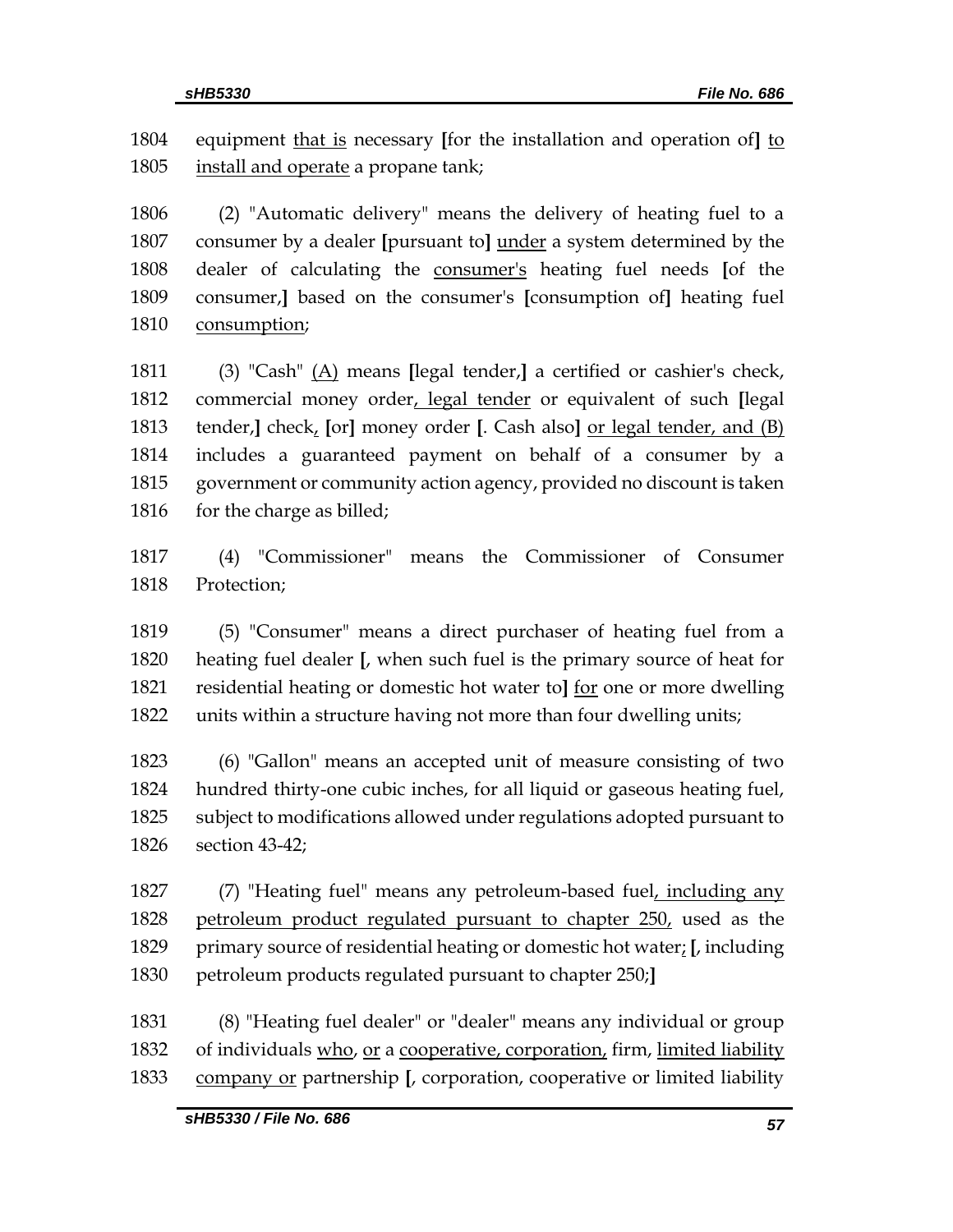1804 equipment <u>that is</u> necessary **[**for the installation and operation of**]** <u>to</u>
1805 <u>install and operate</u> a propane tank;

1806 (2) "Automatic delivery" means the delivery of heating fuel to a
1807 consumer by a dealer **[**pursuant to**]** <u>under</u> a system determined by the
1808 dealer of calculating the <u>consumer's</u> heating fuel needs **[**of the
1809 consumer,**]** based on the consumer's **[**consumption of**]** heating fuel
1810 <u>consumption</u>;

1811 (3) "Cash" <u>(A)</u> means **[**legal tender,**]** a certified or cashier's check,
1812 commercial money order<u>, legal tender</u> or equivalent of such **[**legal
1813 tender,**]** check<u>,</u> **[**or**]** money order **[**. Cash also**]** <u>or legal tender, and (B)</u>
1814 includes a guaranteed payment on behalf of a consumer by a
1815 government or community action agency, provided no discount is taken
1816 for the charge as billed;

1817 (4) "Commissioner" means the Commissioner of Consumer
1818 Protection;

1819 (5) "Consumer" means a direct purchaser of heating fuel from a
1820 heating fuel dealer **[**, when such fuel is the primary source of heat for
1821 residential heating or domestic hot water to**]** <u>for</u> one or more dwelling
1822 units within a structure having not more than four dwelling units;

1823 (6) "Gallon" means an accepted unit of measure consisting of two
1824 hundred thirty-one cubic inches, for all liquid or gaseous heating fuel,
1825 subject to modifications allowed under regulations adopted pursuant to
1826 section 43-42;

1827 (7) "Heating fuel" means any petroleum-based fuel<u>, including any</u>
1828 <u>petroleum product regulated pursuant to chapter 250,</u> used as the
1829 primary source of residential heating or domestic hot water<u>;</u> **[**, including
1830 petroleum products regulated pursuant to chapter 250;**]**

1831 (8) "Heating fuel dealer" or "dealer" means any individual or group
1832 of individuals <u>who</u>, <u>or</u> a <u>cooperative, corporation,</u> firm, <u>limited liability</u>
1833 <u>company or</u> partnership **[**, corporation, cooperative or limited liability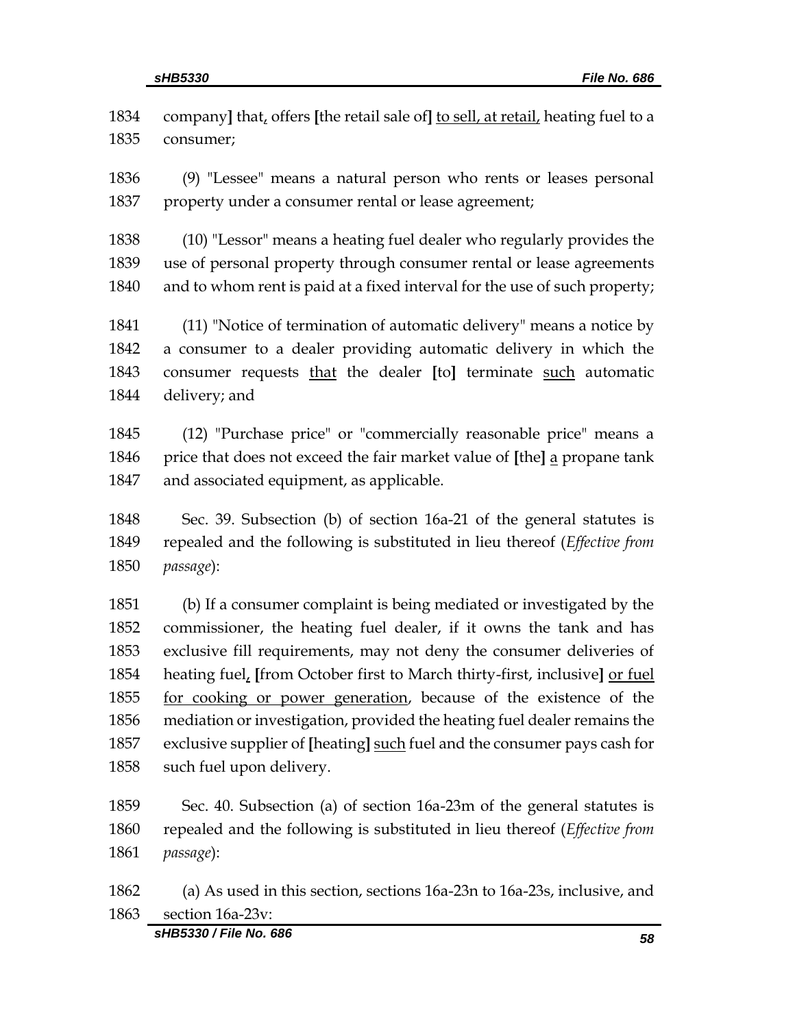1834 company] that, offers [the retail sale of] <u>to sell, at retail,</u> heating fuel to a
1835 consumer;

1836 (9) "Lessee" means a natural person who rents or leases personal
1837 property under a consumer rental or lease agreement;

1838 (10) "Lessor" means a heating fuel dealer who regularly provides the
1839 use of personal property through consumer rental or lease agreements
1840 and to whom rent is paid at a fixed interval for the use of such property;

1841 (11) "Notice of termination of automatic delivery" means a notice by
1842 a consumer to a dealer providing automatic delivery in which the
1843 consumer requests <u>that</u> the dealer [to] terminate <u>such</u> automatic
1844 delivery; and

1845 (12) "Purchase price" or "commercially reasonable price" means a
1846 price that does not exceed the fair market value of [the] <u>a</u> propane tank
1847 and associated equipment, as applicable.

1848 Sec. 39. Subsection (b) of section 16a-21 of the general statutes is
1849 repealed and the following is substituted in lieu thereof (*Effective from*
1850 *passage*):

1851 (b) If a consumer complaint is being mediated or investigated by the
1852 commissioner, the heating fuel dealer, if it owns the tank and has
1853 exclusive fill requirements, may not deny the consumer deliveries of
1854 heating fuel, [from October first to March thirty-first, inclusive] <u>or fuel</u>
1855 <u>for cooking or power generation</u>, because of the existence of the
1856 mediation or investigation, provided the heating fuel dealer remains the
1857 exclusive supplier of [heating] <u>such</u> fuel and the consumer pays cash for
1858 such fuel upon delivery.

1859 Sec. 40. Subsection (a) of section 16a-23m of the general statutes is
1860 repealed and the following is substituted in lieu thereof (*Effective from*
1861 *passage*):

1862 (a) As used in this section, sections 16a-23n to 16a-23s, inclusive, and
1863 section 16a-23v: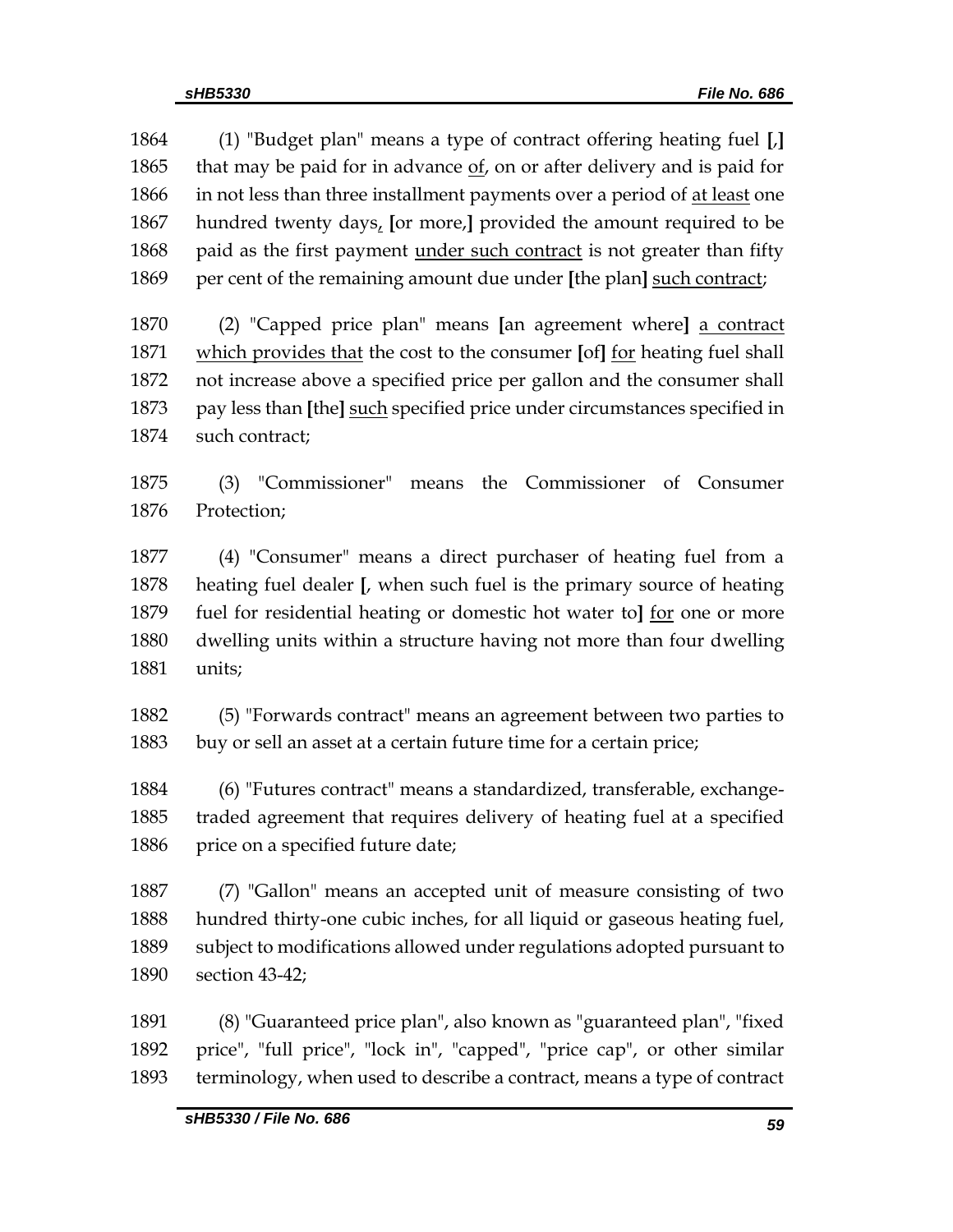(1) "Budget plan" means a type of contract offering heating fuel [,] that may be paid for in advance of, on or after delivery and is paid for in not less than three installment payments over a period of at least one hundred twenty days, [or more,] provided the amount required to be paid as the first payment under such contract is not greater than fifty per cent of the remaining amount due under [the plan] such contract;

(2) "Capped price plan" means [an agreement where] a contract which provides that the cost to the consumer [of] for heating fuel shall not increase above a specified price per gallon and the consumer shall pay less than [the] such specified price under circumstances specified in such contract;

(3) "Commissioner" means the Commissioner of Consumer Protection;

(4) "Consumer" means a direct purchaser of heating fuel from a heating fuel dealer [, when such fuel is the primary source of heating fuel for residential heating or domestic hot water to] for one or more dwelling units within a structure having not more than four dwelling units;

(5) "Forwards contract" means an agreement between two parties to buy or sell an asset at a certain future time for a certain price;

(6) "Futures contract" means a standardized, transferable, exchange-traded agreement that requires delivery of heating fuel at a specified price on a specified future date;

(7) "Gallon" means an accepted unit of measure consisting of two hundred thirty-one cubic inches, for all liquid or gaseous heating fuel, subject to modifications allowed under regulations adopted pursuant to section 43-42;

(8) "Guaranteed price plan", also known as "guaranteed plan", "fixed price", "full price", "lock in", "capped", "price cap", or other similar terminology, when used to describe a contract, means a type of contract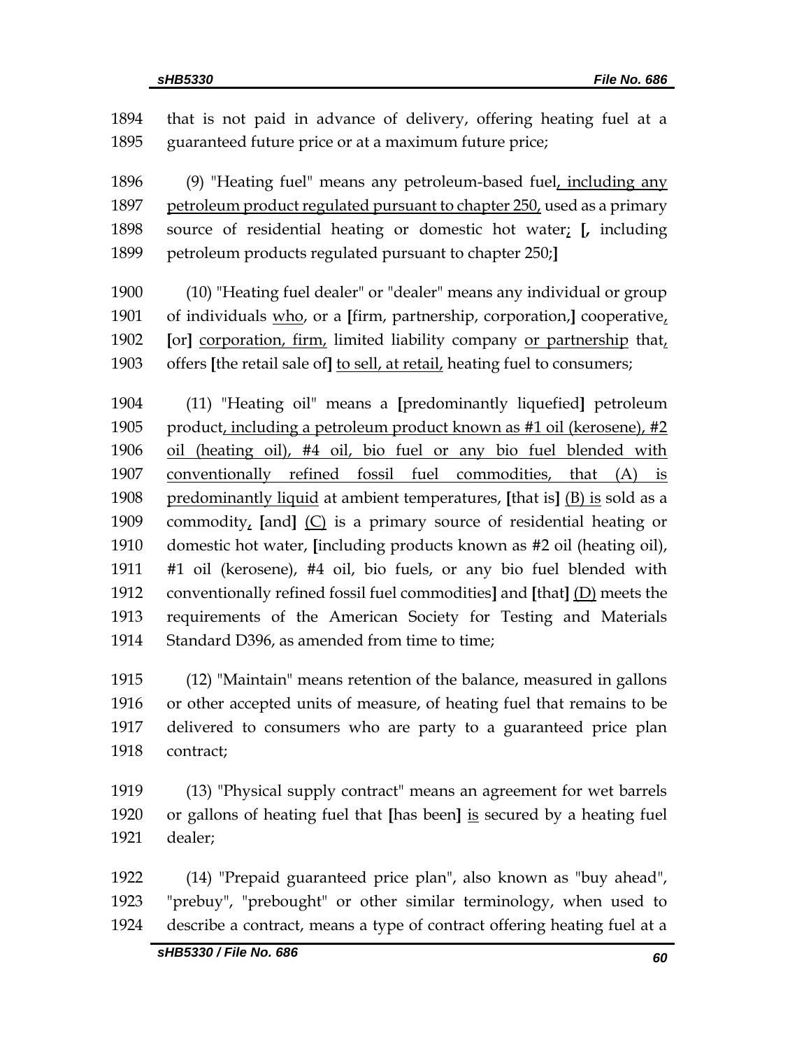1894 that is not paid in advance of delivery, offering heating fuel at a
1895 guaranteed future price or at a maximum future price;

1896 (9) "Heating fuel" means any petroleum-based fuel, including any
1897 petroleum product regulated pursuant to chapter 250, used as a primary
1898 source of residential heating or domestic hot water; [, including
1899 petroleum products regulated pursuant to chapter 250;]

1900 (10) "Heating fuel dealer" or "dealer" means any individual or group
1901 of individuals who, or a [firm, partnership, corporation,] cooperative,
1902 [or] corporation, firm, limited liability company or partnership that,
1903 offers [the retail sale of] to sell, at retail, heating fuel to consumers;

1904 (11) "Heating oil" means a [predominantly liquefied] petroleum
1905 product, including a petroleum product known as #1 oil (kerosene), #2
1906 oil (heating oil), #4 oil, bio fuel or any bio fuel blended with
1907 conventionally refined fossil fuel commodities, that (A) is
1908 predominantly liquid at ambient temperatures, [that is] (B) is sold as a
1909 commodity, [and] (C) is a primary source of residential heating or
1910 domestic hot water, [including products known as #2 oil (heating oil),
1911 #1 oil (kerosene), #4 oil, bio fuels, or any bio fuel blended with
1912 conventionally refined fossil fuel commodities] and [that] (D) meets the
1913 requirements of the American Society for Testing and Materials
1914 Standard D396, as amended from time to time;

1915 (12) "Maintain" means retention of the balance, measured in gallons
1916 or other accepted units of measure, of heating fuel that remains to be
1917 delivered to consumers who are party to a guaranteed price plan
1918 contract;

1919 (13) "Physical supply contract" means an agreement for wet barrels
1920 or gallons of heating fuel that [has been] is secured by a heating fuel
1921 dealer;

1922 (14) "Prepaid guaranteed price plan", also known as "buy ahead",
1923 "prebuy", "prebought" or other similar terminology, when used to
1924 describe a contract, means a type of contract offering heating fuel at a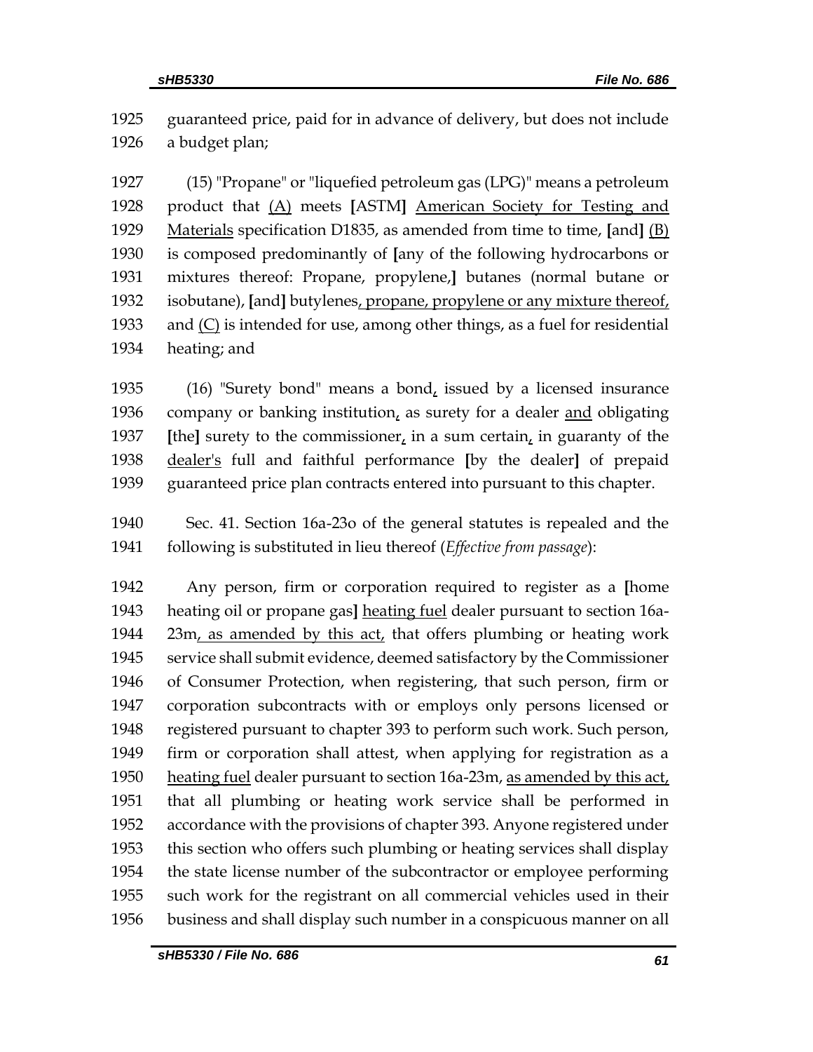1925 guaranteed price, paid for in advance of delivery, but does not include
1926 a budget plan;

1927 (15) "Propane" or "liquefied petroleum gas (LPG)" means a petroleum
1928 product that <u>(A)</u> meets **[**ASTM**]** <u>American Society for Testing and</u>
1929 <u>Materials</u> specification D1835, as amended from time to time, **[**and**]** <u>(B)</u>
1930 is composed predominantly of **[**any of the following hydrocarbons or
1931 mixtures thereof: Propane, propylene,**]** butanes (normal butane or
1932 isobutane), **[**and**]** butylenes<u>, propane, propylene or any mixture thereof,</u>
1933 and <u>(C)</u> is intended for use, among other things, as a fuel for residential
1934 heating; and

1935 (16) "Surety bond" means a bond<u>,</u> issued by a licensed insurance
1936 company or banking institution<u>,</u> as surety for a dealer <u>and</u> obligating
1937 **[**the**]** surety to the commissioner<u>,</u> in a sum certain<u>,</u> in guaranty of the
1938 <u>dealer's</u> full and faithful performance **[**by the dealer**]** of prepaid
1939 guaranteed price plan contracts entered into pursuant to this chapter.

1940 Sec. 41. Section 16a-23o of the general statutes is repealed and the
1941 following is substituted in lieu thereof (*Effective from passage*):

1942 Any person, firm or corporation required to register as a **[**home
1943 heating oil or propane gas**]** <u>heating fuel</u> dealer pursuant to section 16a-
1944 23m<u>, as amended by this act,</u> that offers plumbing or heating work
1945 service shall submit evidence, deemed satisfactory by the Commissioner
1946 of Consumer Protection, when registering, that such person, firm or
1947 corporation subcontracts with or employs only persons licensed or
1948 registered pursuant to chapter 393 to perform such work. Such person,
1949 firm or corporation shall attest, when applying for registration as a
1950 <u>heating fuel</u> dealer pursuant to section 16a-23m, <u>as amended by this act,</u>
1951 that all plumbing or heating work service shall be performed in
1952 accordance with the provisions of chapter 393. Anyone registered under
1953 this section who offers such plumbing or heating services shall display
1954 the state license number of the subcontractor or employee performing
1955 such work for the registrant on all commercial vehicles used in their
1956 business and shall display such number in a conspicuous manner on all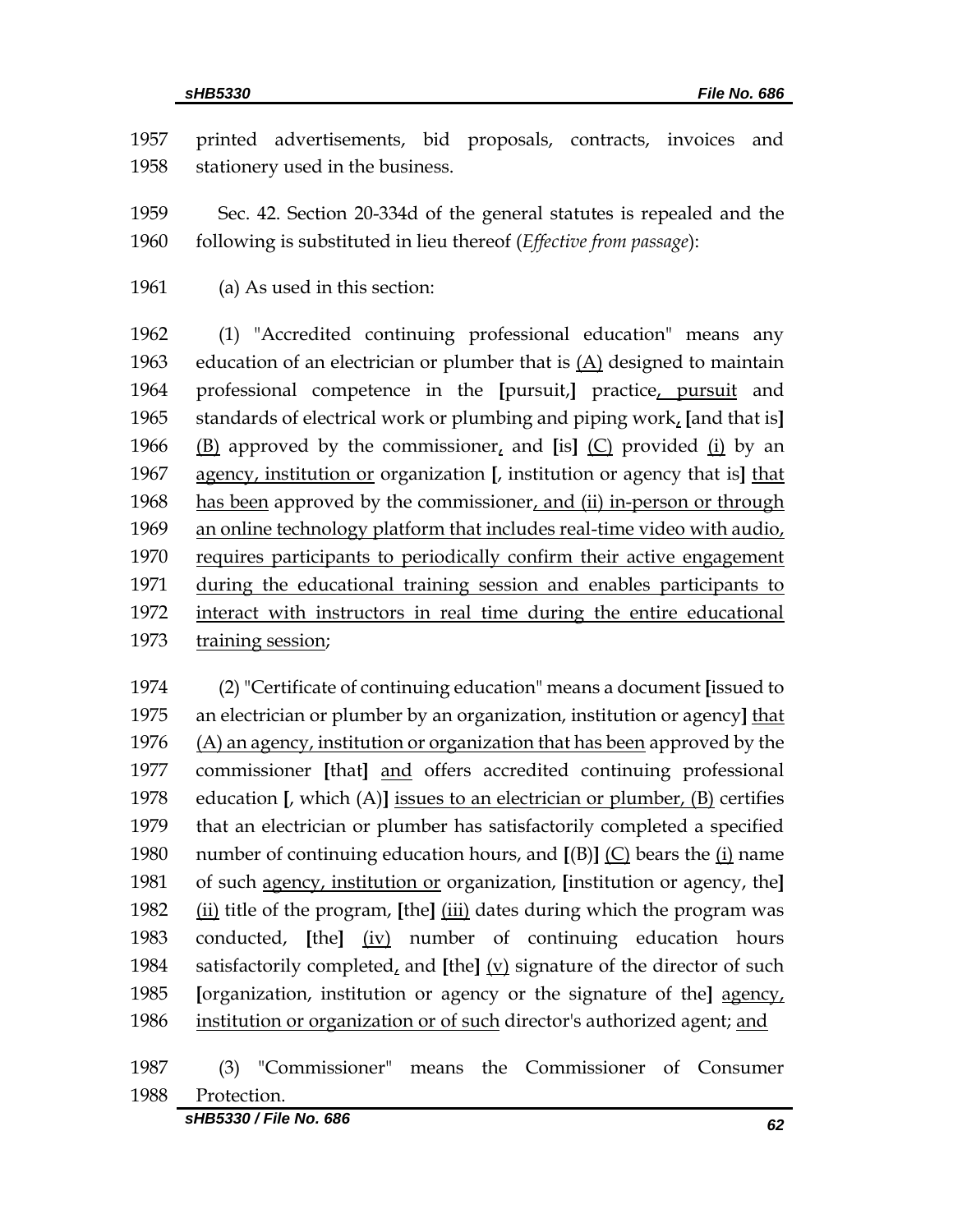printed advertisements, bid proposals, contracts, invoices and stationery used in the business.

Sec. 42. Section 20-334d of the general statutes is repealed and the following is substituted in lieu thereof (*Effective from passage*):

(a) As used in this section:

(1) "Accredited continuing professional education" means any education of an electrician or plumber that is (A) designed to maintain professional competence in the [pursuit,] practice, pursuit and standards of electrical work or plumbing and piping work, [and that is] (B) approved by the commissioner, and [is] (C) provided (i) by an agency, institution or organization [, institution or agency that is] that has been approved by the commissioner, and (ii) in-person or through an online technology platform that includes real-time video with audio, requires participants to periodically confirm their active engagement during the educational training session and enables participants to interact with instructors in real time during the entire educational training session;

(2) "Certificate of continuing education" means a document [issued to an electrician or plumber by an organization, institution or agency] that (A) an agency, institution or organization that has been approved by the commissioner [that] and offers accredited continuing professional education [, which (A)] issues to an electrician or plumber, (B) certifies that an electrician or plumber has satisfactorily completed a specified number of continuing education hours, and [(B)] (C) bears the (i) name of such agency, institution or organization, [institution or agency, the] (ii) title of the program, [the] (iii) dates during which the program was conducted, [the] (iv) number of continuing education hours satisfactorily completed, and [the] (v) signature of the director of such [organization, institution or agency or the signature of the] agency, institution or organization or of such director's authorized agent; and

(3) "Commissioner" means the Commissioner of Consumer Protection.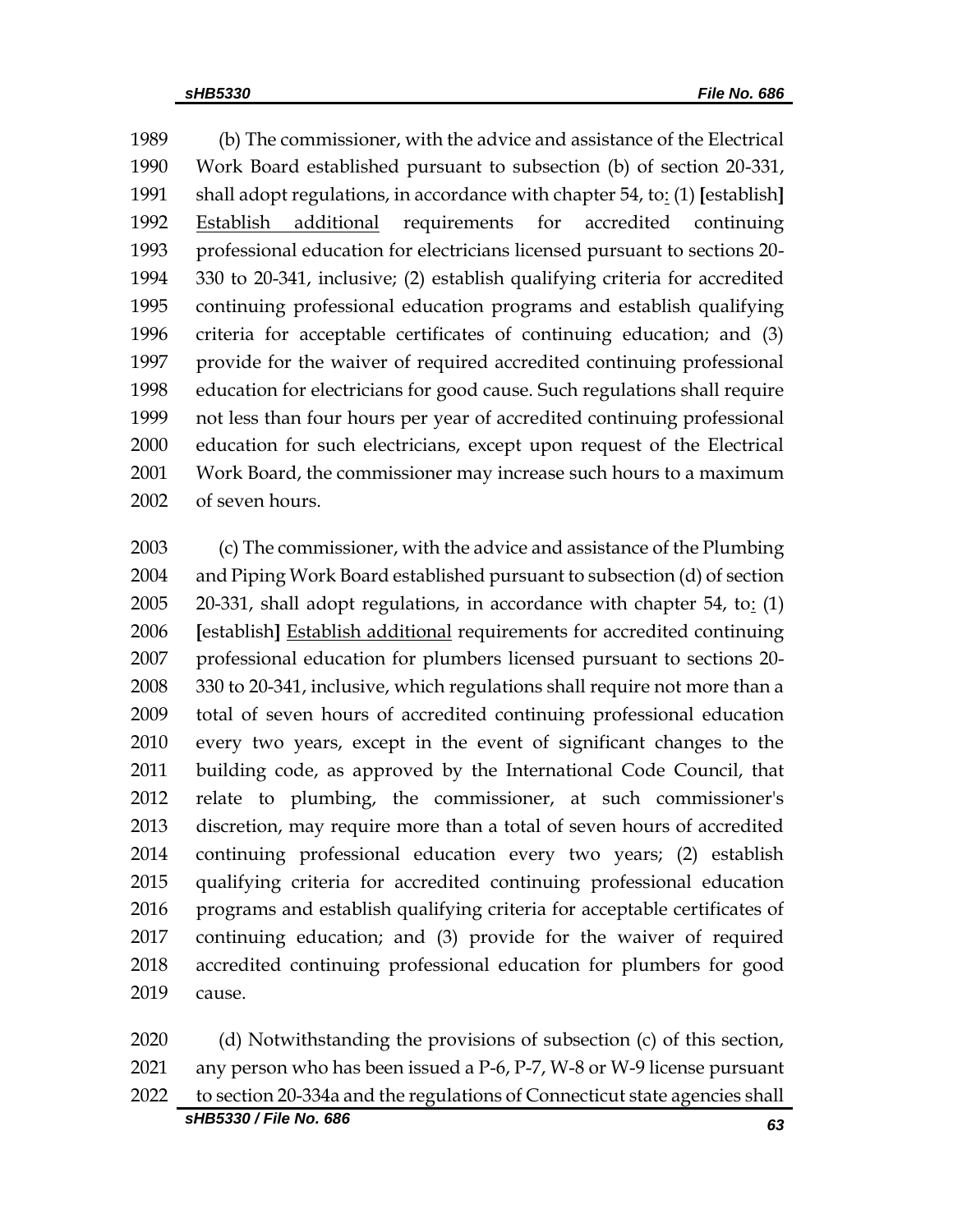1989 (b) The commissioner, with the advice and assistance of the Electrical
1990 Work Board established pursuant to subsection (b) of section 20-331,
1991 shall adopt regulations, in accordance with chapter 54, to: (1) [establish]
1992 Establish additional requirements for accredited continuing
1993 professional education for electricians licensed pursuant to sections 20-
1994 330 to 20-341, inclusive; (2) establish qualifying criteria for accredited
1995 continuing professional education programs and establish qualifying
1996 criteria for acceptable certificates of continuing education; and (3)
1997 provide for the waiver of required accredited continuing professional
1998 education for electricians for good cause. Such regulations shall require
1999 not less than four hours per year of accredited continuing professional
2000 education for such electricians, except upon request of the Electrical
2001 Work Board, the commissioner may increase such hours to a maximum
2002 of seven hours.

2003 (c) The commissioner, with the advice and assistance of the Plumbing
2004 and Piping Work Board established pursuant to subsection (d) of section
2005 20-331, shall adopt regulations, in accordance with chapter 54, to: (1)
2006 [establish] Establish additional requirements for accredited continuing
2007 professional education for plumbers licensed pursuant to sections 20-
2008 330 to 20-341, inclusive, which regulations shall require not more than a
2009 total of seven hours of accredited continuing professional education
2010 every two years, except in the event of significant changes to the
2011 building code, as approved by the International Code Council, that
2012 relate to plumbing, the commissioner, at such commissioner's
2013 discretion, may require more than a total of seven hours of accredited
2014 continuing professional education every two years; (2) establish
2015 qualifying criteria for accredited continuing professional education
2016 programs and establish qualifying criteria for acceptable certificates of
2017 continuing education; and (3) provide for the waiver of required
2018 accredited continuing professional education for plumbers for good
2019 cause.

2020 (d) Notwithstanding the provisions of subsection (c) of this section,
2021 any person who has been issued a P-6, P-7, W-8 or W-9 license pursuant
2022 to section 20-334a and the regulations of Connecticut state agencies shall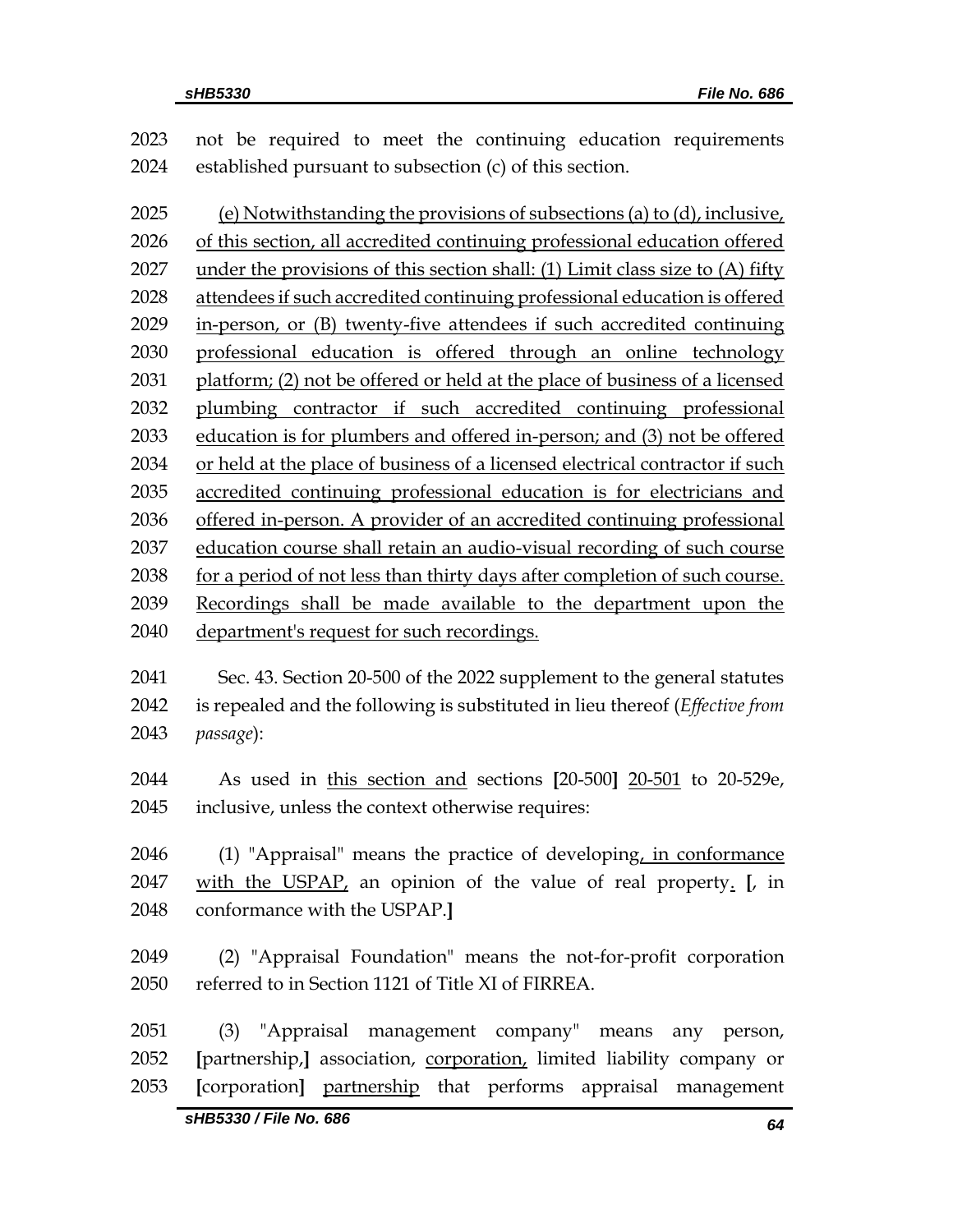not be required to meet the continuing education requirements established pursuant to subsection (c) of this section.

<u>(e) Notwithstanding the provisions of subsections (a) to (d), inclusive, of this section, all accredited continuing professional education offered under the provisions of this section shall: (1) Limit class size to (A) fifty attendees if such accredited continuing professional education is offered in-person, or (B) twenty-five attendees if such accredited continuing professional education is offered through an online technology platform; (2) not be offered or held at the place of business of a licensed plumbing contractor if such accredited continuing professional education is for plumbers and offered in-person; and (3) not be offered or held at the place of business of a licensed electrical contractor if such accredited continuing professional education is for electricians and offered in-person. A provider of an accredited continuing professional education course shall retain an audio-visual recording of such course for a period of not less than thirty days after completion of such course. Recordings shall be made available to the department upon the department's request for such recordings.</u>

Sec. 43. Section 20-500 of the 2022 supplement to the general statutes is repealed and the following is substituted in lieu thereof (*Effective from passage*):

As used in <u>this section and</u> sections **[**20-500**]** <u>20-501</u> to 20-529e, inclusive, unless the context otherwise requires:

(1) "Appraisal" means the practice of developing<u>, in conformance with the USPAP,</u> an opinion of the value of real property<u>.</u> **[**, in conformance with the USPAP.**]**

(2) "Appraisal Foundation" means the not-for-profit corporation referred to in Section 1121 of Title XI of FIRREA.

(3) "Appraisal management company" means any person, **[**partnership,**]** association, <u>corporation,</u> limited liability company or **[**corporation**]** <u>partnership</u> that performs appraisal management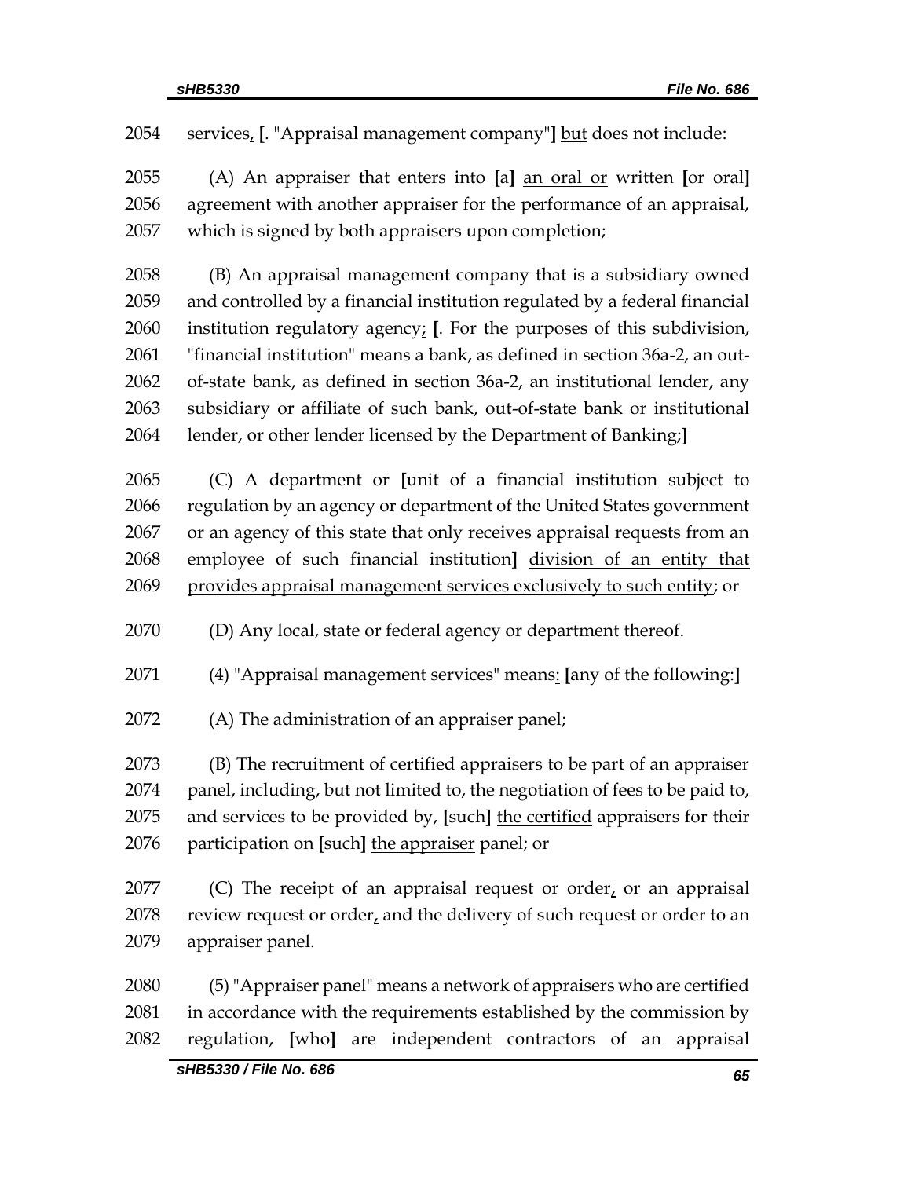2054 services, [. "Appraisal management company"] <u>but</u> does not include:

2055 (A) An appraiser that enters into [a] <u>an oral or</u> written [or oral]
2056 agreement with another appraiser for the performance of an appraisal,
2057 which is signed by both appraisers upon completion;

2058 (B) An appraisal management company that is a subsidiary owned
2059 and controlled by a financial institution regulated by a federal financial
2060 institution regulatory agency<u>;</u> [. For the purposes of this subdivision,
2061 "financial institution" means a bank, as defined in section 36a-2, an out-
2062 of-state bank, as defined in section 36a-2, an institutional lender, any
2063 subsidiary or affiliate of such bank, out-of-state bank or institutional
2064 lender, or other lender licensed by the Department of Banking;]

2065 (C) A department or [unit of a financial institution subject to
2066 regulation by an agency or department of the United States government
2067 or an agency of this state that only receives appraisal requests from an
2068 employee of such financial institution] <u>division of an entity that</u>
2069 <u>provides appraisal management services exclusively to such entity</u>; or

2070 (D) Any local, state or federal agency or department thereof.

2071 (4) "Appraisal management services" means<u>:</u> [any of the following:]

2072 (A) The administration of an appraiser panel;

2073 (B) The recruitment of certified appraisers to be part of an appraiser
2074 panel, including, but not limited to, the negotiation of fees to be paid to,
2075 and services to be provided by, [such] <u>the certified</u> appraisers for their
2076 participation on [such] <u>the appraiser</u> panel; or

2077 (C) The receipt of an appraisal request or order<u>,</u> or an appraisal
2078 review request or order<u>,</u> and the delivery of such request or order to an
2079 appraiser panel.

2080 (5) "Appraiser panel" means a network of appraisers who are certified
2081 in accordance with the requirements established by the commission by
2082 regulation, [who] are independent contractors of an appraisal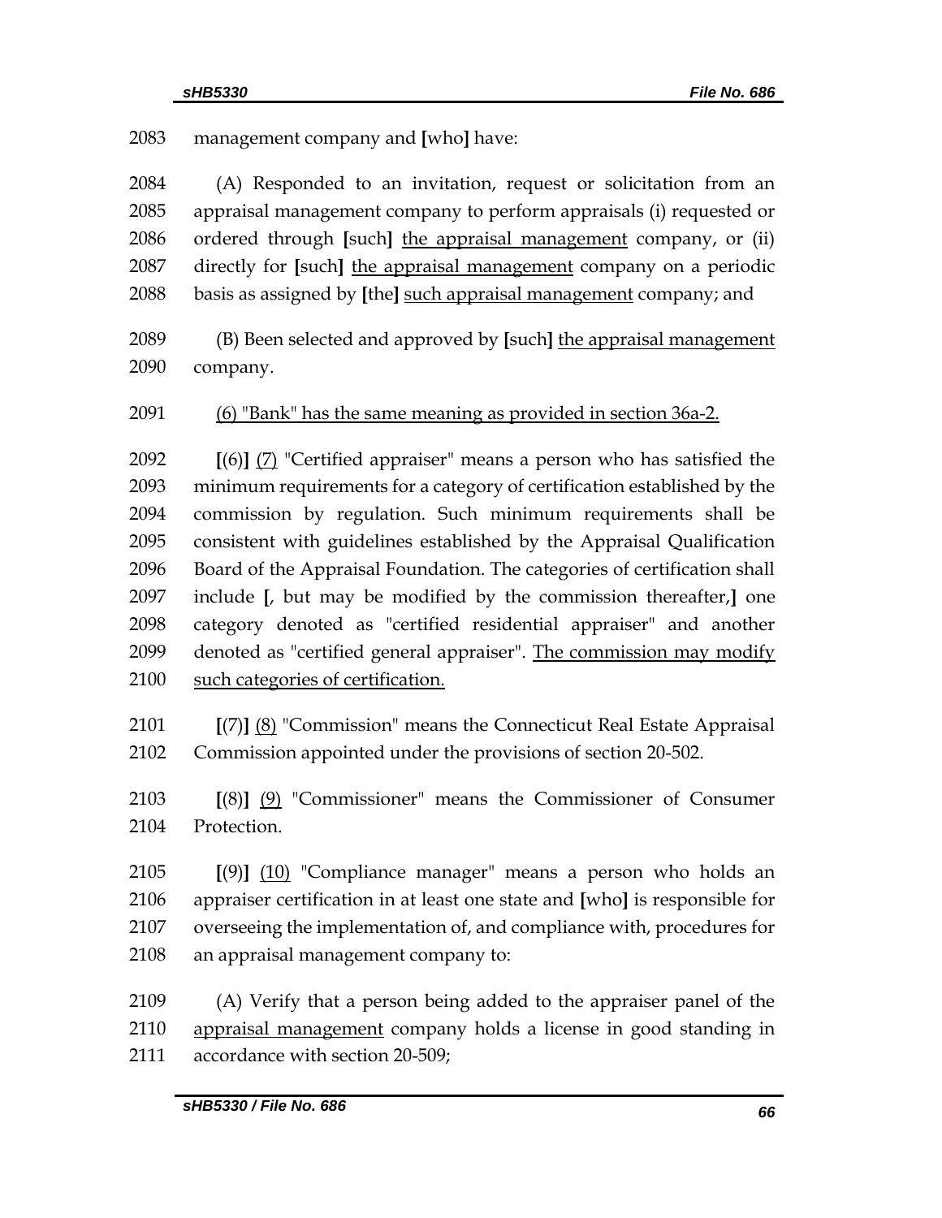2083 management company and [who] have:

2084 (A) Responded to an invitation, request or solicitation from an
2085 appraisal management company to perform appraisals (i) requested or
2086 ordered through [such] <u>the appraisal management</u> company, or (ii)
2087 directly for [such] <u>the appraisal management</u> company on a periodic
2088 basis as assigned by [the] <u>such appraisal management</u> company; and

2089 (B) Been selected and approved by [such] <u>the appraisal management</u>
2090 company.

2091 <u>(6) "Bank" has the same meaning as provided in section 36a-2.</u>

2092 [(6)] <u>(7)</u> "Certified appraiser" means a person who has satisfied the
2093 minimum requirements for a category of certification established by the
2094 commission by regulation. Such minimum requirements shall be
2095 consistent with guidelines established by the Appraisal Qualification
2096 Board of the Appraisal Foundation. The categories of certification shall
2097 include [, but may be modified by the commission thereafter,] one
2098 category denoted as "certified residential appraiser" and another
2099 denoted as "certified general appraiser". <u>The commission may modify</u>
2100 <u>such categories of certification.</u>

2101 [(7)] <u>(8)</u> "Commission" means the Connecticut Real Estate Appraisal
2102 Commission appointed under the provisions of section 20-502.

2103 [(8)] <u>(9)</u> "Commissioner" means the Commissioner of Consumer
2104 Protection.

2105 [(9)] <u>(10)</u> "Compliance manager" means a person who holds an
2106 appraiser certification in at least one state and [who] is responsible for
2107 overseeing the implementation of, and compliance with, procedures for
2108 an appraisal management company to:

2109 (A) Verify that a person being added to the appraiser panel of the
2110 <u>appraisal management</u> company holds a license in good standing in
2111 accordance with section 20-509;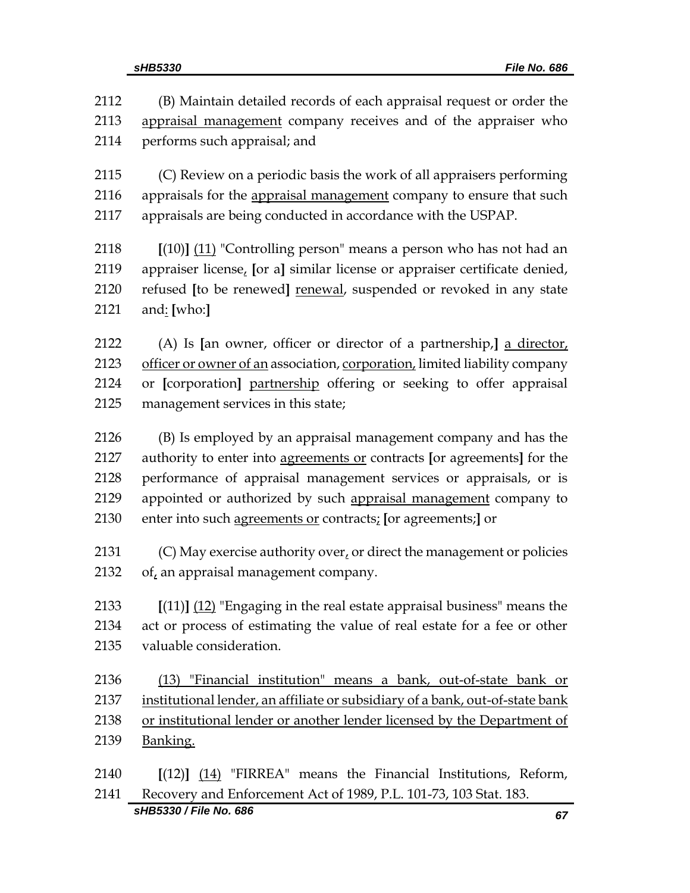2112 (B) Maintain detailed records of each appraisal request or order the
2113 <u>appraisal management</u> company receives and of the appraiser who
2114 performs such appraisal; and

2115 (C) Review on a periodic basis the work of all appraisers performing
2116 appraisals for the <u>appraisal management</u> company to ensure that such
2117 appraisals are being conducted in accordance with the USPAP.

2118 **[**(10)**]** <u>(11)</u> "Controlling person" means a person who has not had an
2119 appraiser license<u>,</u> **[**or a**]** similar license or appraiser certificate denied,
2120 refused **[**to be renewed**]** <u>renewal</u>, suspended or revoked in any state
2121 and<u>:</u> **[**who:**]**

2122 (A) Is **[**an owner, officer or director of a partnership,**]** <u>a director,</u>
2123 <u>officer or owner of an</u> association, <u>corporation,</u> limited liability company
2124 or **[**corporation**]** <u>partnership</u> offering or seeking to offer appraisal
2125 management services in this state;

2126 (B) Is employed by an appraisal management company and has the
2127 authority to enter into <u>agreements or</u> contracts **[**or agreements**]** for the
2128 performance of appraisal management services or appraisals, or is
2129 appointed or authorized by such <u>appraisal management</u> company to
2130 enter into such <u>agreements or</u> contracts<u>;</u> **[**or agreements;**]** or

2131 (C) May exercise authority over<u>,</u> or direct the management or policies
2132 of<u>,</u> an appraisal management company.

2133 **[**(11)**]** <u>(12)</u> "Engaging in the real estate appraisal business" means the
2134 act or process of estimating the value of real estate for a fee or other
2135 valuable consideration.

2136 <u>(13) "Financial institution" means a bank, out-of-state bank or</u>
2137 <u>institutional lender, an affiliate or subsidiary of a bank, out-of-state bank</u>
2138 <u>or institutional lender or another lender licensed by the Department of</u>
2139 <u>Banking.</u>

2140 **[**(12)**]** <u>(14)</u> "FIRREA" means the Financial Institutions, Reform,
2141 Recovery and Enforcement Act of 1989, P.L. 101-73, 103 Stat. 183.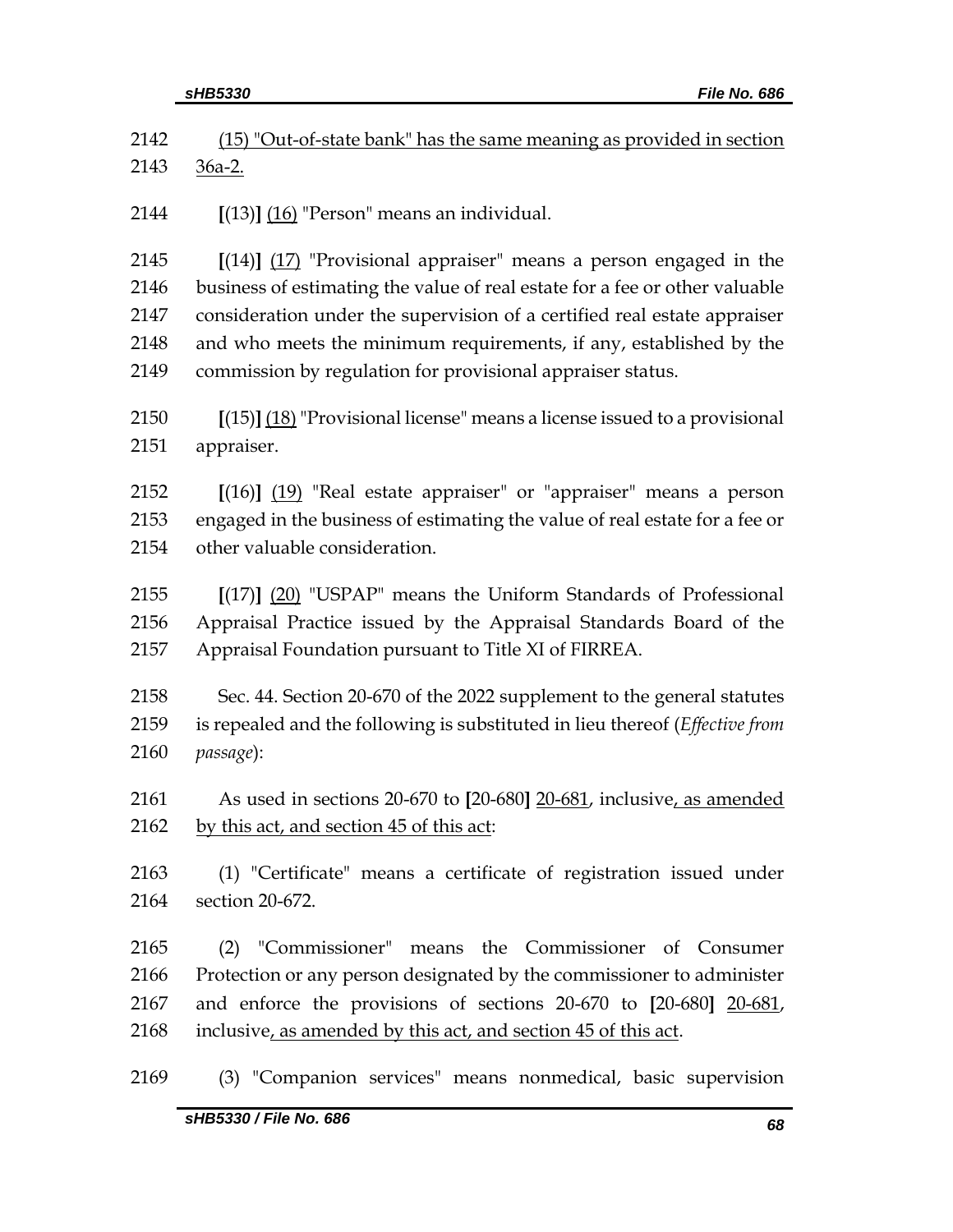2142 (15) "Out-of-state bank" has the same meaning as provided in section
2143 36a-2.

2144 [(13)] (16) "Person" means an individual.

2145 [(14)] (17) "Provisional appraiser" means a person engaged in the
2146 business of estimating the value of real estate for a fee or other valuable
2147 consideration under the supervision of a certified real estate appraiser
2148 and who meets the minimum requirements, if any, established by the
2149 commission by regulation for provisional appraiser status.

2150 [(15)] (18) "Provisional license" means a license issued to a provisional
2151 appraiser.

2152 [(16)] (19) "Real estate appraiser" or "appraiser" means a person
2153 engaged in the business of estimating the value of real estate for a fee or
2154 other valuable consideration.

2155 [(17)] (20) "USPAP" means the Uniform Standards of Professional
2156 Appraisal Practice issued by the Appraisal Standards Board of the
2157 Appraisal Foundation pursuant to Title XI of FIRREA.

2158 Sec. 44. Section 20-670 of the 2022 supplement to the general statutes
2159 is repealed and the following is substituted in lieu thereof (*Effective from*
2160 *passage*):

2161 As used in sections 20-670 to [20-680] 20-681, inclusive, as amended
2162 by this act, and section 45 of this act:

2163 (1) "Certificate" means a certificate of registration issued under
2164 section 20-672.

2165 (2) "Commissioner" means the Commissioner of Consumer
2166 Protection or any person designated by the commissioner to administer
2167 and enforce the provisions of sections 20-670 to [20-680] 20-681,
2168 inclusive, as amended by this act, and section 45 of this act.

2169 (3) "Companion services" means nonmedical, basic supervision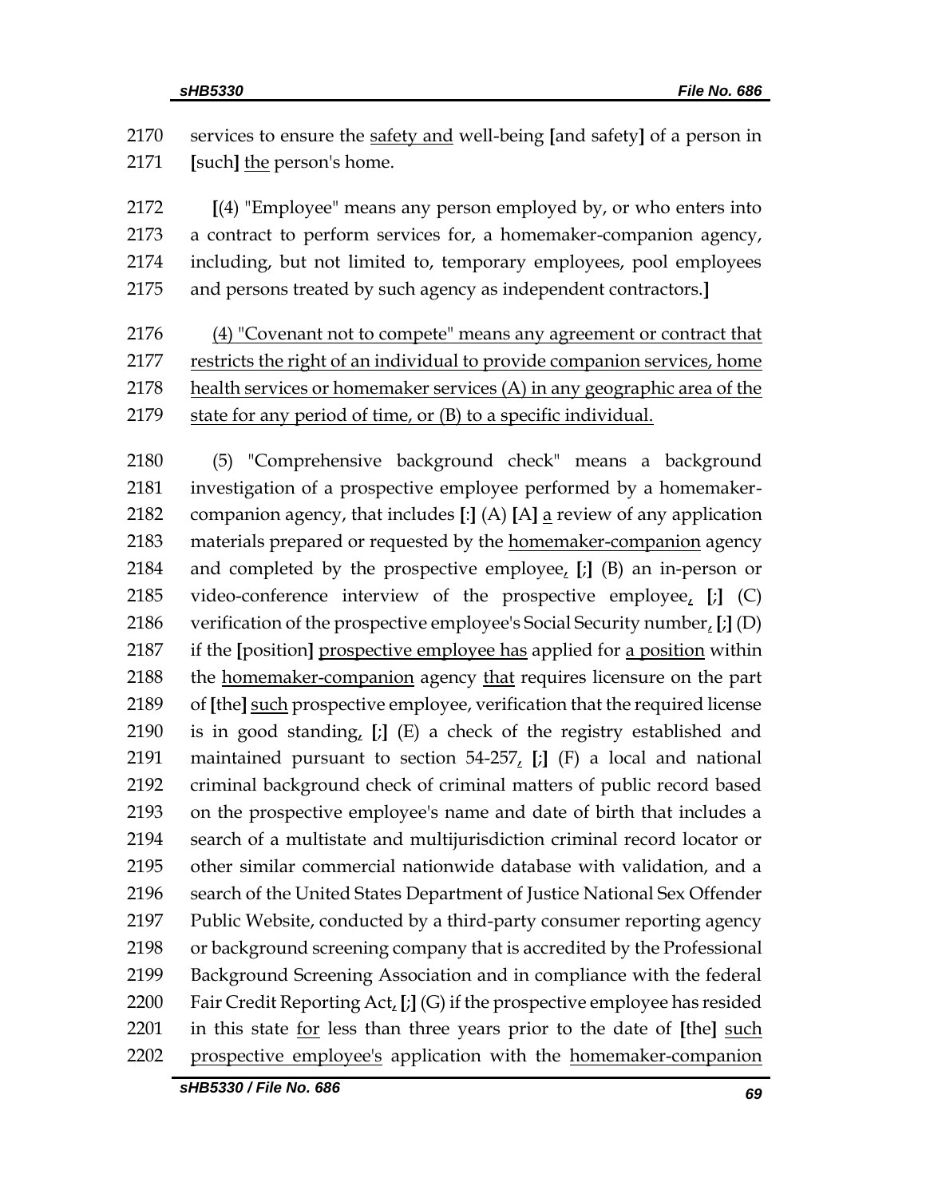2170 services to ensure the safety and well-being [and safety] of a person in
2171 [such] the person's home.

2172 [(4) "Employee" means any person employed by, or who enters into
2173 a contract to perform services for, a homemaker-companion agency,
2174 including, but not limited to, temporary employees, pool employees
2175 and persons treated by such agency as independent contractors.]

2176 (4) "Covenant not to compete" means any agreement or contract that
2177 restricts the right of an individual to provide companion services, home
2178 health services or homemaker services (A) in any geographic area of the
2179 state for any period of time, or (B) to a specific individual.

2180 (5) "Comprehensive background check" means a background
2181 investigation of a prospective employee performed by a homemaker-
2182 companion agency, that includes [:] (A) [A] a review of any application
2183 materials prepared or requested by the homemaker-companion agency
2184 and completed by the prospective employee, [;] (B) an in-person or
2185 video-conference interview of the prospective employee, [;] (C)
2186 verification of the prospective employee's Social Security number, [;] (D)
2187 if the [position] prospective employee has applied for a position within
2188 the homemaker-companion agency that requires licensure on the part
2189 of [the] such prospective employee, verification that the required license
2190 is in good standing, [;] (E) a check of the registry established and
2191 maintained pursuant to section 54-257, [;] (F) a local and national
2192 criminal background check of criminal matters of public record based
2193 on the prospective employee's name and date of birth that includes a
2194 search of a multistate and multijurisdiction criminal record locator or
2195 other similar commercial nationwide database with validation, and a
2196 search of the United States Department of Justice National Sex Offender
2197 Public Website, conducted by a third-party consumer reporting agency
2198 or background screening company that is accredited by the Professional
2199 Background Screening Association and in compliance with the federal
2200 Fair Credit Reporting Act, [;] (G) if the prospective employee has resided
2201 in this state for less than three years prior to the date of [the] such
2202 prospective employee's application with the homemaker-companion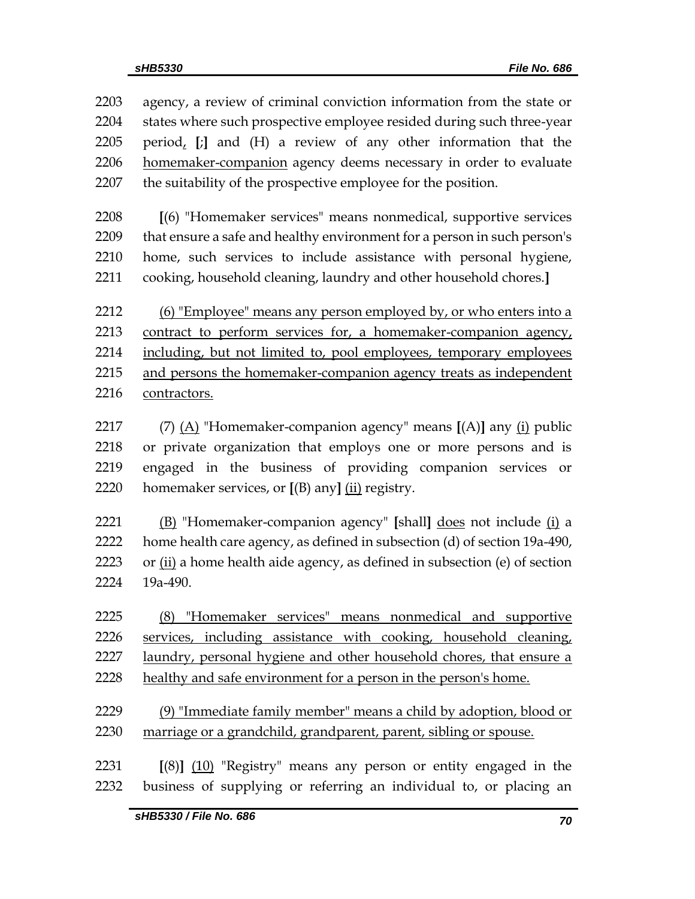2203 agency, a review of criminal conviction information from the state or
2204 states where such prospective employee resided during such three-year
2205 period, [;] and (H) a review of any other information that the
2206 homemaker-companion agency deems necessary in order to evaluate
2207 the suitability of the prospective employee for the position.

2208 [(6) "Homemaker services" means nonmedical, supportive services
2209 that ensure a safe and healthy environment for a person in such person's
2210 home, such services to include assistance with personal hygiene,
2211 cooking, household cleaning, laundry and other household chores.]

2212 (6) "Employee" means any person employed by, or who enters into a
2213 contract to perform services for, a homemaker-companion agency,
2214 including, but not limited to, pool employees, temporary employees
2215 and persons the homemaker-companion agency treats as independent
2216 contractors.

2217 (7) (A) "Homemaker-companion agency" means [(A)] any (i) public
2218 or private organization that employs one or more persons and is
2219 engaged in the business of providing companion services or
2220 homemaker services, or [(B) any] (ii) registry.

2221 (B) "Homemaker-companion agency" [shall] does not include (i) a
2222 home health care agency, as defined in subsection (d) of section 19a-490,
2223 or (ii) a home health aide agency, as defined in subsection (e) of section
2224 19a-490.

2225 (8) "Homemaker services" means nonmedical and supportive
2226 services, including assistance with cooking, household cleaning,
2227 laundry, personal hygiene and other household chores, that ensure a
2228 healthy and safe environment for a person in the person's home.

2229 (9) "Immediate family member" means a child by adoption, blood or
2230 marriage or a grandchild, grandparent, parent, sibling or spouse.

2231 [(8)] (10) "Registry" means any person or entity engaged in the
2232 business of supplying or referring an individual to, or placing an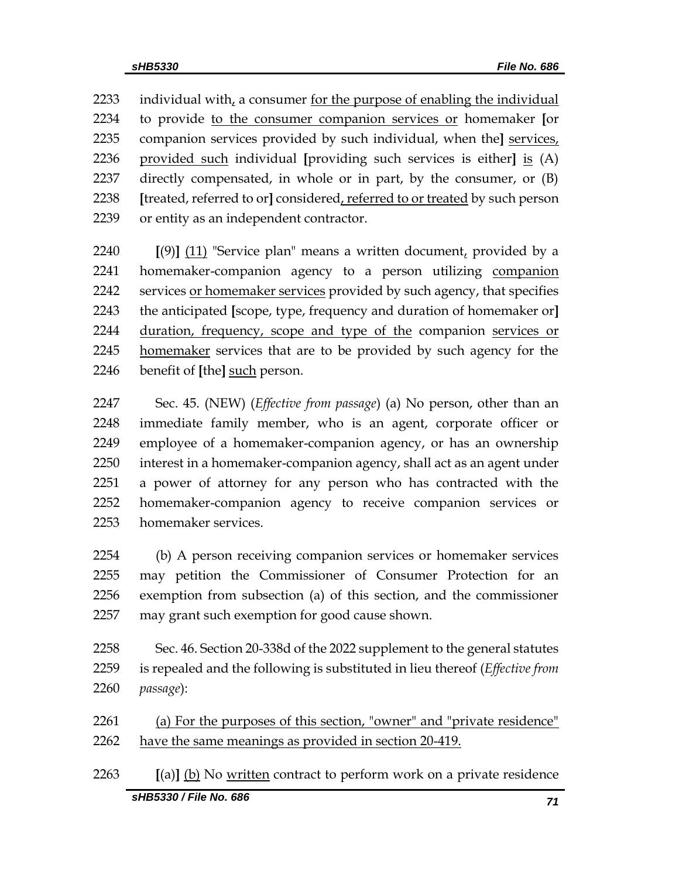2233 individual with, a consumer for the purpose of enabling the individual 2234 to provide to the consumer companion services or homemaker [or 2235 companion services provided by such individual, when the] services, 2236 provided such individual [providing such services is either] is (A) 2237 directly compensated, in whole or in part, by the consumer, or (B) 2238 [treated, referred to or] considered, referred to or treated by such person 2239 or entity as an independent contractor.

2240 [(9)] (11) "Service plan" means a written document, provided by a 2241 homemaker-companion agency to a person utilizing companion 2242 services or homemaker services provided by such agency, that specifies 2243 the anticipated [scope, type, frequency and duration of homemaker or] 2244 duration, frequency, scope and type of the companion services or 2245 homemaker services that are to be provided by such agency for the 2246 benefit of [the] such person.

2247 Sec. 45. (NEW) (*Effective from passage*) (a) No person, other than an 2248 immediate family member, who is an agent, corporate officer or 2249 employee of a homemaker-companion agency, or has an ownership 2250 interest in a homemaker-companion agency, shall act as an agent under 2251 a power of attorney for any person who has contracted with the 2252 homemaker-companion agency to receive companion services or 2253 homemaker services.

2254 (b) A person receiving companion services or homemaker services 2255 may petition the Commissioner of Consumer Protection for an 2256 exemption from subsection (a) of this section, and the commissioner 2257 may grant such exemption for good cause shown.

2258 Sec. 46. Section 20-338d of the 2022 supplement to the general statutes 2259 is repealed and the following is substituted in lieu thereof (*Effective from* 2260 *passage*):

2261 (a) For the purposes of this section, "owner" and "private residence" 2262 have the same meanings as provided in section 20-419.

2263 [(a)] (b) No written contract to perform work on a private residence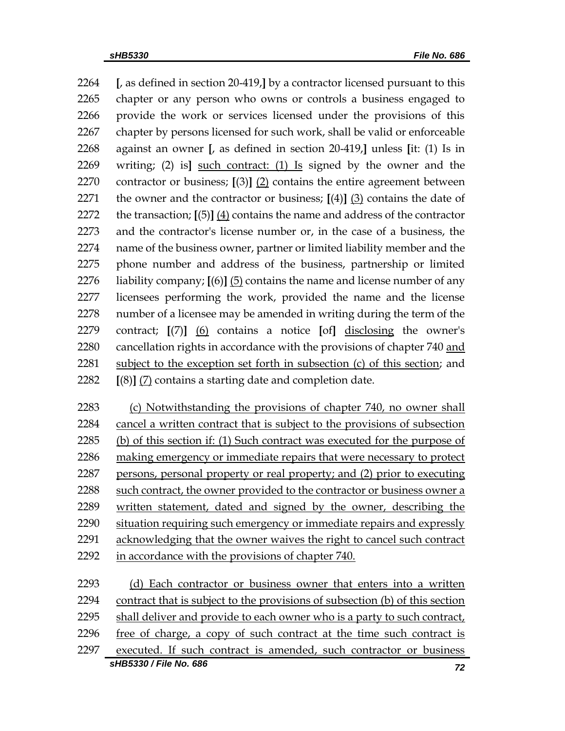[, as defined in section 20-419,] by a contractor licensed pursuant to this chapter or any person who owns or controls a business engaged to provide the work or services licensed under the provisions of this chapter by persons licensed for such work, shall be valid or enforceable against an owner [, as defined in section 20-419,] unless [it: (1) Is in writing; (2) is] <u>such contract: (1) Is</u> signed by the owner and the contractor or business; [(3)] <u>(2)</u> contains the entire agreement between the owner and the contractor or business; [(4)] <u>(3)</u> contains the date of the transaction; [(5)] <u>(4)</u> contains the name and address of the contractor and the contractor's license number or, in the case of a business, the name of the business owner, partner or limited liability member and the phone number and address of the business, partnership or limited liability company; [(6)] <u>(5)</u> contains the name and license number of any licensees performing the work, provided the name and the license number of a licensee may be amended in writing during the term of the contract; [(7)] <u>(6)</u> contains a notice [of] <u>disclosing</u> the owner's cancellation rights in accordance with the provisions of chapter 740 <u>and subject to the exception set forth in subsection (c) of this section</u>; and [(8)] <u>(7)</u> contains a starting date and completion date.

<u>(c) Notwithstanding the provisions of chapter 740, no owner shall cancel a written contract that is subject to the provisions of subsection (b) of this section if: (1) Such contract was executed for the purpose of making emergency or immediate repairs that were necessary to protect persons, personal property or real property; and (2) prior to executing such contract, the owner provided to the contractor or business owner a written statement, dated and signed by the owner, describing the situation requiring such emergency or immediate repairs and expressly acknowledging that the owner waives the right to cancel such contract in accordance with the provisions of chapter 740.</u>

<u>(d) Each contractor or business owner that enters into a written contract that is subject to the provisions of subsection (b) of this section shall deliver and provide to each owner who is a party to such contract, free of charge, a copy of such contract at the time such contract is executed. If such contract is amended, such contractor or business</u>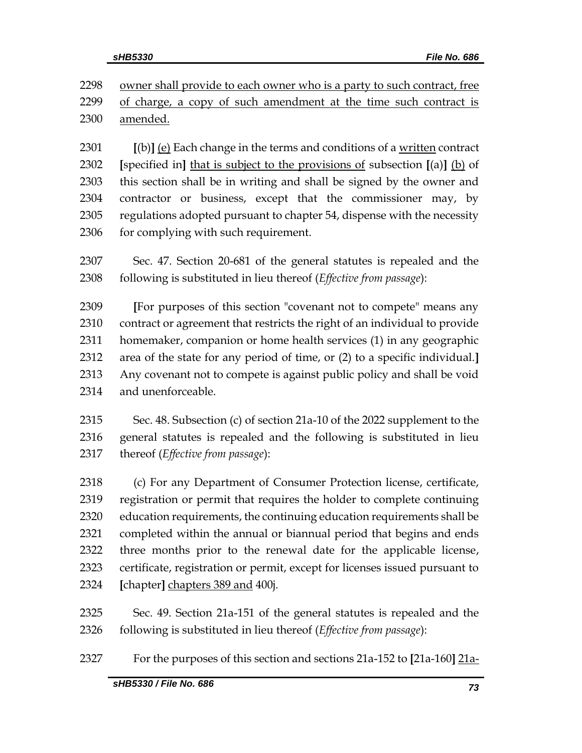owner shall provide to each owner who is a party to such contract, free of charge, a copy of such amendment at the time such contract is amended.

[(b)] (e) Each change in the terms and conditions of a written contract [specified in] that is subject to the provisions of subsection [(a)] (b) of this section shall be in writing and shall be signed by the owner and contractor or business, except that the commissioner may, by regulations adopted pursuant to chapter 54, dispense with the necessity for complying with such requirement.

Sec. 47. Section 20-681 of the general statutes is repealed and the following is substituted in lieu thereof (*Effective from passage*):

[For purposes of this section "covenant not to compete" means any contract or agreement that restricts the right of an individual to provide homemaker, companion or home health services (1) in any geographic area of the state for any period of time, or (2) to a specific individual.] Any covenant not to compete is against public policy and shall be void and unenforceable.

Sec. 48. Subsection (c) of section 21a-10 of the 2022 supplement to the general statutes is repealed and the following is substituted in lieu thereof (*Effective from passage*):

(c) For any Department of Consumer Protection license, certificate, registration or permit that requires the holder to complete continuing education requirements, the continuing education requirements shall be completed within the annual or biannual period that begins and ends three months prior to the renewal date for the applicable license, certificate, registration or permit, except for licenses issued pursuant to [chapter] chapters 389 and 400j.

Sec. 49. Section 21a-151 of the general statutes is repealed and the following is substituted in lieu thereof (*Effective from passage*):

For the purposes of this section and sections 21a-152 to [21a-160] 21a-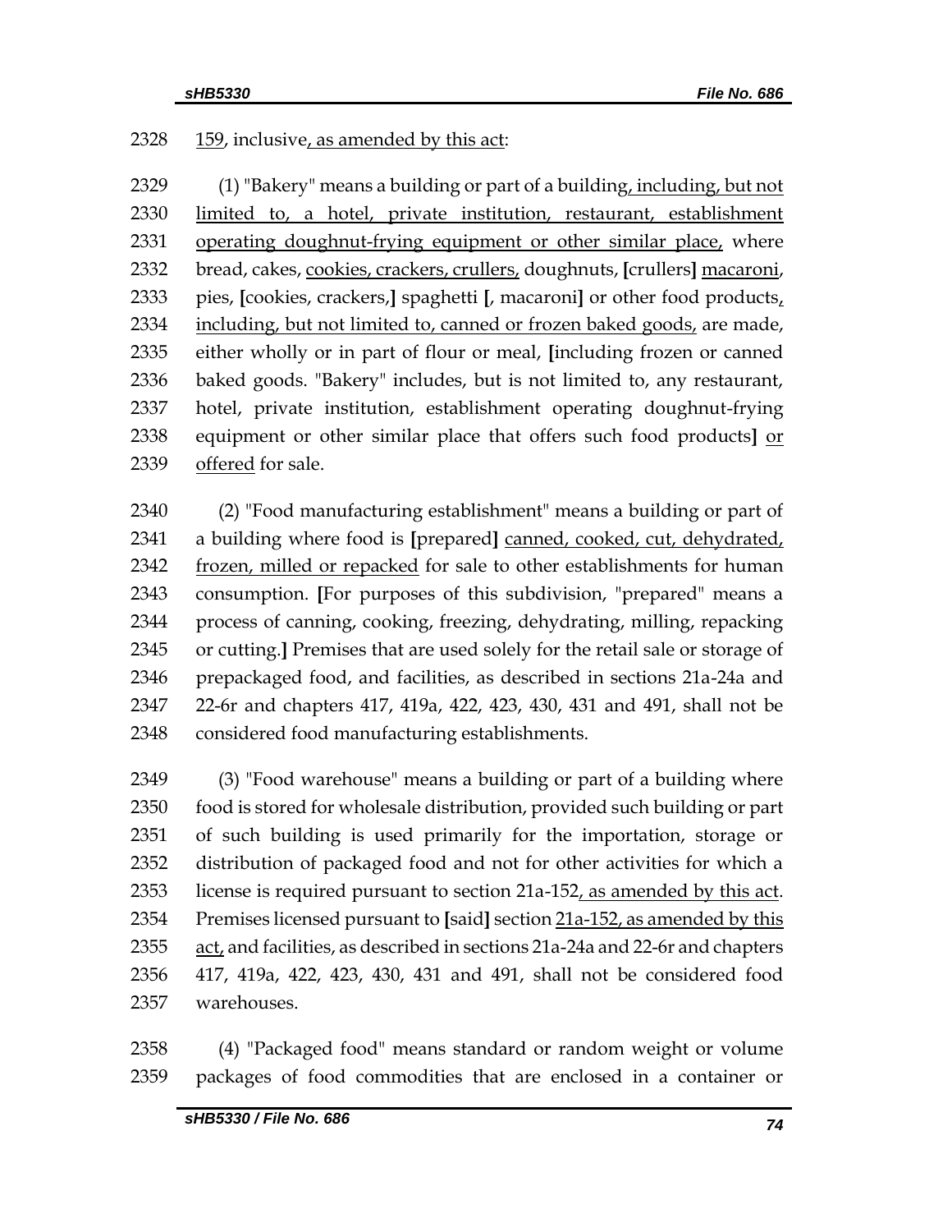2328 159, inclusive, as amended by this act:

2329 (1) "Bakery" means a building or part of a building, including, but not
2330 limited to, a hotel, private institution, restaurant, establishment
2331 operating doughnut-frying equipment or other similar place, where
2332 bread, cakes, cookies, crackers, crullers, doughnuts, [crullers] macaroni,
2333 pies, [cookies, crackers,] spaghetti [, macaroni] or other food products,
2334 including, but not limited to, canned or frozen baked goods, are made,
2335 either wholly or in part of flour or meal, [including frozen or canned
2336 baked goods. "Bakery" includes, but is not limited to, any restaurant,
2337 hotel, private institution, establishment operating doughnut-frying
2338 equipment or other similar place that offers such food products] or
2339 offered for sale.

2340 (2) "Food manufacturing establishment" means a building or part of
2341 a building where food is [prepared] canned, cooked, cut, dehydrated,
2342 frozen, milled or repacked for sale to other establishments for human
2343 consumption. [For purposes of this subdivision, "prepared" means a
2344 process of canning, cooking, freezing, dehydrating, milling, repacking
2345 or cutting.] Premises that are used solely for the retail sale or storage of
2346 prepackaged food, and facilities, as described in sections 21a-24a and
2347 22-6r and chapters 417, 419a, 422, 423, 430, 431 and 491, shall not be
2348 considered food manufacturing establishments.

2349 (3) "Food warehouse" means a building or part of a building where
2350 food is stored for wholesale distribution, provided such building or part
2351 of such building is used primarily for the importation, storage or
2352 distribution of packaged food and not for other activities for which a
2353 license is required pursuant to section 21a-152, as amended by this act.
2354 Premises licensed pursuant to [said] section 21a-152, as amended by this
2355 act, and facilities, as described in sections 21a-24a and 22-6r and chapters
2356 417, 419a, 422, 423, 430, 431 and 491, shall not be considered food
2357 warehouses.

2358 (4) "Packaged food" means standard or random weight or volume
2359 packages of food commodities that are enclosed in a container or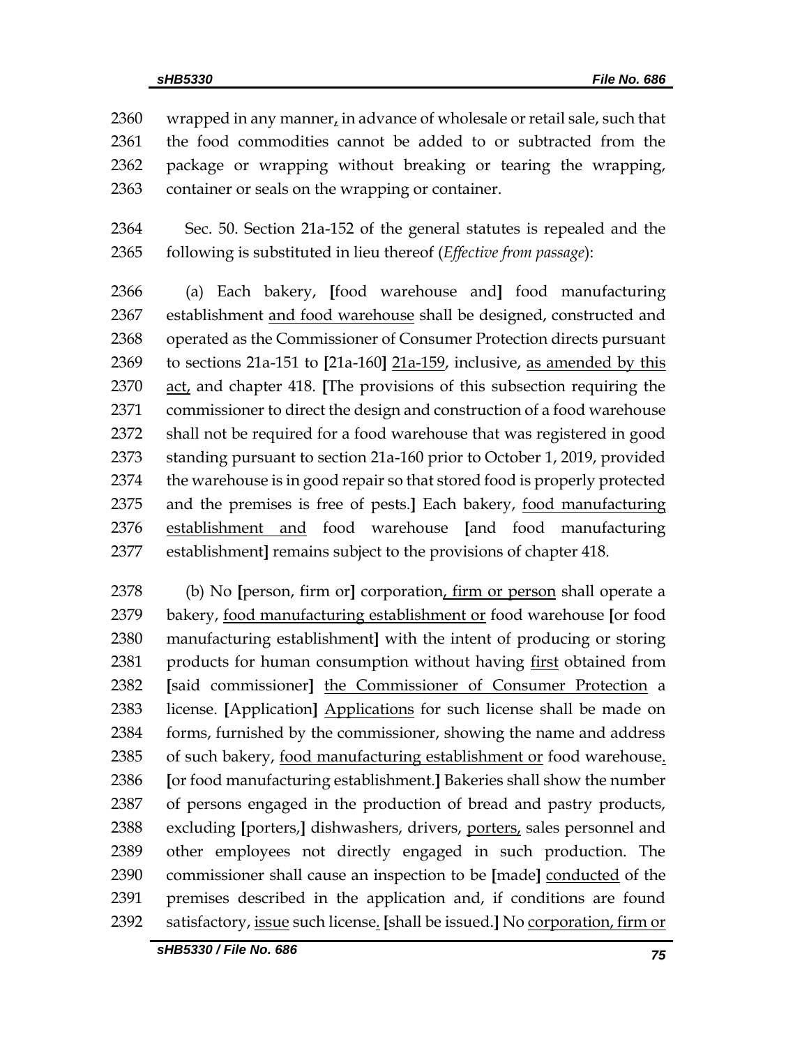2360 wrapped in any manner, in advance of wholesale or retail sale, such that
2361 the food commodities cannot be added to or subtracted from the
2362 package or wrapping without breaking or tearing the wrapping,
2363 container or seals on the wrapping or container.

2364 Sec. 50. Section 21a-152 of the general statutes is repealed and the
2365 following is substituted in lieu thereof (*Effective from passage*):

2366 (a) Each bakery, [food warehouse and] food manufacturing
2367 establishment and food warehouse shall be designed, constructed and
2368 operated as the Commissioner of Consumer Protection directs pursuant
2369 to sections 21a-151 to [21a-160] 21a-159, inclusive, as amended by this
2370 act, and chapter 418. [The provisions of this subsection requiring the
2371 commissioner to direct the design and construction of a food warehouse
2372 shall not be required for a food warehouse that was registered in good
2373 standing pursuant to section 21a-160 prior to October 1, 2019, provided
2374 the warehouse is in good repair so that stored food is properly protected
2375 and the premises is free of pests.] Each bakery, food manufacturing
2376 establishment and food warehouse [and food manufacturing
2377 establishment] remains subject to the provisions of chapter 418.

2378 (b) No [person, firm or] corporation, firm or person shall operate a
2379 bakery, food manufacturing establishment or food warehouse [or food
2380 manufacturing establishment] with the intent of producing or storing
2381 products for human consumption without having first obtained from
2382 [said commissioner] the Commissioner of Consumer Protection a
2383 license. [Application] Applications for such license shall be made on
2384 forms, furnished by the commissioner, showing the name and address
2385 of such bakery, food manufacturing establishment or food warehouse.
2386 [or food manufacturing establishment.] Bakeries shall show the number
2387 of persons engaged in the production of bread and pastry products,
2388 excluding [porters,] dishwashers, drivers, porters, sales personnel and
2389 other employees not directly engaged in such production. The
2390 commissioner shall cause an inspection to be [made] conducted of the
2391 premises described in the application and, if conditions are found
2392 satisfactory, issue such license. [shall be issued.] No corporation, firm or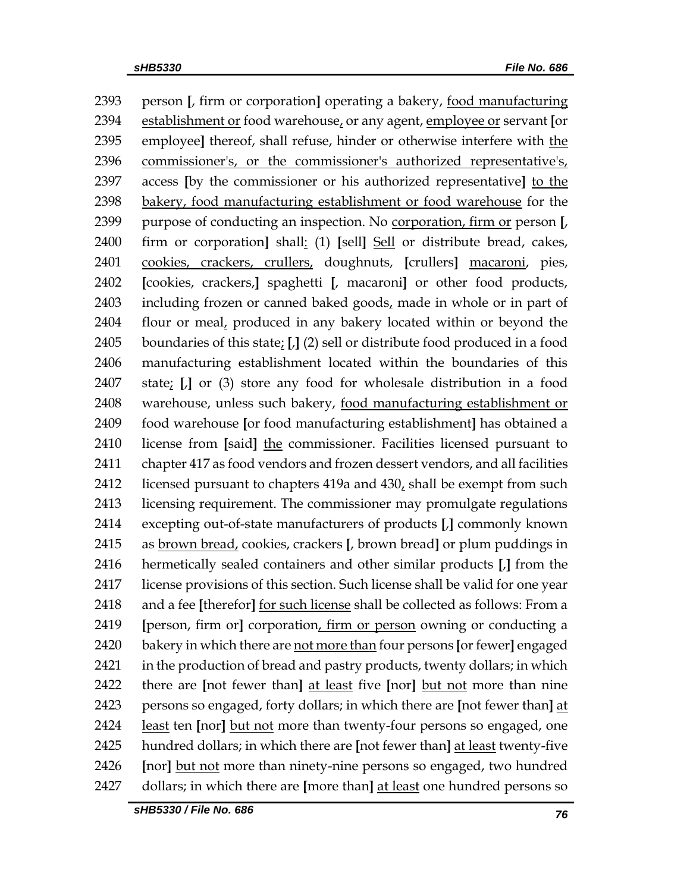2393 person [, firm or corporation] operating a bakery, <u>food manufacturing</u>
2394 <u>establishment or</u> food warehouse<u>,</u> or any agent, <u>employee or</u> servant [or
2395 employee] thereof, shall refuse, hinder or otherwise interfere with <u>the</u>
2396 <u>commissioner's, or the commissioner's authorized representative's,</u>
2397 access [by the commissioner or his authorized representative] <u>to the</u>
2398 <u>bakery, food manufacturing establishment or food warehouse</u> for the
2399 purpose of conducting an inspection. No <u>corporation, firm or</u> person [,
2400 firm or corporation] shall<u>:</u> (1) [sell] <u>Sell</u> or distribute bread, cakes,
2401 <u>cookies, crackers, crullers,</u> doughnuts, [crullers] <u>macaroni</u>, pies,
2402 [cookies, crackers,] spaghetti [, macaroni] or other food products,
2403 including frozen or canned baked goods<u>,</u> made in whole or in part of
2404 flour or meal<u>,</u> produced in any bakery located within or beyond the
2405 boundaries of this state<u>;</u> [,] (2) sell or distribute food produced in a food
2406 manufacturing establishment located within the boundaries of this
2407 state<u>;</u> [,] or (3) store any food for wholesale distribution in a food
2408 warehouse, unless such bakery, <u>food manufacturing establishment or</u>
2409 food warehouse [or food manufacturing establishment] has obtained a
2410 license from [said] <u>the</u> commissioner. Facilities licensed pursuant to
2411 chapter 417 as food vendors and frozen dessert vendors, and all facilities
2412 licensed pursuant to chapters 419a and 430<u>,</u> shall be exempt from such
2413 licensing requirement. The commissioner may promulgate regulations
2414 excepting out-of-state manufacturers of products [,] commonly known
2415 as <u>brown bread,</u> cookies, crackers [, brown bread] or plum puddings in
2416 hermetically sealed containers and other similar products [,] from the
2417 license provisions of this section. Such license shall be valid for one year
2418 and a fee [therefor] <u>for such license</u> shall be collected as follows: From a
2419 [person, firm or] corporation<u>, firm or person</u> owning or conducting a
2420 bakery in which there are <u>not more than</u> four persons [or fewer] engaged
2421 in the production of bread and pastry products, twenty dollars; in which
2422 there are [not fewer than] <u>at least</u> five [nor] <u>but not</u> more than nine
2423 persons so engaged, forty dollars; in which there are [not fewer than] <u>at</u>
2424 <u>least</u> ten [nor] <u>but not</u> more than twenty-four persons so engaged, one
2425 hundred dollars; in which there are [not fewer than] <u>at least</u> twenty-five
2426 [nor] <u>but not</u> more than ninety-nine persons so engaged, two hundred
2427 dollars; in which there are [more than] <u>at least</u> one hundred persons so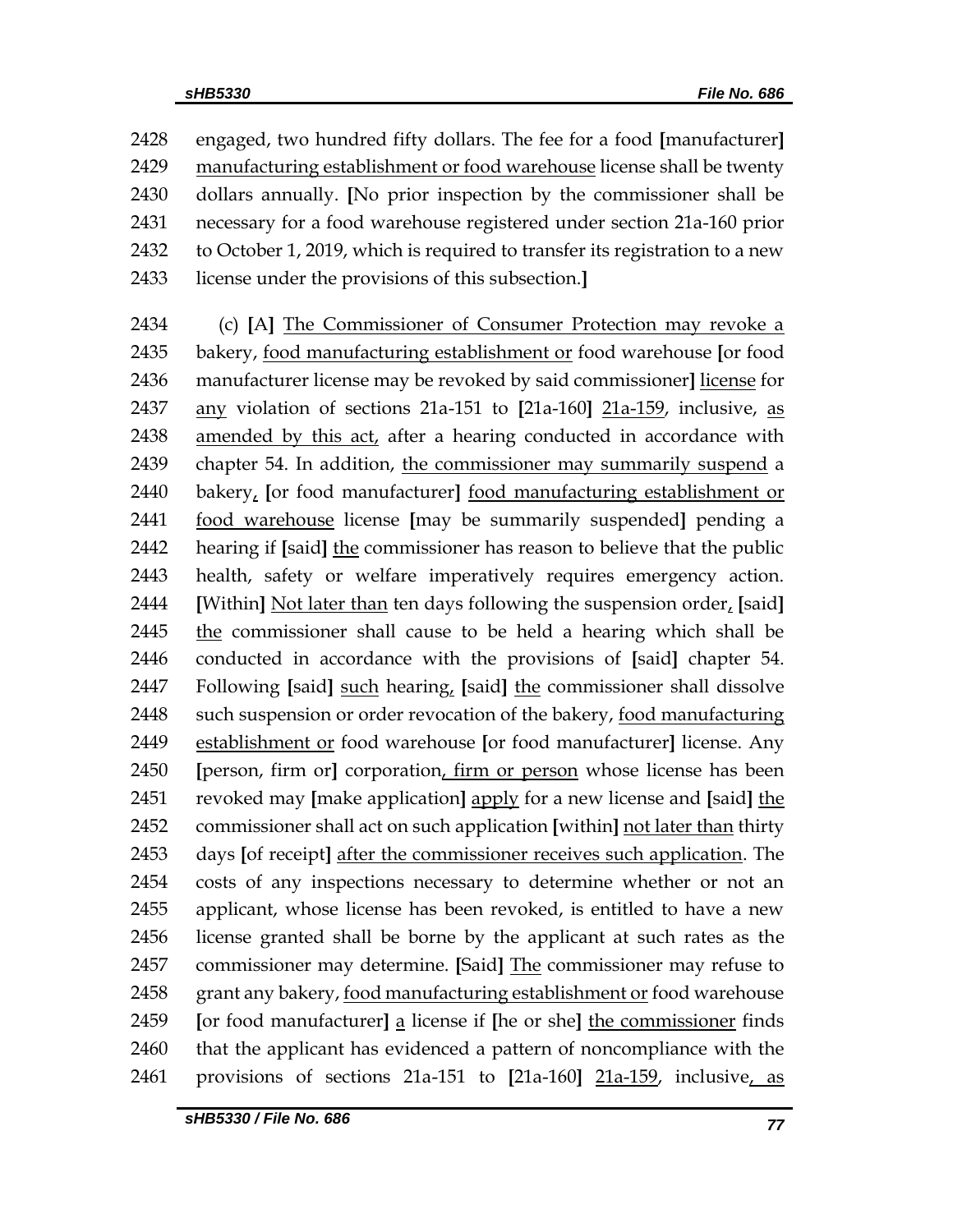2428 engaged, two hundred fifty dollars. The fee for a food [manufacturer]
2429 <u>manufacturing establishment or food warehouse</u> license shall be twenty
2430 dollars annually. [No prior inspection by the commissioner shall be
2431 necessary for a food warehouse registered under section 21a-160 prior
2432 to October 1, 2019, which is required to transfer its registration to a new
2433 license under the provisions of this subsection.]

2434 (c) [A] <u>The Commissioner of Consumer Protection may revoke a</u>
2435 bakery, <u>food manufacturing establishment or</u> food warehouse [or food
2436 manufacturer license may be revoked by said commissioner] <u>license</u> for
2437 <u>any</u> violation of sections 21a-151 to [21a-160] <u>21a-159</u>, inclusive, <u>as</u>
2438 <u>amended by this act,</u> after a hearing conducted in accordance with
2439 chapter 54. In addition, <u>the commissioner may summarily suspend</u> a
2440 bakery<u>,</u> [or food manufacturer] <u>food manufacturing establishment or</u>
2441 <u>food warehouse</u> license [may be summarily suspended] pending a
2442 hearing if [said] <u>the</u> commissioner has reason to believe that the public
2443 health, safety or welfare imperatively requires emergency action.
2444 [Within] <u>Not later than</u> ten days following the suspension order<u>,</u> [said]
2445 <u>the</u> commissioner shall cause to be held a hearing which shall be
2446 conducted in accordance with the provisions of [said] chapter 54.
2447 Following [said] <u>such</u> hearing<u>,</u> [said] <u>the</u> commissioner shall dissolve
2448 such suspension or order revocation of the bakery, <u>food manufacturing</u>
2449 <u>establishment or</u> food warehouse [or food manufacturer] license. Any
2450 [person, firm or] corporation<u>, firm or person</u> whose license has been
2451 revoked may [make application] <u>apply</u> for a new license and [said] <u>the</u>
2452 commissioner shall act on such application [within] <u>not later than</u> thirty
2453 days [of receipt] <u>after the commissioner receives such application</u>. The
2454 costs of any inspections necessary to determine whether or not an
2455 applicant, whose license has been revoked, is entitled to have a new
2456 license granted shall be borne by the applicant at such rates as the
2457 commissioner may determine. [Said] <u>The</u> commissioner may refuse to
2458 grant any bakery, <u>food manufacturing establishment or</u> food warehouse
2459 [or food manufacturer] <u>a</u> license if [he or she] <u>the commissioner</u> finds
2460 that the applicant has evidenced a pattern of noncompliance with the
2461 provisions of sections 21a-151 to [21a-160] <u>21a-159</u>, inclusive<u>, as</u>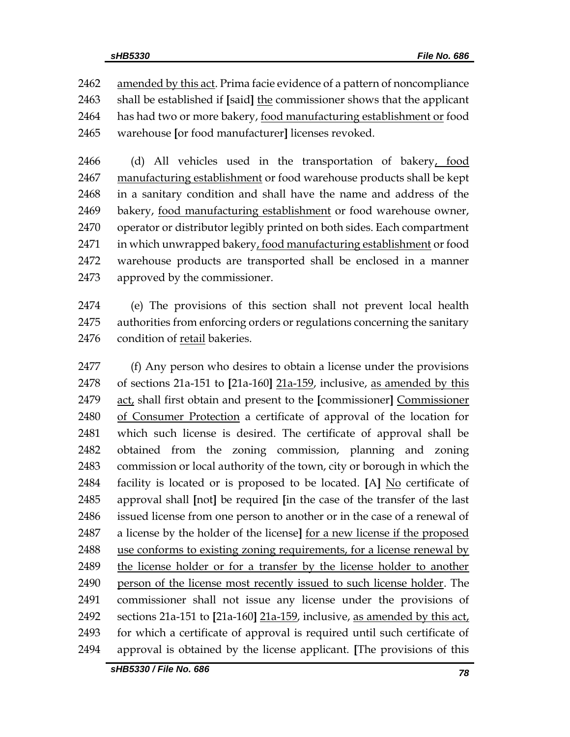amended by this act. Prima facie evidence of a pattern of noncompliance shall be established if [said] the commissioner shows that the applicant has had two or more bakery, food manufacturing establishment or food warehouse [or food manufacturer] licenses revoked.

(d) All vehicles used in the transportation of bakery, food manufacturing establishment or food warehouse products shall be kept in a sanitary condition and shall have the name and address of the bakery, food manufacturing establishment or food warehouse owner, operator or distributor legibly printed on both sides. Each compartment in which unwrapped bakery, food manufacturing establishment or food warehouse products are transported shall be enclosed in a manner approved by the commissioner.

(e) The provisions of this section shall not prevent local health authorities from enforcing orders or regulations concerning the sanitary condition of retail bakeries.

(f) Any person who desires to obtain a license under the provisions of sections 21a-151 to [21a-160] 21a-159, inclusive, as amended by this act, shall first obtain and present to the [commissioner] Commissioner of Consumer Protection a certificate of approval of the location for which such license is desired. The certificate of approval shall be obtained from the zoning commission, planning and zoning commission or local authority of the town, city or borough in which the facility is located or is proposed to be located. [A] No certificate of approval shall [not] be required [in the case of the transfer of the last issued license from one person to another or in the case of a renewal of a license by the holder of the license] for a new license if the proposed use conforms to existing zoning requirements, for a license renewal by the license holder or for a transfer by the license holder to another person of the license most recently issued to such license holder. The commissioner shall not issue any license under the provisions of sections 21a-151 to [21a-160] 21a-159, inclusive, as amended by this act, for which a certificate of approval is required until such certificate of approval is obtained by the license applicant. [The provisions of this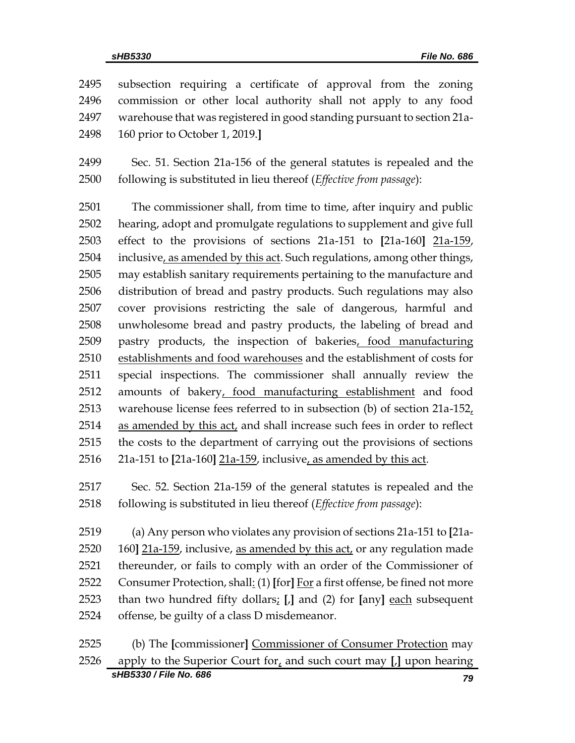subsection requiring a certificate of approval from the zoning commission or other local authority shall not apply to any food warehouse that was registered in good standing pursuant to section 21a-160 prior to October 1, 2019.]

Sec. 51. Section 21a-156 of the general statutes is repealed and the following is substituted in lieu thereof (*Effective from passage*):

The commissioner shall, from time to time, after inquiry and public hearing, adopt and promulgate regulations to supplement and give full effect to the provisions of sections 21a-151 to [21a-160] 21a-159, inclusive, as amended by this act. Such regulations, among other things, may establish sanitary requirements pertaining to the manufacture and distribution of bread and pastry products. Such regulations may also cover provisions restricting the sale of dangerous, harmful and unwholesome bread and pastry products, the labeling of bread and pastry products, the inspection of bakeries, food manufacturing establishments and food warehouses and the establishment of costs for special inspections. The commissioner shall annually review the amounts of bakery, food manufacturing establishment and food warehouse license fees referred to in subsection (b) of section 21a-152, as amended by this act, and shall increase such fees in order to reflect the costs to the department of carrying out the provisions of sections 21a-151 to [21a-160] 21a-159, inclusive, as amended by this act.

Sec. 52. Section 21a-159 of the general statutes is repealed and the following is substituted in lieu thereof (*Effective from passage*):

(a) Any person who violates any provision of sections 21a-151 to [21a-160] 21a-159, inclusive, as amended by this act, or any regulation made thereunder, or fails to comply with an order of the Commissioner of Consumer Protection, shall: (1) [for] For a first offense, be fined not more than two hundred fifty dollars; [,] and (2) for [any] each subsequent offense, be guilty of a class D misdemeanor.

(b) The [commissioner] Commissioner of Consumer Protection may apply to the Superior Court for, and such court may [,] upon hearing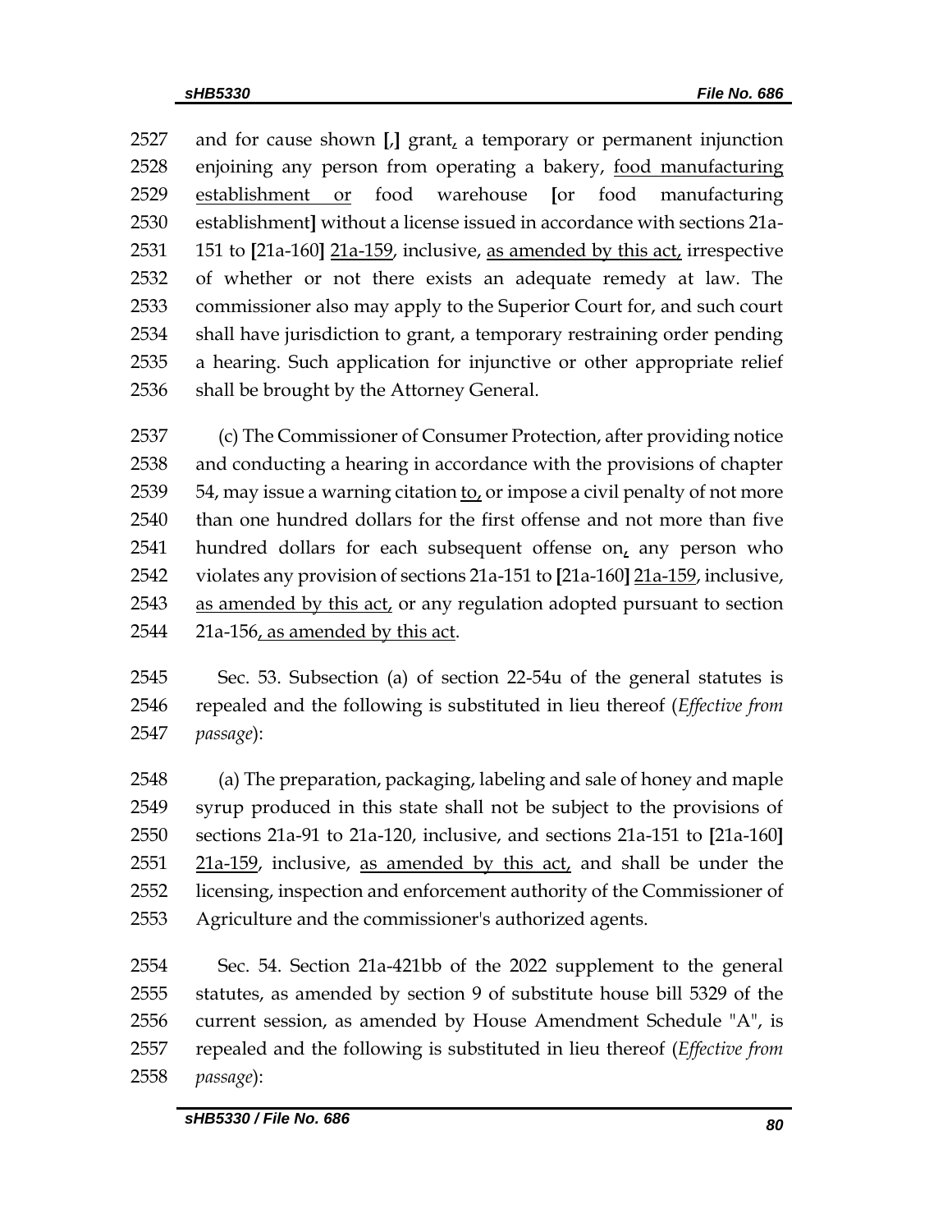and for cause shown [,] grant, a temporary or permanent injunction enjoining any person from operating a bakery, food manufacturing establishment or food warehouse [or food manufacturing establishment] without a license issued in accordance with sections 21a-151 to [21a-160] 21a-159, inclusive, as amended by this act, irrespective of whether or not there exists an adequate remedy at law. The commissioner also may apply to the Superior Court for, and such court shall have jurisdiction to grant, a temporary restraining order pending a hearing. Such application for injunctive or other appropriate relief shall be brought by the Attorney General.

(c) The Commissioner of Consumer Protection, after providing notice and conducting a hearing in accordance with the provisions of chapter 54, may issue a warning citation to, or impose a civil penalty of not more than one hundred dollars for the first offense and not more than five hundred dollars for each subsequent offense on, any person who violates any provision of sections 21a-151 to [21a-160] 21a-159, inclusive, as amended by this act, or any regulation adopted pursuant to section 21a-156, as amended by this act.

Sec. 53. Subsection (a) of section 22-54u of the general statutes is repealed and the following is substituted in lieu thereof (*Effective from passage*):

(a) The preparation, packaging, labeling and sale of honey and maple syrup produced in this state shall not be subject to the provisions of sections 21a-91 to 21a-120, inclusive, and sections 21a-151 to [21a-160] 21a-159, inclusive, as amended by this act, and shall be under the licensing, inspection and enforcement authority of the Commissioner of Agriculture and the commissioner's authorized agents.

Sec. 54. Section 21a-421bb of the 2022 supplement to the general statutes, as amended by section 9 of substitute house bill 5329 of the current session, as amended by House Amendment Schedule "A", is repealed and the following is substituted in lieu thereof (*Effective from passage*):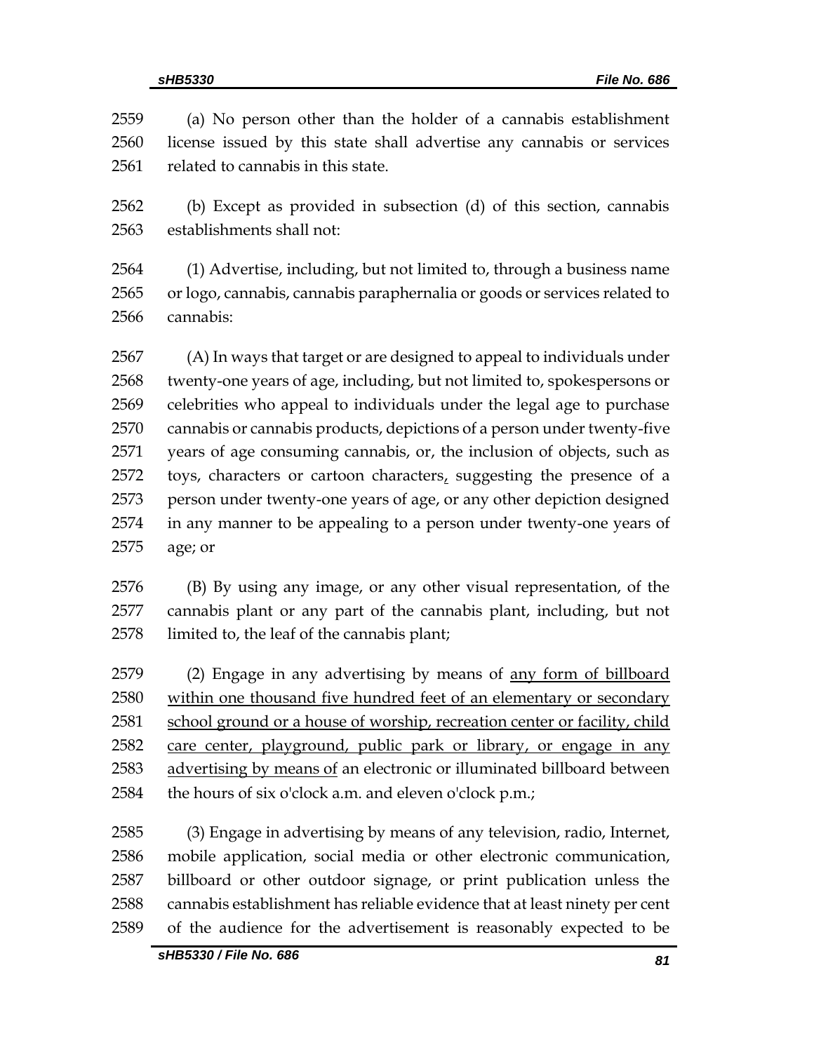(a) No person other than the holder of a cannabis establishment license issued by this state shall advertise any cannabis or services related to cannabis in this state.

(b) Except as provided in subsection (d) of this section, cannabis establishments shall not:

(1) Advertise, including, but not limited to, through a business name or logo, cannabis, cannabis paraphernalia or goods or services related to cannabis:

(A) In ways that target or are designed to appeal to individuals under twenty-one years of age, including, but not limited to, spokespersons or celebrities who appeal to individuals under the legal age to purchase cannabis or cannabis products, depictions of a person under twenty-five years of age consuming cannabis, or, the inclusion of objects, such as toys, characters or cartoon characters, suggesting the presence of a person under twenty-one years of age, or any other depiction designed in any manner to be appealing to a person under twenty-one years of age; or

(B) By using any image, or any other visual representation, of the cannabis plant or any part of the cannabis plant, including, but not limited to, the leaf of the cannabis plant;

(2) Engage in any advertising by means of <u>any form of billboard within one thousand five hundred feet of an elementary or secondary school ground or a house of worship, recreation center or facility, child care center, playground, public park or library, or engage in any advertising by means of</u> an electronic or illuminated billboard between the hours of six o'clock a.m. and eleven o'clock p.m.;

(3) Engage in advertising by means of any television, radio, Internet, mobile application, social media or other electronic communication, billboard or other outdoor signage, or print publication unless the cannabis establishment has reliable evidence that at least ninety per cent of the audience for the advertisement is reasonably expected to be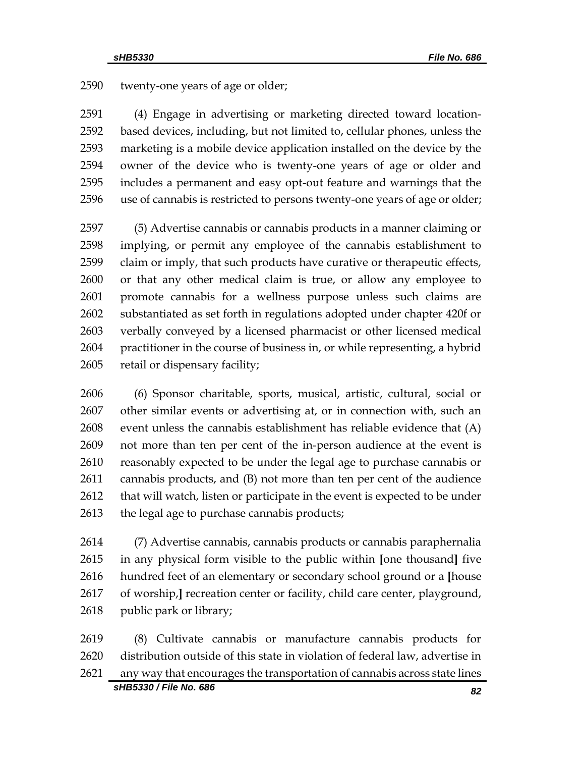twenty-one years of age or older;

(4) Engage in advertising or marketing directed toward location-based devices, including, but not limited to, cellular phones, unless the marketing is a mobile device application installed on the device by the owner of the device who is twenty-one years of age or older and includes a permanent and easy opt-out feature and warnings that the use of cannabis is restricted to persons twenty-one years of age or older;

(5) Advertise cannabis or cannabis products in a manner claiming or implying, or permit any employee of the cannabis establishment to claim or imply, that such products have curative or therapeutic effects, or that any other medical claim is true, or allow any employee to promote cannabis for a wellness purpose unless such claims are substantiated as set forth in regulations adopted under chapter 420f or verbally conveyed by a licensed pharmacist or other licensed medical practitioner in the course of business in, or while representing, a hybrid retail or dispensary facility;

(6) Sponsor charitable, sports, musical, artistic, cultural, social or other similar events or advertising at, or in connection with, such an event unless the cannabis establishment has reliable evidence that (A) not more than ten per cent of the in-person audience at the event is reasonably expected to be under the legal age to purchase cannabis or cannabis products, and (B) not more than ten per cent of the audience that will watch, listen or participate in the event is expected to be under the legal age to purchase cannabis products;

(7) Advertise cannabis, cannabis products or cannabis paraphernalia in any physical form visible to the public within **[**one thousand**]** five hundred feet of an elementary or secondary school ground or a **[**house of worship,**]** recreation center or facility, child care center, playground, public park or library;

(8) Cultivate cannabis or manufacture cannabis products for distribution outside of this state in violation of federal law, advertise in any way that encourages the transportation of cannabis across state lines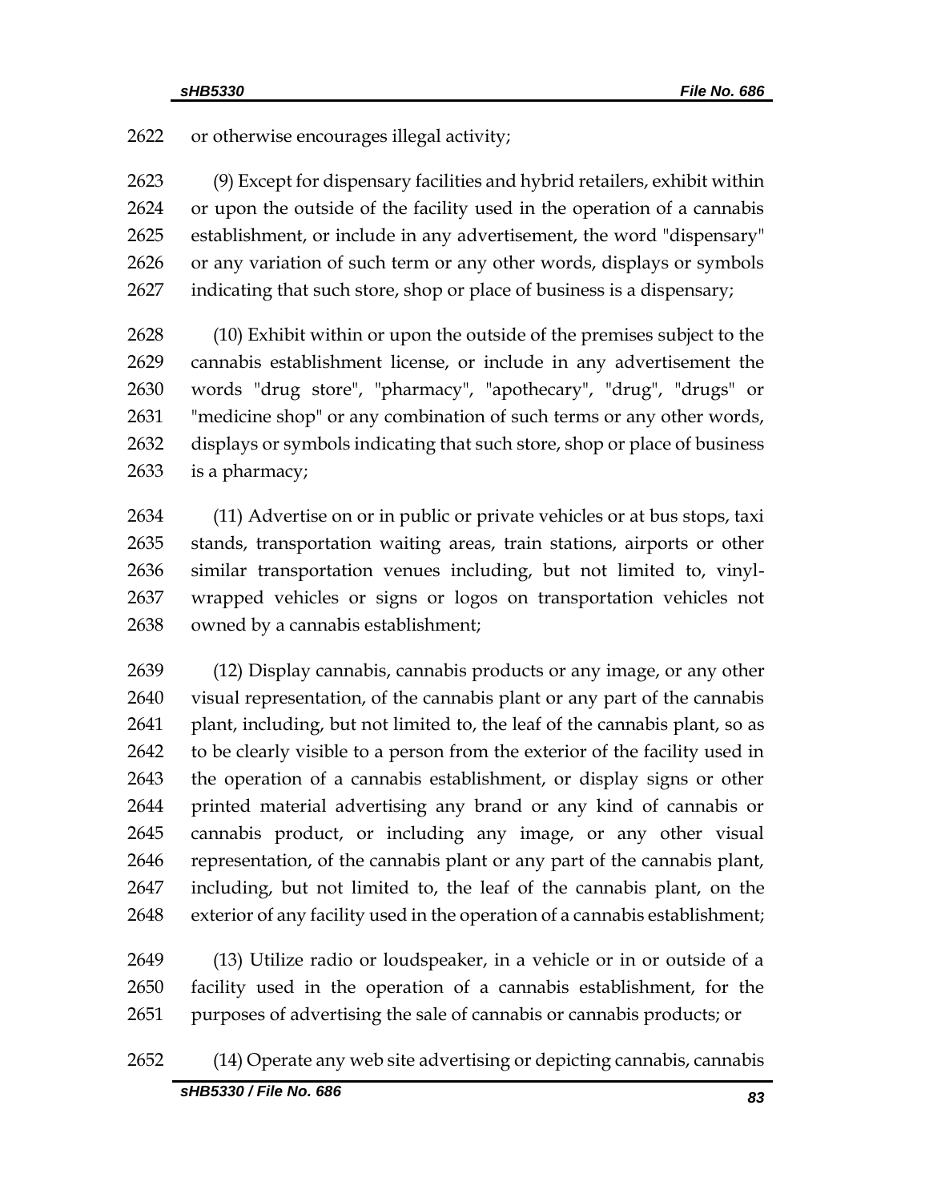or otherwise encourages illegal activity;

(9) Except for dispensary facilities and hybrid retailers, exhibit within or upon the outside of the facility used in the operation of a cannabis establishment, or include in any advertisement, the word "dispensary" or any variation of such term or any other words, displays or symbols indicating that such store, shop or place of business is a dispensary;

(10) Exhibit within or upon the outside of the premises subject to the cannabis establishment license, or include in any advertisement the words "drug store", "pharmacy", "apothecary", "drug", "drugs" or "medicine shop" or any combination of such terms or any other words, displays or symbols indicating that such store, shop or place of business is a pharmacy;

(11) Advertise on or in public or private vehicles or at bus stops, taxi stands, transportation waiting areas, train stations, airports or other similar transportation venues including, but not limited to, vinyl-wrapped vehicles or signs or logos on transportation vehicles not owned by a cannabis establishment;

(12) Display cannabis, cannabis products or any image, or any other visual representation, of the cannabis plant or any part of the cannabis plant, including, but not limited to, the leaf of the cannabis plant, so as to be clearly visible to a person from the exterior of the facility used in the operation of a cannabis establishment, or display signs or other printed material advertising any brand or any kind of cannabis or cannabis product, or including any image, or any other visual representation, of the cannabis plant or any part of the cannabis plant, including, but not limited to, the leaf of the cannabis plant, on the exterior of any facility used in the operation of a cannabis establishment;

(13) Utilize radio or loudspeaker, in a vehicle or in or outside of a facility used in the operation of a cannabis establishment, for the purposes of advertising the sale of cannabis or cannabis products; or

(14) Operate any web site advertising or depicting cannabis, cannabis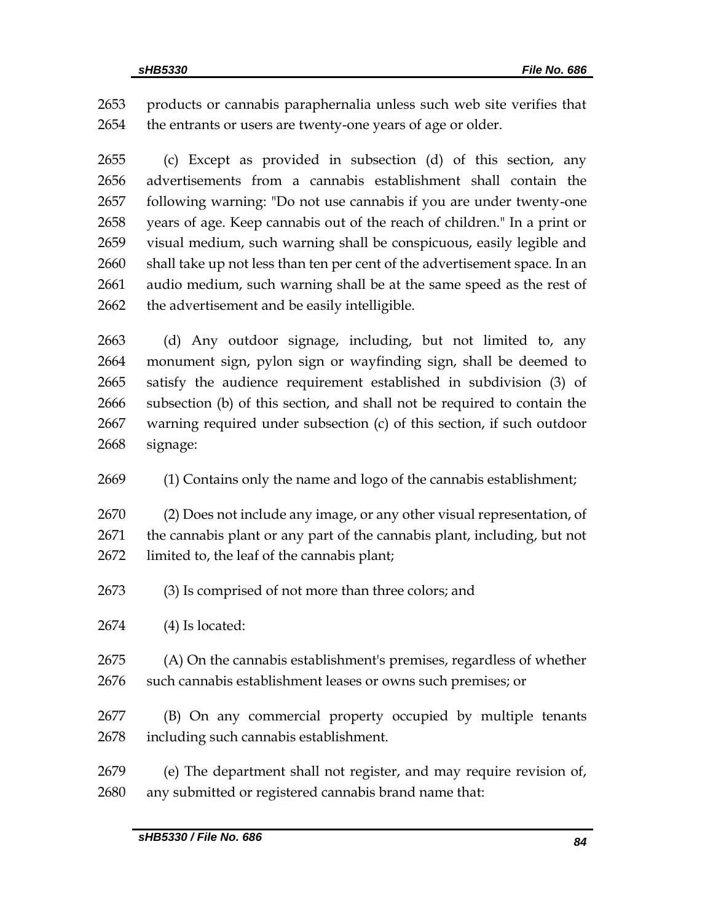products or cannabis paraphernalia unless such web site verifies that the entrants or users are twenty-one years of age or older.

(c) Except as provided in subsection (d) of this section, any advertisements from a cannabis establishment shall contain the following warning: "Do not use cannabis if you are under twenty-one years of age. Keep cannabis out of the reach of children." In a print or visual medium, such warning shall be conspicuous, easily legible and shall take up not less than ten per cent of the advertisement space. In an audio medium, such warning shall be at the same speed as the rest of the advertisement and be easily intelligible.

(d) Any outdoor signage, including, but not limited to, any monument sign, pylon sign or wayfinding sign, shall be deemed to satisfy the audience requirement established in subdivision (3) of subsection (b) of this section, and shall not be required to contain the warning required under subsection (c) of this section, if such outdoor signage:

(1) Contains only the name and logo of the cannabis establishment;

(2) Does not include any image, or any other visual representation, of the cannabis plant or any part of the cannabis plant, including, but not limited to, the leaf of the cannabis plant;

(3) Is comprised of not more than three colors; and

(4) Is located:

(A) On the cannabis establishment's premises, regardless of whether such cannabis establishment leases or owns such premises; or

(B) On any commercial property occupied by multiple tenants including such cannabis establishment.

(e) The department shall not register, and may require revision of, any submitted or registered cannabis brand name that: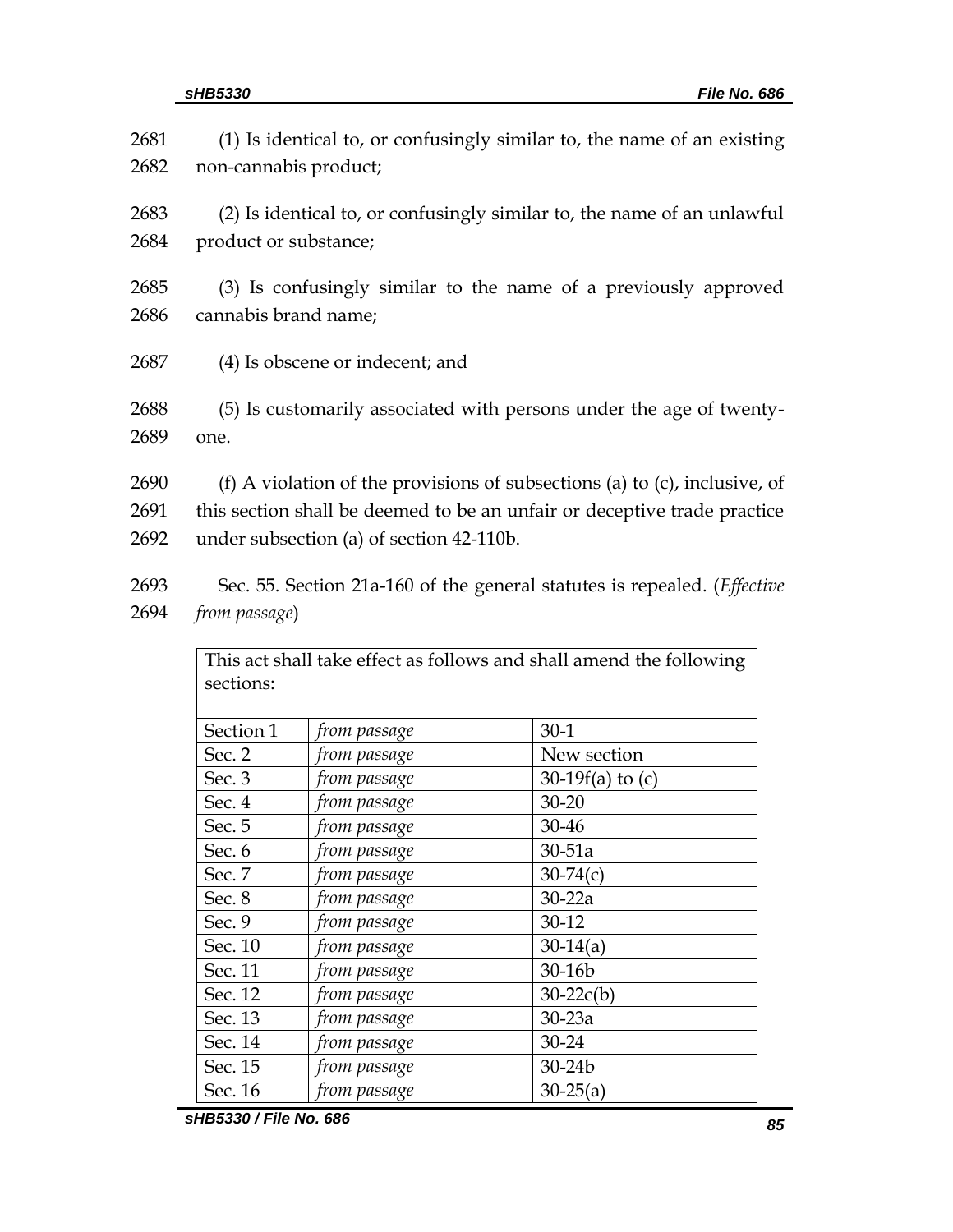(1) Is identical to, or confusingly similar to, the name of an existing non-cannabis product;

(2) Is identical to, or confusingly similar to, the name of an unlawful product or substance;

(3) Is confusingly similar to the name of a previously approved cannabis brand name;

(4) Is obscene or indecent; and

(5) Is customarily associated with persons under the age of twenty-one.

(f) A violation of the provisions of subsections (a) to (c), inclusive, of this section shall be deemed to be an unfair or deceptive trade practice under subsection (a) of section 42-110b.

Sec. 55. Section 21a-160 of the general statutes is repealed. (*Effective from passage*)

| This act shall take effect as follows and shall amend the following sections: | | |
|---|---|---|
| Section 1 | *from passage* | 30-1 |
| Sec. 2 | *from passage* | New section |
| Sec. 3 | *from passage* | 30-19f(a) to (c) |
| Sec. 4 | *from passage* | 30-20 |
| Sec. 5 | *from passage* | 30-46 |
| Sec. 6 | *from passage* | 30-51a |
| Sec. 7 | *from passage* | 30-74(c) |
| Sec. 8 | *from passage* | 30-22a |
| Sec. 9 | *from passage* | 30-12 |
| Sec. 10 | *from passage* | 30-14(a) |
| Sec. 11 | *from passage* | 30-16b |
| Sec. 12 | *from passage* | 30-22c(b) |
| Sec. 13 | *from passage* | 30-23a |
| Sec. 14 | *from passage* | 30-24 |
| Sec. 15 | *from passage* | 30-24b |
| Sec. 16 | *from passage* | 30-25(a) |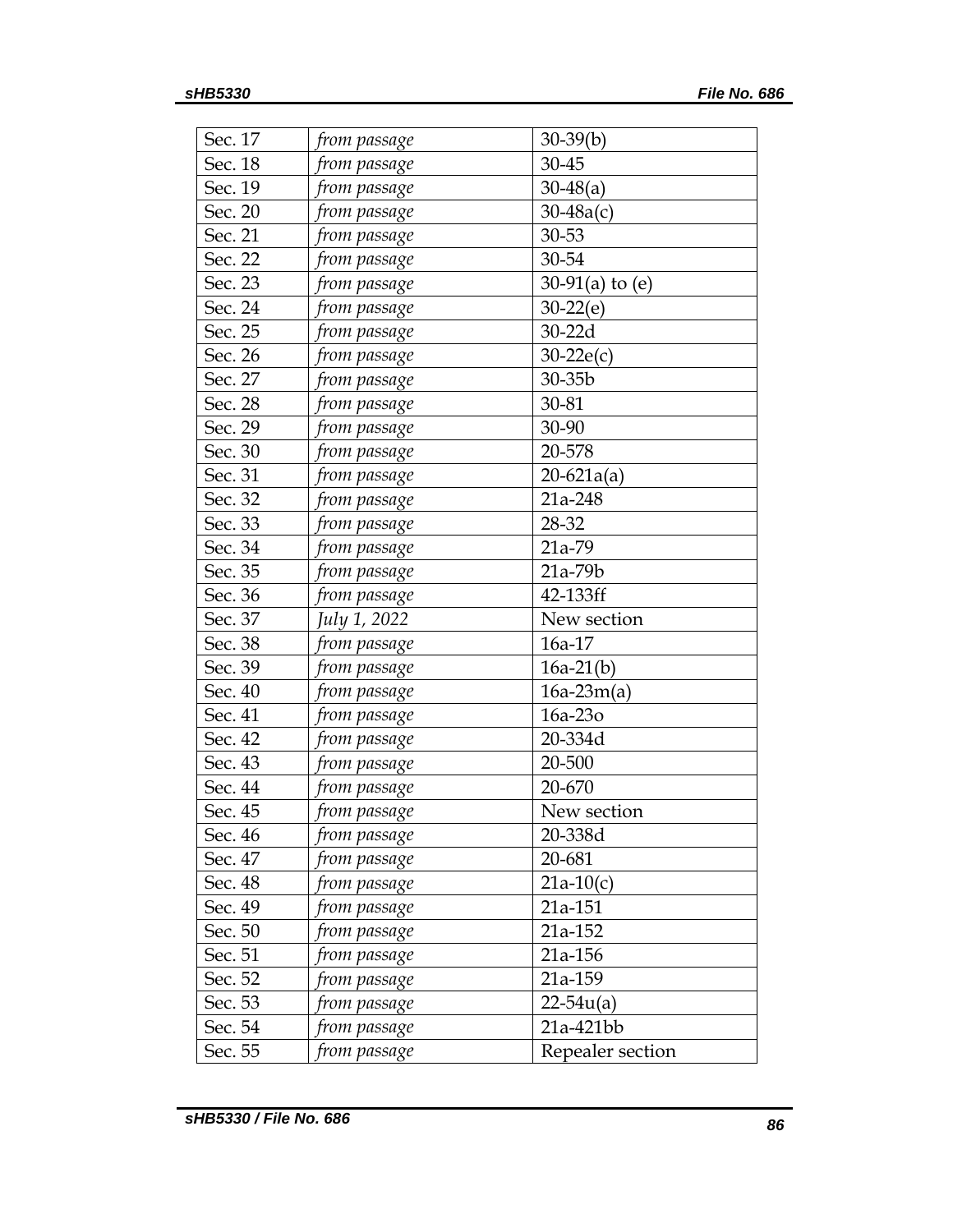| Sec. 17 | *from passage* | 30-39(b) |
|---|---|---|
| Sec. 18 | *from passage* | 30-45 |
| Sec. 19 | *from passage* | 30-48(a) |
| Sec. 20 | *from passage* | 30-48a(c) |
| Sec. 21 | *from passage* | 30-53 |
| Sec. 22 | *from passage* | 30-54 |
| Sec. 23 | *from passage* | 30-91(a) to (e) |
| Sec. 24 | *from passage* | 30-22(e) |
| Sec. 25 | *from passage* | 30-22d |
| Sec. 26 | *from passage* | 30-22e(c) |
| Sec. 27 | *from passage* | 30-35b |
| Sec. 28 | *from passage* | 30-81 |
| Sec. 29 | *from passage* | 30-90 |
| Sec. 30 | *from passage* | 20-578 |
| Sec. 31 | *from passage* | 20-621a(a) |
| Sec. 32 | *from passage* | 21a-248 |
| Sec. 33 | *from passage* | 28-32 |
| Sec. 34 | *from passage* | 21a-79 |
| Sec. 35 | *from passage* | 21a-79b |
| Sec. 36 | *from passage* | 42-133ff |
| Sec. 37 | *July 1, 2022* | New section |
| Sec. 38 | *from passage* | 16a-17 |
| Sec. 39 | *from passage* | 16a-21(b) |
| Sec. 40 | *from passage* | 16a-23m(a) |
| Sec. 41 | *from passage* | 16a-23o |
| Sec. 42 | *from passage* | 20-334d |
| Sec. 43 | *from passage* | 20-500 |
| Sec. 44 | *from passage* | 20-670 |
| Sec. 45 | *from passage* | New section |
| Sec. 46 | *from passage* | 20-338d |
| Sec. 47 | *from passage* | 20-681 |
| Sec. 48 | *from passage* | 21a-10(c) |
| Sec. 49 | *from passage* | 21a-151 |
| Sec. 50 | *from passage* | 21a-152 |
| Sec. 51 | *from passage* | 21a-156 |
| Sec. 52 | *from passage* | 21a-159 |
| Sec. 53 | *from passage* | 22-54u(a) |
| Sec. 54 | *from passage* | 21a-421bb |
| Sec. 55 | *from passage* | Repealer section |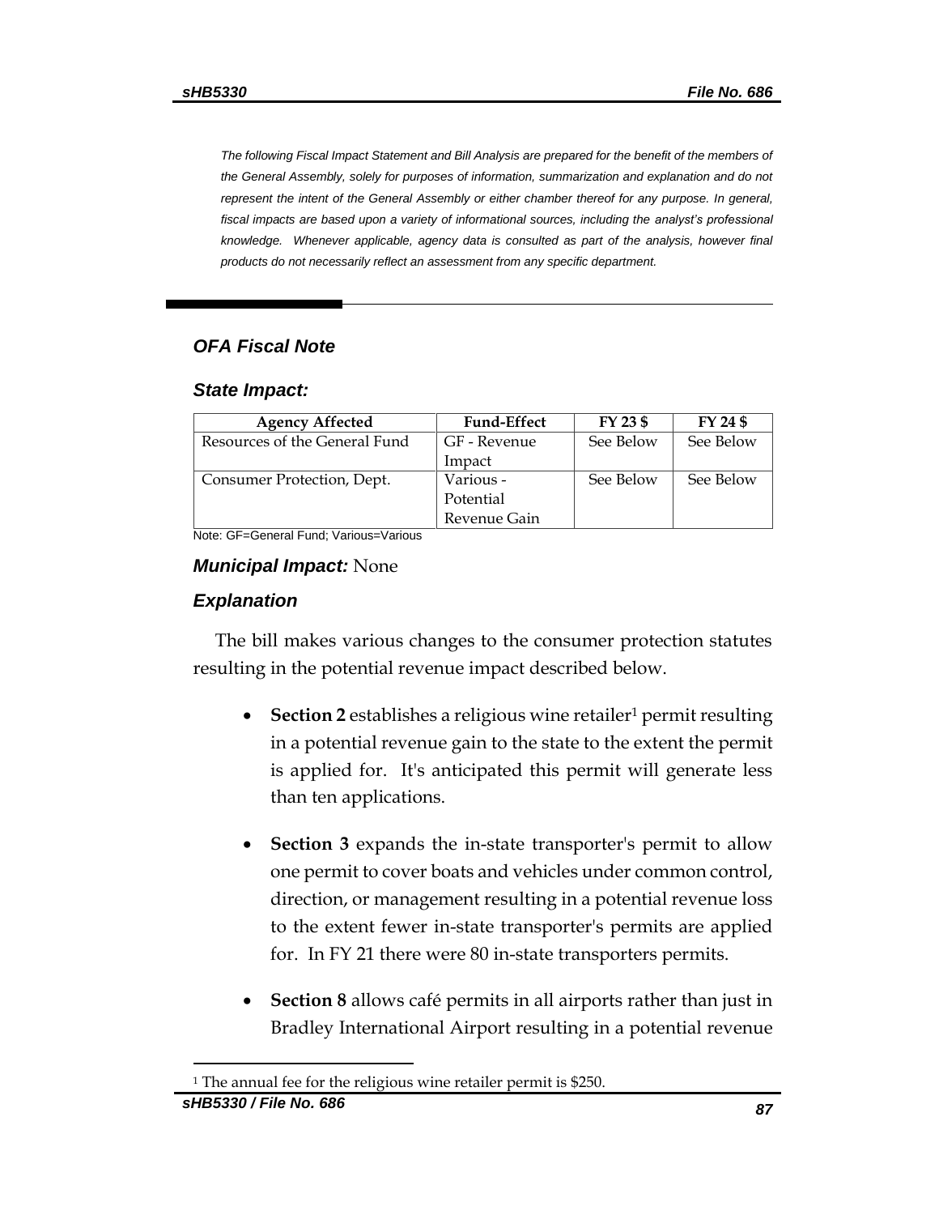*The following Fiscal Impact Statement and Bill Analysis are prepared for the benefit of the members of the General Assembly, solely for purposes of information, summarization and explanation and do not represent the intent of the General Assembly or either chamber thereof for any purpose. In general, fiscal impacts are based upon a variety of informational sources, including the analyst's professional knowledge. Whenever applicable, agency data is consulted as part of the analysis, however final products do not necessarily reflect an assessment from any specific department.*

## *OFA Fiscal Note*

### *State Impact:*

| Agency Affected | Fund-Effect | FY 23 $ | FY 24 $ |
|---|---|---|---|
| Resources of the General Fund | GF - Revenue Impact | See Below | See Below |
| Consumer Protection, Dept. | Various - Potential Revenue Gain | See Below | See Below |

Note: GF=General Fund; Various=Various

***Municipal Impact:*** None

### *Explanation*

The bill makes various changes to the consumer protection statutes resulting in the potential revenue impact described below.

- **Section 2** establishes a religious wine retailer[1] permit resulting in a potential revenue gain to the state to the extent the permit is applied for. It's anticipated this permit will generate less than ten applications.

- **Section 3** expands the in-state transporter's permit to allow one permit to cover boats and vehicles under common control, direction, or management resulting in a potential revenue loss to the extent fewer in-state transporter's permits are applied for. In FY 21 there were 80 in-state transporters permits.

- **Section 8** allows café permits in all airports rather than just in Bradley International Airport resulting in a potential revenue

[1] The annual fee for the religious wine retailer permit is $250.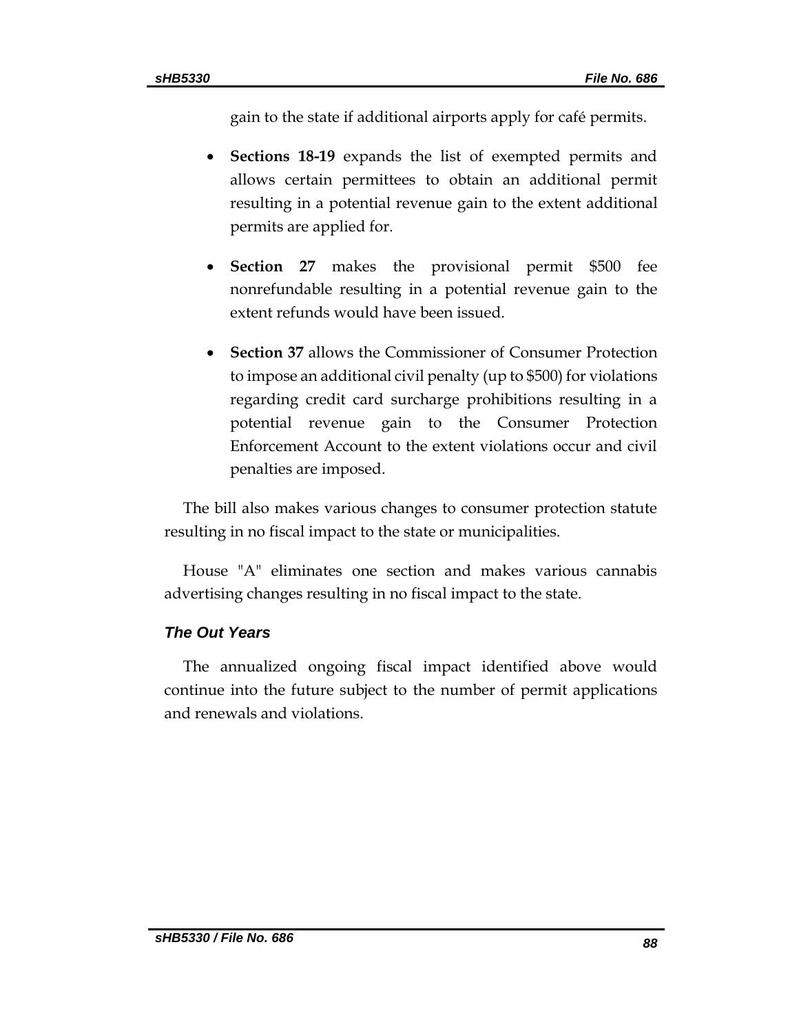gain to the state if additional airports apply for café permits.

- **Sections 18-19** expands the list of exempted permits and allows certain permittees to obtain an additional permit resulting in a potential revenue gain to the extent additional permits are applied for.

- **Section 27** makes the provisional permit $500 fee nonrefundable resulting in a potential revenue gain to the extent refunds would have been issued.

- **Section 37** allows the Commissioner of Consumer Protection to impose an additional civil penalty (up to $500) for violations regarding credit card surcharge prohibitions resulting in a potential revenue gain to the Consumer Protection Enforcement Account to the extent violations occur and civil penalties are imposed.

The bill also makes various changes to consumer protection statute resulting in no fiscal impact to the state or municipalities.

House "A" eliminates one section and makes various cannabis advertising changes resulting in no fiscal impact to the state.

### *The Out Years*

The annualized ongoing fiscal impact identified above would continue into the future subject to the number of permit applications and renewals and violations.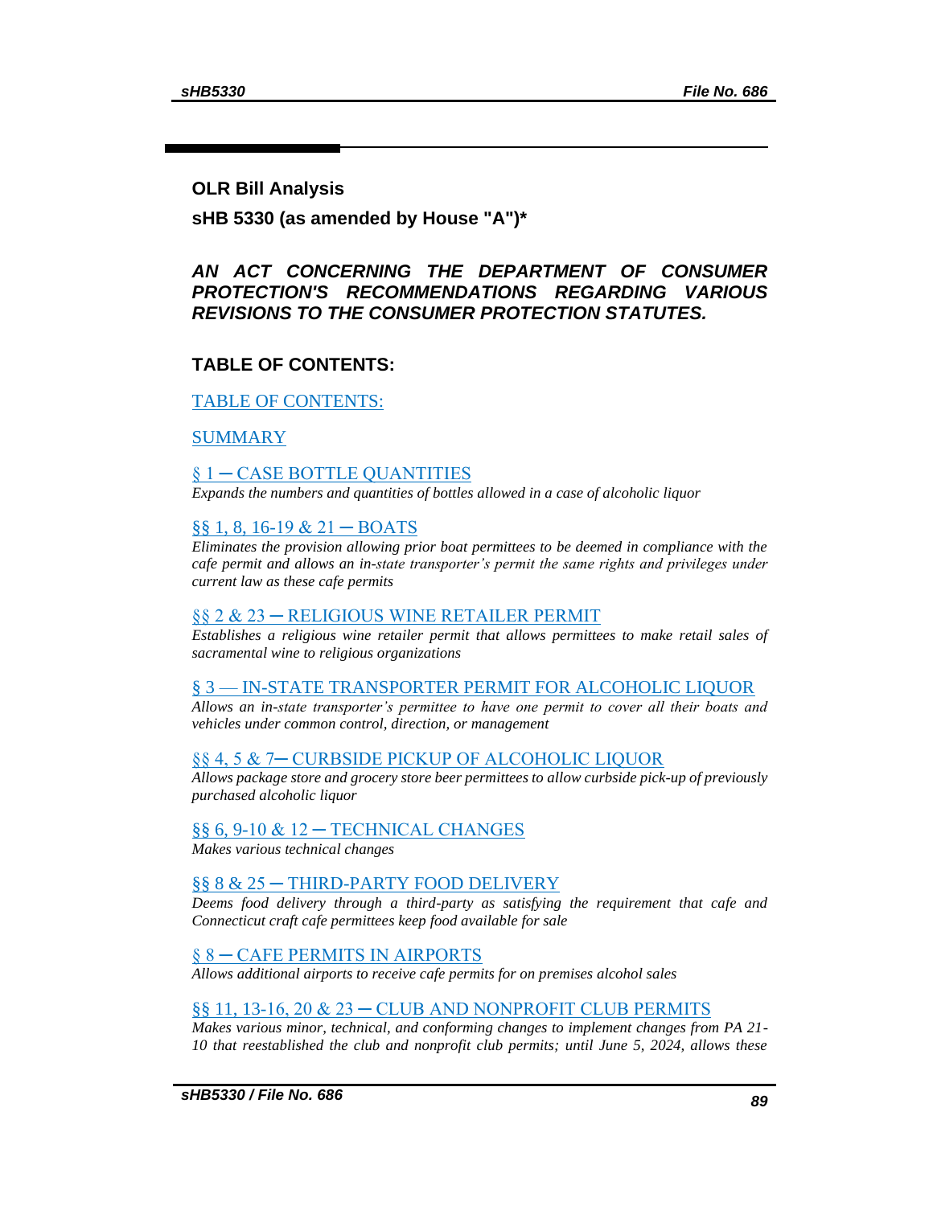**OLR Bill Analysis**

**sHB 5330 (as amended by House "A")***

***AN ACT CONCERNING THE DEPARTMENT OF CONSUMER PROTECTION'S RECOMMENDATIONS REGARDING VARIOUS REVISIONS TO THE CONSUMER PROTECTION STATUTES.***

## TABLE OF CONTENTS:

TABLE OF CONTENTS:

SUMMARY

§ 1 ─ CASE BOTTLE QUANTITIES

*Expands the numbers and quantities of bottles allowed in a case of alcoholic liquor*

§§ 1, 8, 16-19 & 21 ─ BOATS

*Eliminates the provision allowing prior boat permittees to be deemed in compliance with the cafe permit and allows an in-state transporter's permit the same rights and privileges under current law as these cafe permits*

§§ 2 & 23 ─ RELIGIOUS WINE RETAILER PERMIT

*Establishes a religious wine retailer permit that allows permittees to make retail sales of sacramental wine to religious organizations*

§ 3 — IN-STATE TRANSPORTER PERMIT FOR ALCOHOLIC LIQUOR

*Allows an in-state transporter's permittee to have one permit to cover all their boats and vehicles under common control, direction, or management*

§§ 4, 5 & 7─ CURBSIDE PICKUP OF ALCOHOLIC LIQUOR

*Allows package store and grocery store beer permittees to allow curbside pick-up of previously purchased alcoholic liquor*

§§ 6, 9-10 & 12 ─ TECHNICAL CHANGES

*Makes various technical changes*

§§ 8 & 25 ─ THIRD-PARTY FOOD DELIVERY

*Deems food delivery through a third-party as satisfying the requirement that cafe and Connecticut craft cafe permittees keep food available for sale*

§ 8 ─ CAFE PERMITS IN AIRPORTS

*Allows additional airports to receive cafe permits for on premises alcohol sales*

§§ 11, 13-16, 20 & 23 ─ CLUB AND NONPROFIT CLUB PERMITS

*Makes various minor, technical, and conforming changes to implement changes from PA 21-10 that reestablished the club and nonprofit club permits; until June 5, 2024, allows these*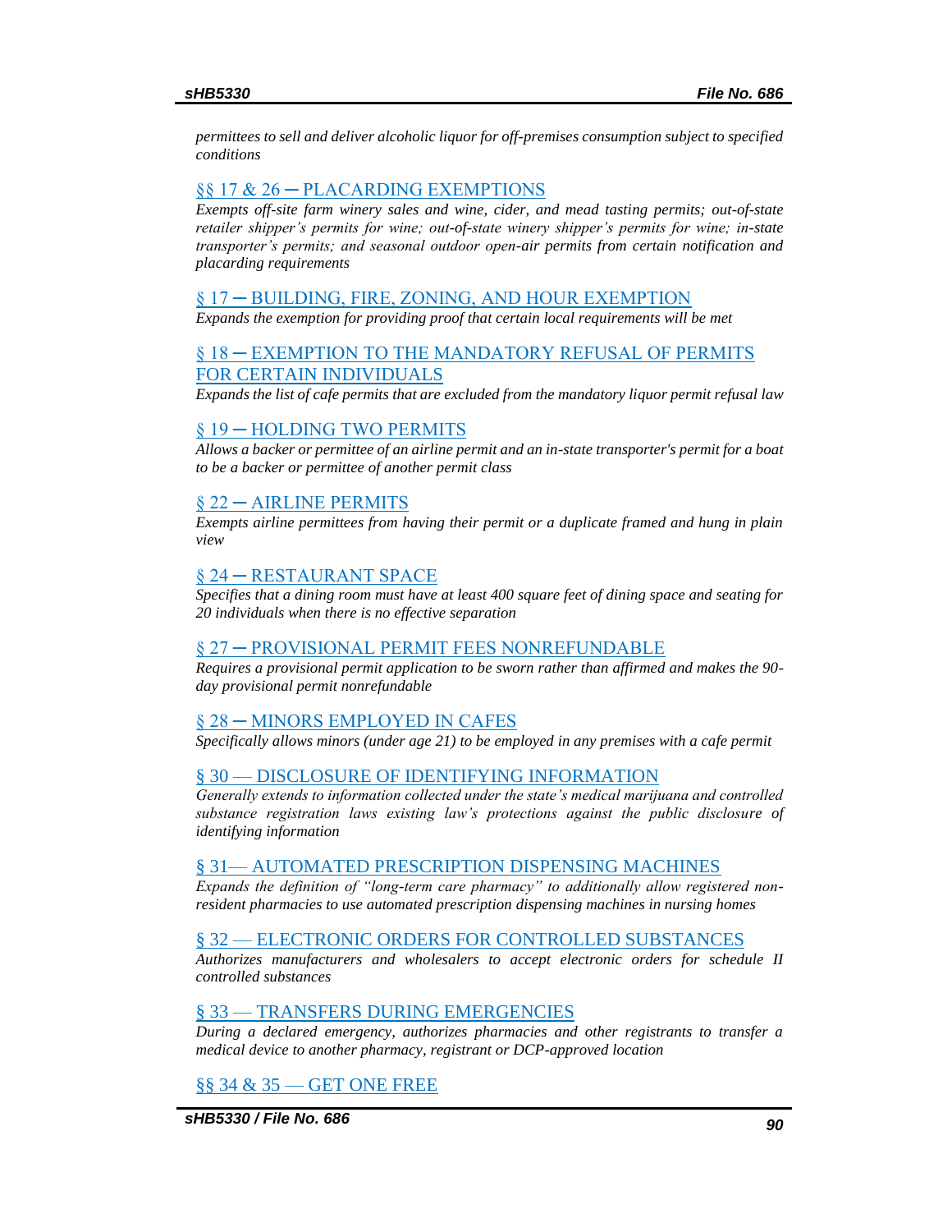*permittees to sell and deliver alcoholic liquor for off-premises consumption subject to specified conditions*

### §§ 17 & 26 ─ PLACARDING EXEMPTIONS

*Exempts off-site farm winery sales and wine, cider, and mead tasting permits; out-of-state retailer shipper's permits for wine; out-of-state winery shipper's permits for wine; in-state transporter's permits; and seasonal outdoor open-air permits from certain notification and placarding requirements*

### § 17 ─ BUILDING, FIRE, ZONING, AND HOUR EXEMPTION

*Expands the exemption for providing proof that certain local requirements will be met*

### § 18 ─ EXEMPTION TO THE MANDATORY REFUSAL OF PERMITS FOR CERTAIN INDIVIDUALS

*Expands the list of cafe permits that are excluded from the mandatory liquor permit refusal law*

### § 19 ─ HOLDING TWO PERMITS

*Allows a backer or permittee of an airline permit and an in-state transporter's permit for a boat to be a backer or permittee of another permit class*

### § 22 ─ AIRLINE PERMITS

*Exempts airline permittees from having their permit or a duplicate framed and hung in plain view*

### § 24 ─ RESTAURANT SPACE

*Specifies that a dining room must have at least 400 square feet of dining space and seating for 20 individuals when there is no effective separation*

### § 27 ─ PROVISIONAL PERMIT FEES NONREFUNDABLE

*Requires a provisional permit application to be sworn rather than affirmed and makes the 90-day provisional permit nonrefundable*

### § 28 ─ MINORS EMPLOYED IN CAFES

*Specifically allows minors (under age 21) to be employed in any premises with a cafe permit*

### § 30 — DISCLOSURE OF IDENTIFYING INFORMATION

*Generally extends to information collected under the state's medical marijuana and controlled substance registration laws existing law's protections against the public disclosure of identifying information*

### § 31— AUTOMATED PRESCRIPTION DISPENSING MACHINES

*Expands the definition of "long-term care pharmacy" to additionally allow registered non-resident pharmacies to use automated prescription dispensing machines in nursing homes*

### § 32 — ELECTRONIC ORDERS FOR CONTROLLED SUBSTANCES

*Authorizes manufacturers and wholesalers to accept electronic orders for schedule II controlled substances*

### § 33 — TRANSFERS DURING EMERGENCIES

*During a declared emergency, authorizes pharmacies and other registrants to transfer a medical device to another pharmacy, registrant or DCP-approved location*

### §§ 34 & 35 — GET ONE FREE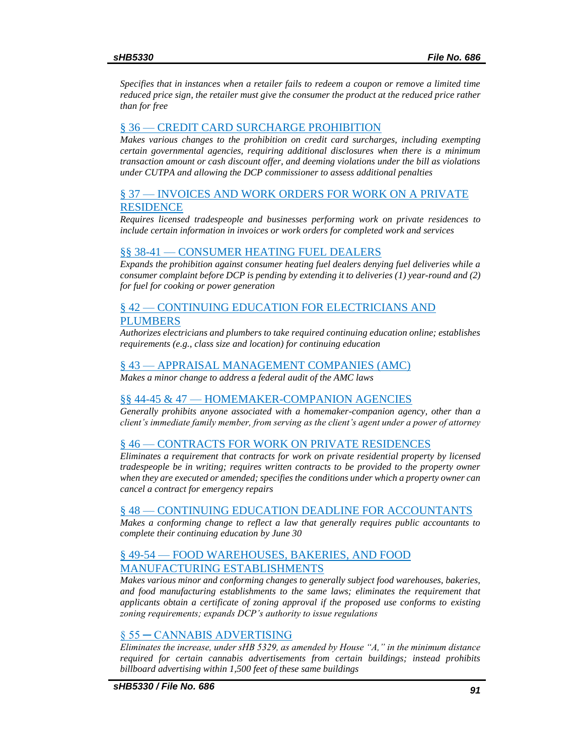*Specifies that in instances when a retailer fails to redeem a coupon or remove a limited time reduced price sign, the retailer must give the consumer the product at the reduced price rather than for free*

### § 36 — CREDIT CARD SURCHARGE PROHIBITION

*Makes various changes to the prohibition on credit card surcharges, including exempting certain governmental agencies, requiring additional disclosures when there is a minimum transaction amount or cash discount offer, and deeming violations under the bill as violations under CUTPA and allowing the DCP commissioner to assess additional penalties*

### § 37 — INVOICES AND WORK ORDERS FOR WORK ON A PRIVATE RESIDENCE

*Requires licensed tradespeople and businesses performing work on private residences to include certain information in invoices or work orders for completed work and services*

### §§ 38-41 — CONSUMER HEATING FUEL DEALERS

*Expands the prohibition against consumer heating fuel dealers denying fuel deliveries while a consumer complaint before DCP is pending by extending it to deliveries (1) year-round and (2) for fuel for cooking or power generation*

### § 42 — CONTINUING EDUCATION FOR ELECTRICIANS AND PLUMBERS

*Authorizes electricians and plumbers to take required continuing education online; establishes requirements (e.g., class size and location) for continuing education*

### § 43 — APPRAISAL MANAGEMENT COMPANIES (AMC)

*Makes a minor change to address a federal audit of the AMC laws*

### §§ 44-45 & 47 — HOMEMAKER-COMPANION AGENCIES

*Generally prohibits anyone associated with a homemaker-companion agency, other than a client's immediate family member, from serving as the client's agent under a power of attorney*

### § 46 — CONTRACTS FOR WORK ON PRIVATE RESIDENCES

*Eliminates a requirement that contracts for work on private residential property by licensed tradespeople be in writing; requires written contracts to be provided to the property owner when they are executed or amended; specifies the conditions under which a property owner can cancel a contract for emergency repairs*

### § 48 — CONTINUING EDUCATION DEADLINE FOR ACCOUNTANTS

*Makes a conforming change to reflect a law that generally requires public accountants to complete their continuing education by June 30*

### § 49-54 — FOOD WAREHOUSES, BAKERIES, AND FOOD MANUFACTURING ESTABLISHMENTS

*Makes various minor and conforming changes to generally subject food warehouses, bakeries, and food manufacturing establishments to the same laws; eliminates the requirement that applicants obtain a certificate of zoning approval if the proposed use conforms to existing zoning requirements; expands DCP's authority to issue regulations*

### § 55 — CANNABIS ADVERTISING

*Eliminates the increase, under sHB 5329, as amended by House "A," in the minimum distance required for certain cannabis advertisements from certain buildings; instead prohibits billboard advertising within 1,500 feet of these same buildings*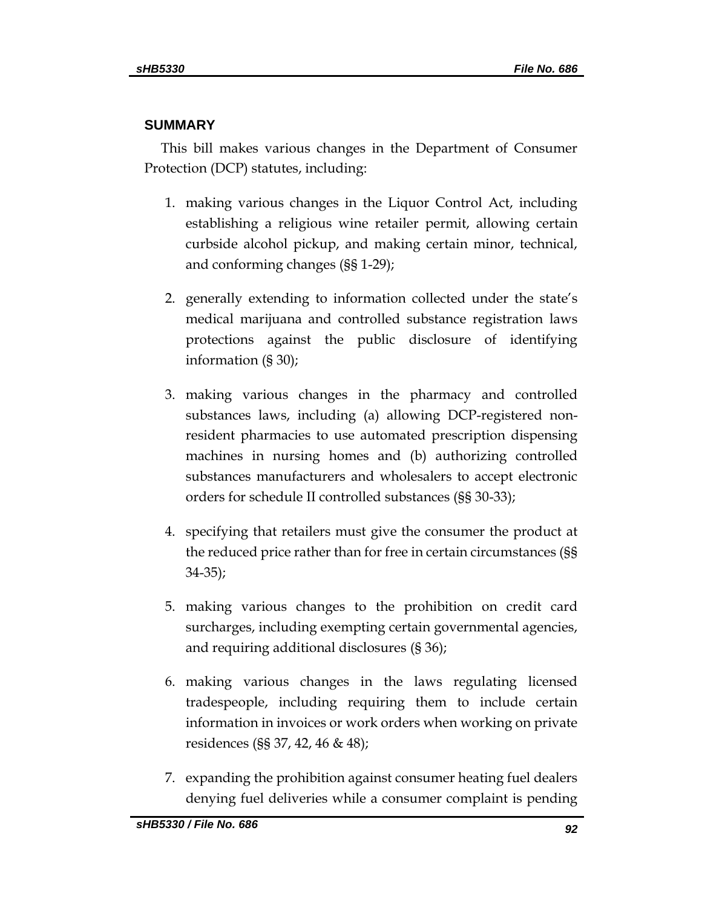## SUMMARY

This bill makes various changes in the Department of Consumer Protection (DCP) statutes, including:

1. making various changes in the Liquor Control Act, including establishing a religious wine retailer permit, allowing certain curbside alcohol pickup, and making certain minor, technical, and conforming changes (§§ 1-29);
2. generally extending to information collected under the state's medical marijuana and controlled substance registration laws protections against the public disclosure of identifying information (§ 30);
3. making various changes in the pharmacy and controlled substances laws, including (a) allowing DCP-registered non-resident pharmacies to use automated prescription dispensing machines in nursing homes and (b) authorizing controlled substances manufacturers and wholesalers to accept electronic orders for schedule II controlled substances (§§ 30-33);
4. specifying that retailers must give the consumer the product at the reduced price rather than for free in certain circumstances (§§ 34-35);
5. making various changes to the prohibition on credit card surcharges, including exempting certain governmental agencies, and requiring additional disclosures (§ 36);
6. making various changes in the laws regulating licensed tradespeople, including requiring them to include certain information in invoices or work orders when working on private residences (§§ 37, 42, 46 & 48);
7. expanding the prohibition against consumer heating fuel dealers denying fuel deliveries while a consumer complaint is pending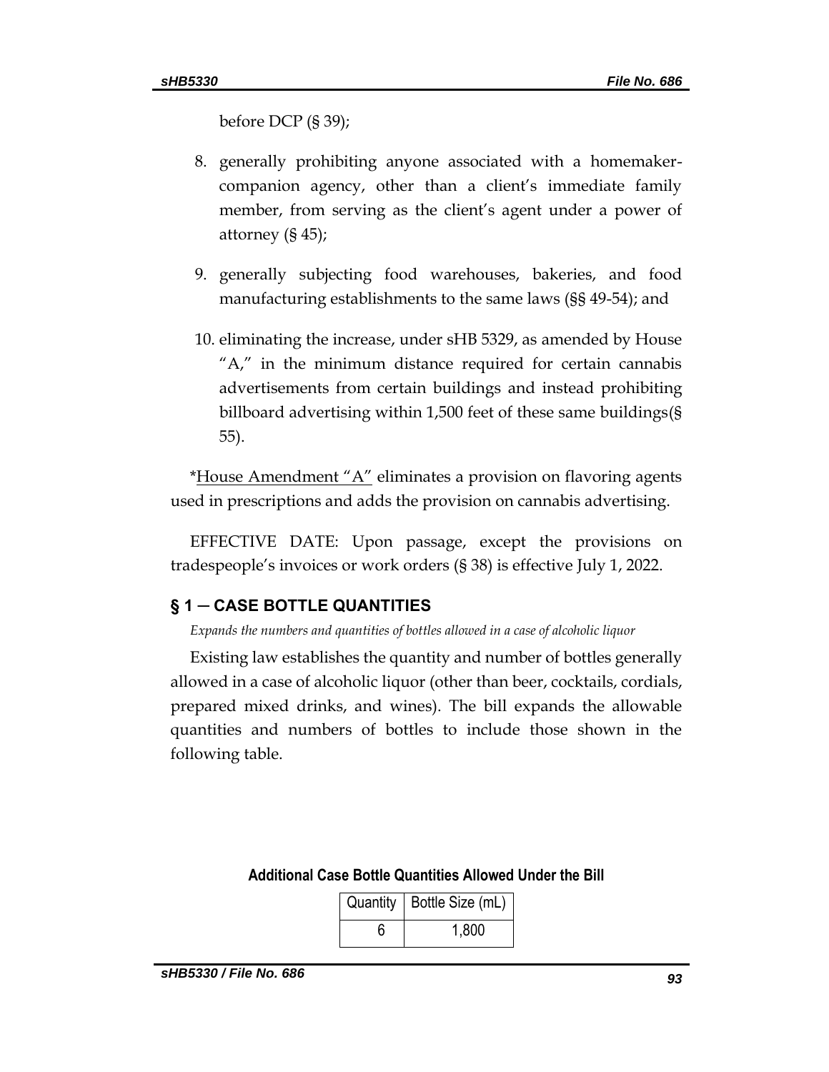before DCP (§ 39);

8. generally prohibiting anyone associated with a homemaker-companion agency, other than a client's immediate family member, from serving as the client's agent under a power of attorney (§ 45);

9. generally subjecting food warehouses, bakeries, and food manufacturing establishments to the same laws (§§ 49-54); and

10. eliminating the increase, under sHB 5329, as amended by House "A," in the minimum distance required for certain cannabis advertisements from certain buildings and instead prohibiting billboard advertising within 1,500 feet of these same buildings(§ 55).

*House Amendment "A" eliminates a provision on flavoring agents used in prescriptions and adds the provision on cannabis advertising.

EFFECTIVE DATE: Upon passage, except the provisions on tradespeople's invoices or work orders (§ 38) is effective July 1, 2022.

## § 1 — CASE BOTTLE QUANTITIES

*Expands the numbers and quantities of bottles allowed in a case of alcoholic liquor*

Existing law establishes the quantity and number of bottles generally allowed in a case of alcoholic liquor (other than beer, cocktails, cordials, prepared mixed drinks, and wines). The bill expands the allowable quantities and numbers of bottles to include those shown in the following table.

**Additional Case Bottle Quantities Allowed Under the Bill**

| Quantity | Bottle Size (mL) |
|---|---|
| 6 | 1,800 |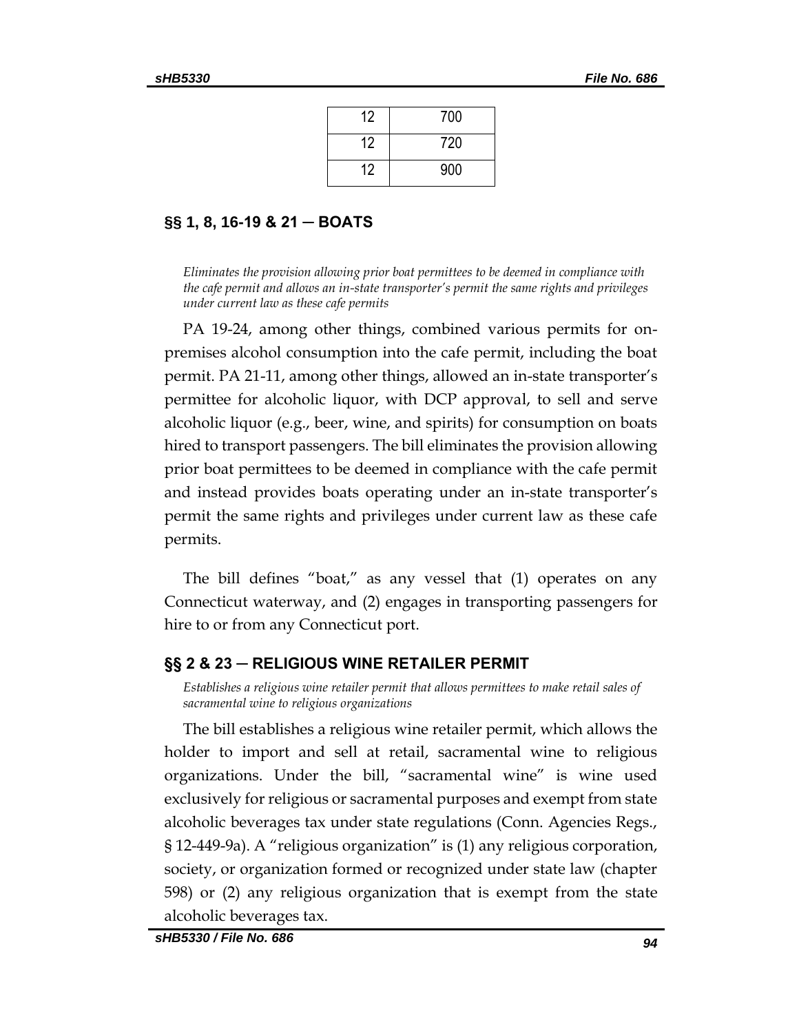| | |
|---|---|
| 12 | 700 |
| 12 | 720 |
| 12 | 900 |

## §§ 1, 8, 16-19 & 21 — BOATS

*Eliminates the provision allowing prior boat permittees to be deemed in compliance with the cafe permit and allows an in-state transporter's permit the same rights and privileges under current law as these cafe permits*

PA 19-24, among other things, combined various permits for on-premises alcohol consumption into the cafe permit, including the boat permit. PA 21-11, among other things, allowed an in-state transporter's permittee for alcoholic liquor, with DCP approval, to sell and serve alcoholic liquor (e.g., beer, wine, and spirits) for consumption on boats hired to transport passengers. The bill eliminates the provision allowing prior boat permittees to be deemed in compliance with the cafe permit and instead provides boats operating under an in-state transporter's permit the same rights and privileges under current law as these cafe permits.

The bill defines "boat," as any vessel that (1) operates on any Connecticut waterway, and (2) engages in transporting passengers for hire to or from any Connecticut port.

## §§ 2 & 23 — RELIGIOUS WINE RETAILER PERMIT

*Establishes a religious wine retailer permit that allows permittees to make retail sales of sacramental wine to religious organizations*

The bill establishes a religious wine retailer permit, which allows the holder to import and sell at retail, sacramental wine to religious organizations. Under the bill, "sacramental wine" is wine used exclusively for religious or sacramental purposes and exempt from state alcoholic beverages tax under state regulations (Conn. Agencies Regs., § 12-449-9a). A "religious organization" is (1) any religious corporation, society, or organization formed or recognized under state law (chapter 598) or (2) any religious organization that is exempt from the state alcoholic beverages tax.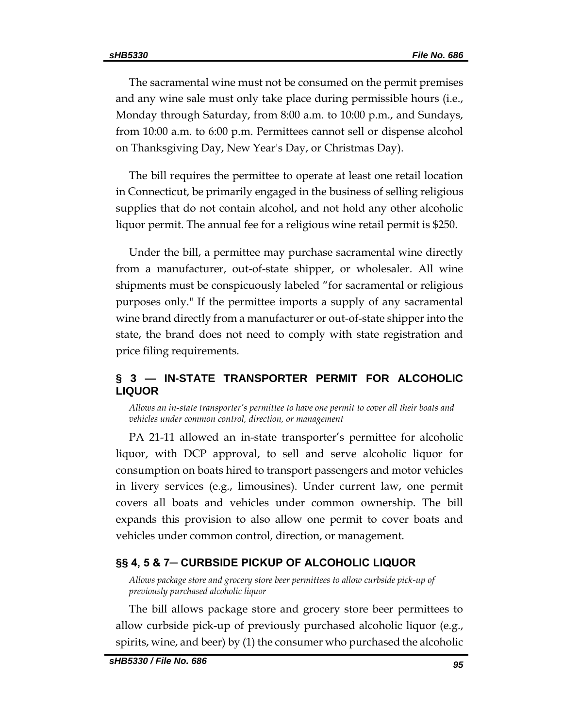The sacramental wine must not be consumed on the permit premises and any wine sale must only take place during permissible hours (i.e., Monday through Saturday, from 8:00 a.m. to 10:00 p.m., and Sundays, from 10:00 a.m. to 6:00 p.m. Permittees cannot sell or dispense alcohol on Thanksgiving Day, New Year's Day, or Christmas Day).

The bill requires the permittee to operate at least one retail location in Connecticut, be primarily engaged in the business of selling religious supplies that do not contain alcohol, and not hold any other alcoholic liquor permit. The annual fee for a religious wine retail permit is $250.

Under the bill, a permittee may purchase sacramental wine directly from a manufacturer, out-of-state shipper, or wholesaler. All wine shipments must be conspicuously labeled "for sacramental or religious purposes only." If the permittee imports a supply of any sacramental wine brand directly from a manufacturer or out-of-state shipper into the state, the brand does not need to comply with state registration and price filing requirements.

## § 3 — IN-STATE TRANSPORTER PERMIT FOR ALCOHOLIC LIQUOR

*Allows an in-state transporter's permittee to have one permit to cover all their boats and vehicles under common control, direction, or management*

PA 21-11 allowed an in-state transporter's permittee for alcoholic liquor, with DCP approval, to sell and serve alcoholic liquor for consumption on boats hired to transport passengers and motor vehicles in livery services (e.g., limousines). Under current law, one permit covers all boats and vehicles under common ownership. The bill expands this provision to also allow one permit to cover boats and vehicles under common control, direction, or management.

## §§ 4, 5 & 7— CURBSIDE PICKUP OF ALCOHOLIC LIQUOR

*Allows package store and grocery store beer permittees to allow curbside pick-up of previously purchased alcoholic liquor*

The bill allows package store and grocery store beer permittees to allow curbside pick-up of previously purchased alcoholic liquor (e.g., spirits, wine, and beer) by (1) the consumer who purchased the alcoholic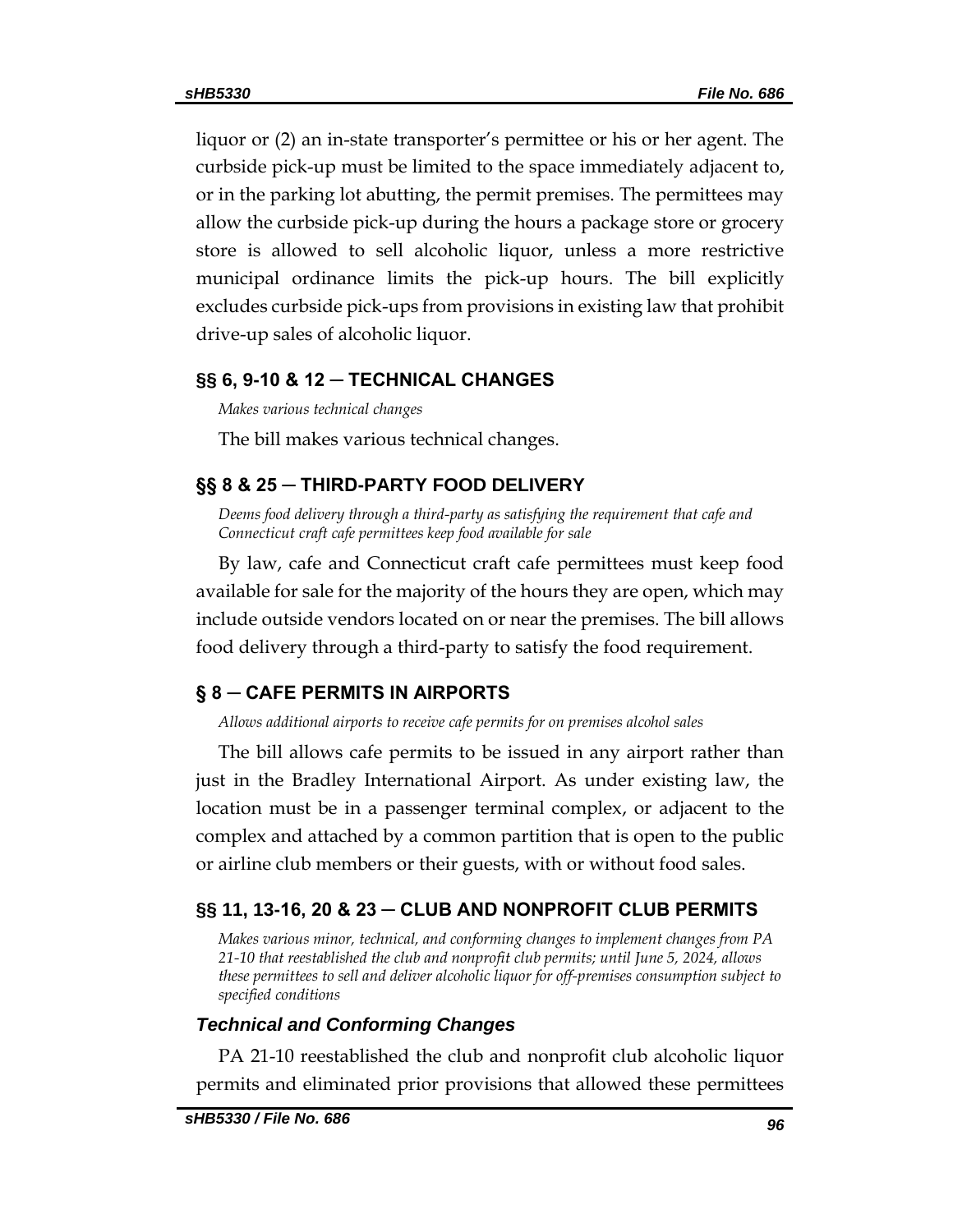liquor or (2) an in-state transporter's permittee or his or her agent. The curbside pick-up must be limited to the space immediately adjacent to, or in the parking lot abutting, the permit premises. The permittees may allow the curbside pick-up during the hours a package store or grocery store is allowed to sell alcoholic liquor, unless a more restrictive municipal ordinance limits the pick-up hours. The bill explicitly excludes curbside pick-ups from provisions in existing law that prohibit drive-up sales of alcoholic liquor.

## §§ 6, 9-10 & 12 ─ TECHNICAL CHANGES

*Makes various technical changes*

The bill makes various technical changes.

## §§ 8 & 25 ─ THIRD-PARTY FOOD DELIVERY

*Deems food delivery through a third-party as satisfying the requirement that cafe and Connecticut craft cafe permittees keep food available for sale*

By law, cafe and Connecticut craft cafe permittees must keep food available for sale for the majority of the hours they are open, which may include outside vendors located on or near the premises. The bill allows food delivery through a third-party to satisfy the food requirement.

## § 8 ─ CAFE PERMITS IN AIRPORTS

*Allows additional airports to receive cafe permits for on premises alcohol sales*

The bill allows cafe permits to be issued in any airport rather than just in the Bradley International Airport. As under existing law, the location must be in a passenger terminal complex, or adjacent to the complex and attached by a common partition that is open to the public or airline club members or their guests, with or without food sales.

## §§ 11, 13-16, 20 & 23 ─ CLUB AND NONPROFIT CLUB PERMITS

*Makes various minor, technical, and conforming changes to implement changes from PA 21-10 that reestablished the club and nonprofit club permits; until June 5, 2024, allows these permittees to sell and deliver alcoholic liquor for off-premises consumption subject to specified conditions*

### *Technical and Conforming Changes*

PA 21-10 reestablished the club and nonprofit club alcoholic liquor permits and eliminated prior provisions that allowed these permittees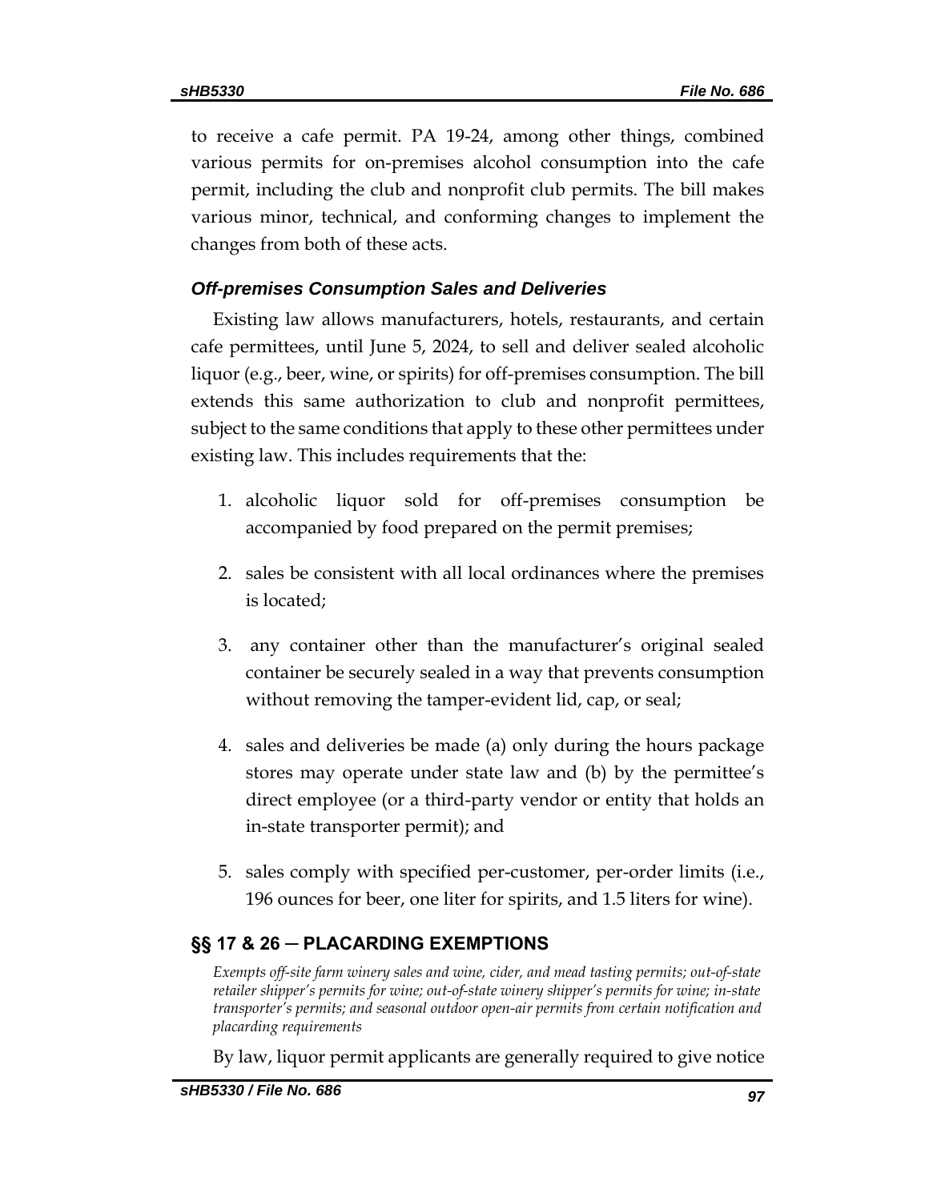to receive a cafe permit. PA 19-24, among other things, combined various permits for on-premises alcohol consumption into the cafe permit, including the club and nonprofit club permits. The bill makes various minor, technical, and conforming changes to implement the changes from both of these acts.

### *Off-premises Consumption Sales and Deliveries*

Existing law allows manufacturers, hotels, restaurants, and certain cafe permittees, until June 5, 2024, to sell and deliver sealed alcoholic liquor (e.g., beer, wine, or spirits) for off-premises consumption. The bill extends this same authorization to club and nonprofit permittees, subject to the same conditions that apply to these other permittees under existing law. This includes requirements that the:

1. alcoholic liquor sold for off-premises consumption be accompanied by food prepared on the permit premises;
2. sales be consistent with all local ordinances where the premises is located;
3. any container other than the manufacturer's original sealed container be securely sealed in a way that prevents consumption without removing the tamper-evident lid, cap, or seal;
4. sales and deliveries be made (a) only during the hours package stores may operate under state law and (b) by the permittee's direct employee (or a third-party vendor or entity that holds an in-state transporter permit); and
5. sales comply with specified per-customer, per-order limits (i.e., 196 ounces for beer, one liter for spirits, and 1.5 liters for wine).

## §§ 17 & 26 — PLACARDING EXEMPTIONS

*Exempts off-site farm winery sales and wine, cider, and mead tasting permits; out-of-state retailer shipper's permits for wine; out-of-state winery shipper's permits for wine; in-state transporter's permits; and seasonal outdoor open-air permits from certain notification and placarding requirements*

By law, liquor permit applicants are generally required to give notice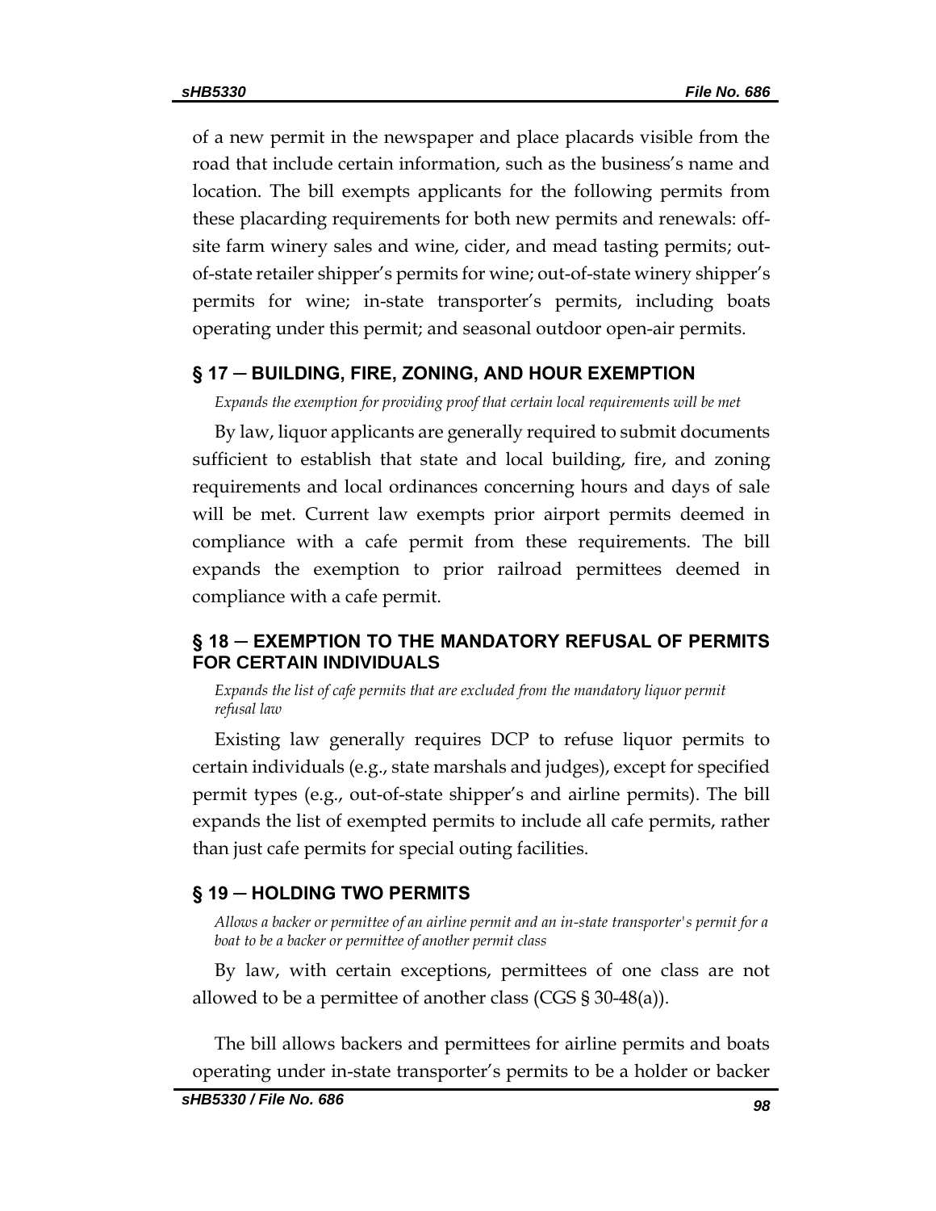of a new permit in the newspaper and place placards visible from the road that include certain information, such as the business's name and location. The bill exempts applicants for the following permits from these placarding requirements for both new permits and renewals: off-site farm winery sales and wine, cider, and mead tasting permits; out-of-state retailer shipper's permits for wine; out-of-state winery shipper's permits for wine; in-state transporter's permits, including boats operating under this permit; and seasonal outdoor open-air permits.

## § 17 ─ BUILDING, FIRE, ZONING, AND HOUR EXEMPTION

*Expands the exemption for providing proof that certain local requirements will be met*

By law, liquor applicants are generally required to submit documents sufficient to establish that state and local building, fire, and zoning requirements and local ordinances concerning hours and days of sale will be met. Current law exempts prior airport permits deemed in compliance with a cafe permit from these requirements. The bill expands the exemption to prior railroad permittees deemed in compliance with a cafe permit.

## § 18 ─ EXEMPTION TO THE MANDATORY REFUSAL OF PERMITS FOR CERTAIN INDIVIDUALS

*Expands the list of cafe permits that are excluded from the mandatory liquor permit refusal law*

Existing law generally requires DCP to refuse liquor permits to certain individuals (e.g., state marshals and judges), except for specified permit types (e.g., out-of-state shipper's and airline permits). The bill expands the list of exempted permits to include all cafe permits, rather than just cafe permits for special outing facilities.

## § 19 ─ HOLDING TWO PERMITS

*Allows a backer or permittee of an airline permit and an in-state transporter's permit for a boat to be a backer or permittee of another permit class*

By law, with certain exceptions, permittees of one class are not allowed to be a permittee of another class (CGS § 30-48(a)).

The bill allows backers and permittees for airline permits and boats operating under in-state transporter's permits to be a holder or backer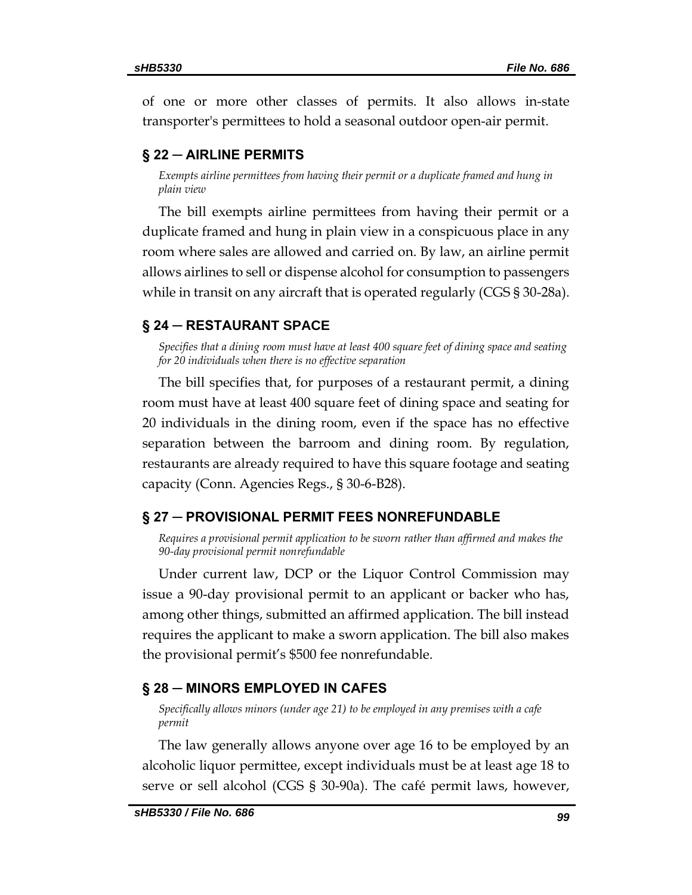of one or more other classes of permits. It also allows in-state transporter's permittees to hold a seasonal outdoor open-air permit.

## § 22 ─ AIRLINE PERMITS

*Exempts airline permittees from having their permit or a duplicate framed and hung in plain view*

The bill exempts airline permittees from having their permit or a duplicate framed and hung in plain view in a conspicuous place in any room where sales are allowed and carried on. By law, an airline permit allows airlines to sell or dispense alcohol for consumption to passengers while in transit on any aircraft that is operated regularly (CGS § 30-28a).

## § 24 ─ RESTAURANT SPACE

*Specifies that a dining room must have at least 400 square feet of dining space and seating for 20 individuals when there is no effective separation*

The bill specifies that, for purposes of a restaurant permit, a dining room must have at least 400 square feet of dining space and seating for 20 individuals in the dining room, even if the space has no effective separation between the barroom and dining room. By regulation, restaurants are already required to have this square footage and seating capacity (Conn. Agencies Regs., § 30-6-B28).

## § 27 ─ PROVISIONAL PERMIT FEES NONREFUNDABLE

*Requires a provisional permit application to be sworn rather than affirmed and makes the 90-day provisional permit nonrefundable*

Under current law, DCP or the Liquor Control Commission may issue a 90-day provisional permit to an applicant or backer who has, among other things, submitted an affirmed application. The bill instead requires the applicant to make a sworn application. The bill also makes the provisional permit's $500 fee nonrefundable.

## § 28 ─ MINORS EMPLOYED IN CAFES

*Specifically allows minors (under age 21) to be employed in any premises with a cafe permit*

The law generally allows anyone over age 16 to be employed by an alcoholic liquor permittee, except individuals must be at least age 18 to serve or sell alcohol (CGS § 30-90a). The café permit laws, however,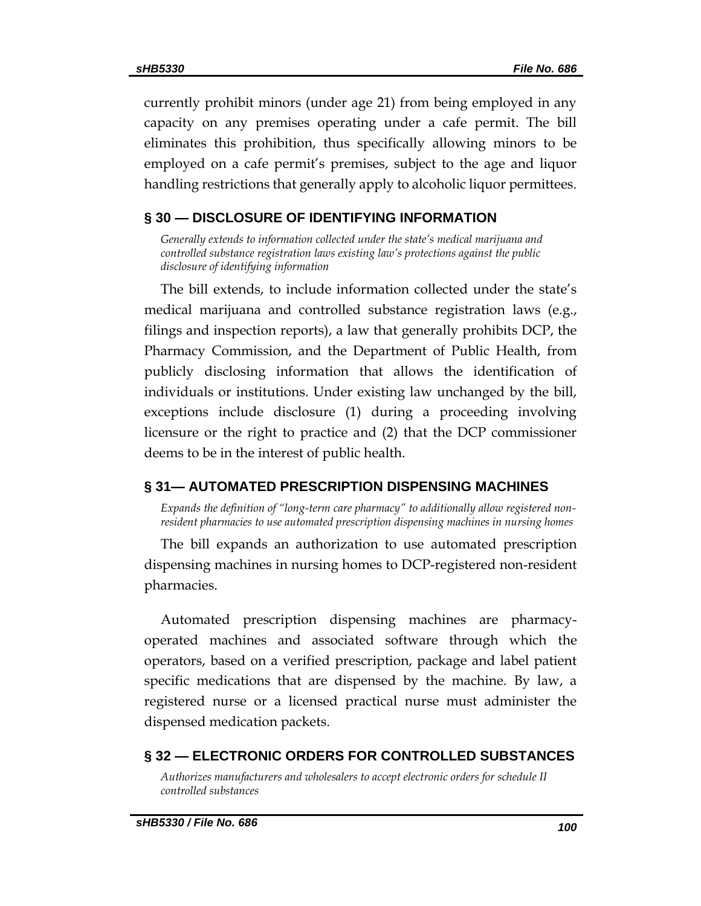currently prohibit minors (under age 21) from being employed in any capacity on any premises operating under a cafe permit. The bill eliminates this prohibition, thus specifically allowing minors to be employed on a cafe permit's premises, subject to the age and liquor handling restrictions that generally apply to alcoholic liquor permittees.

## § 30 — DISCLOSURE OF IDENTIFYING INFORMATION

*Generally extends to information collected under the state's medical marijuana and controlled substance registration laws existing law's protections against the public disclosure of identifying information*

The bill extends, to include information collected under the state's medical marijuana and controlled substance registration laws (e.g., filings and inspection reports), a law that generally prohibits DCP, the Pharmacy Commission, and the Department of Public Health, from publicly disclosing information that allows the identification of individuals or institutions. Under existing law unchanged by the bill, exceptions include disclosure (1) during a proceeding involving licensure or the right to practice and (2) that the DCP commissioner deems to be in the interest of public health.

## § 31— AUTOMATED PRESCRIPTION DISPENSING MACHINES

*Expands the definition of "long-term care pharmacy" to additionally allow registered non-resident pharmacies to use automated prescription dispensing machines in nursing homes*

The bill expands an authorization to use automated prescription dispensing machines in nursing homes to DCP-registered non-resident pharmacies.

Automated prescription dispensing machines are pharmacy-operated machines and associated software through which the operators, based on a verified prescription, package and label patient specific medications that are dispensed by the machine. By law, a registered nurse or a licensed practical nurse must administer the dispensed medication packets.

## § 32 — ELECTRONIC ORDERS FOR CONTROLLED SUBSTANCES

*Authorizes manufacturers and wholesalers to accept electronic orders for schedule II controlled substances*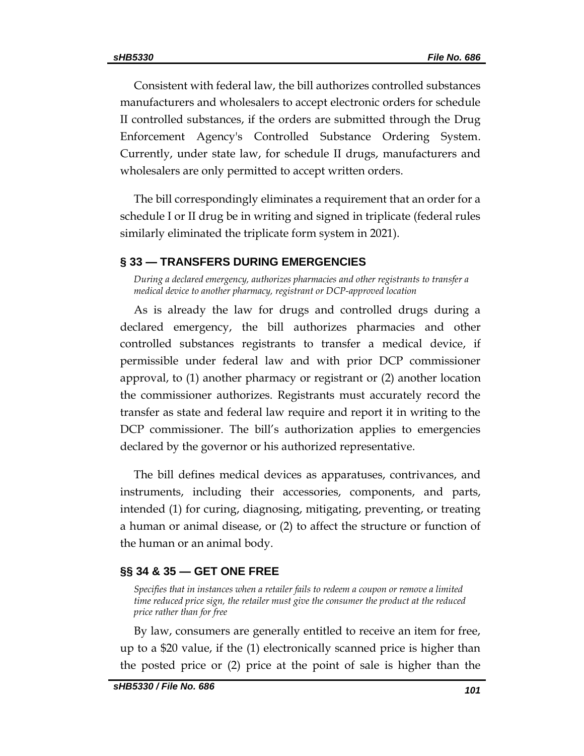Consistent with federal law, the bill authorizes controlled substances manufacturers and wholesalers to accept electronic orders for schedule II controlled substances, if the orders are submitted through the Drug Enforcement Agency's Controlled Substance Ordering System. Currently, under state law, for schedule II drugs, manufacturers and wholesalers are only permitted to accept written orders.

The bill correspondingly eliminates a requirement that an order for a schedule I or II drug be in writing and signed in triplicate (federal rules similarly eliminated the triplicate form system in 2021).

## § 33 — TRANSFERS DURING EMERGENCIES

*During a declared emergency, authorizes pharmacies and other registrants to transfer a medical device to another pharmacy, registrant or DCP-approved location*

As is already the law for drugs and controlled drugs during a declared emergency, the bill authorizes pharmacies and other controlled substances registrants to transfer a medical device, if permissible under federal law and with prior DCP commissioner approval, to (1) another pharmacy or registrant or (2) another location the commissioner authorizes. Registrants must accurately record the transfer as state and federal law require and report it in writing to the DCP commissioner. The bill's authorization applies to emergencies declared by the governor or his authorized representative.

The bill defines medical devices as apparatuses, contrivances, and instruments, including their accessories, components, and parts, intended (1) for curing, diagnosing, mitigating, preventing, or treating a human or animal disease, or (2) to affect the structure or function of the human or an animal body.

## §§ 34 & 35 — GET ONE FREE

*Specifies that in instances when a retailer fails to redeem a coupon or remove a limited time reduced price sign, the retailer must give the consumer the product at the reduced price rather than for free*

By law, consumers are generally entitled to receive an item for free, up to a $20 value, if the (1) electronically scanned price is higher than the posted price or (2) price at the point of sale is higher than the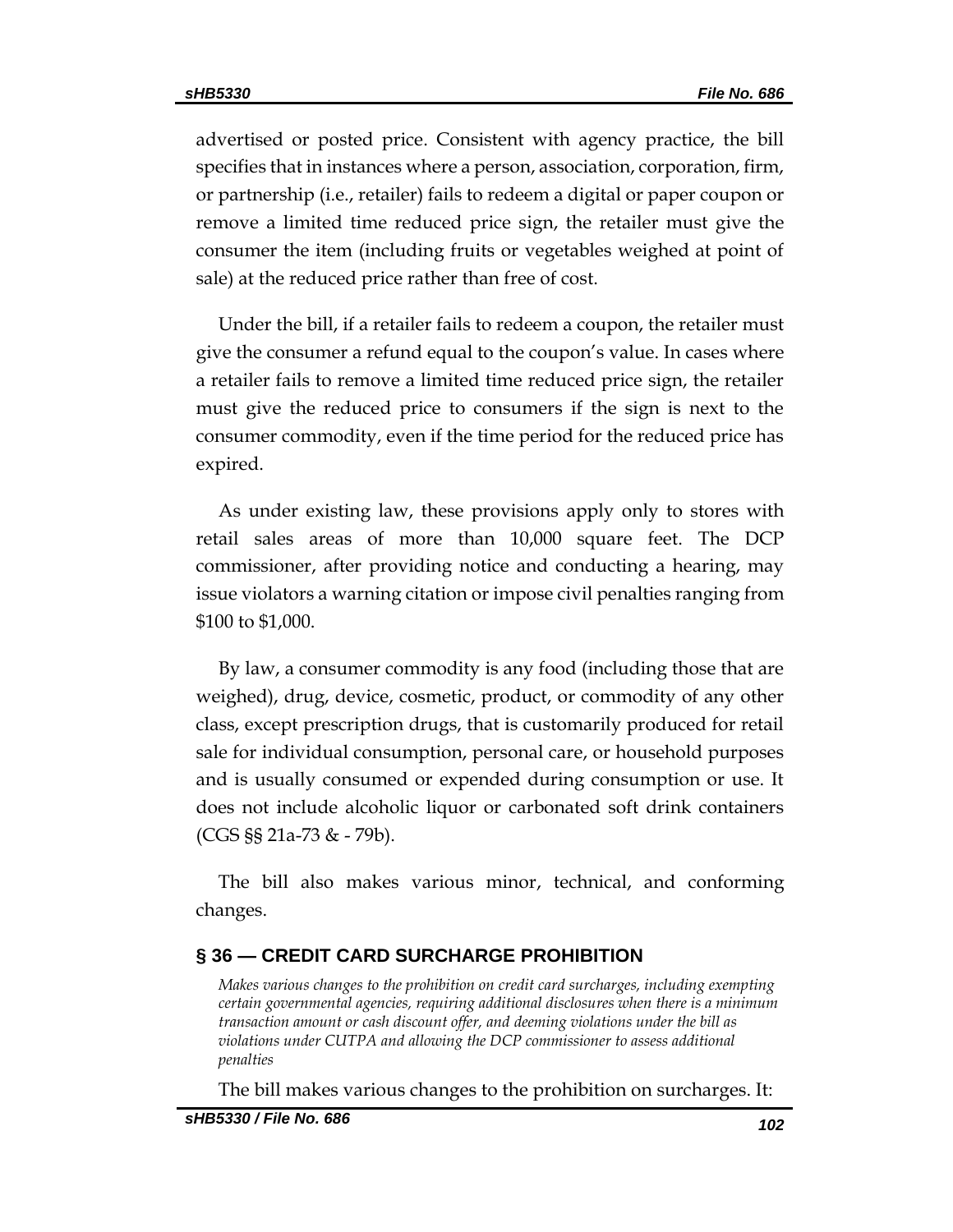advertised or posted price. Consistent with agency practice, the bill specifies that in instances where a person, association, corporation, firm, or partnership (i.e., retailer) fails to redeem a digital or paper coupon or remove a limited time reduced price sign, the retailer must give the consumer the item (including fruits or vegetables weighed at point of sale) at the reduced price rather than free of cost.

Under the bill, if a retailer fails to redeem a coupon, the retailer must give the consumer a refund equal to the coupon's value. In cases where a retailer fails to remove a limited time reduced price sign, the retailer must give the reduced price to consumers if the sign is next to the consumer commodity, even if the time period for the reduced price has expired.

As under existing law, these provisions apply only to stores with retail sales areas of more than 10,000 square feet. The DCP commissioner, after providing notice and conducting a hearing, may issue violators a warning citation or impose civil penalties ranging from $100 to $1,000.

By law, a consumer commodity is any food (including those that are weighed), drug, device, cosmetic, product, or commodity of any other class, except prescription drugs, that is customarily produced for retail sale for individual consumption, personal care, or household purposes and is usually consumed or expended during consumption or use. It does not include alcoholic liquor or carbonated soft drink containers (CGS §§ 21a-73 & - 79b).

The bill also makes various minor, technical, and conforming changes.

## § 36 — CREDIT CARD SURCHARGE PROHIBITION

*Makes various changes to the prohibition on credit card surcharges, including exempting certain governmental agencies, requiring additional disclosures when there is a minimum transaction amount or cash discount offer, and deeming violations under the bill as violations under CUTPA and allowing the DCP commissioner to assess additional penalties*

The bill makes various changes to the prohibition on surcharges. It: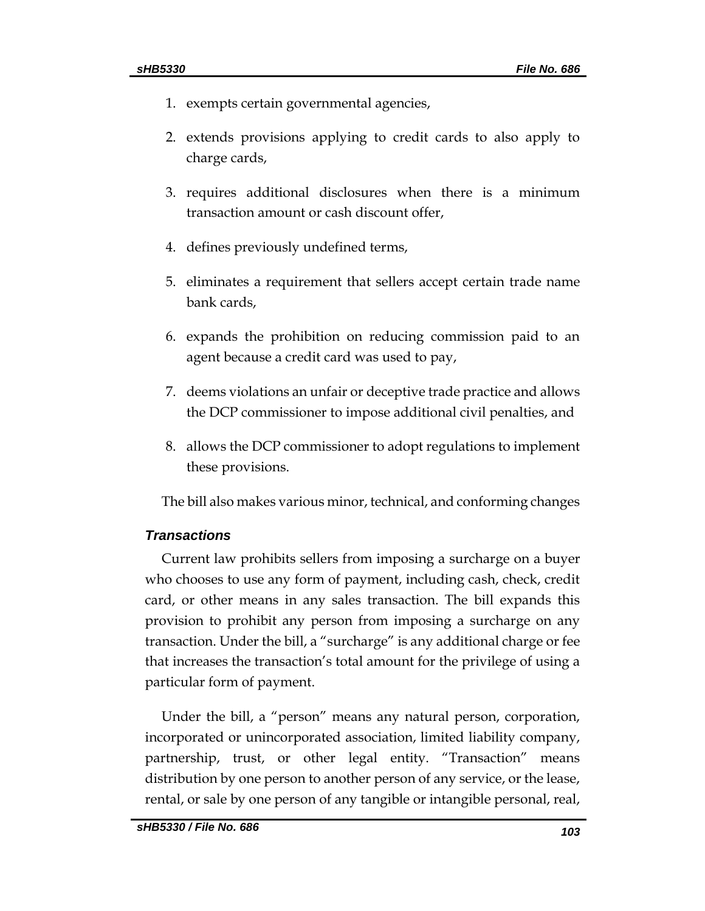1. exempts certain governmental agencies,
2. extends provisions applying to credit cards to also apply to charge cards,
3. requires additional disclosures when there is a minimum transaction amount or cash discount offer,
4. defines previously undefined terms,
5. eliminates a requirement that sellers accept certain trade name bank cards,
6. expands the prohibition on reducing commission paid to an agent because a credit card was used to pay,
7. deems violations an unfair or deceptive trade practice and allows the DCP commissioner to impose additional civil penalties, and
8. allows the DCP commissioner to adopt regulations to implement these provisions.

The bill also makes various minor, technical, and conforming changes

### *Transactions*

Current law prohibits sellers from imposing a surcharge on a buyer who chooses to use any form of payment, including cash, check, credit card, or other means in any sales transaction. The bill expands this provision to prohibit any person from imposing a surcharge on any transaction. Under the bill, a "surcharge" is any additional charge or fee that increases the transaction's total amount for the privilege of using a particular form of payment.

Under the bill, a "person" means any natural person, corporation, incorporated or unincorporated association, limited liability company, partnership, trust, or other legal entity. "Transaction" means distribution by one person to another person of any service, or the lease, rental, or sale by one person of any tangible or intangible personal, real,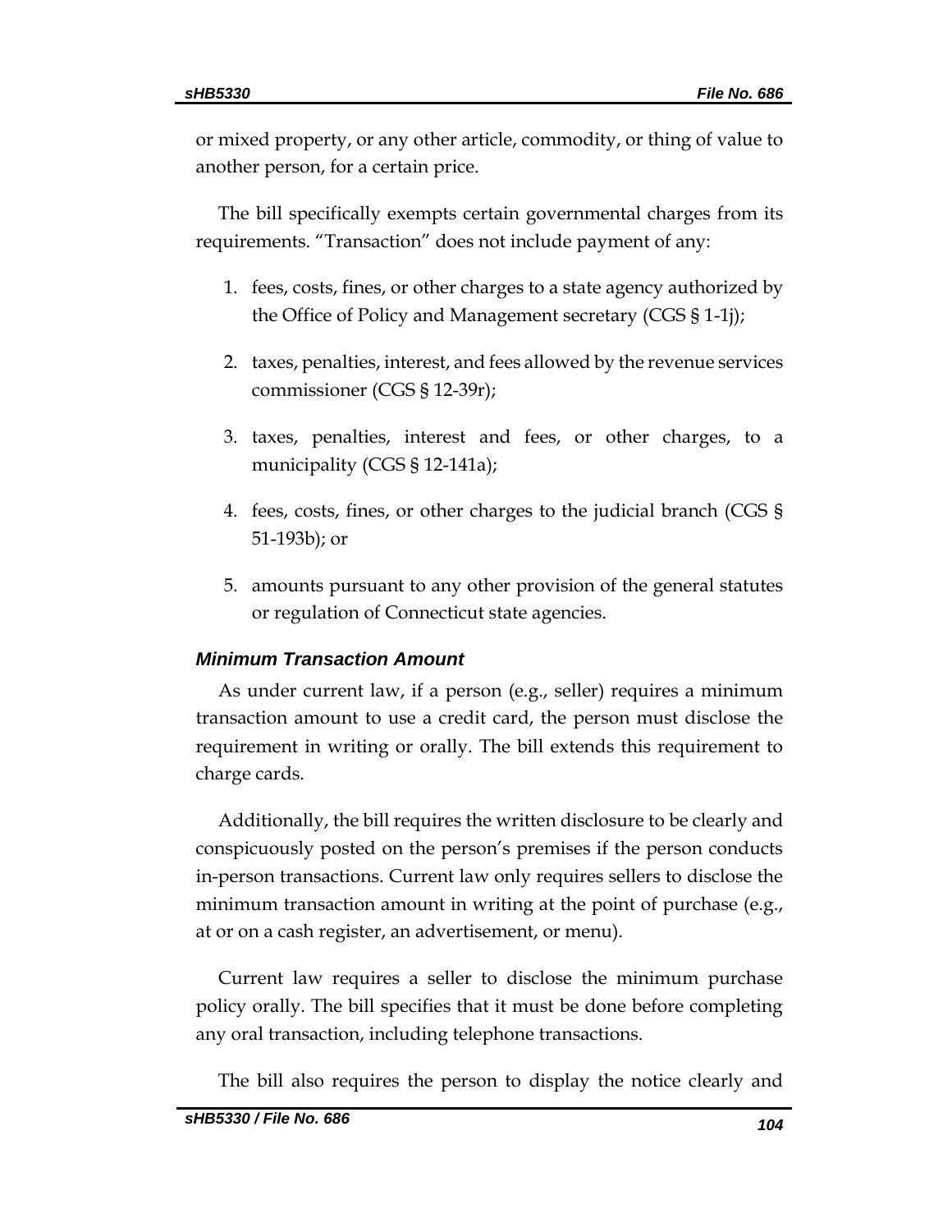or mixed property, or any other article, commodity, or thing of value to another person, for a certain price.

The bill specifically exempts certain governmental charges from its requirements. "Transaction" does not include payment of any:

1. fees, costs, fines, or other charges to a state agency authorized by the Office of Policy and Management secretary (CGS § 1-1j);
2. taxes, penalties, interest, and fees allowed by the revenue services commissioner (CGS § 12-39r);
3. taxes, penalties, interest and fees, or other charges, to a municipality (CGS § 12-141a);
4. fees, costs, fines, or other charges to the judicial branch (CGS § 51-193b); or
5. amounts pursuant to any other provision of the general statutes or regulation of Connecticut state agencies.

### *Minimum Transaction Amount*

As under current law, if a person (e.g., seller) requires a minimum transaction amount to use a credit card, the person must disclose the requirement in writing or orally. The bill extends this requirement to charge cards.

Additionally, the bill requires the written disclosure to be clearly and conspicuously posted on the person's premises if the person conducts in-person transactions. Current law only requires sellers to disclose the minimum transaction amount in writing at the point of purchase (e.g., at or on a cash register, an advertisement, or menu).

Current law requires a seller to disclose the minimum purchase policy orally. The bill specifies that it must be done before completing any oral transaction, including telephone transactions.

The bill also requires the person to display the notice clearly and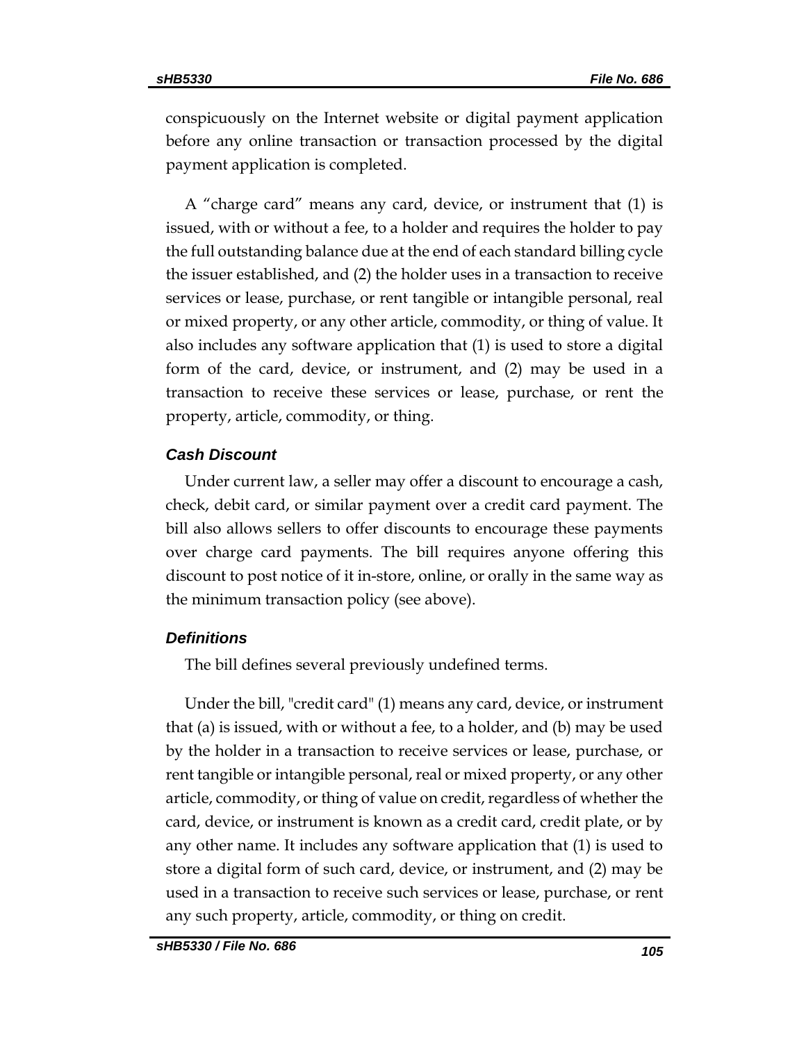conspicuously on the Internet website or digital payment application before any online transaction or transaction processed by the digital payment application is completed.

A “charge card” means any card, device, or instrument that (1) is issued, with or without a fee, to a holder and requires the holder to pay the full outstanding balance due at the end of each standard billing cycle the issuer established, and (2) the holder uses in a transaction to receive services or lease, purchase, or rent tangible or intangible personal, real or mixed property, or any other article, commodity, or thing of value. It also includes any software application that (1) is used to store a digital form of the card, device, or instrument, and (2) may be used in a transaction to receive these services or lease, purchase, or rent the property, article, commodity, or thing.

### *Cash Discount*

Under current law, a seller may offer a discount to encourage a cash, check, debit card, or similar payment over a credit card payment. The bill also allows sellers to offer discounts to encourage these payments over charge card payments. The bill requires anyone offering this discount to post notice of it in-store, online, or orally in the same way as the minimum transaction policy (see above).

### *Definitions*

The bill defines several previously undefined terms.

Under the bill, "credit card" (1) means any card, device, or instrument that (a) is issued, with or without a fee, to a holder, and (b) may be used by the holder in a transaction to receive services or lease, purchase, or rent tangible or intangible personal, real or mixed property, or any other article, commodity, or thing of value on credit, regardless of whether the card, device, or instrument is known as a credit card, credit plate, or by any other name. It includes any software application that (1) is used to store a digital form of such card, device, or instrument, and (2) may be used in a transaction to receive such services or lease, purchase, or rent any such property, article, commodity, or thing on credit.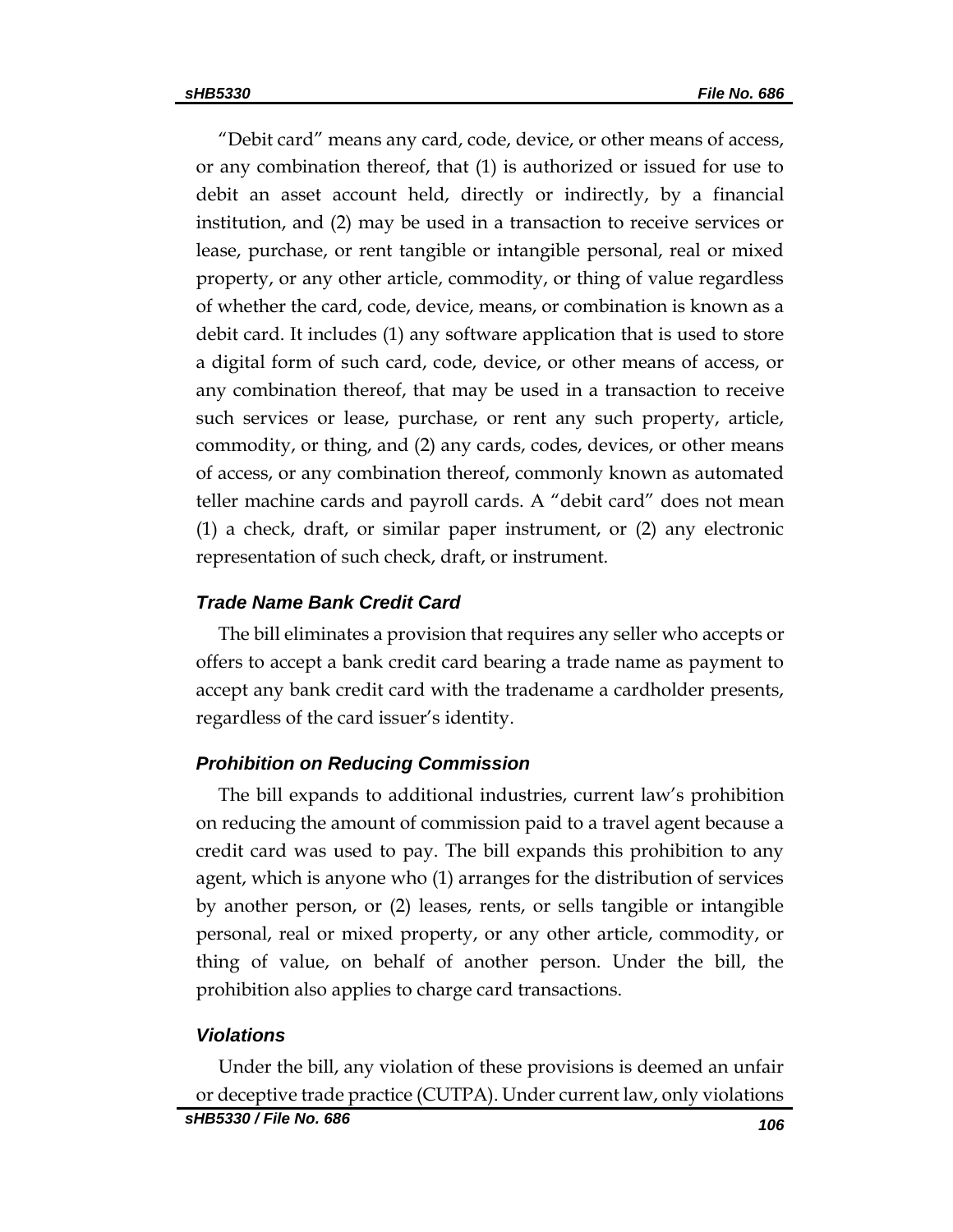"Debit card" means any card, code, device, or other means of access, or any combination thereof, that (1) is authorized or issued for use to debit an asset account held, directly or indirectly, by a financial institution, and (2) may be used in a transaction to receive services or lease, purchase, or rent tangible or intangible personal, real or mixed property, or any other article, commodity, or thing of value regardless of whether the card, code, device, means, or combination is known as a debit card. It includes (1) any software application that is used to store a digital form of such card, code, device, or other means of access, or any combination thereof, that may be used in a transaction to receive such services or lease, purchase, or rent any such property, article, commodity, or thing, and (2) any cards, codes, devices, or other means of access, or any combination thereof, commonly known as automated teller machine cards and payroll cards. A "debit card" does not mean (1) a check, draft, or similar paper instrument, or (2) any electronic representation of such check, draft, or instrument.

### *Trade Name Bank Credit Card*

The bill eliminates a provision that requires any seller who accepts or offers to accept a bank credit card bearing a trade name as payment to accept any bank credit card with the tradename a cardholder presents, regardless of the card issuer's identity.

### *Prohibition on Reducing Commission*

The bill expands to additional industries, current law's prohibition on reducing the amount of commission paid to a travel agent because a credit card was used to pay. The bill expands this prohibition to any agent, which is anyone who (1) arranges for the distribution of services by another person, or (2) leases, rents, or sells tangible or intangible personal, real or mixed property, or any other article, commodity, or thing of value, on behalf of another person. Under the bill, the prohibition also applies to charge card transactions.

### *Violations*

Under the bill, any violation of these provisions is deemed an unfair or deceptive trade practice (CUTPA). Under current law, only violations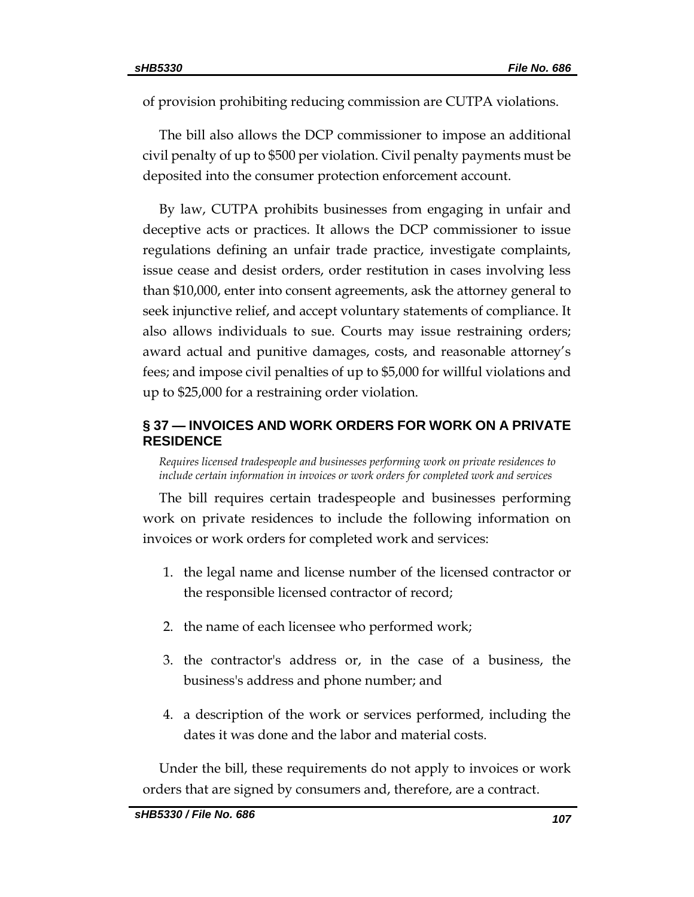of provision prohibiting reducing commission are CUTPA violations.

The bill also allows the DCP commissioner to impose an additional civil penalty of up to $500 per violation. Civil penalty payments must be deposited into the consumer protection enforcement account.

By law, CUTPA prohibits businesses from engaging in unfair and deceptive acts or practices. It allows the DCP commissioner to issue regulations defining an unfair trade practice, investigate complaints, issue cease and desist orders, order restitution in cases involving less than $10,000, enter into consent agreements, ask the attorney general to seek injunctive relief, and accept voluntary statements of compliance. It also allows individuals to sue. Courts may issue restraining orders; award actual and punitive damages, costs, and reasonable attorney's fees; and impose civil penalties of up to $5,000 for willful violations and up to $25,000 for a restraining order violation.

## § 37 — INVOICES AND WORK ORDERS FOR WORK ON A PRIVATE RESIDENCE

*Requires licensed tradespeople and businesses performing work on private residences to include certain information in invoices or work orders for completed work and services*

The bill requires certain tradespeople and businesses performing work on private residences to include the following information on invoices or work orders for completed work and services:

1. the legal name and license number of the licensed contractor or the responsible licensed contractor of record;
2. the name of each licensee who performed work;
3. the contractor's address or, in the case of a business, the business's address and phone number; and
4. a description of the work or services performed, including the dates it was done and the labor and material costs.

Under the bill, these requirements do not apply to invoices or work orders that are signed by consumers and, therefore, are a contract.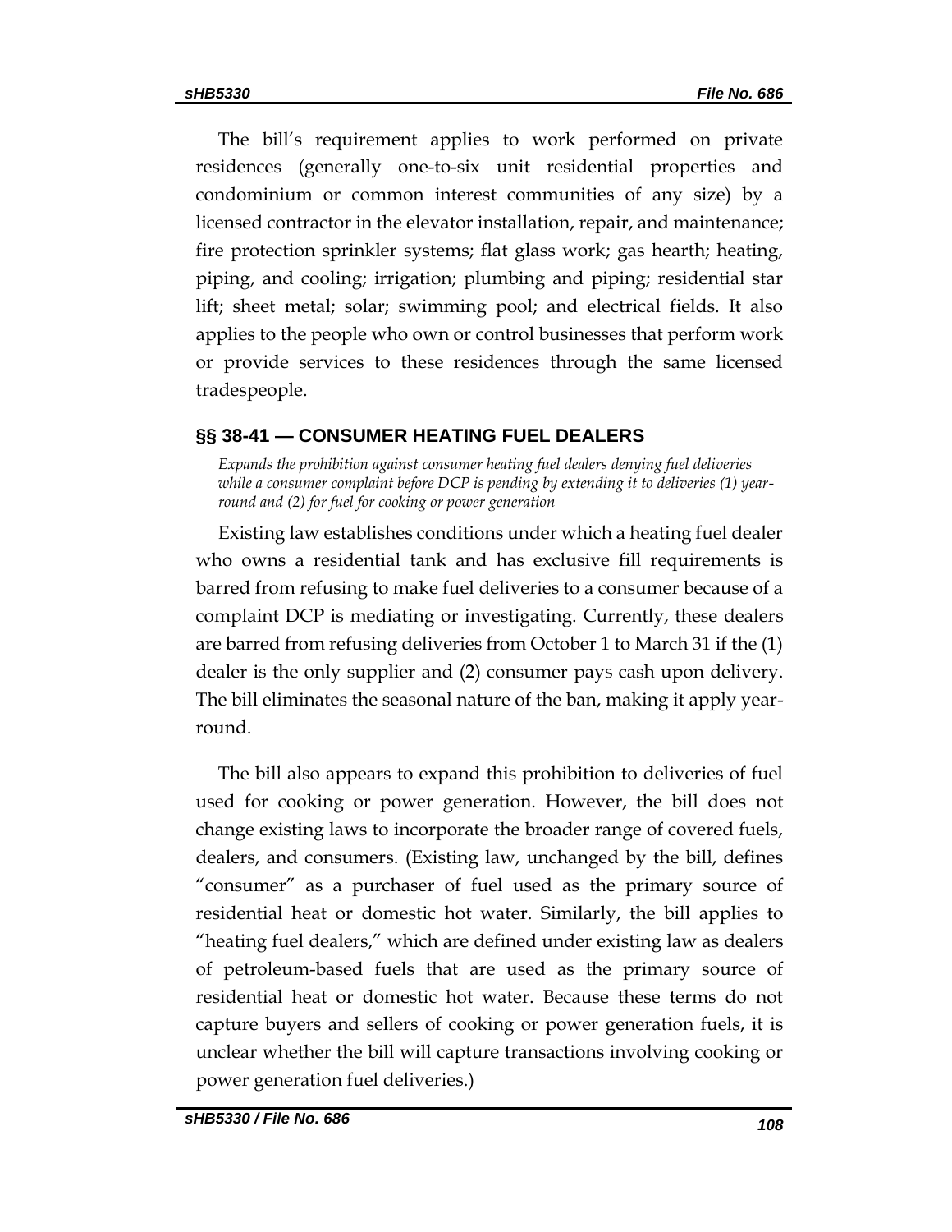The bill's requirement applies to work performed on private residences (generally one-to-six unit residential properties and condominium or common interest communities of any size) by a licensed contractor in the elevator installation, repair, and maintenance; fire protection sprinkler systems; flat glass work; gas hearth; heating, piping, and cooling; irrigation; plumbing and piping; residential star lift; sheet metal; solar; swimming pool; and electrical fields. It also applies to the people who own or control businesses that perform work or provide services to these residences through the same licensed tradespeople.

## §§ 38-41 — CONSUMER HEATING FUEL DEALERS

*Expands the prohibition against consumer heating fuel dealers denying fuel deliveries while a consumer complaint before DCP is pending by extending it to deliveries (1) year-round and (2) for fuel for cooking or power generation*

Existing law establishes conditions under which a heating fuel dealer who owns a residential tank and has exclusive fill requirements is barred from refusing to make fuel deliveries to a consumer because of a complaint DCP is mediating or investigating. Currently, these dealers are barred from refusing deliveries from October 1 to March 31 if the (1) dealer is the only supplier and (2) consumer pays cash upon delivery. The bill eliminates the seasonal nature of the ban, making it apply year-round.

The bill also appears to expand this prohibition to deliveries of fuel used for cooking or power generation. However, the bill does not change existing laws to incorporate the broader range of covered fuels, dealers, and consumers. (Existing law, unchanged by the bill, defines "consumer" as a purchaser of fuel used as the primary source of residential heat or domestic hot water. Similarly, the bill applies to "heating fuel dealers," which are defined under existing law as dealers of petroleum-based fuels that are used as the primary source of residential heat or domestic hot water. Because these terms do not capture buyers and sellers of cooking or power generation fuels, it is unclear whether the bill will capture transactions involving cooking or power generation fuel deliveries.)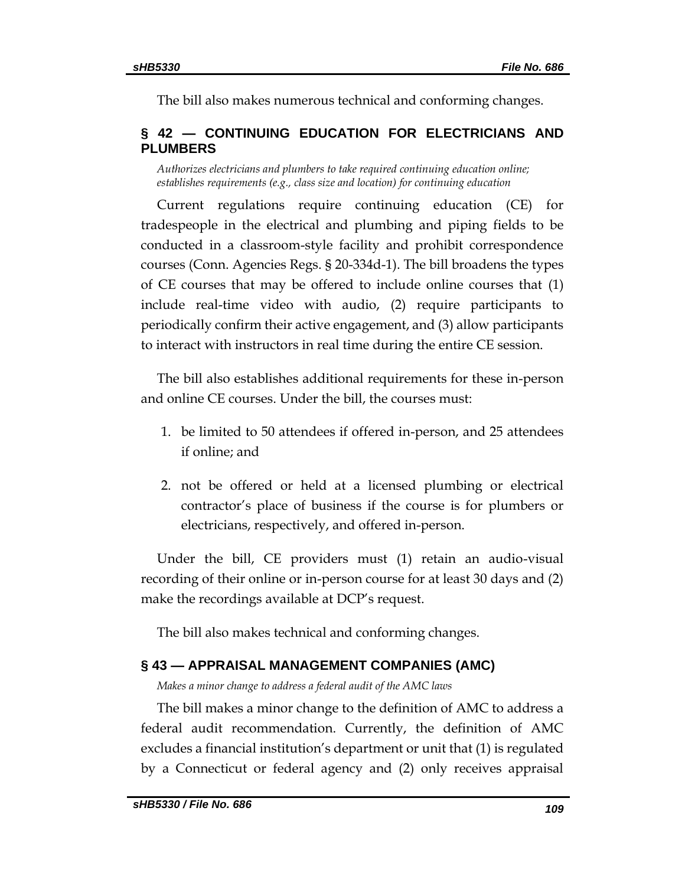The bill also makes numerous technical and conforming changes.

## § 42 — CONTINUING EDUCATION FOR ELECTRICIANS AND PLUMBERS

*Authorizes electricians and plumbers to take required continuing education online; establishes requirements (e.g., class size and location) for continuing education*

Current regulations require continuing education (CE) for tradespeople in the electrical and plumbing and piping fields to be conducted in a classroom-style facility and prohibit correspondence courses (Conn. Agencies Regs. § 20-334d-1). The bill broadens the types of CE courses that may be offered to include online courses that (1) include real-time video with audio, (2) require participants to periodically confirm their active engagement, and (3) allow participants to interact with instructors in real time during the entire CE session.

The bill also establishes additional requirements for these in-person and online CE courses. Under the bill, the courses must:

1. be limited to 50 attendees if offered in-person, and 25 attendees if online; and
2. not be offered or held at a licensed plumbing or electrical contractor's place of business if the course is for plumbers or electricians, respectively, and offered in-person.

Under the bill, CE providers must (1) retain an audio-visual recording of their online or in-person course for at least 30 days and (2) make the recordings available at DCP's request.

The bill also makes technical and conforming changes.

## § 43 — APPRAISAL MANAGEMENT COMPANIES (AMC)

*Makes a minor change to address a federal audit of the AMC laws*

The bill makes a minor change to the definition of AMC to address a federal audit recommendation. Currently, the definition of AMC excludes a financial institution's department or unit that (1) is regulated by a Connecticut or federal agency and (2) only receives appraisal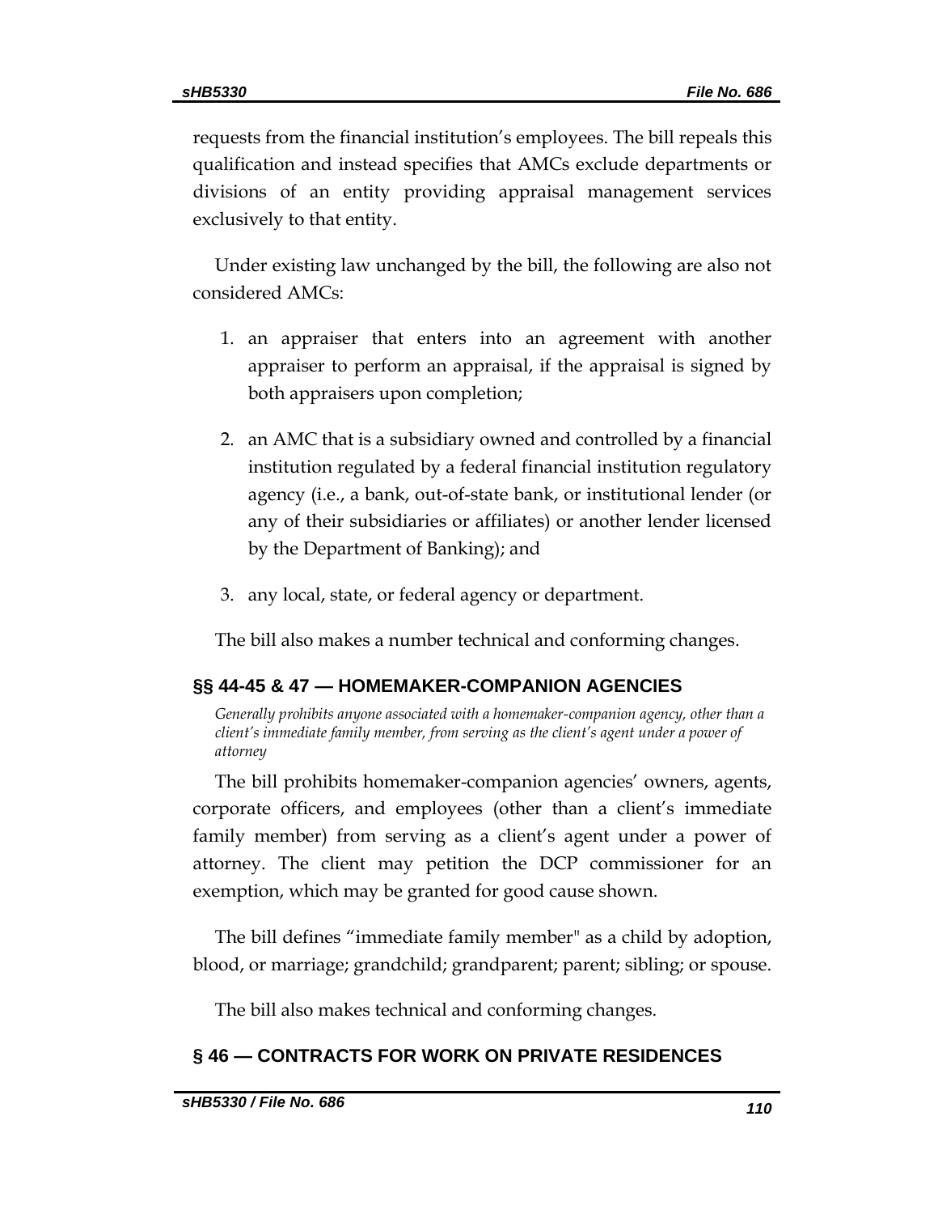requests from the financial institution's employees. The bill repeals this qualification and instead specifies that AMCs exclude departments or divisions of an entity providing appraisal management services exclusively to that entity.

Under existing law unchanged by the bill, the following are also not considered AMCs:

1. an appraiser that enters into an agreement with another appraiser to perform an appraisal, if the appraisal is signed by both appraisers upon completion;
2. an AMC that is a subsidiary owned and controlled by a financial institution regulated by a federal financial institution regulatory agency (i.e., a bank, out-of-state bank, or institutional lender (or any of their subsidiaries or affiliates) or another lender licensed by the Department of Banking); and
3. any local, state, or federal agency or department.

The bill also makes a number technical and conforming changes.

## §§ 44-45 & 47 — HOMEMAKER-COMPANION AGENCIES

*Generally prohibits anyone associated with a homemaker-companion agency, other than a client's immediate family member, from serving as the client's agent under a power of attorney*

The bill prohibits homemaker-companion agencies' owners, agents, corporate officers, and employees (other than a client's immediate family member) from serving as a client's agent under a power of attorney. The client may petition the DCP commissioner for an exemption, which may be granted for good cause shown.

The bill defines "immediate family member" as a child by adoption, blood, or marriage; grandchild; grandparent; parent; sibling; or spouse.

The bill also makes technical and conforming changes.

## § 46 — CONTRACTS FOR WORK ON PRIVATE RESIDENCES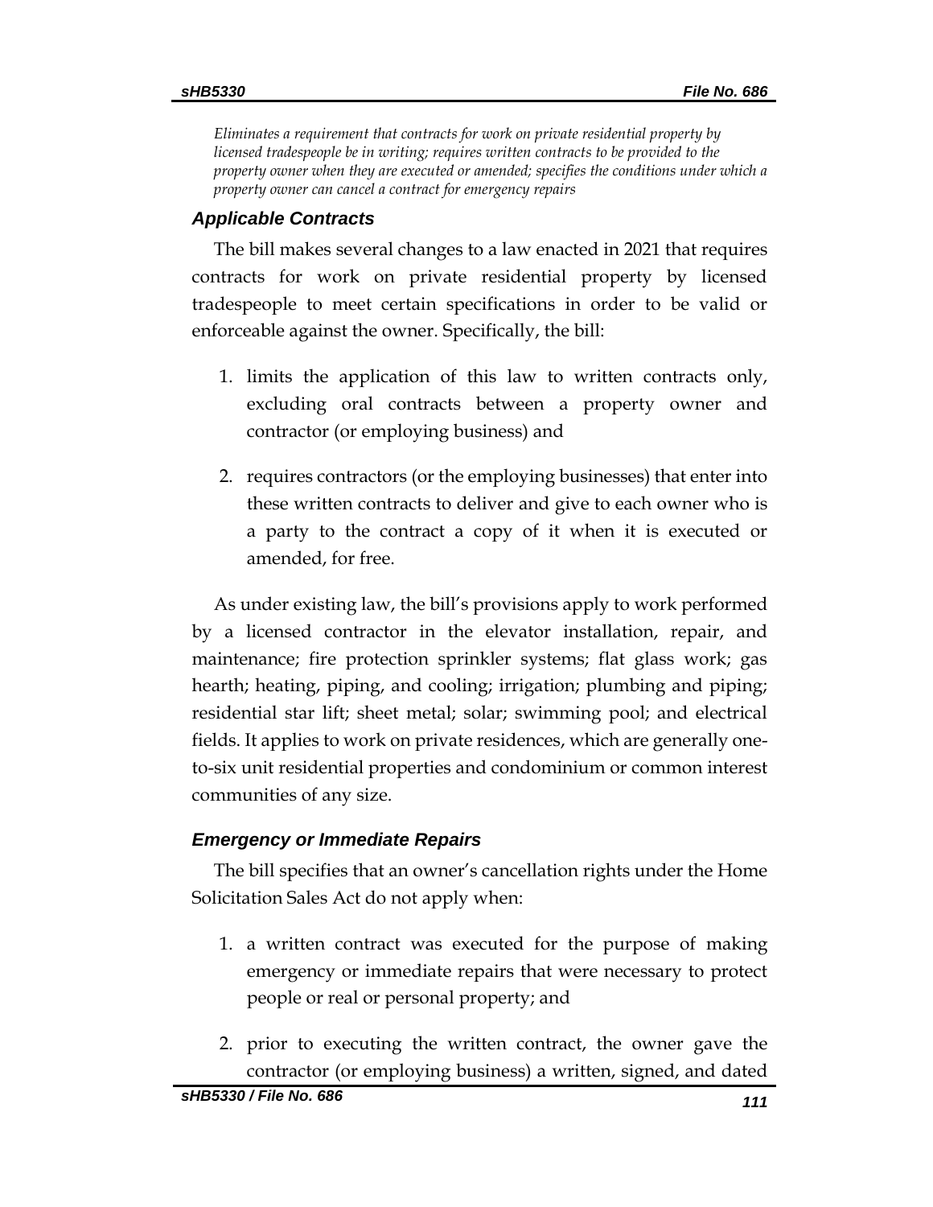*Eliminates a requirement that contracts for work on private residential property by licensed tradespeople be in writing; requires written contracts to be provided to the property owner when they are executed or amended; specifies the conditions under which a property owner can cancel a contract for emergency repairs*

### *Applicable Contracts*

The bill makes several changes to a law enacted in 2021 that requires contracts for work on private residential property by licensed tradespeople to meet certain specifications in order to be valid or enforceable against the owner. Specifically, the bill:

1. limits the application of this law to written contracts only, excluding oral contracts between a property owner and contractor (or employing business) and

2. requires contractors (or the employing businesses) that enter into these written contracts to deliver and give to each owner who is a party to the contract a copy of it when it is executed or amended, for free.

As under existing law, the bill's provisions apply to work performed by a licensed contractor in the elevator installation, repair, and maintenance; fire protection sprinkler systems; flat glass work; gas hearth; heating, piping, and cooling; irrigation; plumbing and piping; residential star lift; sheet metal; solar; swimming pool; and electrical fields. It applies to work on private residences, which are generally one-to-six unit residential properties and condominium or common interest communities of any size.

### *Emergency or Immediate Repairs*

The bill specifies that an owner's cancellation rights under the Home Solicitation Sales Act do not apply when:

1. a written contract was executed for the purpose of making emergency or immediate repairs that were necessary to protect people or real or personal property; and

2. prior to executing the written contract, the owner gave the contractor (or employing business) a written, signed, and dated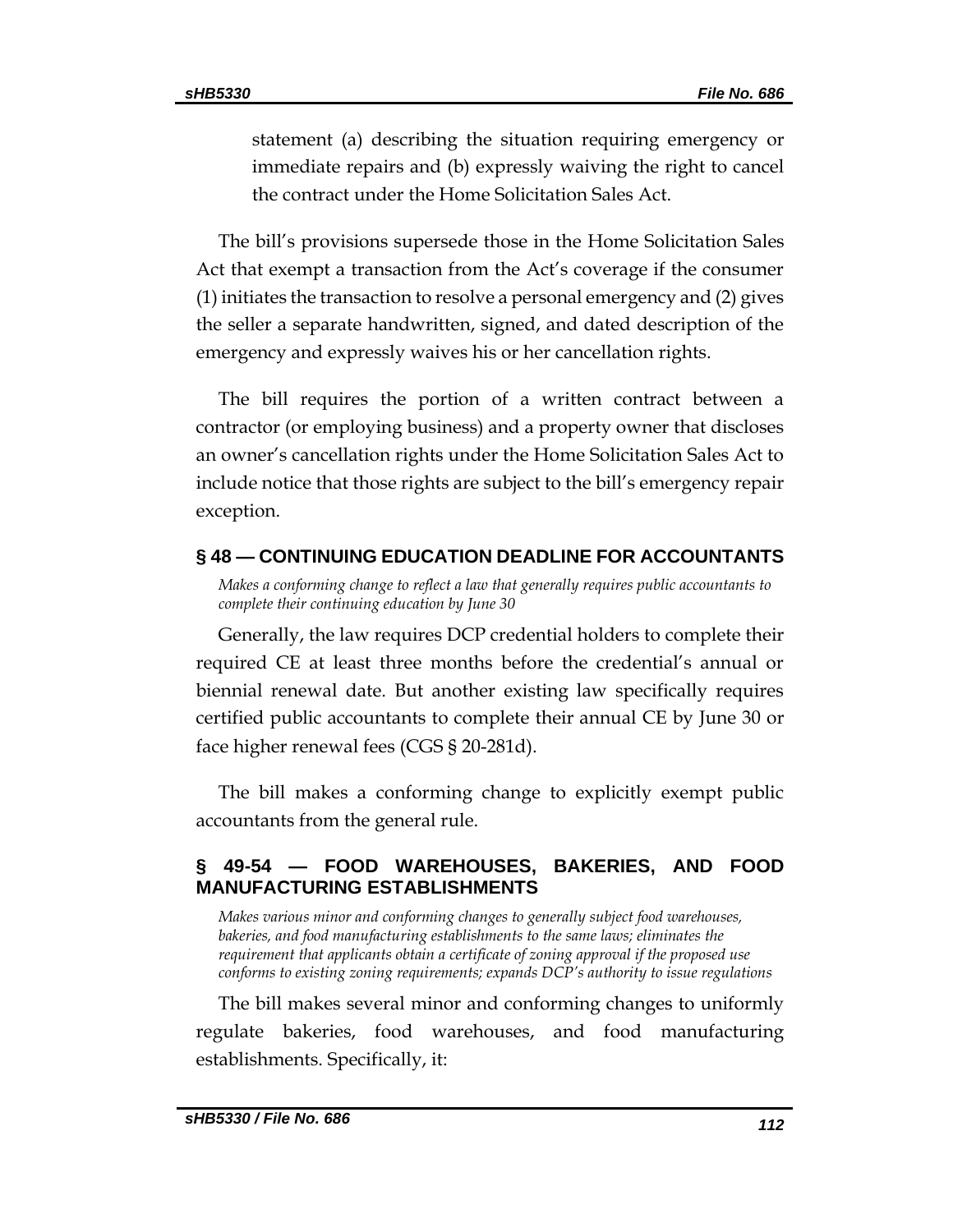statement (a) describing the situation requiring emergency or immediate repairs and (b) expressly waiving the right to cancel the contract under the Home Solicitation Sales Act.

The bill's provisions supersede those in the Home Solicitation Sales Act that exempt a transaction from the Act's coverage if the consumer (1) initiates the transaction to resolve a personal emergency and (2) gives the seller a separate handwritten, signed, and dated description of the emergency and expressly waives his or her cancellation rights.

The bill requires the portion of a written contract between a contractor (or employing business) and a property owner that discloses an owner's cancellation rights under the Home Solicitation Sales Act to include notice that those rights are subject to the bill's emergency repair exception.

## § 48 — CONTINUING EDUCATION DEADLINE FOR ACCOUNTANTS

*Makes a conforming change to reflect a law that generally requires public accountants to complete their continuing education by June 30*

Generally, the law requires DCP credential holders to complete their required CE at least three months before the credential's annual or biennial renewal date. But another existing law specifically requires certified public accountants to complete their annual CE by June 30 or face higher renewal fees (CGS § 20-281d).

The bill makes a conforming change to explicitly exempt public accountants from the general rule.

## § 49-54 — FOOD WAREHOUSES, BAKERIES, AND FOOD MANUFACTURING ESTABLISHMENTS

*Makes various minor and conforming changes to generally subject food warehouses, bakeries, and food manufacturing establishments to the same laws; eliminates the requirement that applicants obtain a certificate of zoning approval if the proposed use conforms to existing zoning requirements; expands DCP's authority to issue regulations*

The bill makes several minor and conforming changes to uniformly regulate bakeries, food warehouses, and food manufacturing establishments. Specifically, it: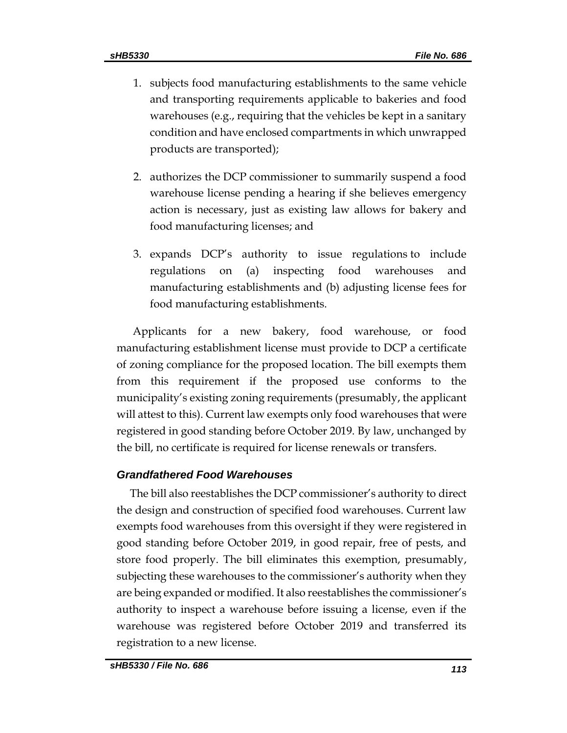1. subjects food manufacturing establishments to the same vehicle and transporting requirements applicable to bakeries and food warehouses (e.g., requiring that the vehicles be kept in a sanitary condition and have enclosed compartments in which unwrapped products are transported);
2. authorizes the DCP commissioner to summarily suspend a food warehouse license pending a hearing if she believes emergency action is necessary, just as existing law allows for bakery and food manufacturing licenses; and
3. expands DCP's authority to issue regulations to include regulations on (a) inspecting food warehouses and manufacturing establishments and (b) adjusting license fees for food manufacturing establishments.

Applicants for a new bakery, food warehouse, or food manufacturing establishment license must provide to DCP a certificate of zoning compliance for the proposed location. The bill exempts them from this requirement if the proposed use conforms to the municipality's existing zoning requirements (presumably, the applicant will attest to this). Current law exempts only food warehouses that were registered in good standing before October 2019. By law, unchanged by the bill, no certificate is required for license renewals or transfers.

### *Grandfathered Food Warehouses*

The bill also reestablishes the DCP commissioner's authority to direct the design and construction of specified food warehouses. Current law exempts food warehouses from this oversight if they were registered in good standing before October 2019, in good repair, free of pests, and store food properly. The bill eliminates this exemption, presumably, subjecting these warehouses to the commissioner's authority when they are being expanded or modified. It also reestablishes the commissioner's authority to inspect a warehouse before issuing a license, even if the warehouse was registered before October 2019 and transferred its registration to a new license.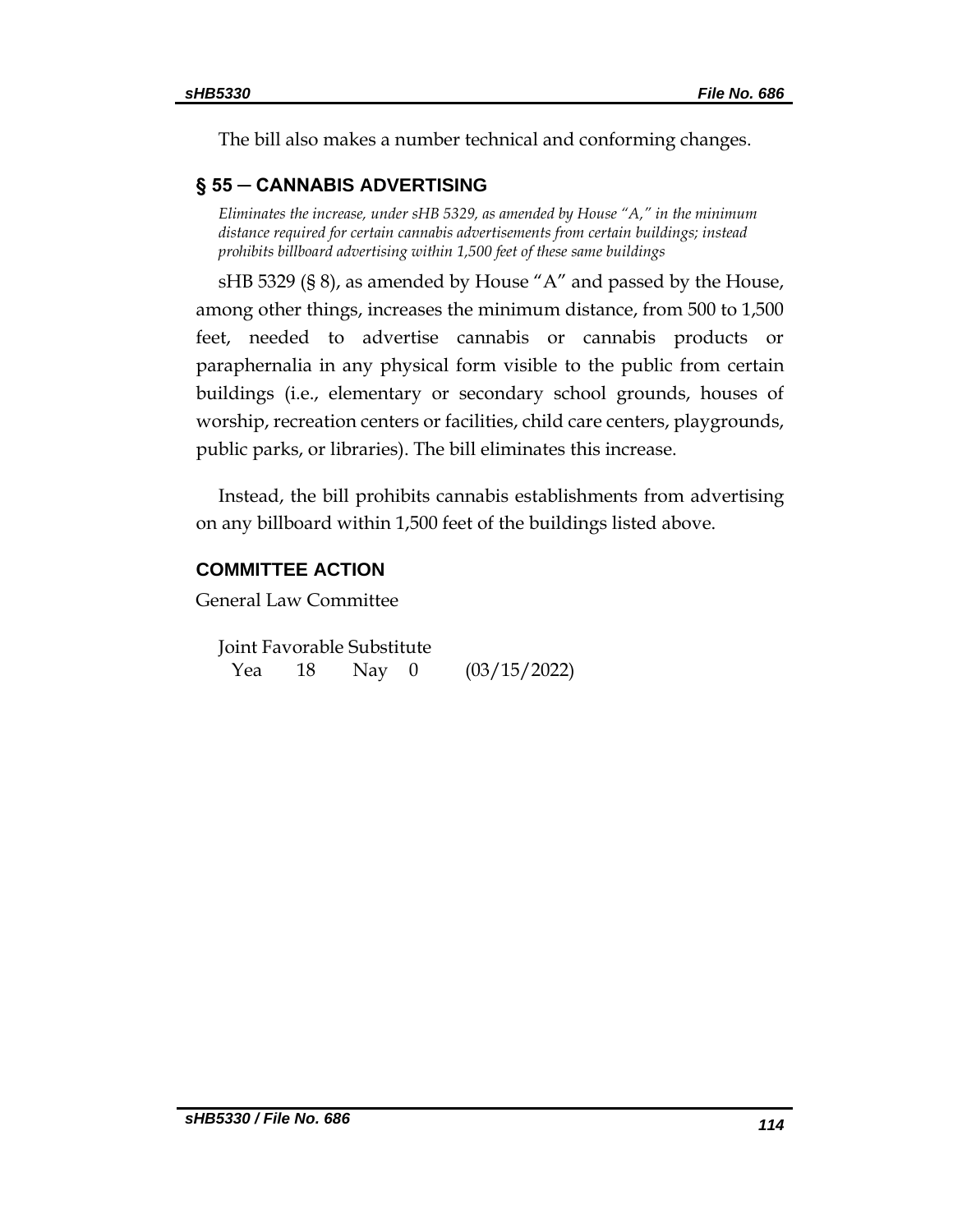The bill also makes a number technical and conforming changes.

## § 55 ─ CANNABIS ADVERTISING

*Eliminates the increase, under sHB 5329, as amended by House "A," in the minimum distance required for certain cannabis advertisements from certain buildings; instead prohibits billboard advertising within 1,500 feet of these same buildings*

sHB 5329 (§ 8), as amended by House "A" and passed by the House, among other things, increases the minimum distance, from 500 to 1,500 feet, needed to advertise cannabis or cannabis products or paraphernalia in any physical form visible to the public from certain buildings (i.e., elementary or secondary school grounds, houses of worship, recreation centers or facilities, child care centers, playgrounds, public parks, or libraries). The bill eliminates this increase.

Instead, the bill prohibits cannabis establishments from advertising on any billboard within 1,500 feet of the buildings listed above.

## COMMITTEE ACTION

General Law Committee

Joint Favorable Substitute

| | | | | |
|---|---|---|---|---|
| Yea | 18 | Nay | 0 | (03/15/2022) |